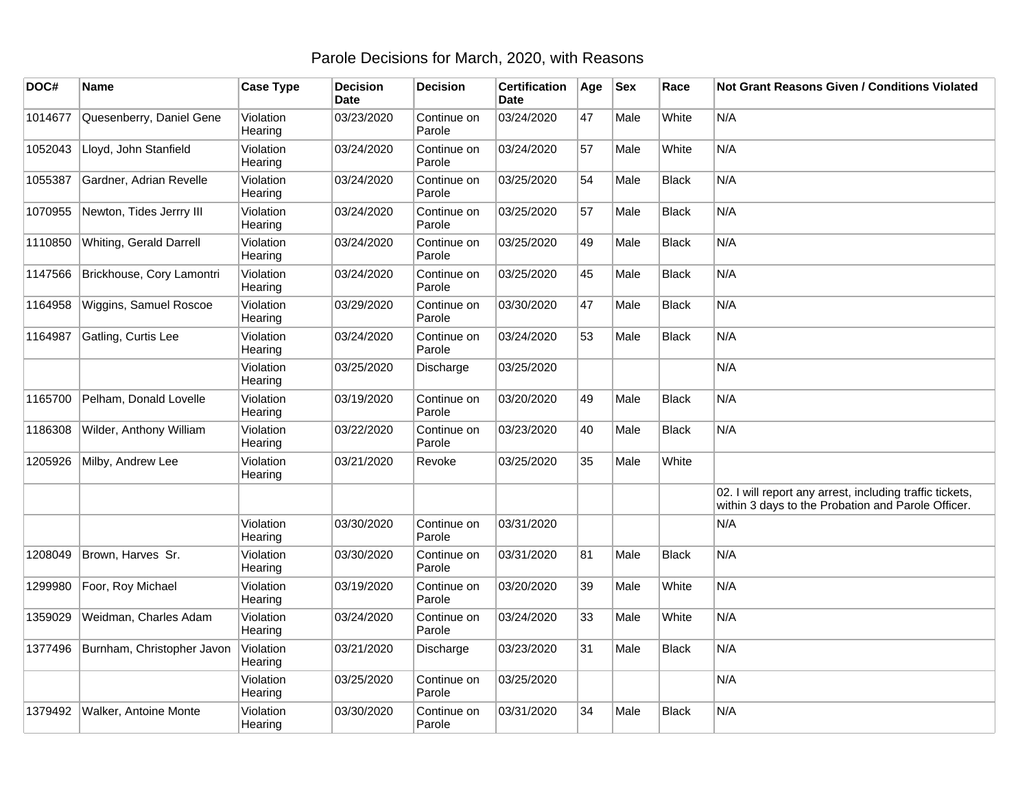# Parole Decisions for March, 2020, with Reasons

| DOC# | Name | Case Type | Decision Date | Decision | Certification Date | Age | Sex | Race | Not Grant Reasons Given / Conditions Violated |
|---|---|---|---|---|---|---|---|---|---|
| 1014677 | Quesenberry, Daniel Gene | Violation Hearing | 03/23/2020 | Continue on Parole | 03/24/2020 | 47 | Male | White | N/A |
| 1052043 | Lloyd, John Stanfield | Violation Hearing | 03/24/2020 | Continue on Parole | 03/24/2020 | 57 | Male | White | N/A |
| 1055387 | Gardner, Adrian Revelle | Violation Hearing | 03/24/2020 | Continue on Parole | 03/25/2020 | 54 | Male | Black | N/A |
| 1070955 | Newton, Tides Jerrry III | Violation Hearing | 03/24/2020 | Continue on Parole | 03/25/2020 | 57 | Male | Black | N/A |
| 1110850 | Whiting, Gerald Darrell | Violation Hearing | 03/24/2020 | Continue on Parole | 03/25/2020 | 49 | Male | Black | N/A |
| 1147566 | Brickhouse, Cory Lamontri | Violation Hearing | 03/24/2020 | Continue on Parole | 03/25/2020 | 45 | Male | Black | N/A |
| 1164958 | Wiggins, Samuel Roscoe | Violation Hearing | 03/29/2020 | Continue on Parole | 03/30/2020 | 47 | Male | Black | N/A |
| 1164987 | Gatling, Curtis Lee | Violation Hearing | 03/24/2020 | Continue on Parole | 03/24/2020 | 53 | Male | Black | N/A |
| | | Violation Hearing | 03/25/2020 | Discharge | 03/25/2020 | | | | N/A |
| 1165700 | Pelham, Donald Lovelle | Violation Hearing | 03/19/2020 | Continue on Parole | 03/20/2020 | 49 | Male | Black | N/A |
| 1186308 | Wilder, Anthony William | Violation Hearing | 03/22/2020 | Continue on Parole | 03/23/2020 | 40 | Male | Black | N/A |
| 1205926 | Milby, Andrew Lee | Violation Hearing | 03/21/2020 | Revoke | 03/25/2020 | 35 | Male | White | |
| | | | | | | | | | 02. I will report any arrest, including traffic tickets, within 3 days to the Probation and Parole Officer. |
| | | Violation Hearing | 03/30/2020 | Continue on Parole | 03/31/2020 | | | | N/A |
| 1208049 | Brown, Harves Sr. | Violation Hearing | 03/30/2020 | Continue on Parole | 03/31/2020 | 81 | Male | Black | N/A |
| 1299980 | Foor, Roy Michael | Violation Hearing | 03/19/2020 | Continue on Parole | 03/20/2020 | 39 | Male | White | N/A |
| 1359029 | Weidman, Charles Adam | Violation Hearing | 03/24/2020 | Continue on Parole | 03/24/2020 | 33 | Male | White | N/A |
| 1377496 | Burnham, Christopher Javon | Violation Hearing | 03/21/2020 | Discharge | 03/23/2020 | 31 | Male | Black | N/A |
| | | Violation Hearing | 03/25/2020 | Continue on Parole | 03/25/2020 | | | | N/A |
| 1379492 | Walker, Antoine Monte | Violation Hearing | 03/30/2020 | Continue on Parole | 03/31/2020 | 34 | Male | Black | N/A |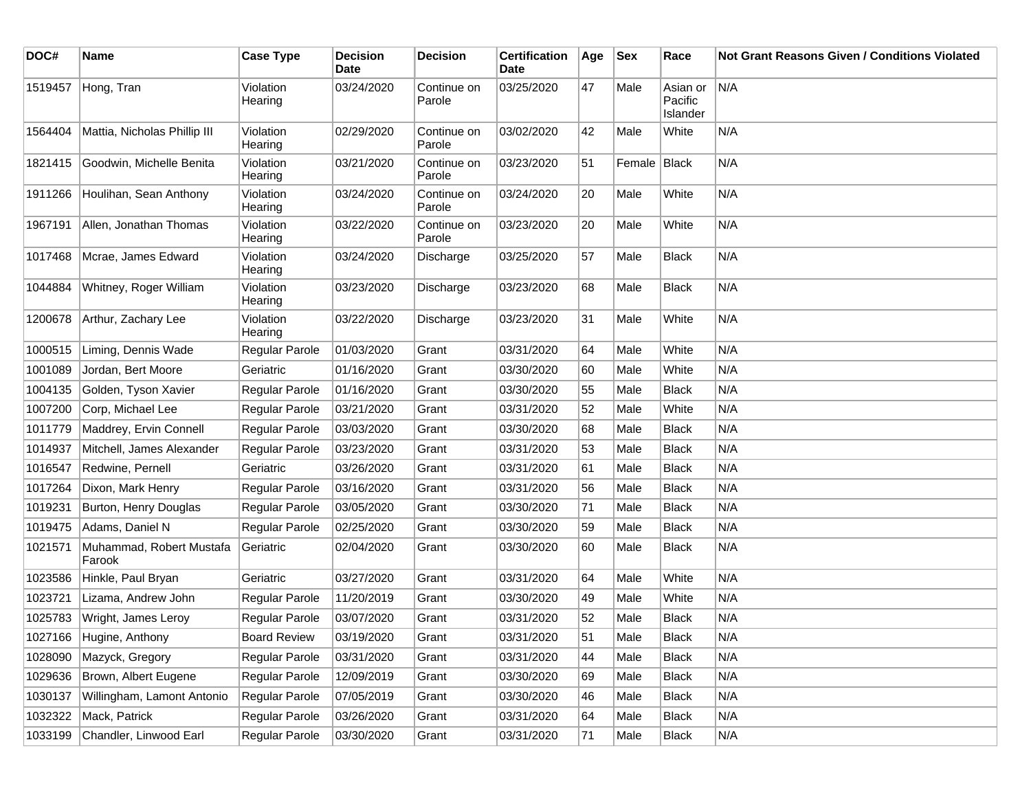| DOC# | Name | Case Type | Decision Date | Decision | Certification Date | Age | Sex | Race | Not Grant Reasons Given / Conditions Violated |
|---|---|---|---|---|---|---|---|---|---|
| 1519457 | Hong, Tran | Violation Hearing | 03/24/2020 | Continue on Parole | 03/25/2020 | 47 | Male | Asian or Pacific Islander | N/A |
| 1564404 | Mattia, Nicholas Phillip III | Violation Hearing | 02/29/2020 | Continue on Parole | 03/02/2020 | 42 | Male | White | N/A |
| 1821415 | Goodwin, Michelle Benita | Violation Hearing | 03/21/2020 | Continue on Parole | 03/23/2020 | 51 | Female | Black | N/A |
| 1911266 | Houlihan, Sean Anthony | Violation Hearing | 03/24/2020 | Continue on Parole | 03/24/2020 | 20 | Male | White | N/A |
| 1967191 | Allen, Jonathan Thomas | Violation Hearing | 03/22/2020 | Continue on Parole | 03/23/2020 | 20 | Male | White | N/A |
| 1017468 | Mcrae, James Edward | Violation Hearing | 03/24/2020 | Discharge | 03/25/2020 | 57 | Male | Black | N/A |
| 1044884 | Whitney, Roger William | Violation Hearing | 03/23/2020 | Discharge | 03/23/2020 | 68 | Male | Black | N/A |
| 1200678 | Arthur, Zachary Lee | Violation Hearing | 03/22/2020 | Discharge | 03/23/2020 | 31 | Male | White | N/A |
| 1000515 | Liming, Dennis Wade | Regular Parole | 01/03/2020 | Grant | 03/31/2020 | 64 | Male | White | N/A |
| 1001089 | Jordan, Bert Moore | Geriatric | 01/16/2020 | Grant | 03/30/2020 | 60 | Male | White | N/A |
| 1004135 | Golden, Tyson Xavier | Regular Parole | 01/16/2020 | Grant | 03/30/2020 | 55 | Male | Black | N/A |
| 1007200 | Corp, Michael Lee | Regular Parole | 03/21/2020 | Grant | 03/31/2020 | 52 | Male | White | N/A |
| 1011779 | Maddrey, Ervin Connell | Regular Parole | 03/03/2020 | Grant | 03/30/2020 | 68 | Male | Black | N/A |
| 1014937 | Mitchell, James Alexander | Regular Parole | 03/23/2020 | Grant | 03/31/2020 | 53 | Male | Black | N/A |
| 1016547 | Redwine, Pernell | Geriatric | 03/26/2020 | Grant | 03/31/2020 | 61 | Male | Black | N/A |
| 1017264 | Dixon, Mark Henry | Regular Parole | 03/16/2020 | Grant | 03/31/2020 | 56 | Male | Black | N/A |
| 1019231 | Burton, Henry Douglas | Regular Parole | 03/05/2020 | Grant | 03/30/2020 | 71 | Male | Black | N/A |
| 1019475 | Adams, Daniel N | Regular Parole | 02/25/2020 | Grant | 03/30/2020 | 59 | Male | Black | N/A |
| 1021571 | Muhammad, Robert Mustafa Farook | Geriatric | 02/04/2020 | Grant | 03/30/2020 | 60 | Male | Black | N/A |
| 1023586 | Hinkle, Paul Bryan | Geriatric | 03/27/2020 | Grant | 03/31/2020 | 64 | Male | White | N/A |
| 1023721 | Lizama, Andrew John | Regular Parole | 11/20/2019 | Grant | 03/30/2020 | 49 | Male | White | N/A |
| 1025783 | Wright, James Leroy | Regular Parole | 03/07/2020 | Grant | 03/31/2020 | 52 | Male | Black | N/A |
| 1027166 | Hugine, Anthony | Board Review | 03/19/2020 | Grant | 03/31/2020 | 51 | Male | Black | N/A |
| 1028090 | Mazyck, Gregory | Regular Parole | 03/31/2020 | Grant | 03/31/2020 | 44 | Male | Black | N/A |
| 1029636 | Brown, Albert Eugene | Regular Parole | 12/09/2019 | Grant | 03/30/2020 | 69 | Male | Black | N/A |
| 1030137 | Willingham, Lamont Antonio | Regular Parole | 07/05/2019 | Grant | 03/30/2020 | 46 | Male | Black | N/A |
| 1032322 | Mack, Patrick | Regular Parole | 03/26/2020 | Grant | 03/31/2020 | 64 | Male | Black | N/A |
| 1033199 | Chandler, Linwood Earl | Regular Parole | 03/30/2020 | Grant | 03/31/2020 | 71 | Male | Black | N/A |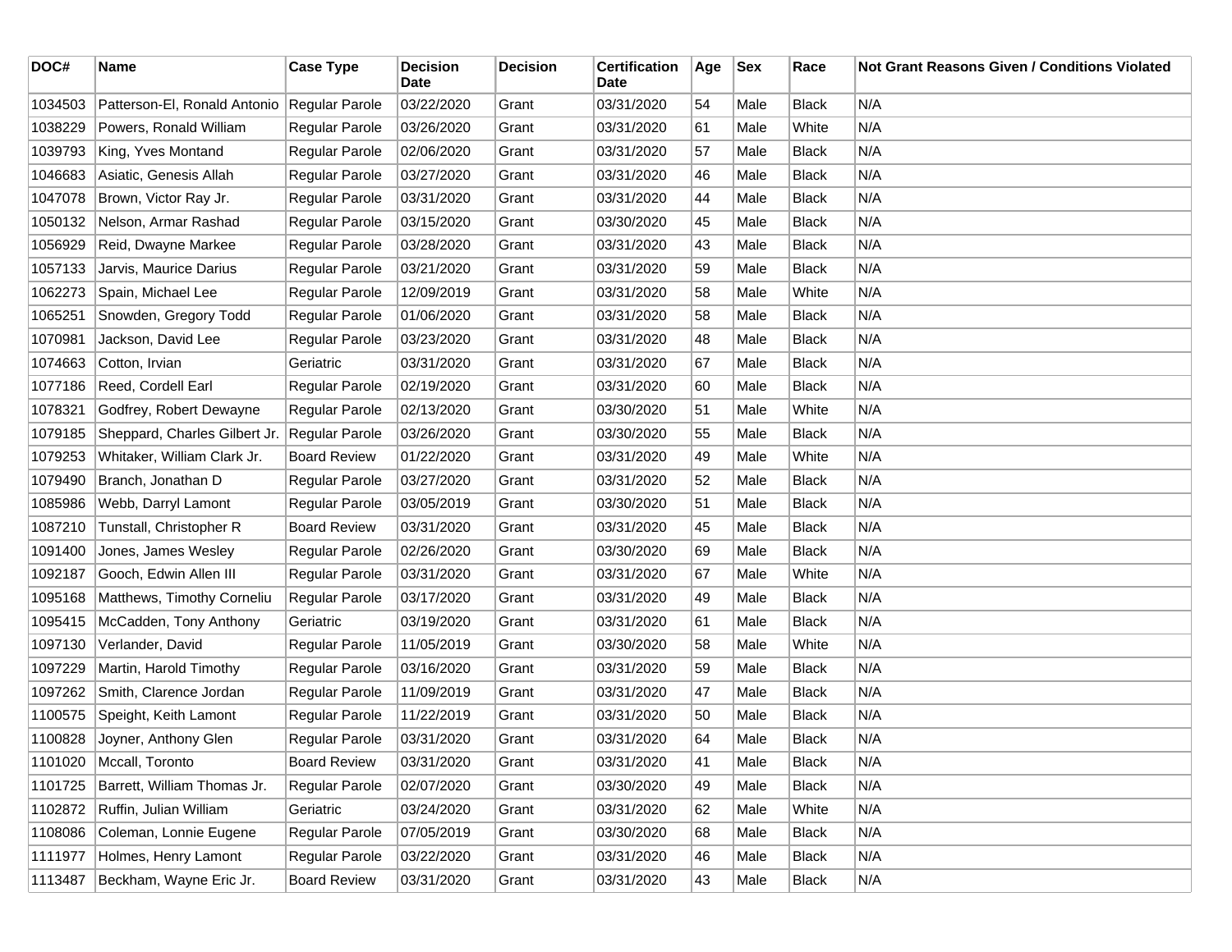| DOC# | Name | Case Type | Decision Date | Decision | Certification Date | Age | Sex | Race | Not Grant Reasons Given / Conditions Violated |
|---|---|---|---|---|---|---|---|---|---|
| 1034503 | Patterson-El, Ronald Antonio | Regular Parole | 03/22/2020 | Grant | 03/31/2020 | 54 | Male | Black | N/A |
| 1038229 | Powers, Ronald William | Regular Parole | 03/26/2020 | Grant | 03/31/2020 | 61 | Male | White | N/A |
| 1039793 | King, Yves Montand | Regular Parole | 02/06/2020 | Grant | 03/31/2020 | 57 | Male | Black | N/A |
| 1046683 | Asiatic, Genesis Allah | Regular Parole | 03/27/2020 | Grant | 03/31/2020 | 46 | Male | Black | N/A |
| 1047078 | Brown, Victor Ray Jr. | Regular Parole | 03/31/2020 | Grant | 03/31/2020 | 44 | Male | Black | N/A |
| 1050132 | Nelson, Armar Rashad | Regular Parole | 03/15/2020 | Grant | 03/30/2020 | 45 | Male | Black | N/A |
| 1056929 | Reid, Dwayne Markee | Regular Parole | 03/28/2020 | Grant | 03/31/2020 | 43 | Male | Black | N/A |
| 1057133 | Jarvis, Maurice Darius | Regular Parole | 03/21/2020 | Grant | 03/31/2020 | 59 | Male | Black | N/A |
| 1062273 | Spain, Michael Lee | Regular Parole | 12/09/2019 | Grant | 03/31/2020 | 58 | Male | White | N/A |
| 1065251 | Snowden, Gregory Todd | Regular Parole | 01/06/2020 | Grant | 03/31/2020 | 58 | Male | Black | N/A |
| 1070981 | Jackson, David Lee | Regular Parole | 03/23/2020 | Grant | 03/31/2020 | 48 | Male | Black | N/A |
| 1074663 | Cotton, Irvian | Geriatric | 03/31/2020 | Grant | 03/31/2020 | 67 | Male | Black | N/A |
| 1077186 | Reed, Cordell Earl | Regular Parole | 02/19/2020 | Grant | 03/31/2020 | 60 | Male | Black | N/A |
| 1078321 | Godfrey, Robert Dewayne | Regular Parole | 02/13/2020 | Grant | 03/30/2020 | 51 | Male | White | N/A |
| 1079185 | Sheppard, Charles Gilbert Jr. | Regular Parole | 03/26/2020 | Grant | 03/30/2020 | 55 | Male | Black | N/A |
| 1079253 | Whitaker, William Clark Jr. | Board Review | 01/22/2020 | Grant | 03/31/2020 | 49 | Male | White | N/A |
| 1079490 | Branch, Jonathan D | Regular Parole | 03/27/2020 | Grant | 03/31/2020 | 52 | Male | Black | N/A |
| 1085986 | Webb, Darryl Lamont | Regular Parole | 03/05/2019 | Grant | 03/30/2020 | 51 | Male | Black | N/A |
| 1087210 | Tunstall, Christopher R | Board Review | 03/31/2020 | Grant | 03/31/2020 | 45 | Male | Black | N/A |
| 1091400 | Jones, James Wesley | Regular Parole | 02/26/2020 | Grant | 03/30/2020 | 69 | Male | Black | N/A |
| 1092187 | Gooch, Edwin Allen III | Regular Parole | 03/31/2020 | Grant | 03/31/2020 | 67 | Male | White | N/A |
| 1095168 | Matthews, Timothy Corneliu | Regular Parole | 03/17/2020 | Grant | 03/31/2020 | 49 | Male | Black | N/A |
| 1095415 | McCadden, Tony Anthony | Geriatric | 03/19/2020 | Grant | 03/31/2020 | 61 | Male | Black | N/A |
| 1097130 | Verlander, David | Regular Parole | 11/05/2019 | Grant | 03/30/2020 | 58 | Male | White | N/A |
| 1097229 | Martin, Harold Timothy | Regular Parole | 03/16/2020 | Grant | 03/31/2020 | 59 | Male | Black | N/A |
| 1097262 | Smith, Clarence Jordan | Regular Parole | 11/09/2019 | Grant | 03/31/2020 | 47 | Male | Black | N/A |
| 1100575 | Speight, Keith Lamont | Regular Parole | 11/22/2019 | Grant | 03/31/2020 | 50 | Male | Black | N/A |
| 1100828 | Joyner, Anthony Glen | Regular Parole | 03/31/2020 | Grant | 03/31/2020 | 64 | Male | Black | N/A |
| 1101020 | Mccall, Toronto | Board Review | 03/31/2020 | Grant | 03/31/2020 | 41 | Male | Black | N/A |
| 1101725 | Barrett, William Thomas Jr. | Regular Parole | 02/07/2020 | Grant | 03/30/2020 | 49 | Male | Black | N/A |
| 1102872 | Ruffin, Julian William | Geriatric | 03/24/2020 | Grant | 03/31/2020 | 62 | Male | White | N/A |
| 1108086 | Coleman, Lonnie Eugene | Regular Parole | 07/05/2019 | Grant | 03/30/2020 | 68 | Male | Black | N/A |
| 1111977 | Holmes, Henry Lamont | Regular Parole | 03/22/2020 | Grant | 03/31/2020 | 46 | Male | Black | N/A |
| 1113487 | Beckham, Wayne Eric Jr. | Board Review | 03/31/2020 | Grant | 03/31/2020 | 43 | Male | Black | N/A |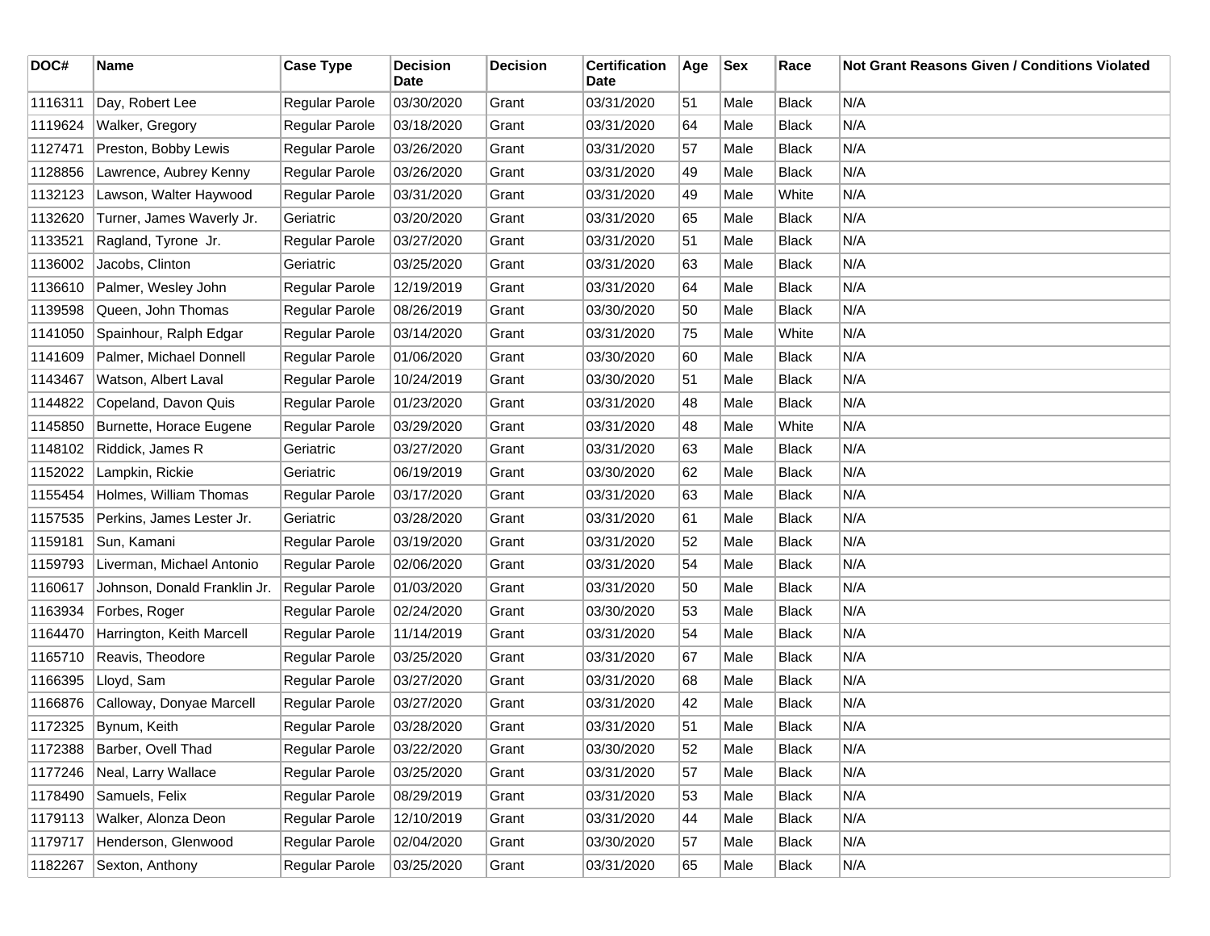| DOC# | Name | Case Type | Decision Date | Decision | Certification Date | Age | Sex | Race | Not Grant Reasons Given / Conditions Violated |
|---|---|---|---|---|---|---|---|---|---|
| 1116311 | Day, Robert Lee | Regular Parole | 03/30/2020 | Grant | 03/31/2020 | 51 | Male | Black | N/A |
| 1119624 | Walker, Gregory | Regular Parole | 03/18/2020 | Grant | 03/31/2020 | 64 | Male | Black | N/A |
| 1127471 | Preston, Bobby Lewis | Regular Parole | 03/26/2020 | Grant | 03/31/2020 | 57 | Male | Black | N/A |
| 1128856 | Lawrence, Aubrey Kenny | Regular Parole | 03/26/2020 | Grant | 03/31/2020 | 49 | Male | Black | N/A |
| 1132123 | Lawson, Walter Haywood | Regular Parole | 03/31/2020 | Grant | 03/31/2020 | 49 | Male | White | N/A |
| 1132620 | Turner, James Waverly Jr. | Geriatric | 03/20/2020 | Grant | 03/31/2020 | 65 | Male | Black | N/A |
| 1133521 | Ragland, Tyrone Jr. | Regular Parole | 03/27/2020 | Grant | 03/31/2020 | 51 | Male | Black | N/A |
| 1136002 | Jacobs, Clinton | Geriatric | 03/25/2020 | Grant | 03/31/2020 | 63 | Male | Black | N/A |
| 1136610 | Palmer, Wesley John | Regular Parole | 12/19/2019 | Grant | 03/31/2020 | 64 | Male | Black | N/A |
| 1139598 | Queen, John Thomas | Regular Parole | 08/26/2019 | Grant | 03/30/2020 | 50 | Male | Black | N/A |
| 1141050 | Spainhour, Ralph Edgar | Regular Parole | 03/14/2020 | Grant | 03/31/2020 | 75 | Male | White | N/A |
| 1141609 | Palmer, Michael Donnell | Regular Parole | 01/06/2020 | Grant | 03/30/2020 | 60 | Male | Black | N/A |
| 1143467 | Watson, Albert Laval | Regular Parole | 10/24/2019 | Grant | 03/30/2020 | 51 | Male | Black | N/A |
| 1144822 | Copeland, Davon Quis | Regular Parole | 01/23/2020 | Grant | 03/31/2020 | 48 | Male | Black | N/A |
| 1145850 | Burnette, Horace Eugene | Regular Parole | 03/29/2020 | Grant | 03/31/2020 | 48 | Male | White | N/A |
| 1148102 | Riddick, James R | Geriatric | 03/27/2020 | Grant | 03/31/2020 | 63 | Male | Black | N/A |
| 1152022 | Lampkin, Rickie | Geriatric | 06/19/2019 | Grant | 03/30/2020 | 62 | Male | Black | N/A |
| 1155454 | Holmes, William Thomas | Regular Parole | 03/17/2020 | Grant | 03/31/2020 | 63 | Male | Black | N/A |
| 1157535 | Perkins, James Lester Jr. | Geriatric | 03/28/2020 | Grant | 03/31/2020 | 61 | Male | Black | N/A |
| 1159181 | Sun, Kamani | Regular Parole | 03/19/2020 | Grant | 03/31/2020 | 52 | Male | Black | N/A |
| 1159793 | Liverman, Michael Antonio | Regular Parole | 02/06/2020 | Grant | 03/31/2020 | 54 | Male | Black | N/A |
| 1160617 | Johnson, Donald Franklin Jr. | Regular Parole | 01/03/2020 | Grant | 03/31/2020 | 50 | Male | Black | N/A |
| 1163934 | Forbes, Roger | Regular Parole | 02/24/2020 | Grant | 03/30/2020 | 53 | Male | Black | N/A |
| 1164470 | Harrington, Keith Marcell | Regular Parole | 11/14/2019 | Grant | 03/31/2020 | 54 | Male | Black | N/A |
| 1165710 | Reavis, Theodore | Regular Parole | 03/25/2020 | Grant | 03/31/2020 | 67 | Male | Black | N/A |
| 1166395 | Lloyd, Sam | Regular Parole | 03/27/2020 | Grant | 03/31/2020 | 68 | Male | Black | N/A |
| 1166876 | Calloway, Donyae Marcell | Regular Parole | 03/27/2020 | Grant | 03/31/2020 | 42 | Male | Black | N/A |
| 1172325 | Bynum, Keith | Regular Parole | 03/28/2020 | Grant | 03/31/2020 | 51 | Male | Black | N/A |
| 1172388 | Barber, Ovell Thad | Regular Parole | 03/22/2020 | Grant | 03/30/2020 | 52 | Male | Black | N/A |
| 1177246 | Neal, Larry Wallace | Regular Parole | 03/25/2020 | Grant | 03/31/2020 | 57 | Male | Black | N/A |
| 1178490 | Samuels, Felix | Regular Parole | 08/29/2019 | Grant | 03/31/2020 | 53 | Male | Black | N/A |
| 1179113 | Walker, Alonza Deon | Regular Parole | 12/10/2019 | Grant | 03/31/2020 | 44 | Male | Black | N/A |
| 1179717 | Henderson, Glenwood | Regular Parole | 02/04/2020 | Grant | 03/30/2020 | 57 | Male | Black | N/A |
| 1182267 | Sexton, Anthony | Regular Parole | 03/25/2020 | Grant | 03/31/2020 | 65 | Male | Black | N/A |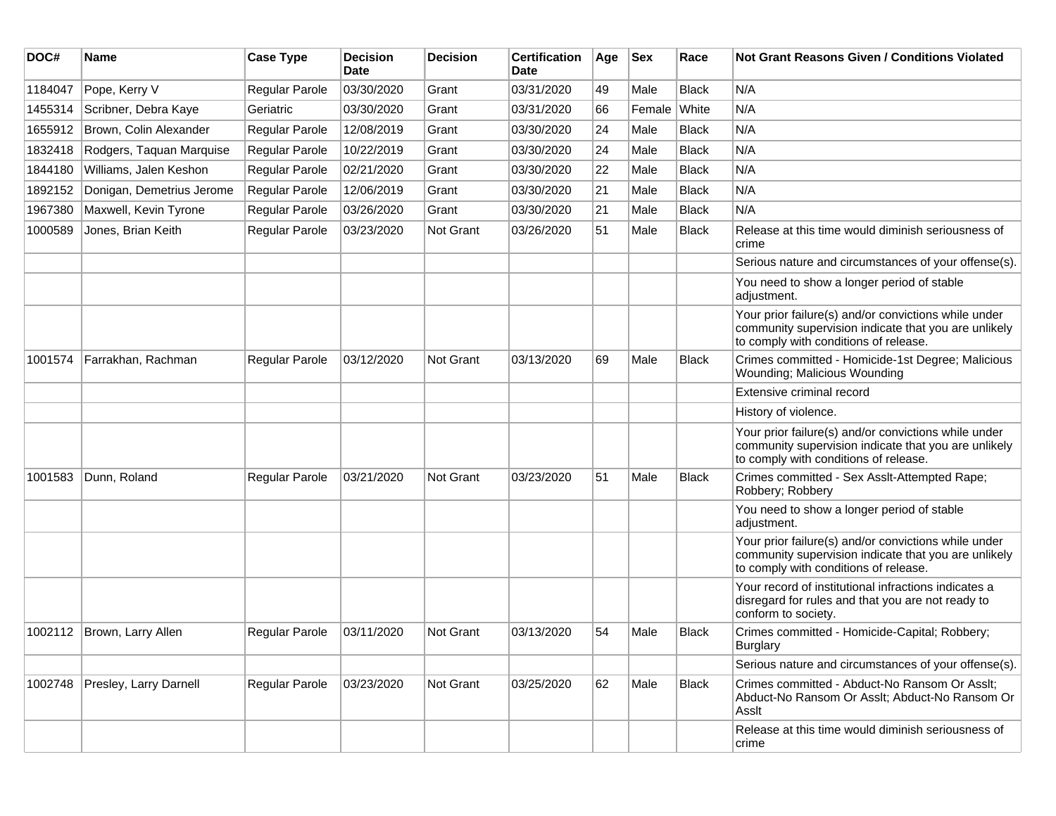| DOC# | Name | Case Type | Decision Date | Decision | Certification Date | Age | Sex | Race | Not Grant Reasons Given / Conditions Violated |
|---|---|---|---|---|---|---|---|---|---|
| 1184047 | Pope, Kerry V | Regular Parole | 03/30/2020 | Grant | 03/31/2020 | 49 | Male | Black | N/A |
| 1455314 | Scribner, Debra Kaye | Geriatric | 03/30/2020 | Grant | 03/31/2020 | 66 | Female | White | N/A |
| 1655912 | Brown, Colin Alexander | Regular Parole | 12/08/2019 | Grant | 03/30/2020 | 24 | Male | Black | N/A |
| 1832418 | Rodgers, Taquan Marquise | Regular Parole | 10/22/2019 | Grant | 03/30/2020 | 24 | Male | Black | N/A |
| 1844180 | Williams, Jalen Keshon | Regular Parole | 02/21/2020 | Grant | 03/30/2020 | 22 | Male | Black | N/A |
| 1892152 | Donigan, Demetrius Jerome | Regular Parole | 12/06/2019 | Grant | 03/30/2020 | 21 | Male | Black | N/A |
| 1967380 | Maxwell, Kevin Tyrone | Regular Parole | 03/26/2020 | Grant | 03/30/2020 | 21 | Male | Black | N/A |
| 1000589 | Jones, Brian Keith | Regular Parole | 03/23/2020 | Not Grant | 03/26/2020 | 51 | Male | Black | Release at this time would diminish seriousness of crime |
| | | | | | | | | | Serious nature and circumstances of your offense(s). |
| | | | | | | | | | You need to show a longer period of stable adjustment. |
| | | | | | | | | | Your prior failure(s) and/or convictions while under community supervision indicate that you are unlikely to comply with conditions of release. |
| 1001574 | Farrakhan, Rachman | Regular Parole | 03/12/2020 | Not Grant | 03/13/2020 | 69 | Male | Black | Crimes committed - Homicide-1st Degree; Malicious Wounding; Malicious Wounding |
| | | | | | | | | | Extensive criminal record |
| | | | | | | | | | History of violence. |
| | | | | | | | | | Your prior failure(s) and/or convictions while under community supervision indicate that you are unlikely to comply with conditions of release. |
| 1001583 | Dunn, Roland | Regular Parole | 03/21/2020 | Not Grant | 03/23/2020 | 51 | Male | Black | Crimes committed - Sex Asslt-Attempted Rape; Robbery; Robbery |
| | | | | | | | | | You need to show a longer period of stable adjustment. |
| | | | | | | | | | Your prior failure(s) and/or convictions while under community supervision indicate that you are unlikely to comply with conditions of release. |
| | | | | | | | | | Your record of institutional infractions indicates a disregard for rules and that you are not ready to conform to society. |
| 1002112 | Brown, Larry Allen | Regular Parole | 03/11/2020 | Not Grant | 03/13/2020 | 54 | Male | Black | Crimes committed - Homicide-Capital; Robbery; Burglary |
| | | | | | | | | | Serious nature and circumstances of your offense(s). |
| 1002748 | Presley, Larry Darnell | Regular Parole | 03/23/2020 | Not Grant | 03/25/2020 | 62 | Male | Black | Crimes committed - Abduct-No Ransom Or Asslt; Abduct-No Ransom Or Asslt; Abduct-No Ransom Or Asslt |
| | | | | | | | | | Release at this time would diminish seriousness of crime |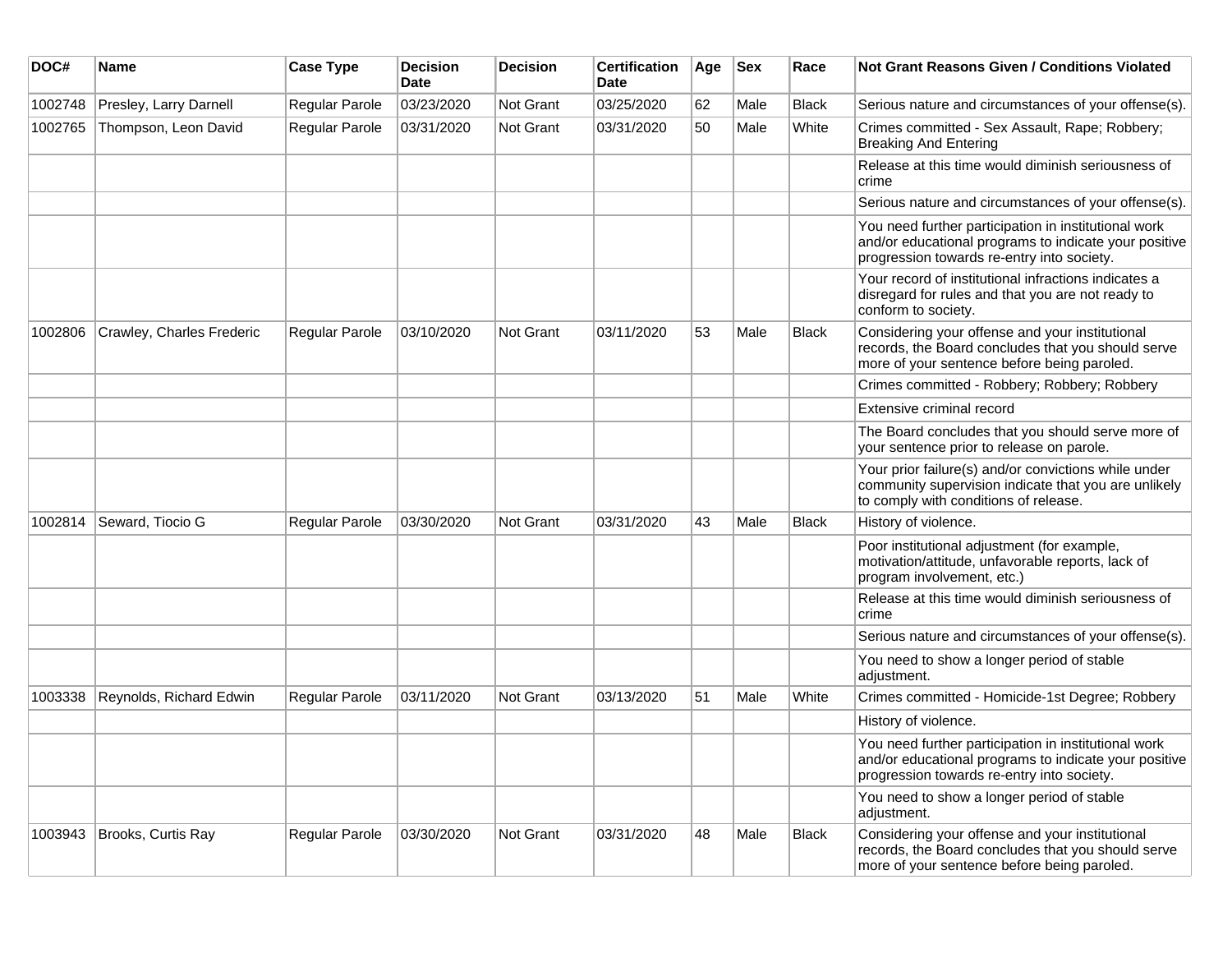| DOC# | Name | Case Type | Decision Date | Decision | Certification Date | Age | Sex | Race | Not Grant Reasons Given / Conditions Violated |
|---|---|---|---|---|---|---|---|---|---|
| 1002748 | Presley, Larry Darnell | Regular Parole | 03/23/2020 | Not Grant | 03/25/2020 | 62 | Male | Black | Serious nature and circumstances of your offense(s). |
| 1002765 | Thompson, Leon David | Regular Parole | 03/31/2020 | Not Grant | 03/31/2020 | 50 | Male | White | Crimes committed - Sex Assault, Rape; Robbery; Breaking And Entering |
| | | | | | | | | | Release at this time would diminish seriousness of crime |
| | | | | | | | | | Serious nature and circumstances of your offense(s). |
| | | | | | | | | | You need further participation in institutional work and/or educational programs to indicate your positive progression towards re-entry into society. |
| | | | | | | | | | Your record of institutional infractions indicates a disregard for rules and that you are not ready to conform to society. |
| 1002806 | Crawley, Charles Frederic | Regular Parole | 03/10/2020 | Not Grant | 03/11/2020 | 53 | Male | Black | Considering your offense and your institutional records, the Board concludes that you should serve more of your sentence before being paroled. |
| | | | | | | | | | Crimes committed - Robbery; Robbery; Robbery |
| | | | | | | | | | Extensive criminal record |
| | | | | | | | | | The Board concludes that you should serve more of your sentence prior to release on parole. |
| | | | | | | | | | Your prior failure(s) and/or convictions while under community supervision indicate that you are unlikely to comply with conditions of release. |
| 1002814 | Seward, Tiocio G | Regular Parole | 03/30/2020 | Not Grant | 03/31/2020 | 43 | Male | Black | History of violence. |
| | | | | | | | | | Poor institutional adjustment (for example, motivation/attitude, unfavorable reports, lack of program involvement, etc.) |
| | | | | | | | | | Release at this time would diminish seriousness of crime |
| | | | | | | | | | Serious nature and circumstances of your offense(s). |
| | | | | | | | | | You need to show a longer period of stable adjustment. |
| 1003338 | Reynolds, Richard Edwin | Regular Parole | 03/11/2020 | Not Grant | 03/13/2020 | 51 | Male | White | Crimes committed - Homicide-1st Degree; Robbery |
| | | | | | | | | | History of violence. |
| | | | | | | | | | You need further participation in institutional work and/or educational programs to indicate your positive progression towards re-entry into society. |
| | | | | | | | | | You need to show a longer period of stable adjustment. |
| 1003943 | Brooks, Curtis Ray | Regular Parole | 03/30/2020 | Not Grant | 03/31/2020 | 48 | Male | Black | Considering your offense and your institutional records, the Board concludes that you should serve more of your sentence before being paroled. |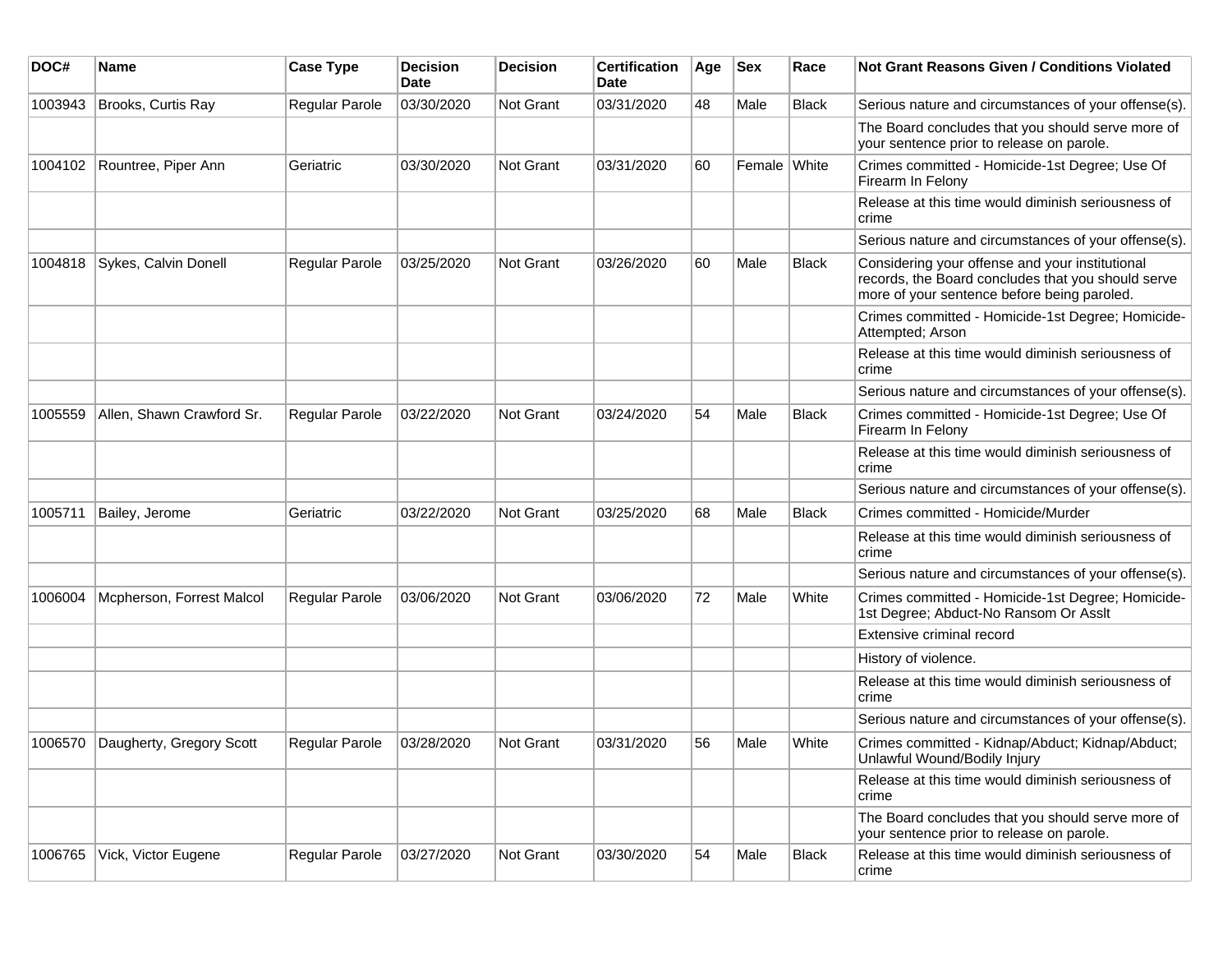| DOC# | Name | Case Type | Decision Date | Decision | Certification Date | Age | Sex | Race | Not Grant Reasons Given / Conditions Violated |
|---|---|---|---|---|---|---|---|---|---|
| 1003943 | Brooks, Curtis Ray | Regular Parole | 03/30/2020 | Not Grant | 03/31/2020 | 48 | Male | Black | Serious nature and circumstances of your offense(s). |
| | | | | | | | | | The Board concludes that you should serve more of your sentence prior to release on parole. |
| 1004102 | Rountree, Piper Ann | Geriatric | 03/30/2020 | Not Grant | 03/31/2020 | 60 | Female | White | Crimes committed - Homicide-1st Degree; Use Of Firearm In Felony |
| | | | | | | | | | Release at this time would diminish seriousness of crime |
| | | | | | | | | | Serious nature and circumstances of your offense(s). |
| 1004818 | Sykes, Calvin Donell | Regular Parole | 03/25/2020 | Not Grant | 03/26/2020 | 60 | Male | Black | Considering your offense and your institutional records, the Board concludes that you should serve more of your sentence before being paroled. |
| | | | | | | | | | Crimes committed - Homicide-1st Degree; Homicide-Attempted; Arson |
| | | | | | | | | | Release at this time would diminish seriousness of crime |
| | | | | | | | | | Serious nature and circumstances of your offense(s). |
| 1005559 | Allen, Shawn Crawford Sr. | Regular Parole | 03/22/2020 | Not Grant | 03/24/2020 | 54 | Male | Black | Crimes committed - Homicide-1st Degree; Use Of Firearm In Felony |
| | | | | | | | | | Release at this time would diminish seriousness of crime |
| | | | | | | | | | Serious nature and circumstances of your offense(s). |
| 1005711 | Bailey, Jerome | Geriatric | 03/22/2020 | Not Grant | 03/25/2020 | 68 | Male | Black | Crimes committed - Homicide/Murder |
| | | | | | | | | | Release at this time would diminish seriousness of crime |
| | | | | | | | | | Serious nature and circumstances of your offense(s). |
| 1006004 | Mcpherson, Forrest Malcol | Regular Parole | 03/06/2020 | Not Grant | 03/06/2020 | 72 | Male | White | Crimes committed - Homicide-1st Degree; Homicide-1st Degree; Abduct-No Ransom Or Asslt |
| | | | | | | | | | Extensive criminal record |
| | | | | | | | | | History of violence. |
| | | | | | | | | | Release at this time would diminish seriousness of crime |
| | | | | | | | | | Serious nature and circumstances of your offense(s). |
| 1006570 | Daugherty, Gregory Scott | Regular Parole | 03/28/2020 | Not Grant | 03/31/2020 | 56 | Male | White | Crimes committed - Kidnap/Abduct; Kidnap/Abduct; Unlawful Wound/Bodily Injury |
| | | | | | | | | | Release at this time would diminish seriousness of crime |
| | | | | | | | | | The Board concludes that you should serve more of your sentence prior to release on parole. |
| 1006765 | Vick, Victor Eugene | Regular Parole | 03/27/2020 | Not Grant | 03/30/2020 | 54 | Male | Black | Release at this time would diminish seriousness of crime |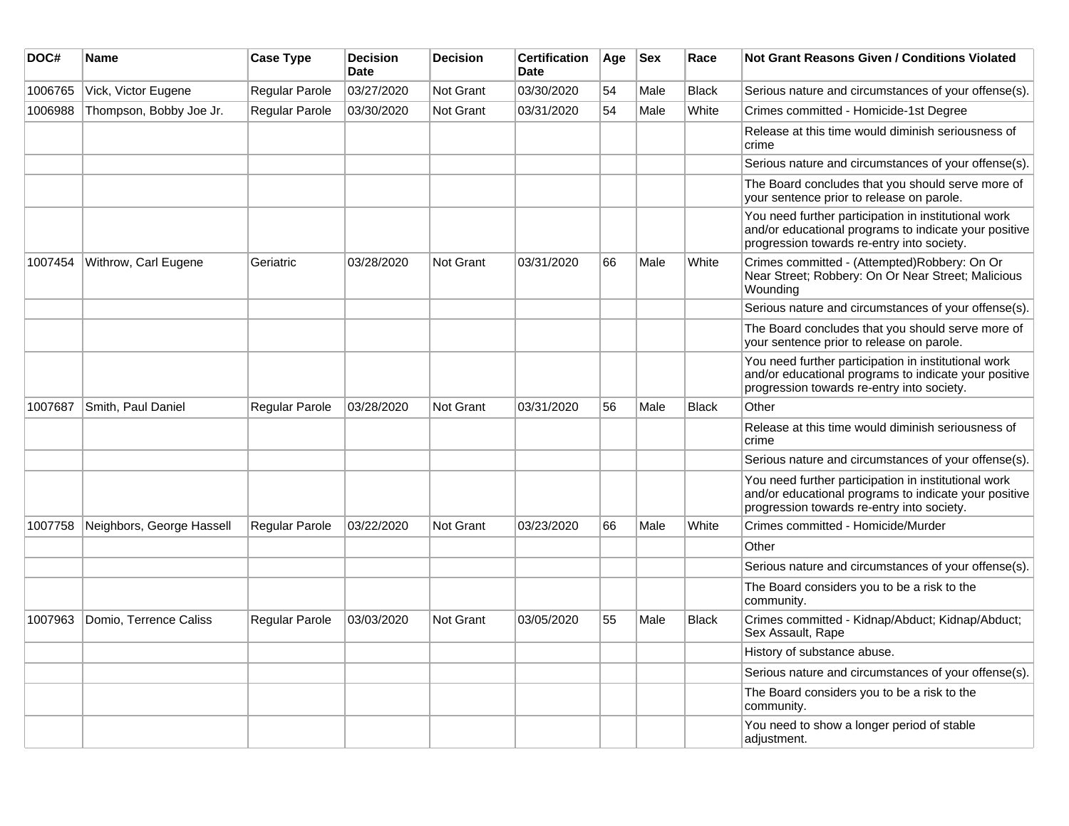| DOC# | Name | Case Type | Decision Date | Decision | Certification Date | Age | Sex | Race | Not Grant Reasons Given / Conditions Violated |
|---|---|---|---|---|---|---|---|---|---|
| 1006765 | Vick, Victor Eugene | Regular Parole | 03/27/2020 | Not Grant | 03/30/2020 | 54 | Male | Black | Serious nature and circumstances of your offense(s). |
| 1006988 | Thompson, Bobby Joe Jr. | Regular Parole | 03/30/2020 | Not Grant | 03/31/2020 | 54 | Male | White | Crimes committed - Homicide-1st Degree |
| | | | | | | | | | Release at this time would diminish seriousness of crime |
| | | | | | | | | | Serious nature and circumstances of your offense(s). |
| | | | | | | | | | The Board concludes that you should serve more of your sentence prior to release on parole. |
| | | | | | | | | | You need further participation in institutional work and/or educational programs to indicate your positive progression towards re-entry into society. |
| 1007454 | Withrow, Carl Eugene | Geriatric | 03/28/2020 | Not Grant | 03/31/2020 | 66 | Male | White | Crimes committed - (Attempted)Robbery: On Or Near Street; Robbery: On Or Near Street; Malicious Wounding |
| | | | | | | | | | Serious nature and circumstances of your offense(s). |
| | | | | | | | | | The Board concludes that you should serve more of your sentence prior to release on parole. |
| | | | | | | | | | You need further participation in institutional work and/or educational programs to indicate your positive progression towards re-entry into society. |
| 1007687 | Smith, Paul Daniel | Regular Parole | 03/28/2020 | Not Grant | 03/31/2020 | 56 | Male | Black | Other |
| | | | | | | | | | Release at this time would diminish seriousness of crime |
| | | | | | | | | | Serious nature and circumstances of your offense(s). |
| | | | | | | | | | You need further participation in institutional work and/or educational programs to indicate your positive progression towards re-entry into society. |
| 1007758 | Neighbors, George Hassell | Regular Parole | 03/22/2020 | Not Grant | 03/23/2020 | 66 | Male | White | Crimes committed - Homicide/Murder |
| | | | | | | | | | Other |
| | | | | | | | | | Serious nature and circumstances of your offense(s). |
| | | | | | | | | | The Board considers you to be a risk to the community. |
| 1007963 | Domio, Terrence Caliss | Regular Parole | 03/03/2020 | Not Grant | 03/05/2020 | 55 | Male | Black | Crimes committed - Kidnap/Abduct; Kidnap/Abduct; Sex Assault, Rape |
| | | | | | | | | | History of substance abuse. |
| | | | | | | | | | Serious nature and circumstances of your offense(s). |
| | | | | | | | | | The Board considers you to be a risk to the community. |
| | | | | | | | | | You need to show a longer period of stable adjustment. |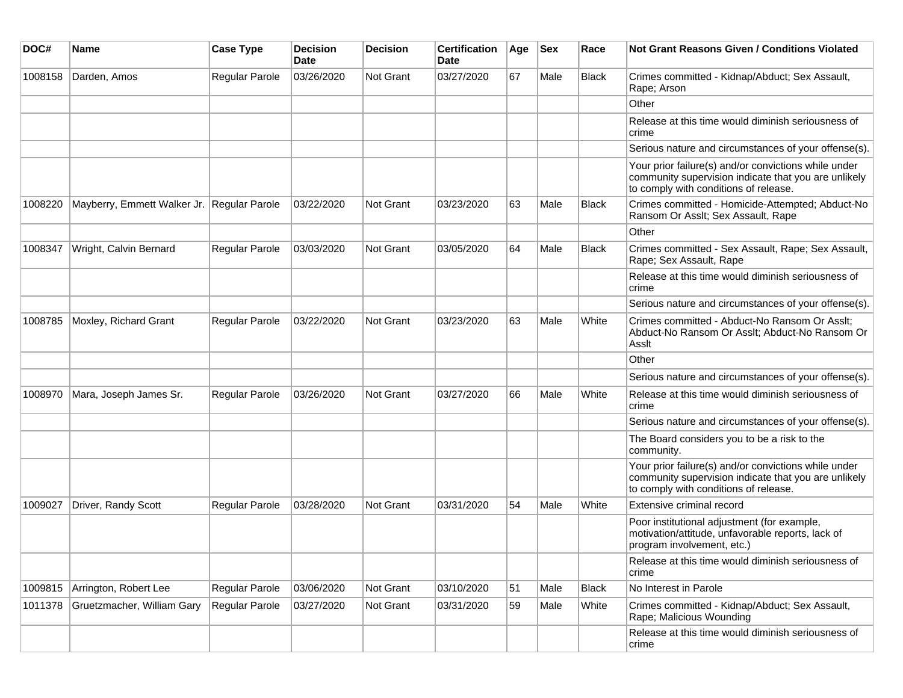| DOC# | Name | Case Type | Decision Date | Decision | Certification Date | Age | Sex | Race | Not Grant Reasons Given / Conditions Violated |
|---|---|---|---|---|---|---|---|---|---|
| 1008158 | Darden, Amos | Regular Parole | 03/26/2020 | Not Grant | 03/27/2020 | 67 | Male | Black | Crimes committed - Kidnap/Abduct; Sex Assault, Rape; Arson |
| | | | | | | | | | Other |
| | | | | | | | | | Release at this time would diminish seriousness of crime |
| | | | | | | | | | Serious nature and circumstances of your offense(s). |
| | | | | | | | | | Your prior failure(s) and/or convictions while under community supervision indicate that you are unlikely to comply with conditions of release. |
| 1008220 | Mayberry, Emmett Walker Jr. | Regular Parole | 03/22/2020 | Not Grant | 03/23/2020 | 63 | Male | Black | Crimes committed - Homicide-Attempted; Abduct-No Ransom Or Asslt; Sex Assault, Rape |
| | | | | | | | | | Other |
| 1008347 | Wright, Calvin Bernard | Regular Parole | 03/03/2020 | Not Grant | 03/05/2020 | 64 | Male | Black | Crimes committed - Sex Assault, Rape; Sex Assault, Rape; Sex Assault, Rape |
| | | | | | | | | | Release at this time would diminish seriousness of crime |
| | | | | | | | | | Serious nature and circumstances of your offense(s). |
| 1008785 | Moxley, Richard Grant | Regular Parole | 03/22/2020 | Not Grant | 03/23/2020 | 63 | Male | White | Crimes committed - Abduct-No Ransom Or Asslt; Abduct-No Ransom Or Asslt; Abduct-No Ransom Or Asslt |
| | | | | | | | | | Other |
| | | | | | | | | | Serious nature and circumstances of your offense(s). |
| 1008970 | Mara, Joseph James Sr. | Regular Parole | 03/26/2020 | Not Grant | 03/27/2020 | 66 | Male | White | Release at this time would diminish seriousness of crime |
| | | | | | | | | | Serious nature and circumstances of your offense(s). |
| | | | | | | | | | The Board considers you to be a risk to the community. |
| | | | | | | | | | Your prior failure(s) and/or convictions while under community supervision indicate that you are unlikely to comply with conditions of release. |
| 1009027 | Driver, Randy Scott | Regular Parole | 03/28/2020 | Not Grant | 03/31/2020 | 54 | Male | White | Extensive criminal record |
| | | | | | | | | | Poor institutional adjustment (for example, motivation/attitude, unfavorable reports, lack of program involvement, etc.) |
| | | | | | | | | | Release at this time would diminish seriousness of crime |
| 1009815 | Arrington, Robert Lee | Regular Parole | 03/06/2020 | Not Grant | 03/10/2020 | 51 | Male | Black | No Interest in Parole |
| 1011378 | Gruetzmacher, William Gary | Regular Parole | 03/27/2020 | Not Grant | 03/31/2020 | 59 | Male | White | Crimes committed - Kidnap/Abduct; Sex Assault, Rape; Malicious Wounding |
| | | | | | | | | | Release at this time would diminish seriousness of crime |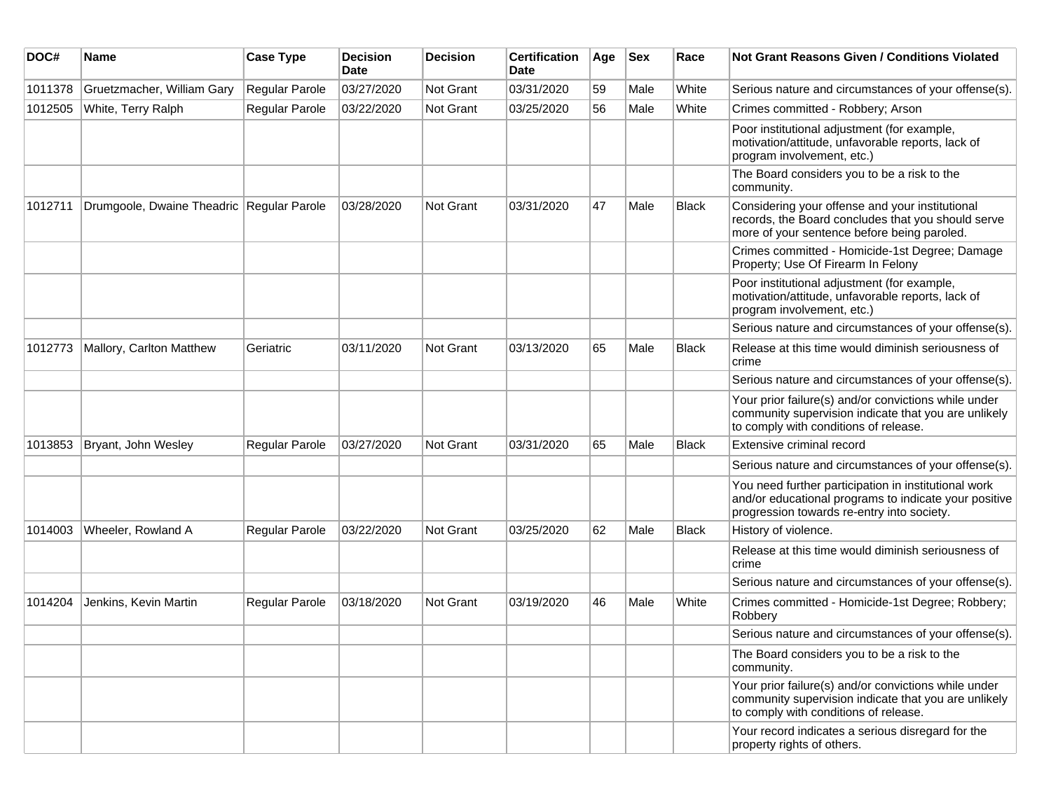| DOC# | Name | Case Type | Decision Date | Decision | Certification Date | Age | Sex | Race | Not Grant Reasons Given / Conditions Violated |
|---|---|---|---|---|---|---|---|---|---|
| 1011378 | Gruetzmacher, William Gary | Regular Parole | 03/27/2020 | Not Grant | 03/31/2020 | 59 | Male | White | Serious nature and circumstances of your offense(s). |
| 1012505 | White, Terry Ralph | Regular Parole | 03/22/2020 | Not Grant | 03/25/2020 | 56 | Male | White | Crimes committed - Robbery; Arson |
| | | | | | | | | | Poor institutional adjustment (for example, motivation/attitude, unfavorable reports, lack of program involvement, etc.) |
| | | | | | | | | | The Board considers you to be a risk to the community. |
| 1012711 | Drumgoole, Dwaine Theadric | Regular Parole | 03/28/2020 | Not Grant | 03/31/2020 | 47 | Male | Black | Considering your offense and your institutional records, the Board concludes that you should serve more of your sentence before being paroled. |
| | | | | | | | | | Crimes committed - Homicide-1st Degree; Damage Property; Use Of Firearm In Felony |
| | | | | | | | | | Poor institutional adjustment (for example, motivation/attitude, unfavorable reports, lack of program involvement, etc.) |
| | | | | | | | | | Serious nature and circumstances of your offense(s). |
| 1012773 | Mallory, Carlton Matthew | Geriatric | 03/11/2020 | Not Grant | 03/13/2020 | 65 | Male | Black | Release at this time would diminish seriousness of crime |
| | | | | | | | | | Serious nature and circumstances of your offense(s). |
| | | | | | | | | | Your prior failure(s) and/or convictions while under community supervision indicate that you are unlikely to comply with conditions of release. |
| 1013853 | Bryant, John Wesley | Regular Parole | 03/27/2020 | Not Grant | 03/31/2020 | 65 | Male | Black | Extensive criminal record |
| | | | | | | | | | Serious nature and circumstances of your offense(s). |
| | | | | | | | | | You need further participation in institutional work and/or educational programs to indicate your positive progression towards re-entry into society. |
| 1014003 | Wheeler, Rowland A | Regular Parole | 03/22/2020 | Not Grant | 03/25/2020 | 62 | Male | Black | History of violence. |
| | | | | | | | | | Release at this time would diminish seriousness of crime |
| | | | | | | | | | Serious nature and circumstances of your offense(s). |
| 1014204 | Jenkins, Kevin Martin | Regular Parole | 03/18/2020 | Not Grant | 03/19/2020 | 46 | Male | White | Crimes committed - Homicide-1st Degree; Robbery; Robbery |
| | | | | | | | | | Serious nature and circumstances of your offense(s). |
| | | | | | | | | | The Board considers you to be a risk to the community. |
| | | | | | | | | | Your prior failure(s) and/or convictions while under community supervision indicate that you are unlikely to comply with conditions of release. |
| | | | | | | | | | Your record indicates a serious disregard for the property rights of others. |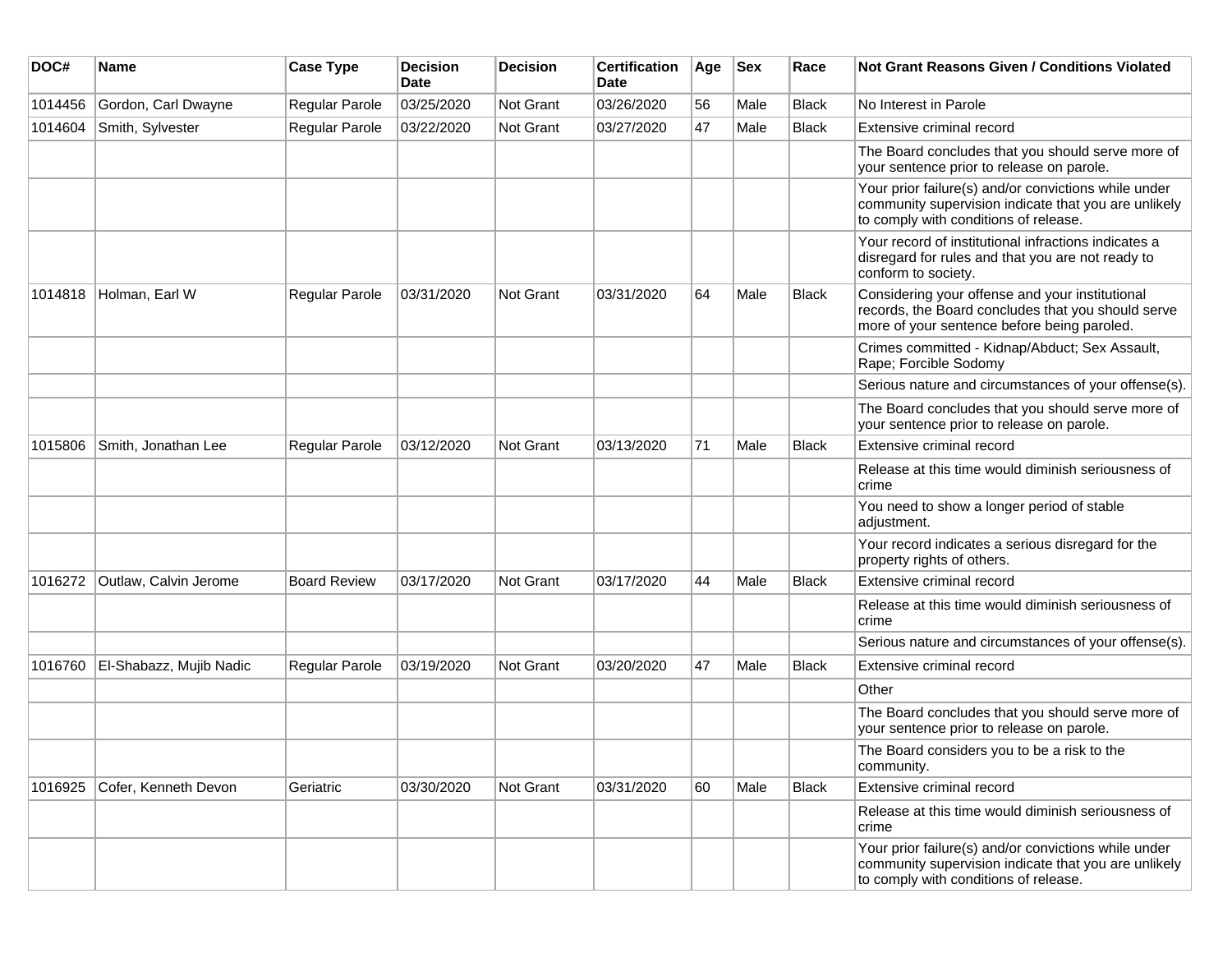| DOC# | Name | Case Type | Decision Date | Decision | Certification Date | Age | Sex | Race | Not Grant Reasons Given / Conditions Violated |
|---|---|---|---|---|---|---|---|---|---|
| 1014456 | Gordon, Carl Dwayne | Regular Parole | 03/25/2020 | Not Grant | 03/26/2020 | 56 | Male | Black | No Interest in Parole |
| 1014604 | Smith, Sylvester | Regular Parole | 03/22/2020 | Not Grant | 03/27/2020 | 47 | Male | Black | Extensive criminal record |
| | | | | | | | | | The Board concludes that you should serve more of your sentence prior to release on parole. |
| | | | | | | | | | Your prior failure(s) and/or convictions while under community supervision indicate that you are unlikely to comply with conditions of release. |
| | | | | | | | | | Your record of institutional infractions indicates a disregard for rules and that you are not ready to conform to society. |
| 1014818 | Holman, Earl W | Regular Parole | 03/31/2020 | Not Grant | 03/31/2020 | 64 | Male | Black | Considering your offense and your institutional records, the Board concludes that you should serve more of your sentence before being paroled. |
| | | | | | | | | | Crimes committed - Kidnap/Abduct; Sex Assault, Rape; Forcible Sodomy |
| | | | | | | | | | Serious nature and circumstances of your offense(s). |
| | | | | | | | | | The Board concludes that you should serve more of your sentence prior to release on parole. |
| 1015806 | Smith, Jonathan Lee | Regular Parole | 03/12/2020 | Not Grant | 03/13/2020 | 71 | Male | Black | Extensive criminal record |
| | | | | | | | | | Release at this time would diminish seriousness of crime |
| | | | | | | | | | You need to show a longer period of stable adjustment. |
| | | | | | | | | | Your record indicates a serious disregard for the property rights of others. |
| 1016272 | Outlaw, Calvin Jerome | Board Review | 03/17/2020 | Not Grant | 03/17/2020 | 44 | Male | Black | Extensive criminal record |
| | | | | | | | | | Release at this time would diminish seriousness of crime |
| | | | | | | | | | Serious nature and circumstances of your offense(s). |
| 1016760 | El-Shabazz, Mujib Nadic | Regular Parole | 03/19/2020 | Not Grant | 03/20/2020 | 47 | Male | Black | Extensive criminal record |
| | | | | | | | | | Other |
| | | | | | | | | | The Board concludes that you should serve more of your sentence prior to release on parole. |
| | | | | | | | | | The Board considers you to be a risk to the community. |
| 1016925 | Cofer, Kenneth Devon | Geriatric | 03/30/2020 | Not Grant | 03/31/2020 | 60 | Male | Black | Extensive criminal record |
| | | | | | | | | | Release at this time would diminish seriousness of crime |
| | | | | | | | | | Your prior failure(s) and/or convictions while under community supervision indicate that you are unlikely to comply with conditions of release. |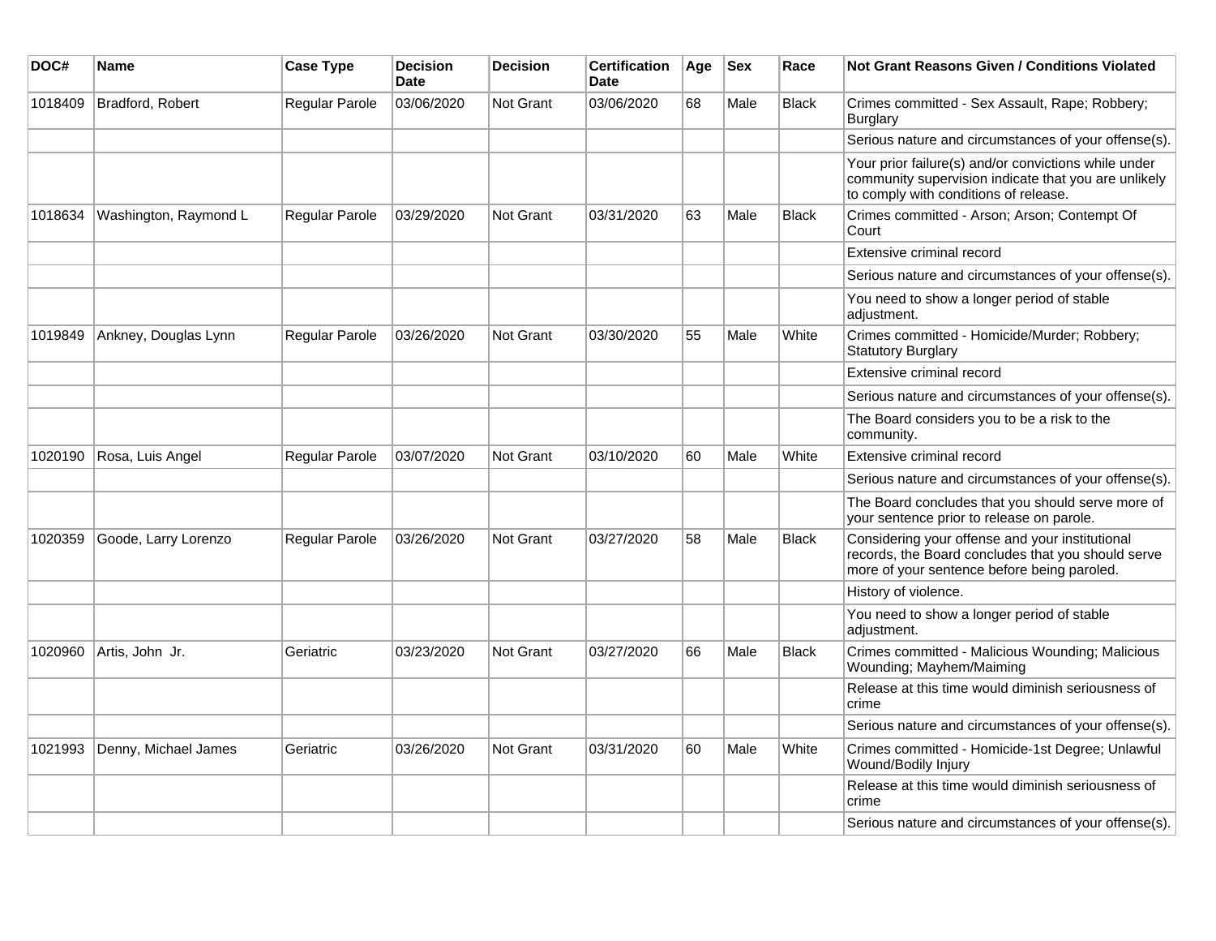| DOC# | Name | Case Type | Decision Date | Decision | Certification Date | Age | Sex | Race | Not Grant Reasons Given / Conditions Violated |
|---|---|---|---|---|---|---|---|---|---|
| 1018409 | Bradford, Robert | Regular Parole | 03/06/2020 | Not Grant | 03/06/2020 | 68 | Male | Black | Crimes committed - Sex Assault, Rape; Robbery; Burglary |
| | | | | | | | | | Serious nature and circumstances of your offense(s). |
| | | | | | | | | | Your prior failure(s) and/or convictions while under community supervision indicate that you are unlikely to comply with conditions of release. |
| 1018634 | Washington, Raymond L | Regular Parole | 03/29/2020 | Not Grant | 03/31/2020 | 63 | Male | Black | Crimes committed - Arson; Arson; Contempt Of Court |
| | | | | | | | | | Extensive criminal record |
| | | | | | | | | | Serious nature and circumstances of your offense(s). |
| | | | | | | | | | You need to show a longer period of stable adjustment. |
| 1019849 | Ankney, Douglas Lynn | Regular Parole | 03/26/2020 | Not Grant | 03/30/2020 | 55 | Male | White | Crimes committed - Homicide/Murder; Robbery; Statutory Burglary |
| | | | | | | | | | Extensive criminal record |
| | | | | | | | | | Serious nature and circumstances of your offense(s). |
| | | | | | | | | | The Board considers you to be a risk to the community. |
| 1020190 | Rosa, Luis Angel | Regular Parole | 03/07/2020 | Not Grant | 03/10/2020 | 60 | Male | White | Extensive criminal record |
| | | | | | | | | | Serious nature and circumstances of your offense(s). |
| | | | | | | | | | The Board concludes that you should serve more of your sentence prior to release on parole. |
| 1020359 | Goode, Larry Lorenzo | Regular Parole | 03/26/2020 | Not Grant | 03/27/2020 | 58 | Male | Black | Considering your offense and your institutional records, the Board concludes that you should serve more of your sentence before being paroled. |
| | | | | | | | | | History of violence. |
| | | | | | | | | | You need to show a longer period of stable adjustment. |
| 1020960 | Artis, John Jr. | Geriatric | 03/23/2020 | Not Grant | 03/27/2020 | 66 | Male | Black | Crimes committed - Malicious Wounding; Malicious Wounding; Mayhem/Maiming |
| | | | | | | | | | Release at this time would diminish seriousness of crime |
| | | | | | | | | | Serious nature and circumstances of your offense(s). |
| 1021993 | Denny, Michael James | Geriatric | 03/26/2020 | Not Grant | 03/31/2020 | 60 | Male | White | Crimes committed - Homicide-1st Degree; Unlawful Wound/Bodily Injury |
| | | | | | | | | | Release at this time would diminish seriousness of crime |
| | | | | | | | | | Serious nature and circumstances of your offense(s). |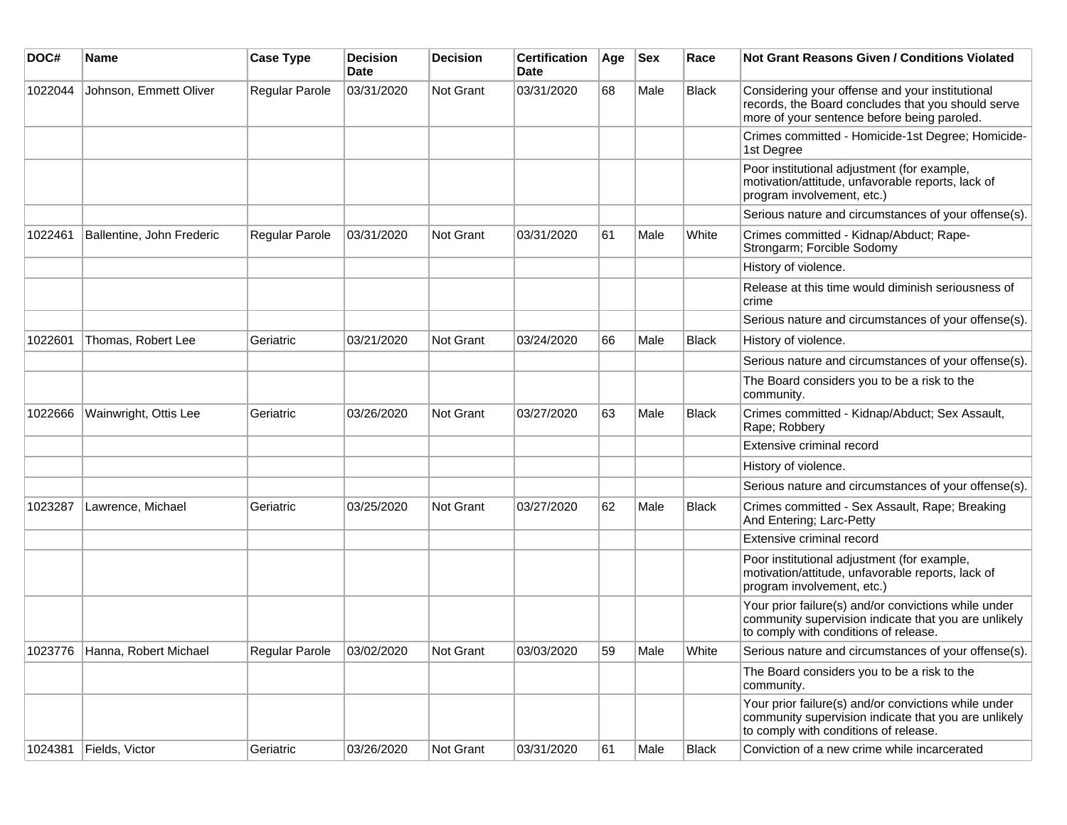| DOC# | Name | Case Type | Decision Date | Decision | Certification Date | Age | Sex | Race | Not Grant Reasons Given / Conditions Violated |
|---|---|---|---|---|---|---|---|---|---|
| 1022044 | Johnson, Emmett Oliver | Regular Parole | 03/31/2020 | Not Grant | 03/31/2020 | 68 | Male | Black | Considering your offense and your institutional records, the Board concludes that you should serve more of your sentence before being paroled. |
| | | | | | | | | | Crimes committed - Homicide-1st Degree; Homicide-1st Degree |
| | | | | | | | | | Poor institutional adjustment (for example, motivation/attitude, unfavorable reports, lack of program involvement, etc.) |
| | | | | | | | | | Serious nature and circumstances of your offense(s). |
| 1022461 | Ballentine, John Frederic | Regular Parole | 03/31/2020 | Not Grant | 03/31/2020 | 61 | Male | White | Crimes committed - Kidnap/Abduct; Rape-Strongarm; Forcible Sodomy |
| | | | | | | | | | History of violence. |
| | | | | | | | | | Release at this time would diminish seriousness of crime |
| | | | | | | | | | Serious nature and circumstances of your offense(s). |
| 1022601 | Thomas, Robert Lee | Geriatric | 03/21/2020 | Not Grant | 03/24/2020 | 66 | Male | Black | History of violence. |
| | | | | | | | | | Serious nature and circumstances of your offense(s). |
| | | | | | | | | | The Board considers you to be a risk to the community. |
| 1022666 | Wainwright, Ottis Lee | Geriatric | 03/26/2020 | Not Grant | 03/27/2020 | 63 | Male | Black | Crimes committed - Kidnap/Abduct; Sex Assault, Rape; Robbery |
| | | | | | | | | | Extensive criminal record |
| | | | | | | | | | History of violence. |
| | | | | | | | | | Serious nature and circumstances of your offense(s). |
| 1023287 | Lawrence, Michael | Geriatric | 03/25/2020 | Not Grant | 03/27/2020 | 62 | Male | Black | Crimes committed - Sex Assault, Rape; Breaking And Entering; Larc-Petty |
| | | | | | | | | | Extensive criminal record |
| | | | | | | | | | Poor institutional adjustment (for example, motivation/attitude, unfavorable reports, lack of program involvement, etc.) |
| | | | | | | | | | Your prior failure(s) and/or convictions while under community supervision indicate that you are unlikely to comply with conditions of release. |
| 1023776 | Hanna, Robert Michael | Regular Parole | 03/02/2020 | Not Grant | 03/03/2020 | 59 | Male | White | Serious nature and circumstances of your offense(s). |
| | | | | | | | | | The Board considers you to be a risk to the community. |
| | | | | | | | | | Your prior failure(s) and/or convictions while under community supervision indicate that you are unlikely to comply with conditions of release. |
| 1024381 | Fields, Victor | Geriatric | 03/26/2020 | Not Grant | 03/31/2020 | 61 | Male | Black | Conviction of a new crime while incarcerated |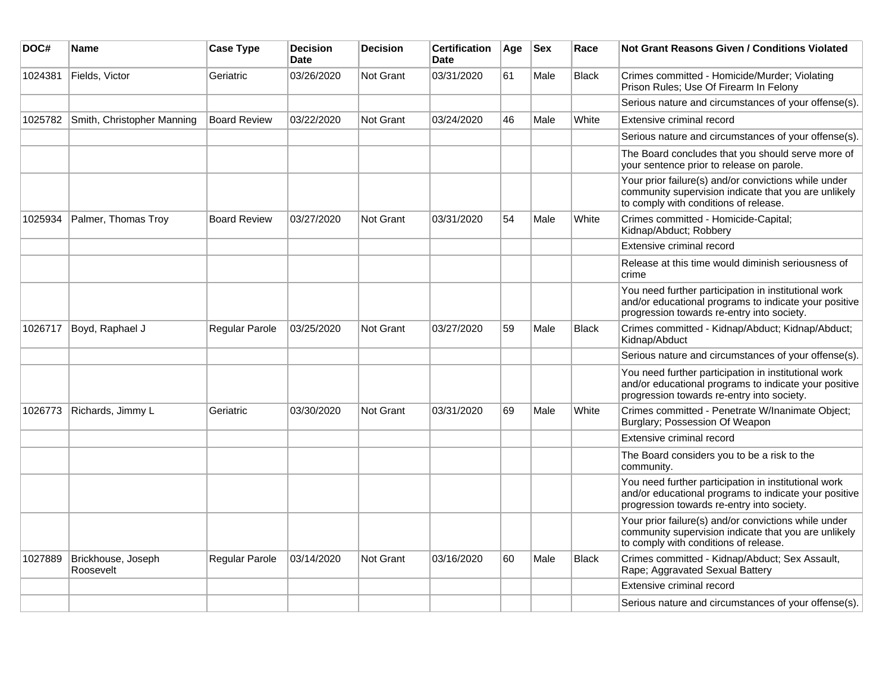| DOC# | Name | Case Type | Decision Date | Decision | Certification Date | Age | Sex | Race | Not Grant Reasons Given / Conditions Violated |
|---|---|---|---|---|---|---|---|---|---|
| 1024381 | Fields, Victor | Geriatric | 03/26/2020 | Not Grant | 03/31/2020 | 61 | Male | Black | Crimes committed - Homicide/Murder; Violating Prison Rules; Use Of Firearm In Felony |
| | | | | | | | | | Serious nature and circumstances of your offense(s). |
| 1025782 | Smith, Christopher Manning | Board Review | 03/22/2020 | Not Grant | 03/24/2020 | 46 | Male | White | Extensive criminal record |
| | | | | | | | | | Serious nature and circumstances of your offense(s). |
| | | | | | | | | | The Board concludes that you should serve more of your sentence prior to release on parole. |
| | | | | | | | | | Your prior failure(s) and/or convictions while under community supervision indicate that you are unlikely to comply with conditions of release. |
| 1025934 | Palmer, Thomas Troy | Board Review | 03/27/2020 | Not Grant | 03/31/2020 | 54 | Male | White | Crimes committed - Homicide-Capital; Kidnap/Abduct; Robbery |
| | | | | | | | | | Extensive criminal record |
| | | | | | | | | | Release at this time would diminish seriousness of crime |
| | | | | | | | | | You need further participation in institutional work and/or educational programs to indicate your positive progression towards re-entry into society. |
| 1026717 | Boyd, Raphael J | Regular Parole | 03/25/2020 | Not Grant | 03/27/2020 | 59 | Male | Black | Crimes committed - Kidnap/Abduct; Kidnap/Abduct; Kidnap/Abduct |
| | | | | | | | | | Serious nature and circumstances of your offense(s). |
| | | | | | | | | | You need further participation in institutional work and/or educational programs to indicate your positive progression towards re-entry into society. |
| 1026773 | Richards, Jimmy L | Geriatric | 03/30/2020 | Not Grant | 03/31/2020 | 69 | Male | White | Crimes committed - Penetrate W/Inanimate Object; Burglary; Possession Of Weapon |
| | | | | | | | | | Extensive criminal record |
| | | | | | | | | | The Board considers you to be a risk to the community. |
| | | | | | | | | | You need further participation in institutional work and/or educational programs to indicate your positive progression towards re-entry into society. |
| | | | | | | | | | Your prior failure(s) and/or convictions while under community supervision indicate that you are unlikely to comply with conditions of release. |
| 1027889 | Brickhouse, Joseph Roosevelt | Regular Parole | 03/14/2020 | Not Grant | 03/16/2020 | 60 | Male | Black | Crimes committed - Kidnap/Abduct; Sex Assault, Rape; Aggravated Sexual Battery |
| | | | | | | | | | Extensive criminal record |
| | | | | | | | | | Serious nature and circumstances of your offense(s). |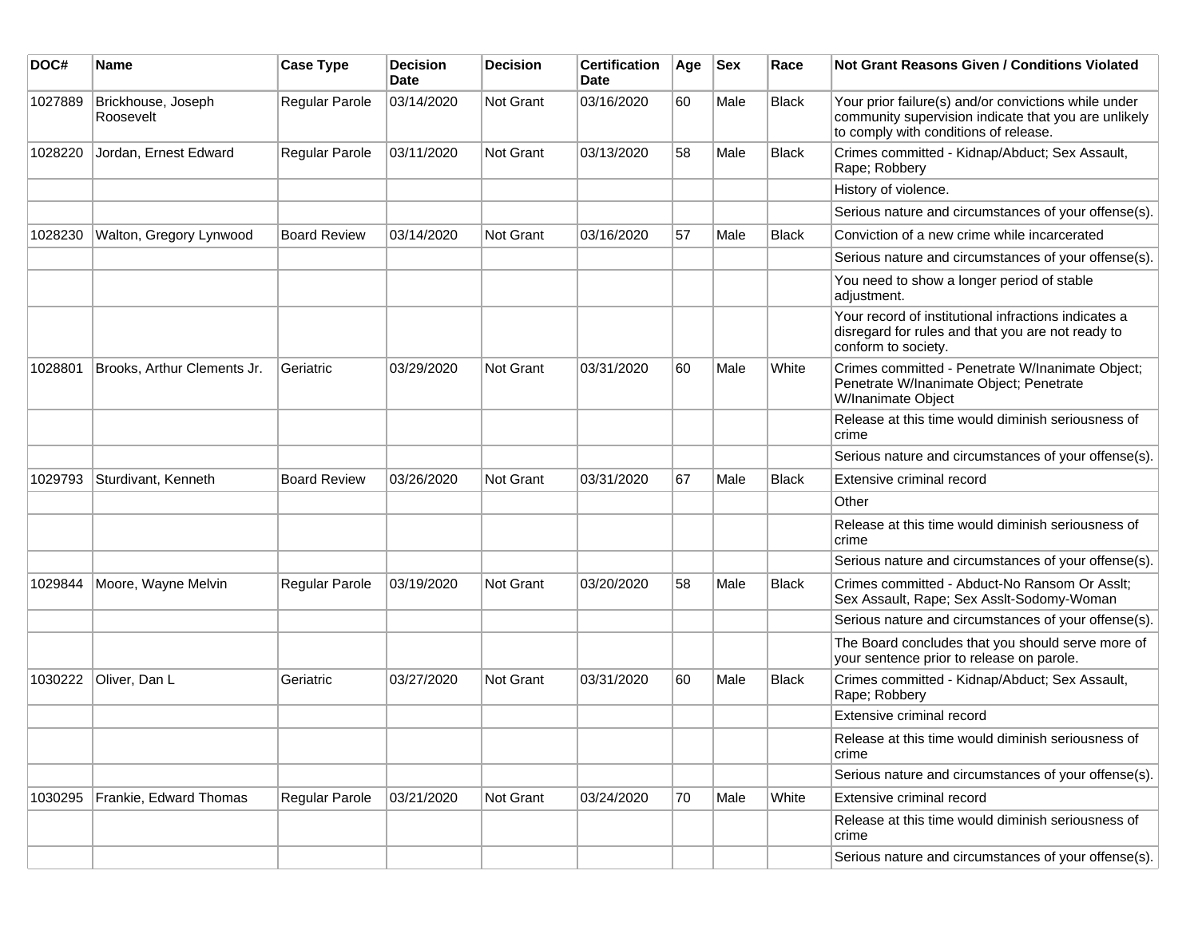| DOC# | Name | Case Type | Decision Date | Decision | Certification Date | Age | Sex | Race | Not Grant Reasons Given / Conditions Violated |
|---|---|---|---|---|---|---|---|---|---|
| 1027889 | Brickhouse, Joseph Roosevelt | Regular Parole | 03/14/2020 | Not Grant | 03/16/2020 | 60 | Male | Black | Your prior failure(s) and/or convictions while under community supervision indicate that you are unlikely to comply with conditions of release. |
| 1028220 | Jordan, Ernest Edward | Regular Parole | 03/11/2020 | Not Grant | 03/13/2020 | 58 | Male | Black | Crimes committed - Kidnap/Abduct; Sex Assault, Rape; Robbery |
| | | | | | | | | | History of violence. |
| | | | | | | | | | Serious nature and circumstances of your offense(s). |
| 1028230 | Walton, Gregory Lynwood | Board Review | 03/14/2020 | Not Grant | 03/16/2020 | 57 | Male | Black | Conviction of a new crime while incarcerated |
| | | | | | | | | | Serious nature and circumstances of your offense(s). |
| | | | | | | | | | You need to show a longer period of stable adjustment. |
| | | | | | | | | | Your record of institutional infractions indicates a disregard for rules and that you are not ready to conform to society. |
| 1028801 | Brooks, Arthur Clements Jr. | Geriatric | 03/29/2020 | Not Grant | 03/31/2020 | 60 | Male | White | Crimes committed - Penetrate W/Inanimate Object; Penetrate W/Inanimate Object; Penetrate W/Inanimate Object |
| | | | | | | | | | Release at this time would diminish seriousness of crime |
| | | | | | | | | | Serious nature and circumstances of your offense(s). |
| 1029793 | Sturdivant, Kenneth | Board Review | 03/26/2020 | Not Grant | 03/31/2020 | 67 | Male | Black | Extensive criminal record |
| | | | | | | | | | Other |
| | | | | | | | | | Release at this time would diminish seriousness of crime |
| | | | | | | | | | Serious nature and circumstances of your offense(s). |
| 1029844 | Moore, Wayne Melvin | Regular Parole | 03/19/2020 | Not Grant | 03/20/2020 | 58 | Male | Black | Crimes committed - Abduct-No Ransom Or Asslt; Sex Assault, Rape; Sex Asslt-Sodomy-Woman |
| | | | | | | | | | Serious nature and circumstances of your offense(s). |
| | | | | | | | | | The Board concludes that you should serve more of your sentence prior to release on parole. |
| 1030222 | Oliver, Dan L | Geriatric | 03/27/2020 | Not Grant | 03/31/2020 | 60 | Male | Black | Crimes committed - Kidnap/Abduct; Sex Assault, Rape; Robbery |
| | | | | | | | | | Extensive criminal record |
| | | | | | | | | | Release at this time would diminish seriousness of crime |
| | | | | | | | | | Serious nature and circumstances of your offense(s). |
| 1030295 | Frankie, Edward Thomas | Regular Parole | 03/21/2020 | Not Grant | 03/24/2020 | 70 | Male | White | Extensive criminal record |
| | | | | | | | | | Release at this time would diminish seriousness of crime |
| | | | | | | | | | Serious nature and circumstances of your offense(s). |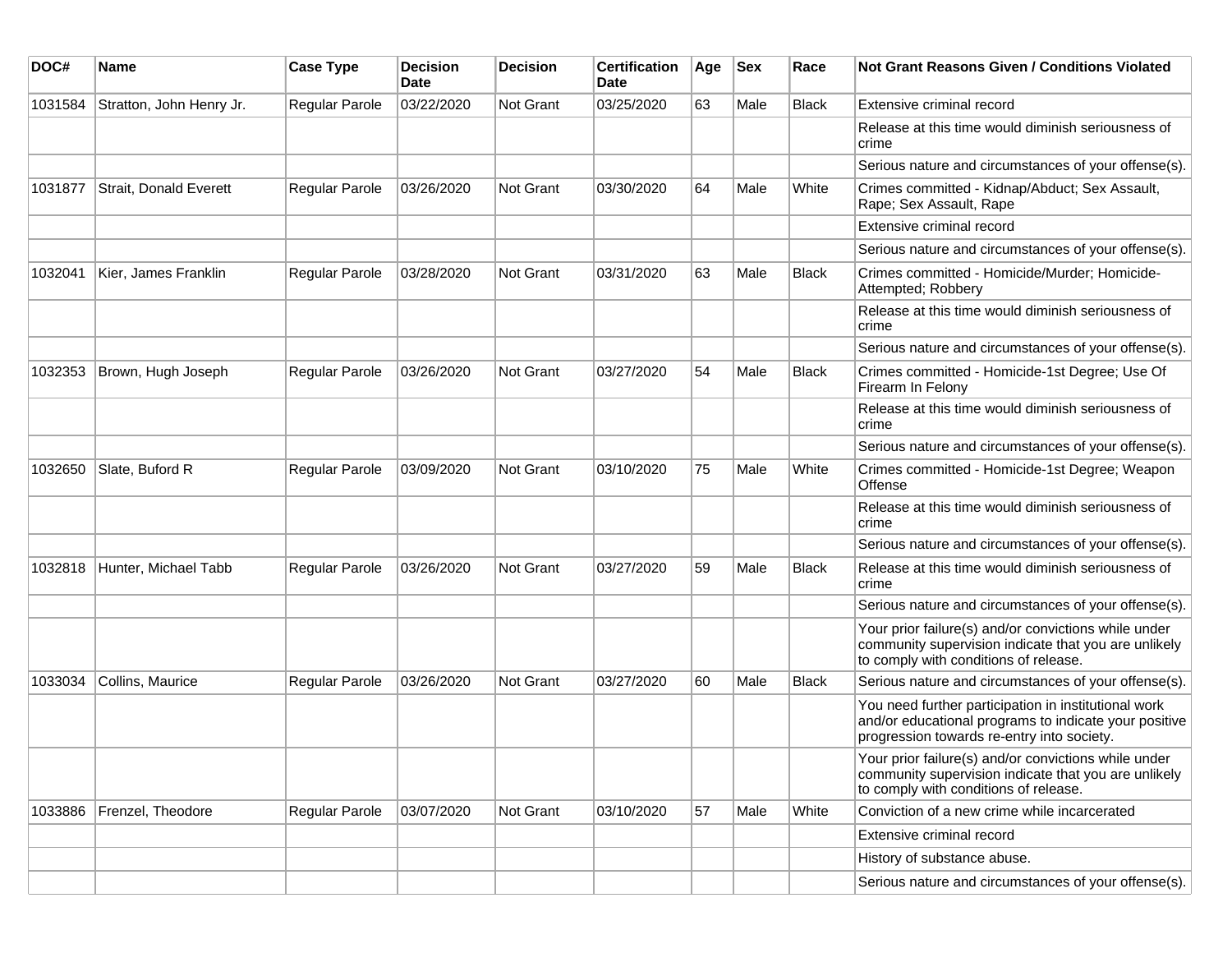| DOC# | Name | Case Type | Decision Date | Decision | Certification Date | Age | Sex | Race | Not Grant Reasons Given / Conditions Violated |
|---|---|---|---|---|---|---|---|---|---|
| 1031584 | Stratton, John Henry Jr. | Regular Parole | 03/22/2020 | Not Grant | 03/25/2020 | 63 | Male | Black | Extensive criminal record |
| | | | | | | | | | Release at this time would diminish seriousness of crime |
| | | | | | | | | | Serious nature and circumstances of your offense(s). |
| 1031877 | Strait, Donald Everett | Regular Parole | 03/26/2020 | Not Grant | 03/30/2020 | 64 | Male | White | Crimes committed - Kidnap/Abduct; Sex Assault, Rape; Sex Assault, Rape |
| | | | | | | | | | Extensive criminal record |
| | | | | | | | | | Serious nature and circumstances of your offense(s). |
| 1032041 | Kier, James Franklin | Regular Parole | 03/28/2020 | Not Grant | 03/31/2020 | 63 | Male | Black | Crimes committed - Homicide/Murder; Homicide-Attempted; Robbery |
| | | | | | | | | | Release at this time would diminish seriousness of crime |
| | | | | | | | | | Serious nature and circumstances of your offense(s). |
| 1032353 | Brown, Hugh Joseph | Regular Parole | 03/26/2020 | Not Grant | 03/27/2020 | 54 | Male | Black | Crimes committed - Homicide-1st Degree; Use Of Firearm In Felony |
| | | | | | | | | | Release at this time would diminish seriousness of crime |
| | | | | | | | | | Serious nature and circumstances of your offense(s). |
| 1032650 | Slate, Buford R | Regular Parole | 03/09/2020 | Not Grant | 03/10/2020 | 75 | Male | White | Crimes committed - Homicide-1st Degree; Weapon Offense |
| | | | | | | | | | Release at this time would diminish seriousness of crime |
| | | | | | | | | | Serious nature and circumstances of your offense(s). |
| 1032818 | Hunter, Michael Tabb | Regular Parole | 03/26/2020 | Not Grant | 03/27/2020 | 59 | Male | Black | Release at this time would diminish seriousness of crime |
| | | | | | | | | | Serious nature and circumstances of your offense(s). |
| | | | | | | | | | Your prior failure(s) and/or convictions while under community supervision indicate that you are unlikely to comply with conditions of release. |
| 1033034 | Collins, Maurice | Regular Parole | 03/26/2020 | Not Grant | 03/27/2020 | 60 | Male | Black | Serious nature and circumstances of your offense(s). |
| | | | | | | | | | You need further participation in institutional work and/or educational programs to indicate your positive progression towards re-entry into society. |
| | | | | | | | | | Your prior failure(s) and/or convictions while under community supervision indicate that you are unlikely to comply with conditions of release. |
| 1033886 | Frenzel, Theodore | Regular Parole | 03/07/2020 | Not Grant | 03/10/2020 | 57 | Male | White | Conviction of a new crime while incarcerated |
| | | | | | | | | | Extensive criminal record |
| | | | | | | | | | History of substance abuse. |
| | | | | | | | | | Serious nature and circumstances of your offense(s). |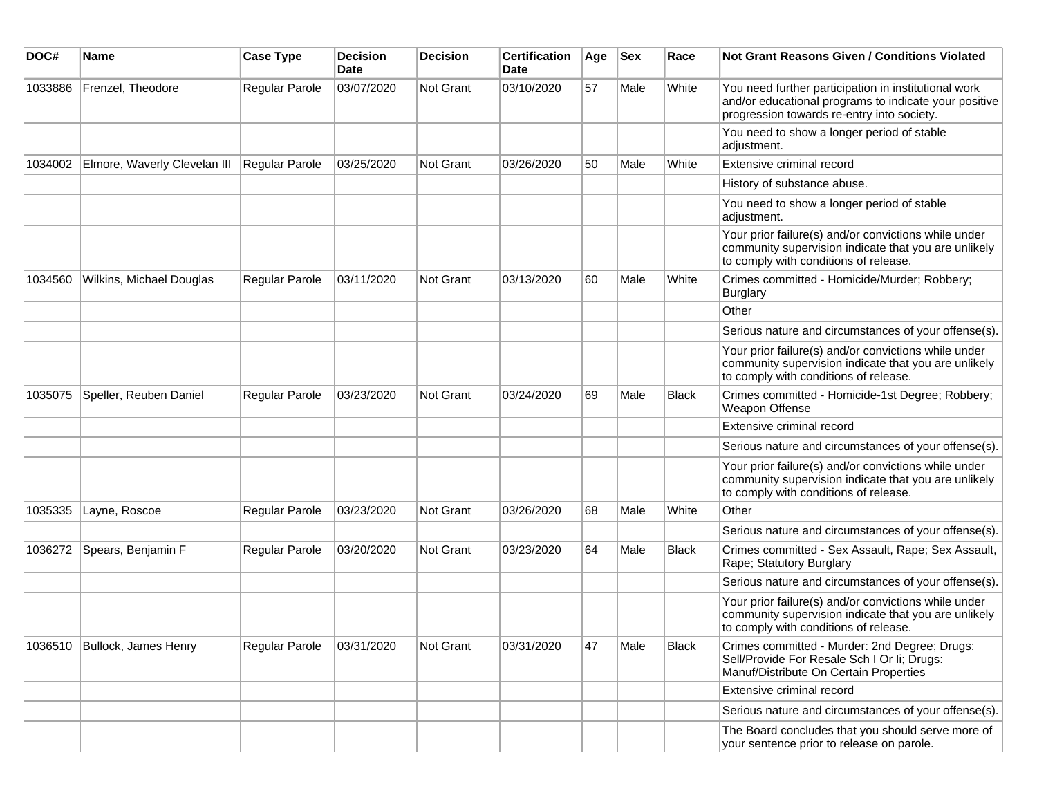| DOC# | Name | Case Type | Decision Date | Decision | Certification Date | Age | Sex | Race | Not Grant Reasons Given / Conditions Violated |
|---|---|---|---|---|---|---|---|---|---|
| 1033886 | Frenzel, Theodore | Regular Parole | 03/07/2020 | Not Grant | 03/10/2020 | 57 | Male | White | You need further participation in institutional work and/or educational programs to indicate your positive progression towards re-entry into society. |
| | | | | | | | | | You need to show a longer period of stable adjustment. |
| 1034002 | Elmore, Waverly Clevelan III | Regular Parole | 03/25/2020 | Not Grant | 03/26/2020 | 50 | Male | White | Extensive criminal record |
| | | | | | | | | | History of substance abuse. |
| | | | | | | | | | You need to show a longer period of stable adjustment. |
| | | | | | | | | | Your prior failure(s) and/or convictions while under community supervision indicate that you are unlikely to comply with conditions of release. |
| 1034560 | Wilkins, Michael Douglas | Regular Parole | 03/11/2020 | Not Grant | 03/13/2020 | 60 | Male | White | Crimes committed - Homicide/Murder; Robbery; Burglary |
| | | | | | | | | | Other |
| | | | | | | | | | Serious nature and circumstances of your offense(s). |
| | | | | | | | | | Your prior failure(s) and/or convictions while under community supervision indicate that you are unlikely to comply with conditions of release. |
| 1035075 | Speller, Reuben Daniel | Regular Parole | 03/23/2020 | Not Grant | 03/24/2020 | 69 | Male | Black | Crimes committed - Homicide-1st Degree; Robbery; Weapon Offense |
| | | | | | | | | | Extensive criminal record |
| | | | | | | | | | Serious nature and circumstances of your offense(s). |
| | | | | | | | | | Your prior failure(s) and/or convictions while under community supervision indicate that you are unlikely to comply with conditions of release. |
| 1035335 | Layne, Roscoe | Regular Parole | 03/23/2020 | Not Grant | 03/26/2020 | 68 | Male | White | Other |
| | | | | | | | | | Serious nature and circumstances of your offense(s). |
| 1036272 | Spears, Benjamin F | Regular Parole | 03/20/2020 | Not Grant | 03/23/2020 | 64 | Male | Black | Crimes committed - Sex Assault, Rape; Sex Assault, Rape; Statutory Burglary |
| | | | | | | | | | Serious nature and circumstances of your offense(s). |
| | | | | | | | | | Your prior failure(s) and/or convictions while under community supervision indicate that you are unlikely to comply with conditions of release. |
| 1036510 | Bullock, James Henry | Regular Parole | 03/31/2020 | Not Grant | 03/31/2020 | 47 | Male | Black | Crimes committed - Murder: 2nd Degree; Drugs: Sell/Provide For Resale Sch I Or Ii; Drugs: Manuf/Distribute On Certain Properties |
| | | | | | | | | | Extensive criminal record |
| | | | | | | | | | Serious nature and circumstances of your offense(s). |
| | | | | | | | | | The Board concludes that you should serve more of your sentence prior to release on parole. |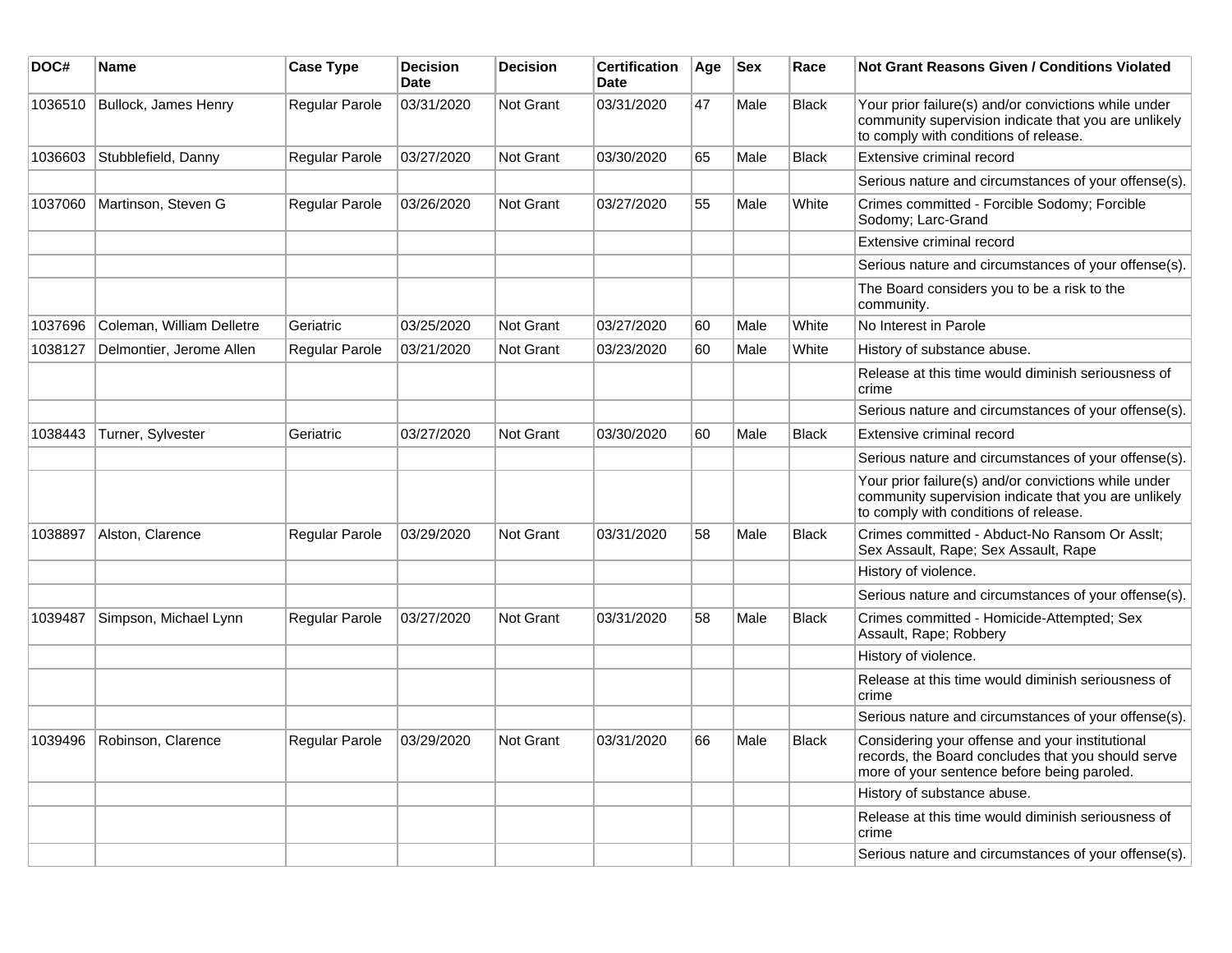| DOC# | Name | Case Type | Decision Date | Decision | Certification Date | Age | Sex | Race | Not Grant Reasons Given / Conditions Violated |
|---|---|---|---|---|---|---|---|---|---|
| 1036510 | Bullock, James Henry | Regular Parole | 03/31/2020 | Not Grant | 03/31/2020 | 47 | Male | Black | Your prior failure(s) and/or convictions while under community supervision indicate that you are unlikely to comply with conditions of release. |
| 1036603 | Stubblefield, Danny | Regular Parole | 03/27/2020 | Not Grant | 03/30/2020 | 65 | Male | Black | Extensive criminal record |
| | | | | | | | | | Serious nature and circumstances of your offense(s). |
| 1037060 | Martinson, Steven G | Regular Parole | 03/26/2020 | Not Grant | 03/27/2020 | 55 | Male | White | Crimes committed - Forcible Sodomy; Forcible Sodomy; Larc-Grand |
| | | | | | | | | | Extensive criminal record |
| | | | | | | | | | Serious nature and circumstances of your offense(s). |
| | | | | | | | | | The Board considers you to be a risk to the community. |
| 1037696 | Coleman, William Delletre | Geriatric | 03/25/2020 | Not Grant | 03/27/2020 | 60 | Male | White | No Interest in Parole |
| 1038127 | Delmontier, Jerome Allen | Regular Parole | 03/21/2020 | Not Grant | 03/23/2020 | 60 | Male | White | History of substance abuse. |
| | | | | | | | | | Release at this time would diminish seriousness of crime |
| | | | | | | | | | Serious nature and circumstances of your offense(s). |
| 1038443 | Turner, Sylvester | Geriatric | 03/27/2020 | Not Grant | 03/30/2020 | 60 | Male | Black | Extensive criminal record |
| | | | | | | | | | Serious nature and circumstances of your offense(s). |
| | | | | | | | | | Your prior failure(s) and/or convictions while under community supervision indicate that you are unlikely to comply with conditions of release. |
| 1038897 | Alston, Clarence | Regular Parole | 03/29/2020 | Not Grant | 03/31/2020 | 58 | Male | Black | Crimes committed - Abduct-No Ransom Or Asslt; Sex Assault, Rape; Sex Assault, Rape |
| | | | | | | | | | History of violence. |
| | | | | | | | | | Serious nature and circumstances of your offense(s). |
| 1039487 | Simpson, Michael Lynn | Regular Parole | 03/27/2020 | Not Grant | 03/31/2020 | 58 | Male | Black | Crimes committed - Homicide-Attempted; Sex Assault, Rape; Robbery |
| | | | | | | | | | History of violence. |
| | | | | | | | | | Release at this time would diminish seriousness of crime |
| | | | | | | | | | Serious nature and circumstances of your offense(s). |
| 1039496 | Robinson, Clarence | Regular Parole | 03/29/2020 | Not Grant | 03/31/2020 | 66 | Male | Black | Considering your offense and your institutional records, the Board concludes that you should serve more of your sentence before being paroled. |
| | | | | | | | | | History of substance abuse. |
| | | | | | | | | | Release at this time would diminish seriousness of crime |
| | | | | | | | | | Serious nature and circumstances of your offense(s). |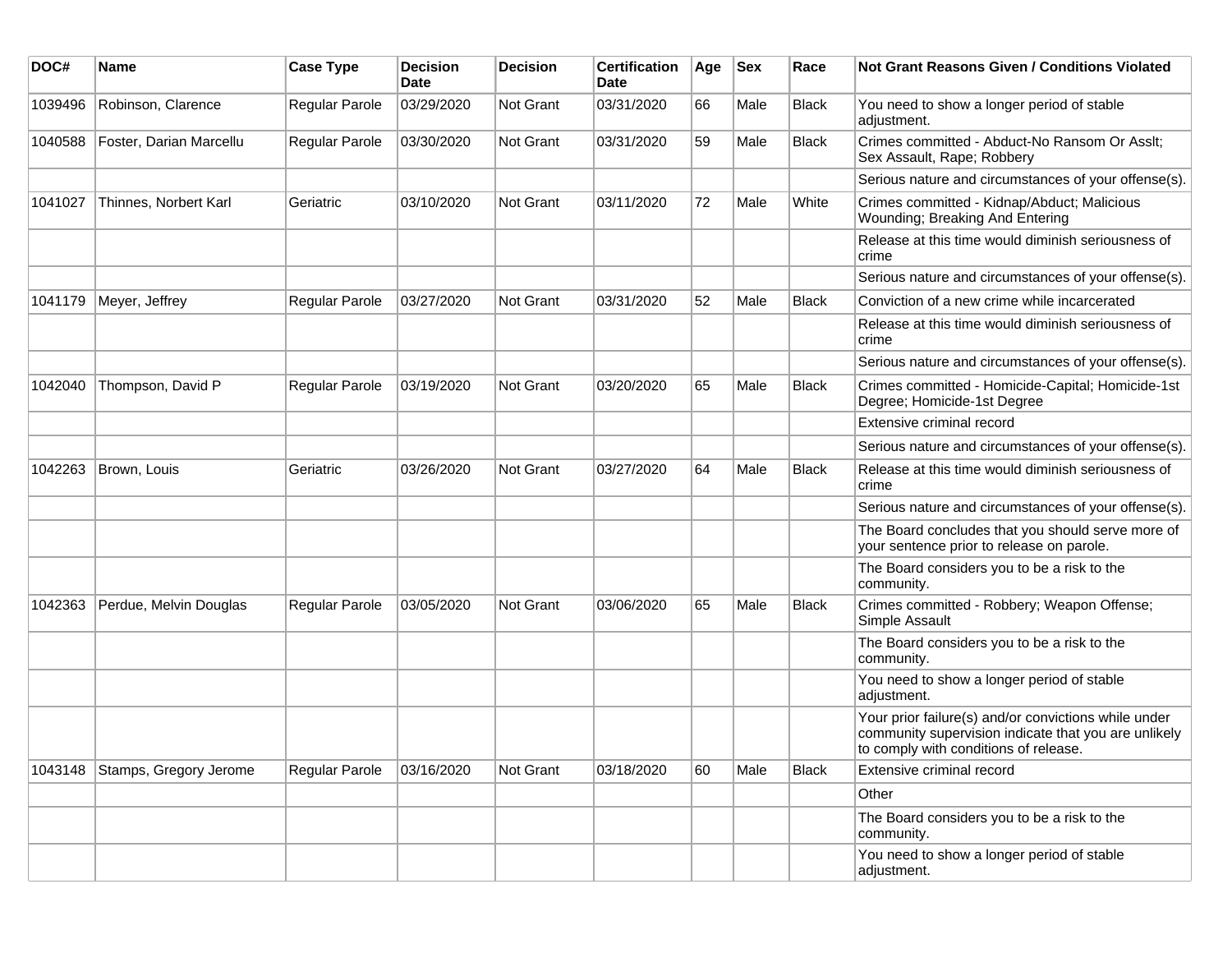| DOC# | Name | Case Type | Decision Date | Decision | Certification Date | Age | Sex | Race | Not Grant Reasons Given / Conditions Violated |
|---|---|---|---|---|---|---|---|---|---|
| 1039496 | Robinson, Clarence | Regular Parole | 03/29/2020 | Not Grant | 03/31/2020 | 66 | Male | Black | You need to show a longer period of stable adjustment. |
| 1040588 | Foster, Darian Marcellu | Regular Parole | 03/30/2020 | Not Grant | 03/31/2020 | 59 | Male | Black | Crimes committed - Abduct-No Ransom Or Asslt; Sex Assault, Rape; Robbery |
| | | | | | | | | | Serious nature and circumstances of your offense(s). |
| 1041027 | Thinnes, Norbert Karl | Geriatric | 03/10/2020 | Not Grant | 03/11/2020 | 72 | Male | White | Crimes committed - Kidnap/Abduct; Malicious Wounding; Breaking And Entering |
| | | | | | | | | | Release at this time would diminish seriousness of crime |
| | | | | | | | | | Serious nature and circumstances of your offense(s). |
| 1041179 | Meyer, Jeffrey | Regular Parole | 03/27/2020 | Not Grant | 03/31/2020 | 52 | Male | Black | Conviction of a new crime while incarcerated |
| | | | | | | | | | Release at this time would diminish seriousness of crime |
| | | | | | | | | | Serious nature and circumstances of your offense(s). |
| 1042040 | Thompson, David P | Regular Parole | 03/19/2020 | Not Grant | 03/20/2020 | 65 | Male | Black | Crimes committed - Homicide-Capital; Homicide-1st Degree; Homicide-1st Degree |
| | | | | | | | | | Extensive criminal record |
| | | | | | | | | | Serious nature and circumstances of your offense(s). |
| 1042263 | Brown, Louis | Geriatric | 03/26/2020 | Not Grant | 03/27/2020 | 64 | Male | Black | Release at this time would diminish seriousness of crime |
| | | | | | | | | | Serious nature and circumstances of your offense(s). |
| | | | | | | | | | The Board concludes that you should serve more of your sentence prior to release on parole. |
| | | | | | | | | | The Board considers you to be a risk to the community. |
| 1042363 | Perdue, Melvin Douglas | Regular Parole | 03/05/2020 | Not Grant | 03/06/2020 | 65 | Male | Black | Crimes committed - Robbery; Weapon Offense; Simple Assault |
| | | | | | | | | | The Board considers you to be a risk to the community. |
| | | | | | | | | | You need to show a longer period of stable adjustment. |
| | | | | | | | | | Your prior failure(s) and/or convictions while under community supervision indicate that you are unlikely to comply with conditions of release. |
| 1043148 | Stamps, Gregory Jerome | Regular Parole | 03/16/2020 | Not Grant | 03/18/2020 | 60 | Male | Black | Extensive criminal record |
| | | | | | | | | | Other |
| | | | | | | | | | The Board considers you to be a risk to the community. |
| | | | | | | | | | You need to show a longer period of stable adjustment. |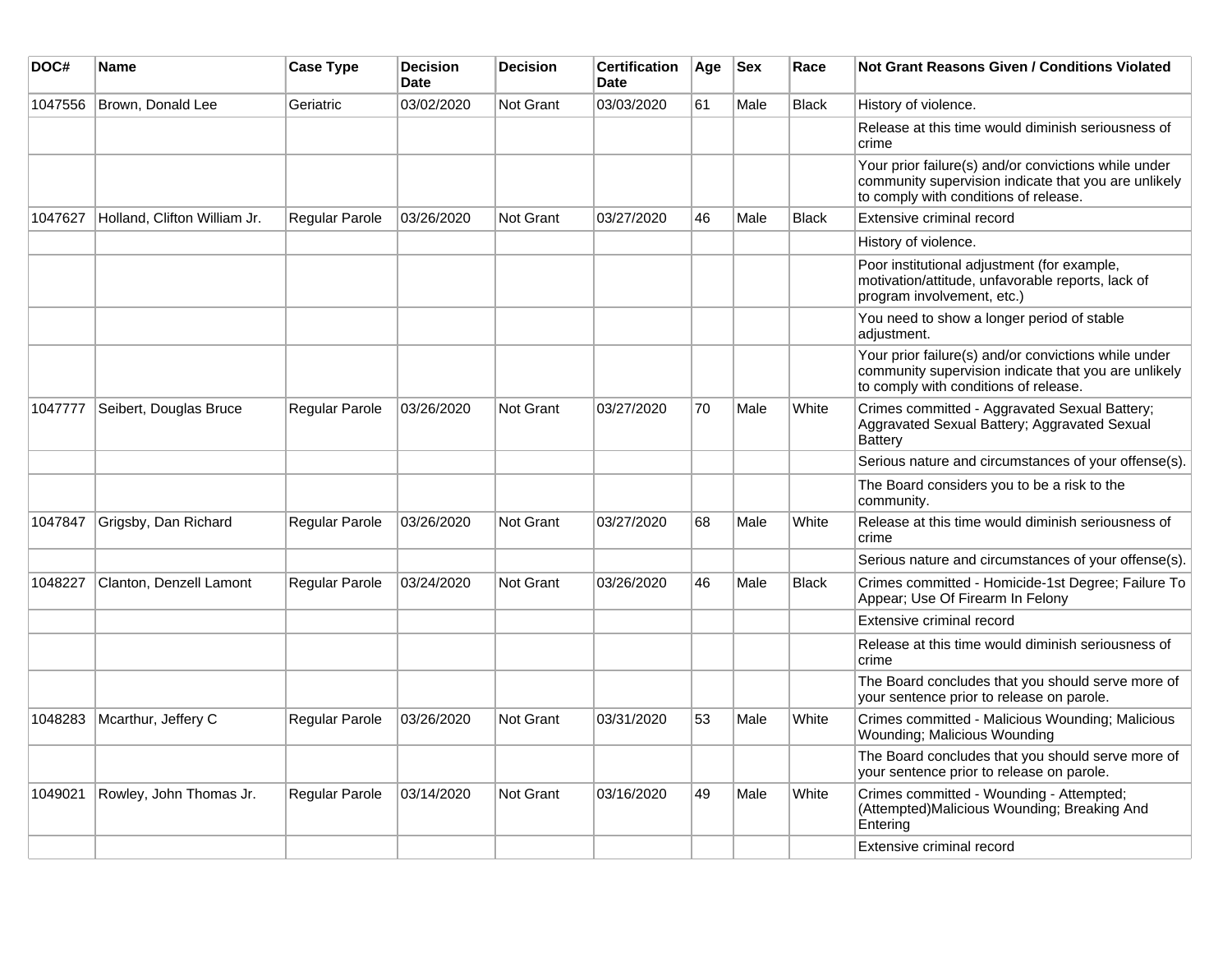| DOC# | Name | Case Type | Decision Date | Decision | Certification Date | Age | Sex | Race | Not Grant Reasons Given / Conditions Violated |
|---|---|---|---|---|---|---|---|---|---|
| 1047556 | Brown, Donald Lee | Geriatric | 03/02/2020 | Not Grant | 03/03/2020 | 61 | Male | Black | History of violence. |
| | | | | | | | | | Release at this time would diminish seriousness of crime |
| | | | | | | | | | Your prior failure(s) and/or convictions while under community supervision indicate that you are unlikely to comply with conditions of release. |
| 1047627 | Holland, Clifton William Jr. | Regular Parole | 03/26/2020 | Not Grant | 03/27/2020 | 46 | Male | Black | Extensive criminal record |
| | | | | | | | | | History of violence. |
| | | | | | | | | | Poor institutional adjustment (for example, motivation/attitude, unfavorable reports, lack of program involvement, etc.) |
| | | | | | | | | | You need to show a longer period of stable adjustment. |
| | | | | | | | | | Your prior failure(s) and/or convictions while under community supervision indicate that you are unlikely to comply with conditions of release. |
| 1047777 | Seibert, Douglas Bruce | Regular Parole | 03/26/2020 | Not Grant | 03/27/2020 | 70 | Male | White | Crimes committed - Aggravated Sexual Battery; Aggravated Sexual Battery; Aggravated Sexual Battery |
| | | | | | | | | | Serious nature and circumstances of your offense(s). |
| | | | | | | | | | The Board considers you to be a risk to the community. |
| 1047847 | Grigsby, Dan Richard | Regular Parole | 03/26/2020 | Not Grant | 03/27/2020 | 68 | Male | White | Release at this time would diminish seriousness of crime |
| | | | | | | | | | Serious nature and circumstances of your offense(s). |
| 1048227 | Clanton, Denzell Lamont | Regular Parole | 03/24/2020 | Not Grant | 03/26/2020 | 46 | Male | Black | Crimes committed - Homicide-1st Degree; Failure To Appear; Use Of Firearm In Felony |
| | | | | | | | | | Extensive criminal record |
| | | | | | | | | | Release at this time would diminish seriousness of crime |
| | | | | | | | | | The Board concludes that you should serve more of your sentence prior to release on parole. |
| 1048283 | Mcarthur, Jeffery C | Regular Parole | 03/26/2020 | Not Grant | 03/31/2020 | 53 | Male | White | Crimes committed - Malicious Wounding; Malicious Wounding; Malicious Wounding |
| | | | | | | | | | The Board concludes that you should serve more of your sentence prior to release on parole. |
| 1049021 | Rowley, John Thomas Jr. | Regular Parole | 03/14/2020 | Not Grant | 03/16/2020 | 49 | Male | White | Crimes committed - Wounding - Attempted; (Attempted)Malicious Wounding; Breaking And Entering |
| | | | | | | | | | Extensive criminal record |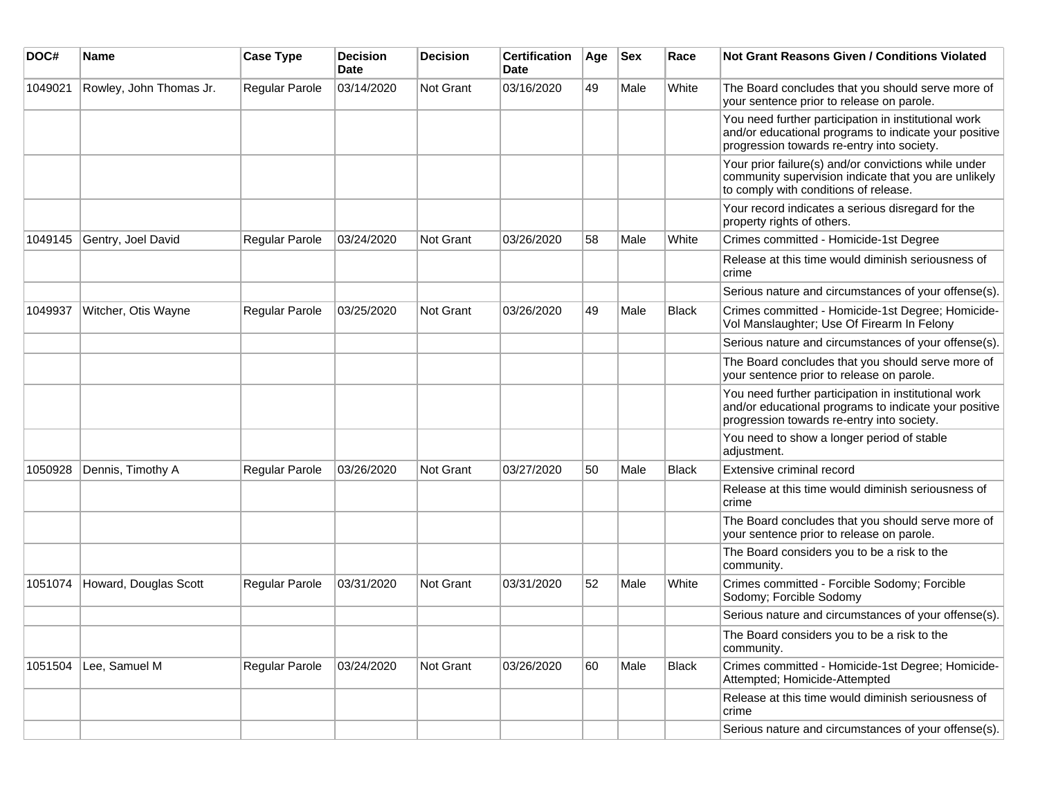| DOC# | Name | Case Type | Decision Date | Decision | Certification Date | Age | Sex | Race | Not Grant Reasons Given / Conditions Violated |
|---|---|---|---|---|---|---|---|---|---|
| 1049021 | Rowley, John Thomas Jr. | Regular Parole | 03/14/2020 | Not Grant | 03/16/2020 | 49 | Male | White | The Board concludes that you should serve more of your sentence prior to release on parole. |
| | | | | | | | | | You need further participation in institutional work and/or educational programs to indicate your positive progression towards re-entry into society. |
| | | | | | | | | | Your prior failure(s) and/or convictions while under community supervision indicate that you are unlikely to comply with conditions of release. |
| | | | | | | | | | Your record indicates a serious disregard for the property rights of others. |
| 1049145 | Gentry, Joel David | Regular Parole | 03/24/2020 | Not Grant | 03/26/2020 | 58 | Male | White | Crimes committed - Homicide-1st Degree |
| | | | | | | | | | Release at this time would diminish seriousness of crime |
| | | | | | | | | | Serious nature and circumstances of your offense(s). |
| 1049937 | Witcher, Otis Wayne | Regular Parole | 03/25/2020 | Not Grant | 03/26/2020 | 49 | Male | Black | Crimes committed - Homicide-1st Degree; Homicide-Vol Manslaughter; Use Of Firearm In Felony |
| | | | | | | | | | Serious nature and circumstances of your offense(s). |
| | | | | | | | | | The Board concludes that you should serve more of your sentence prior to release on parole. |
| | | | | | | | | | You need further participation in institutional work and/or educational programs to indicate your positive progression towards re-entry into society. |
| | | | | | | | | | You need to show a longer period of stable adjustment. |
| 1050928 | Dennis, Timothy A | Regular Parole | 03/26/2020 | Not Grant | 03/27/2020 | 50 | Male | Black | Extensive criminal record |
| | | | | | | | | | Release at this time would diminish seriousness of crime |
| | | | | | | | | | The Board concludes that you should serve more of your sentence prior to release on parole. |
| | | | | | | | | | The Board considers you to be a risk to the community. |
| 1051074 | Howard, Douglas Scott | Regular Parole | 03/31/2020 | Not Grant | 03/31/2020 | 52 | Male | White | Crimes committed - Forcible Sodomy; Forcible Sodomy; Forcible Sodomy |
| | | | | | | | | | Serious nature and circumstances of your offense(s). |
| | | | | | | | | | The Board considers you to be a risk to the community. |
| 1051504 | Lee, Samuel M | Regular Parole | 03/24/2020 | Not Grant | 03/26/2020 | 60 | Male | Black | Crimes committed - Homicide-1st Degree; Homicide-Attempted; Homicide-Attempted |
| | | | | | | | | | Release at this time would diminish seriousness of crime |
| | | | | | | | | | Serious nature and circumstances of your offense(s). |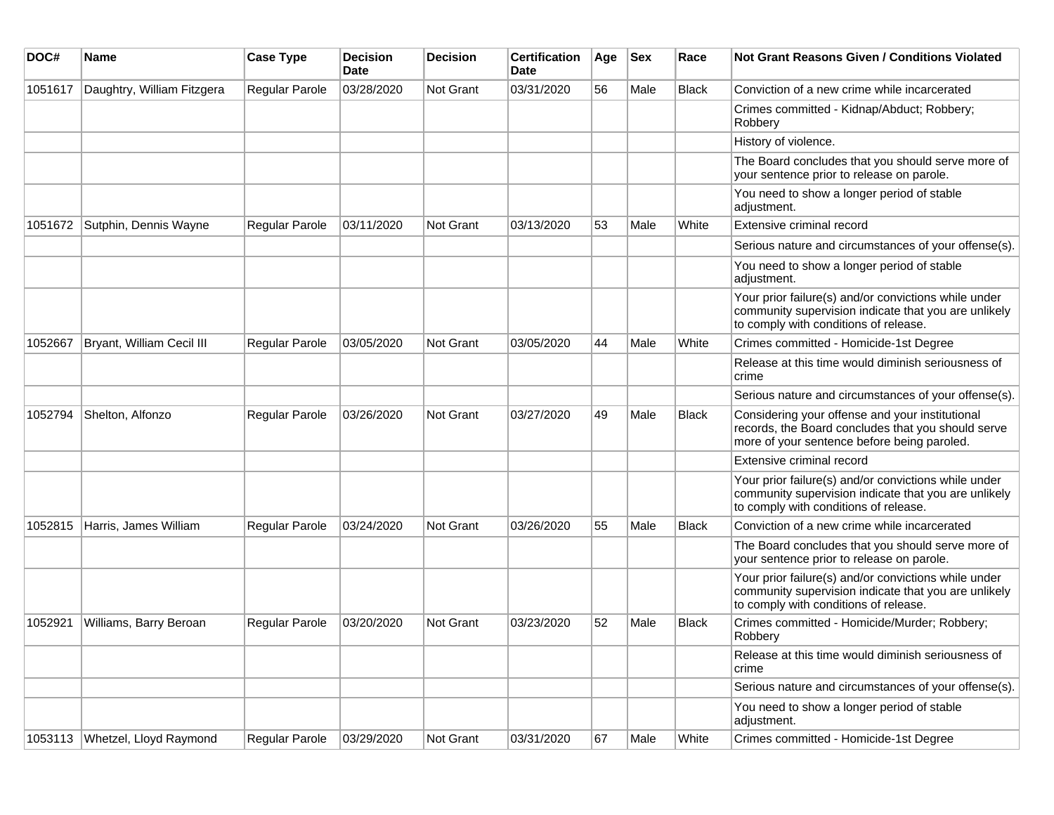| DOC# | Name | Case Type | Decision Date | Decision | Certification Date | Age | Sex | Race | Not Grant Reasons Given / Conditions Violated |
|---|---|---|---|---|---|---|---|---|---|
| 1051617 | Daughtry, William Fitzgera | Regular Parole | 03/28/2020 | Not Grant | 03/31/2020 | 56 | Male | Black | Conviction of a new crime while incarcerated |
| | | | | | | | | | Crimes committed - Kidnap/Abduct; Robbery; Robbery |
| | | | | | | | | | History of violence. |
| | | | | | | | | | The Board concludes that you should serve more of your sentence prior to release on parole. |
| | | | | | | | | | You need to show a longer period of stable adjustment. |
| 1051672 | Sutphin, Dennis Wayne | Regular Parole | 03/11/2020 | Not Grant | 03/13/2020 | 53 | Male | White | Extensive criminal record |
| | | | | | | | | | Serious nature and circumstances of your offense(s). |
| | | | | | | | | | You need to show a longer period of stable adjustment. |
| | | | | | | | | | Your prior failure(s) and/or convictions while under community supervision indicate that you are unlikely to comply with conditions of release. |
| 1052667 | Bryant, William Cecil III | Regular Parole | 03/05/2020 | Not Grant | 03/05/2020 | 44 | Male | White | Crimes committed - Homicide-1st Degree |
| | | | | | | | | | Release at this time would diminish seriousness of crime |
| | | | | | | | | | Serious nature and circumstances of your offense(s). |
| 1052794 | Shelton, Alfonzo | Regular Parole | 03/26/2020 | Not Grant | 03/27/2020 | 49 | Male | Black | Considering your offense and your institutional records, the Board concludes that you should serve more of your sentence before being paroled. |
| | | | | | | | | | Extensive criminal record |
| | | | | | | | | | Your prior failure(s) and/or convictions while under community supervision indicate that you are unlikely to comply with conditions of release. |
| 1052815 | Harris, James William | Regular Parole | 03/24/2020 | Not Grant | 03/26/2020 | 55 | Male | Black | Conviction of a new crime while incarcerated |
| | | | | | | | | | The Board concludes that you should serve more of your sentence prior to release on parole. |
| | | | | | | | | | Your prior failure(s) and/or convictions while under community supervision indicate that you are unlikely to comply with conditions of release. |
| 1052921 | Williams, Barry Beroan | Regular Parole | 03/20/2020 | Not Grant | 03/23/2020 | 52 | Male | Black | Crimes committed - Homicide/Murder; Robbery; Robbery |
| | | | | | | | | | Release at this time would diminish seriousness of crime |
| | | | | | | | | | Serious nature and circumstances of your offense(s). |
| | | | | | | | | | You need to show a longer period of stable adjustment. |
| 1053113 | Whetzel, Lloyd Raymond | Regular Parole | 03/29/2020 | Not Grant | 03/31/2020 | 67 | Male | White | Crimes committed - Homicide-1st Degree |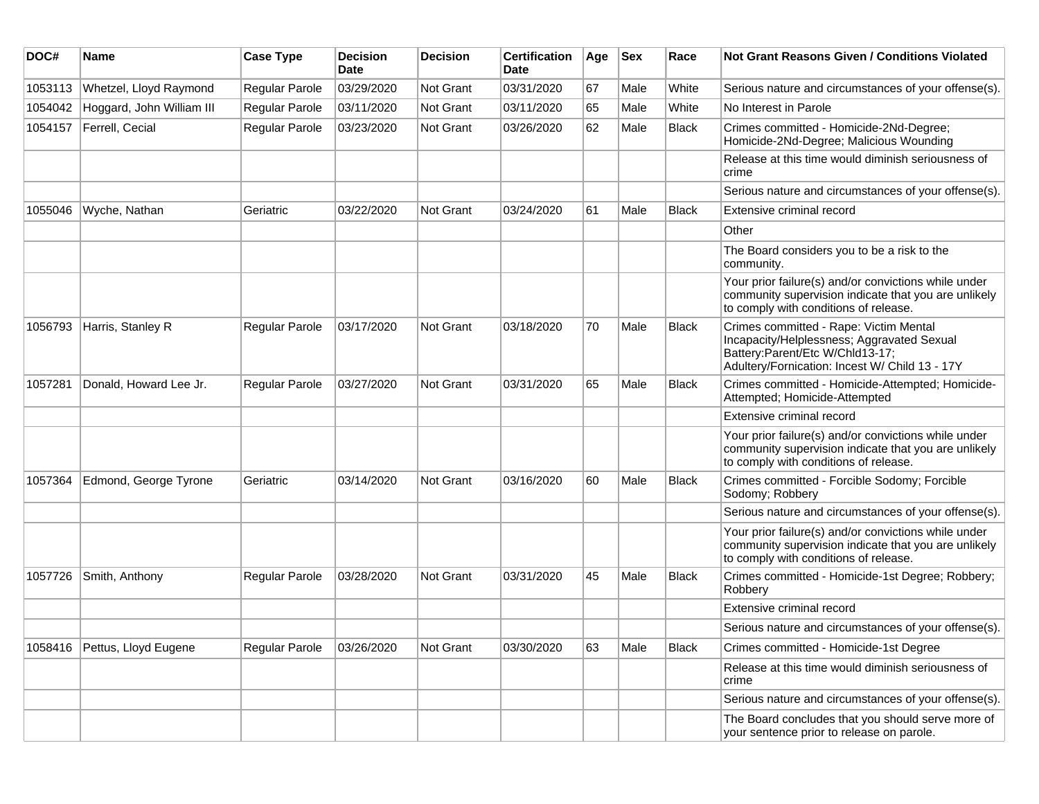| DOC# | Name | Case Type | Decision Date | Decision | Certification Date | Age | Sex | Race | Not Grant Reasons Given / Conditions Violated |
|---|---|---|---|---|---|---|---|---|---|
| 1053113 | Whetzel, Lloyd Raymond | Regular Parole | 03/29/2020 | Not Grant | 03/31/2020 | 67 | Male | White | Serious nature and circumstances of your offense(s). |
| 1054042 | Hoggard, John William III | Regular Parole | 03/11/2020 | Not Grant | 03/11/2020 | 65 | Male | White | No Interest in Parole |
| 1054157 | Ferrell, Cecial | Regular Parole | 03/23/2020 | Not Grant | 03/26/2020 | 62 | Male | Black | Crimes committed - Homicide-2Nd-Degree; Homicide-2Nd-Degree; Malicious Wounding |
| | | | | | | | | | Release at this time would diminish seriousness of crime |
| | | | | | | | | | Serious nature and circumstances of your offense(s). |
| 1055046 | Wyche, Nathan | Geriatric | 03/22/2020 | Not Grant | 03/24/2020 | 61 | Male | Black | Extensive criminal record |
| | | | | | | | | | Other |
| | | | | | | | | | The Board considers you to be a risk to the community. |
| | | | | | | | | | Your prior failure(s) and/or convictions while under community supervision indicate that you are unlikely to comply with conditions of release. |
| 1056793 | Harris, Stanley R | Regular Parole | 03/17/2020 | Not Grant | 03/18/2020 | 70 | Male | Black | Crimes committed - Rape: Victim Mental Incapacity/Helplessness; Aggravated Sexual Battery:Parent/Etc W/Chld13-17; Adultery/Fornication: Incest W/ Child 13 - 17Y |
| 1057281 | Donald, Howard Lee Jr. | Regular Parole | 03/27/2020 | Not Grant | 03/31/2020 | 65 | Male | Black | Crimes committed - Homicide-Attempted; Homicide-Attempted; Homicide-Attempted |
| | | | | | | | | | Extensive criminal record |
| | | | | | | | | | Your prior failure(s) and/or convictions while under community supervision indicate that you are unlikely to comply with conditions of release. |
| 1057364 | Edmond, George Tyrone | Geriatric | 03/14/2020 | Not Grant | 03/16/2020 | 60 | Male | Black | Crimes committed - Forcible Sodomy; Forcible Sodomy; Robbery |
| | | | | | | | | | Serious nature and circumstances of your offense(s). |
| | | | | | | | | | Your prior failure(s) and/or convictions while under community supervision indicate that you are unlikely to comply with conditions of release. |
| 1057726 | Smith, Anthony | Regular Parole | 03/28/2020 | Not Grant | 03/31/2020 | 45 | Male | Black | Crimes committed - Homicide-1st Degree; Robbery; Robbery |
| | | | | | | | | | Extensive criminal record |
| | | | | | | | | | Serious nature and circumstances of your offense(s). |
| 1058416 | Pettus, Lloyd Eugene | Regular Parole | 03/26/2020 | Not Grant | 03/30/2020 | 63 | Male | Black | Crimes committed - Homicide-1st Degree |
| | | | | | | | | | Release at this time would diminish seriousness of crime |
| | | | | | | | | | Serious nature and circumstances of your offense(s). |
| | | | | | | | | | The Board concludes that you should serve more of your sentence prior to release on parole. |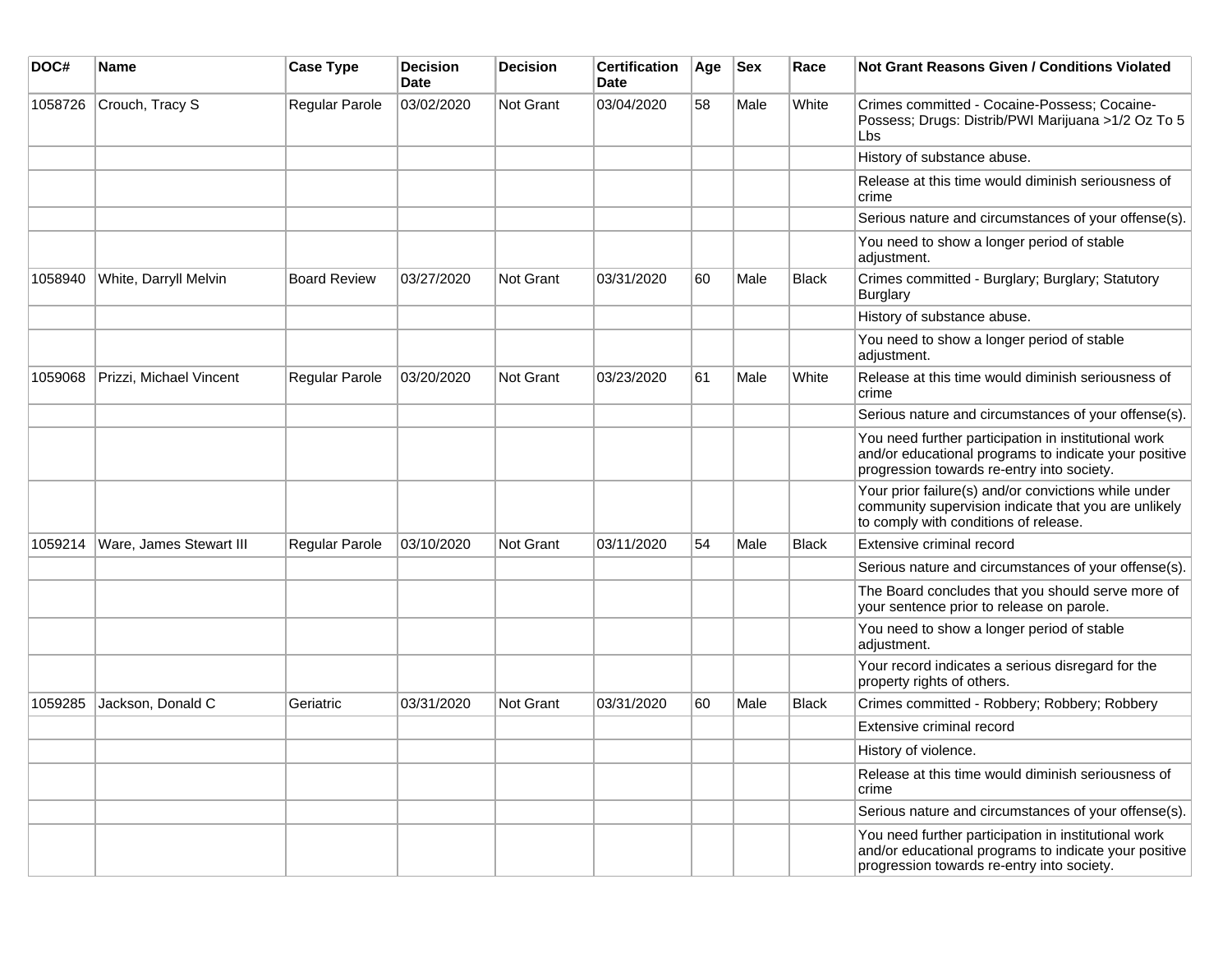| DOC# | Name | Case Type | Decision Date | Decision | Certification Date | Age | Sex | Race | Not Grant Reasons Given / Conditions Violated |
|---|---|---|---|---|---|---|---|---|---|
| 1058726 | Crouch, Tracy S | Regular Parole | 03/02/2020 | Not Grant | 03/04/2020 | 58 | Male | White | Crimes committed - Cocaine-Possess; Cocaine-Possess; Drugs: Distrib/PWI Marijuana >1/2 Oz To 5 Lbs |
| | | | | | | | | | History of substance abuse. |
| | | | | | | | | | Release at this time would diminish seriousness of crime |
| | | | | | | | | | Serious nature and circumstances of your offense(s). |
| | | | | | | | | | You need to show a longer period of stable adjustment. |
| 1058940 | White, Darryll Melvin | Board Review | 03/27/2020 | Not Grant | 03/31/2020 | 60 | Male | Black | Crimes committed - Burglary; Burglary; Statutory Burglary |
| | | | | | | | | | History of substance abuse. |
| | | | | | | | | | You need to show a longer period of stable adjustment. |
| 1059068 | Prizzi, Michael Vincent | Regular Parole | 03/20/2020 | Not Grant | 03/23/2020 | 61 | Male | White | Release at this time would diminish seriousness of crime |
| | | | | | | | | | Serious nature and circumstances of your offense(s). |
| | | | | | | | | | You need further participation in institutional work and/or educational programs to indicate your positive progression towards re-entry into society. |
| | | | | | | | | | Your prior failure(s) and/or convictions while under community supervision indicate that you are unlikely to comply with conditions of release. |
| 1059214 | Ware, James Stewart III | Regular Parole | 03/10/2020 | Not Grant | 03/11/2020 | 54 | Male | Black | Extensive criminal record |
| | | | | | | | | | Serious nature and circumstances of your offense(s). |
| | | | | | | | | | The Board concludes that you should serve more of your sentence prior to release on parole. |
| | | | | | | | | | You need to show a longer period of stable adjustment. |
| | | | | | | | | | Your record indicates a serious disregard for the property rights of others. |
| 1059285 | Jackson, Donald C | Geriatric | 03/31/2020 | Not Grant | 03/31/2020 | 60 | Male | Black | Crimes committed - Robbery; Robbery; Robbery |
| | | | | | | | | | Extensive criminal record |
| | | | | | | | | | History of violence. |
| | | | | | | | | | Release at this time would diminish seriousness of crime |
| | | | | | | | | | Serious nature and circumstances of your offense(s). |
| | | | | | | | | | You need further participation in institutional work and/or educational programs to indicate your positive progression towards re-entry into society. |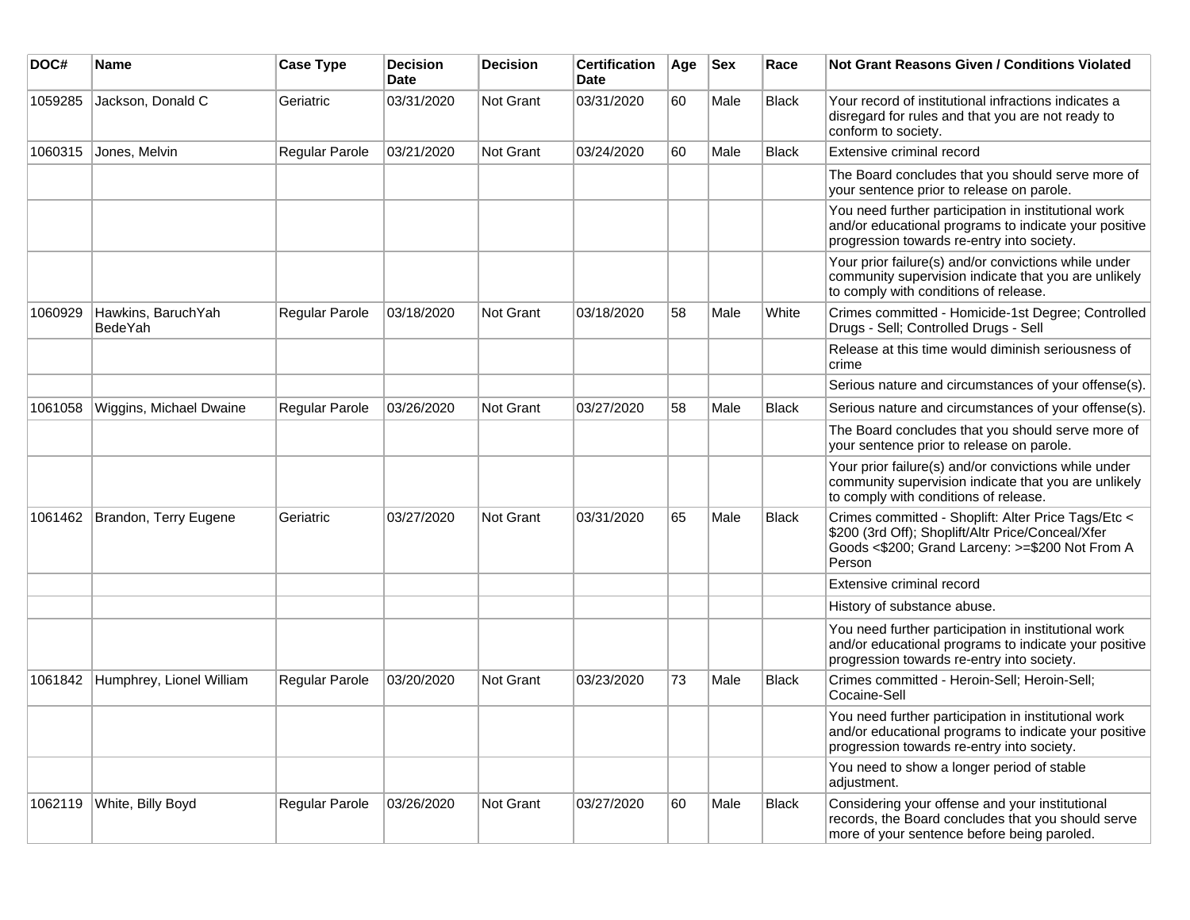| DOC# | Name | Case Type | Decision Date | Decision | Certification Date | Age | Sex | Race | Not Grant Reasons Given / Conditions Violated |
|---|---|---|---|---|---|---|---|---|---|
| 1059285 | Jackson, Donald C | Geriatric | 03/31/2020 | Not Grant | 03/31/2020 | 60 | Male | Black | Your record of institutional infractions indicates a disregard for rules and that you are not ready to conform to society. |
| 1060315 | Jones, Melvin | Regular Parole | 03/21/2020 | Not Grant | 03/24/2020 | 60 | Male | Black | Extensive criminal record |
| | | | | | | | | | The Board concludes that you should serve more of your sentence prior to release on parole. |
| | | | | | | | | | You need further participation in institutional work and/or educational programs to indicate your positive progression towards re-entry into society. |
| | | | | | | | | | Your prior failure(s) and/or convictions while under community supervision indicate that you are unlikely to comply with conditions of release. |
| 1060929 | Hawkins, BaruchYah BedeYah | Regular Parole | 03/18/2020 | Not Grant | 03/18/2020 | 58 | Male | White | Crimes committed - Homicide-1st Degree; Controlled Drugs - Sell; Controlled Drugs - Sell |
| | | | | | | | | | Release at this time would diminish seriousness of crime |
| | | | | | | | | | Serious nature and circumstances of your offense(s). |
| 1061058 | Wiggins, Michael Dwaine | Regular Parole | 03/26/2020 | Not Grant | 03/27/2020 | 58 | Male | Black | Serious nature and circumstances of your offense(s). |
| | | | | | | | | | The Board concludes that you should serve more of your sentence prior to release on parole. |
| | | | | | | | | | Your prior failure(s) and/or convictions while under community supervision indicate that you are unlikely to comply with conditions of release. |
| 1061462 | Brandon, Terry Eugene | Geriatric | 03/27/2020 | Not Grant | 03/31/2020 | 65 | Male | Black | Crimes committed - Shoplift: Alter Price Tags/Etc < $200 (3rd Off); Shoplift/Altr Price/Conceal/Xfer Goods <$200; Grand Larceny: >=$200 Not From A Person |
| | | | | | | | | | Extensive criminal record |
| | | | | | | | | | History of substance abuse. |
| | | | | | | | | | You need further participation in institutional work and/or educational programs to indicate your positive progression towards re-entry into society. |
| 1061842 | Humphrey, Lionel William | Regular Parole | 03/20/2020 | Not Grant | 03/23/2020 | 73 | Male | Black | Crimes committed - Heroin-Sell; Heroin-Sell; Cocaine-Sell |
| | | | | | | | | | You need further participation in institutional work and/or educational programs to indicate your positive progression towards re-entry into society. |
| | | | | | | | | | You need to show a longer period of stable adjustment. |
| 1062119 | White, Billy Boyd | Regular Parole | 03/26/2020 | Not Grant | 03/27/2020 | 60 | Male | Black | Considering your offense and your institutional records, the Board concludes that you should serve more of your sentence before being paroled. |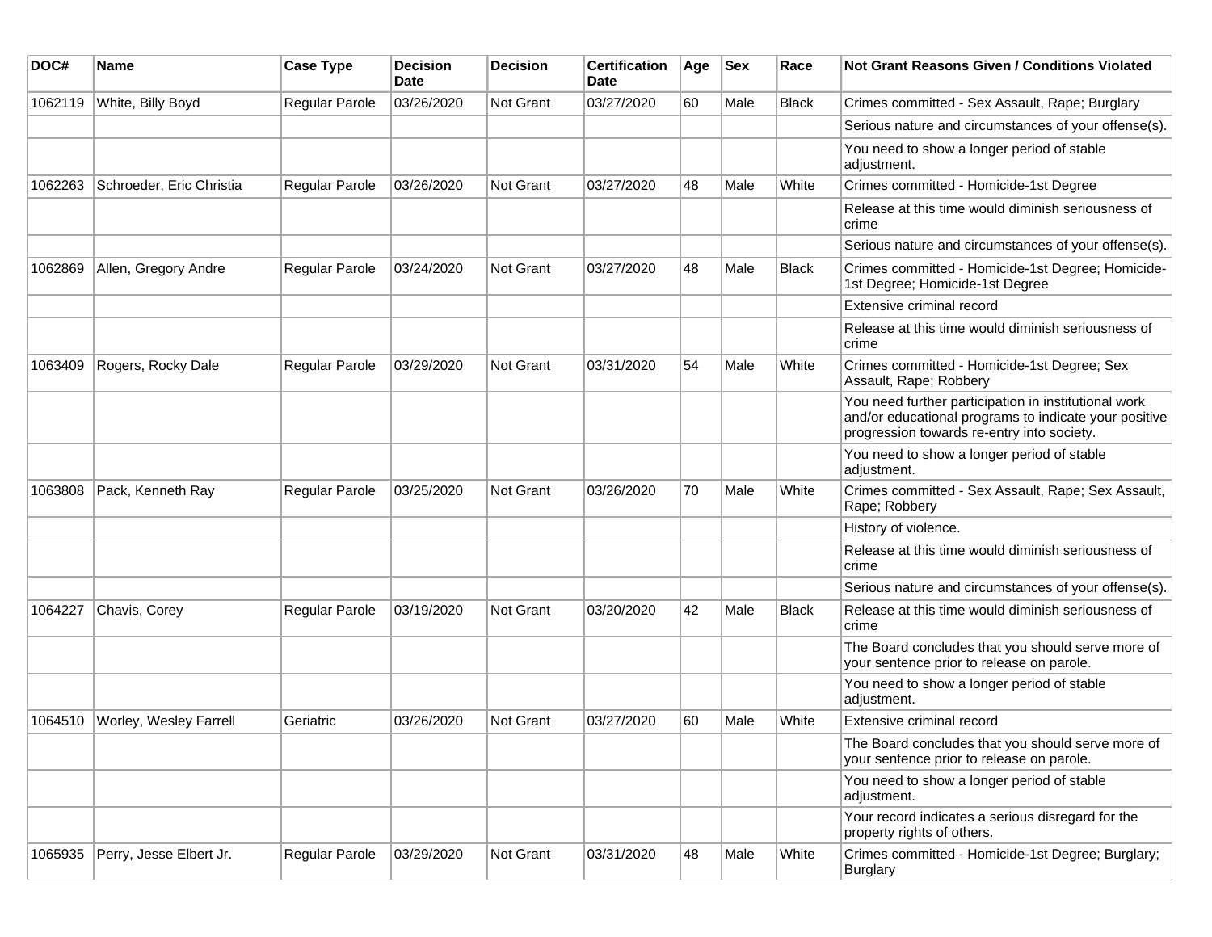| DOC# | Name | Case Type | Decision Date | Decision | Certification Date | Age | Sex | Race | Not Grant Reasons Given / Conditions Violated |
|---|---|---|---|---|---|---|---|---|---|
| 1062119 | White, Billy Boyd | Regular Parole | 03/26/2020 | Not Grant | 03/27/2020 | 60 | Male | Black | Crimes committed - Sex Assault, Rape; Burglary |
| | | | | | | | | | Serious nature and circumstances of your offense(s). |
| | | | | | | | | | You need to show a longer period of stable adjustment. |
| 1062263 | Schroeder, Eric Christia | Regular Parole | 03/26/2020 | Not Grant | 03/27/2020 | 48 | Male | White | Crimes committed - Homicide-1st Degree |
| | | | | | | | | | Release at this time would diminish seriousness of crime |
| | | | | | | | | | Serious nature and circumstances of your offense(s). |
| 1062869 | Allen, Gregory Andre | Regular Parole | 03/24/2020 | Not Grant | 03/27/2020 | 48 | Male | Black | Crimes committed - Homicide-1st Degree; Homicide-1st Degree; Homicide-1st Degree |
| | | | | | | | | | Extensive criminal record |
| | | | | | | | | | Release at this time would diminish seriousness of crime |
| 1063409 | Rogers, Rocky Dale | Regular Parole | 03/29/2020 | Not Grant | 03/31/2020 | 54 | Male | White | Crimes committed - Homicide-1st Degree; Sex Assault, Rape; Robbery |
| | | | | | | | | | You need further participation in institutional work and/or educational programs to indicate your positive progression towards re-entry into society. |
| | | | | | | | | | You need to show a longer period of stable adjustment. |
| 1063808 | Pack, Kenneth Ray | Regular Parole | 03/25/2020 | Not Grant | 03/26/2020 | 70 | Male | White | Crimes committed - Sex Assault, Rape; Sex Assault, Rape; Robbery |
| | | | | | | | | | History of violence. |
| | | | | | | | | | Release at this time would diminish seriousness of crime |
| | | | | | | | | | Serious nature and circumstances of your offense(s). |
| 1064227 | Chavis, Corey | Regular Parole | 03/19/2020 | Not Grant | 03/20/2020 | 42 | Male | Black | Release at this time would diminish seriousness of crime |
| | | | | | | | | | The Board concludes that you should serve more of your sentence prior to release on parole. |
| | | | | | | | | | You need to show a longer period of stable adjustment. |
| 1064510 | Worley, Wesley Farrell | Geriatric | 03/26/2020 | Not Grant | 03/27/2020 | 60 | Male | White | Extensive criminal record |
| | | | | | | | | | The Board concludes that you should serve more of your sentence prior to release on parole. |
| | | | | | | | | | You need to show a longer period of stable adjustment. |
| | | | | | | | | | Your record indicates a serious disregard for the property rights of others. |
| 1065935 | Perry, Jesse Elbert Jr. | Regular Parole | 03/29/2020 | Not Grant | 03/31/2020 | 48 | Male | White | Crimes committed - Homicide-1st Degree; Burglary; Burglary |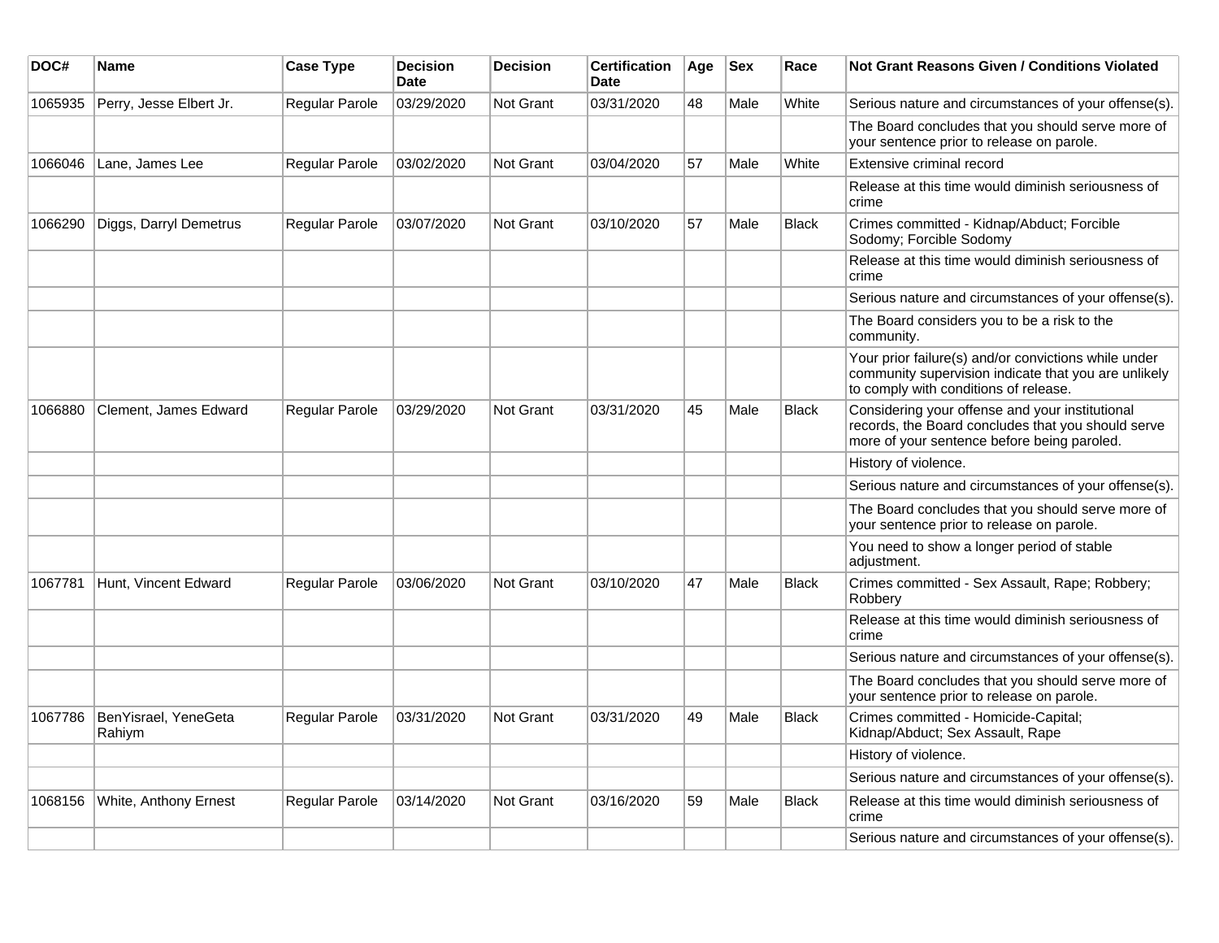| DOC# | Name | Case Type | Decision Date | Decision | Certification Date | Age | Sex | Race | Not Grant Reasons Given / Conditions Violated |
|---|---|---|---|---|---|---|---|---|---|
| 1065935 | Perry, Jesse Elbert Jr. | Regular Parole | 03/29/2020 | Not Grant | 03/31/2020 | 48 | Male | White | Serious nature and circumstances of your offense(s). |
| | | | | | | | | | The Board concludes that you should serve more of your sentence prior to release on parole. |
| 1066046 | Lane, James Lee | Regular Parole | 03/02/2020 | Not Grant | 03/04/2020 | 57 | Male | White | Extensive criminal record |
| | | | | | | | | | Release at this time would diminish seriousness of crime |
| 1066290 | Diggs, Darryl Demetrus | Regular Parole | 03/07/2020 | Not Grant | 03/10/2020 | 57 | Male | Black | Crimes committed - Kidnap/Abduct; Forcible Sodomy; Forcible Sodomy |
| | | | | | | | | | Release at this time would diminish seriousness of crime |
| | | | | | | | | | Serious nature and circumstances of your offense(s). |
| | | | | | | | | | The Board considers you to be a risk to the community. |
| | | | | | | | | | Your prior failure(s) and/or convictions while under community supervision indicate that you are unlikely to comply with conditions of release. |
| 1066880 | Clement, James Edward | Regular Parole | 03/29/2020 | Not Grant | 03/31/2020 | 45 | Male | Black | Considering your offense and your institutional records, the Board concludes that you should serve more of your sentence before being paroled. |
| | | | | | | | | | History of violence. |
| | | | | | | | | | Serious nature and circumstances of your offense(s). |
| | | | | | | | | | The Board concludes that you should serve more of your sentence prior to release on parole. |
| | | | | | | | | | You need to show a longer period of stable adjustment. |
| 1067781 | Hunt, Vincent Edward | Regular Parole | 03/06/2020 | Not Grant | 03/10/2020 | 47 | Male | Black | Crimes committed - Sex Assault, Rape; Robbery; Robbery |
| | | | | | | | | | Release at this time would diminish seriousness of crime |
| | | | | | | | | | Serious nature and circumstances of your offense(s). |
| | | | | | | | | | The Board concludes that you should serve more of your sentence prior to release on parole. |
| 1067786 | BenYisrael, YeneGeta Rahiym | Regular Parole | 03/31/2020 | Not Grant | 03/31/2020 | 49 | Male | Black | Crimes committed - Homicide-Capital; Kidnap/Abduct; Sex Assault, Rape |
| | | | | | | | | | History of violence. |
| | | | | | | | | | Serious nature and circumstances of your offense(s). |
| 1068156 | White, Anthony Ernest | Regular Parole | 03/14/2020 | Not Grant | 03/16/2020 | 59 | Male | Black | Release at this time would diminish seriousness of crime |
| | | | | | | | | | Serious nature and circumstances of your offense(s). |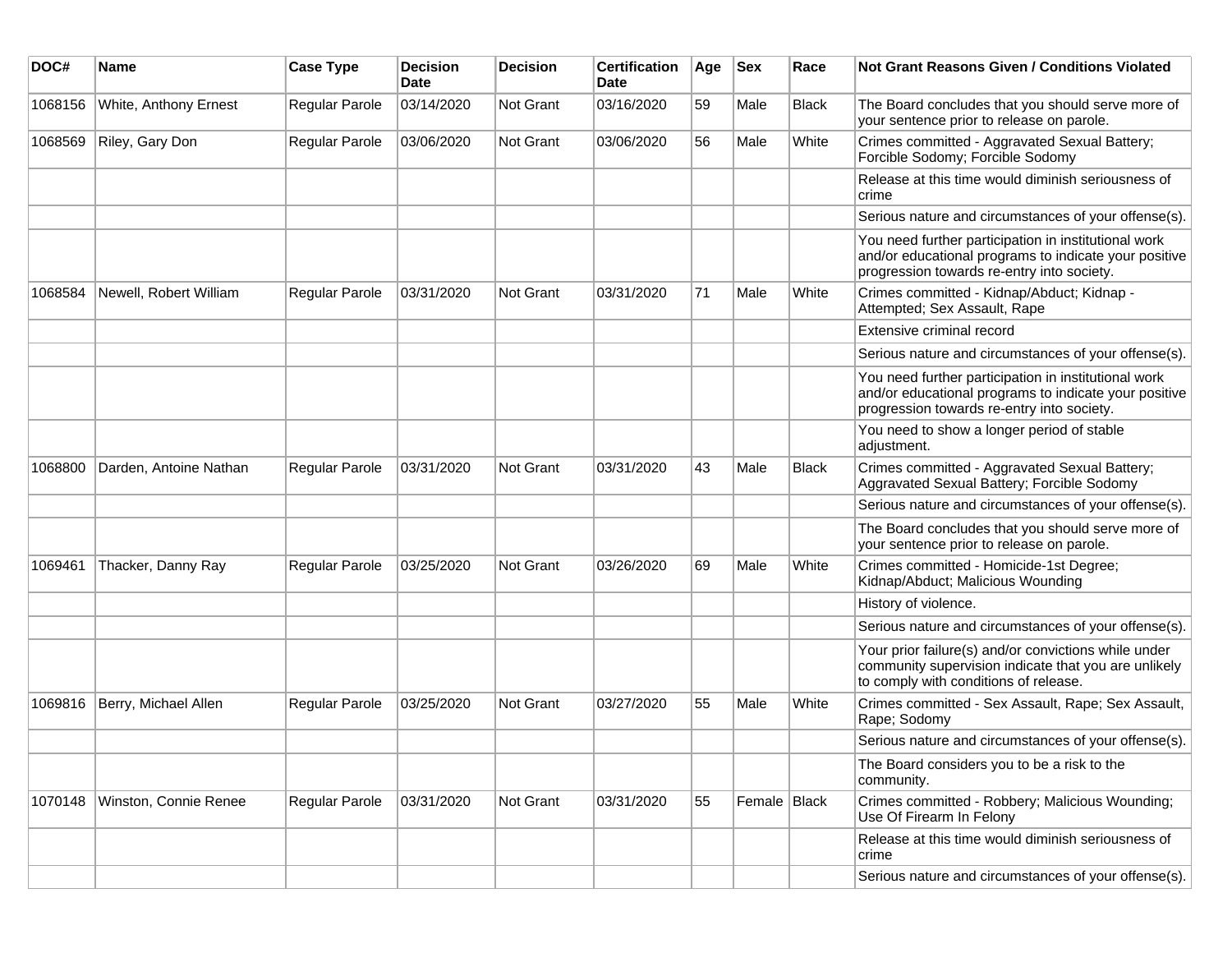| DOC# | Name | Case Type | Decision Date | Decision | Certification Date | Age | Sex | Race | Not Grant Reasons Given / Conditions Violated |
|---|---|---|---|---|---|---|---|---|---|
| 1068156 | White, Anthony Ernest | Regular Parole | 03/14/2020 | Not Grant | 03/16/2020 | 59 | Male | Black | The Board concludes that you should serve more of your sentence prior to release on parole. |
| 1068569 | Riley, Gary Don | Regular Parole | 03/06/2020 | Not Grant | 03/06/2020 | 56 | Male | White | Crimes committed - Aggravated Sexual Battery; Forcible Sodomy; Forcible Sodomy |
| | | | | | | | | | Release at this time would diminish seriousness of crime |
| | | | | | | | | | Serious nature and circumstances of your offense(s). |
| | | | | | | | | | You need further participation in institutional work and/or educational programs to indicate your positive progression towards re-entry into society. |
| 1068584 | Newell, Robert William | Regular Parole | 03/31/2020 | Not Grant | 03/31/2020 | 71 | Male | White | Crimes committed - Kidnap/Abduct; Kidnap - Attempted; Sex Assault, Rape |
| | | | | | | | | | Extensive criminal record |
| | | | | | | | | | Serious nature and circumstances of your offense(s). |
| | | | | | | | | | You need further participation in institutional work and/or educational programs to indicate your positive progression towards re-entry into society. |
| | | | | | | | | | You need to show a longer period of stable adjustment. |
| 1068800 | Darden, Antoine Nathan | Regular Parole | 03/31/2020 | Not Grant | 03/31/2020 | 43 | Male | Black | Crimes committed - Aggravated Sexual Battery; Aggravated Sexual Battery; Forcible Sodomy |
| | | | | | | | | | Serious nature and circumstances of your offense(s). |
| | | | | | | | | | The Board concludes that you should serve more of your sentence prior to release on parole. |
| 1069461 | Thacker, Danny Ray | Regular Parole | 03/25/2020 | Not Grant | 03/26/2020 | 69 | Male | White | Crimes committed - Homicide-1st Degree; Kidnap/Abduct; Malicious Wounding |
| | | | | | | | | | History of violence. |
| | | | | | | | | | Serious nature and circumstances of your offense(s). |
| | | | | | | | | | Your prior failure(s) and/or convictions while under community supervision indicate that you are unlikely to comply with conditions of release. |
| 1069816 | Berry, Michael Allen | Regular Parole | 03/25/2020 | Not Grant | 03/27/2020 | 55 | Male | White | Crimes committed - Sex Assault, Rape; Sex Assault, Rape; Sodomy |
| | | | | | | | | | Serious nature and circumstances of your offense(s). |
| | | | | | | | | | The Board considers you to be a risk to the community. |
| 1070148 | Winston, Connie Renee | Regular Parole | 03/31/2020 | Not Grant | 03/31/2020 | 55 | Female | Black | Crimes committed - Robbery; Malicious Wounding; Use Of Firearm In Felony |
| | | | | | | | | | Release at this time would diminish seriousness of crime |
| | | | | | | | | | Serious nature and circumstances of your offense(s). |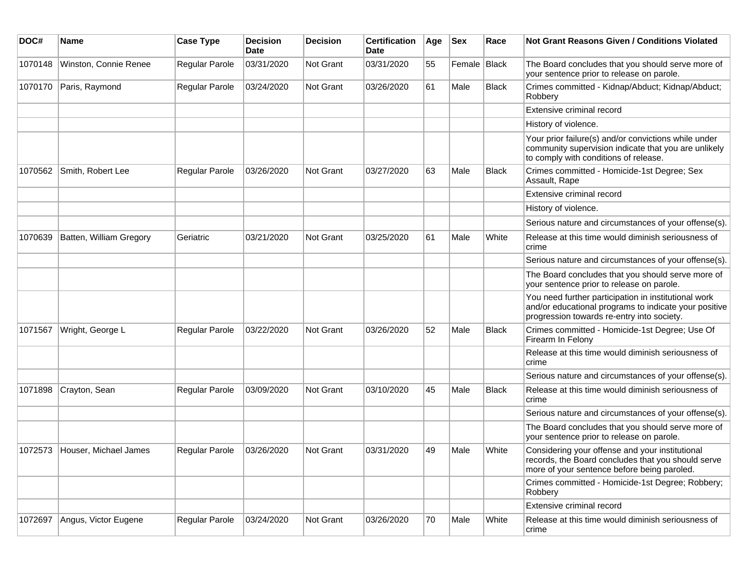| DOC# | Name | Case Type | Decision Date | Decision | Certification Date | Age | Sex | Race | Not Grant Reasons Given / Conditions Violated |
|---|---|---|---|---|---|---|---|---|---|
| 1070148 | Winston, Connie Renee | Regular Parole | 03/31/2020 | Not Grant | 03/31/2020 | 55 | Female | Black | The Board concludes that you should serve more of your sentence prior to release on parole. |
| 1070170 | Paris, Raymond | Regular Parole | 03/24/2020 | Not Grant | 03/26/2020 | 61 | Male | Black | Crimes committed - Kidnap/Abduct; Kidnap/Abduct; Robbery |
| | | | | | | | | | Extensive criminal record |
| | | | | | | | | | History of violence. |
| | | | | | | | | | Your prior failure(s) and/or convictions while under community supervision indicate that you are unlikely to comply with conditions of release. |
| 1070562 | Smith, Robert Lee | Regular Parole | 03/26/2020 | Not Grant | 03/27/2020 | 63 | Male | Black | Crimes committed - Homicide-1st Degree; Sex Assault, Rape |
| | | | | | | | | | Extensive criminal record |
| | | | | | | | | | History of violence. |
| | | | | | | | | | Serious nature and circumstances of your offense(s). |
| 1070639 | Batten, William Gregory | Geriatric | 03/21/2020 | Not Grant | 03/25/2020 | 61 | Male | White | Release at this time would diminish seriousness of crime |
| | | | | | | | | | Serious nature and circumstances of your offense(s). |
| | | | | | | | | | The Board concludes that you should serve more of your sentence prior to release on parole. |
| | | | | | | | | | You need further participation in institutional work and/or educational programs to indicate your positive progression towards re-entry into society. |
| 1071567 | Wright, George L | Regular Parole | 03/22/2020 | Not Grant | 03/26/2020 | 52 | Male | Black | Crimes committed - Homicide-1st Degree; Use Of Firearm In Felony |
| | | | | | | | | | Release at this time would diminish seriousness of crime |
| | | | | | | | | | Serious nature and circumstances of your offense(s). |
| 1071898 | Crayton, Sean | Regular Parole | 03/09/2020 | Not Grant | 03/10/2020 | 45 | Male | Black | Release at this time would diminish seriousness of crime |
| | | | | | | | | | Serious nature and circumstances of your offense(s). |
| | | | | | | | | | The Board concludes that you should serve more of your sentence prior to release on parole. |
| 1072573 | Houser, Michael James | Regular Parole | 03/26/2020 | Not Grant | 03/31/2020 | 49 | Male | White | Considering your offense and your institutional records, the Board concludes that you should serve more of your sentence before being paroled. |
| | | | | | | | | | Crimes committed - Homicide-1st Degree; Robbery; Robbery |
| | | | | | | | | | Extensive criminal record |
| 1072697 | Angus, Victor Eugene | Regular Parole | 03/24/2020 | Not Grant | 03/26/2020 | 70 | Male | White | Release at this time would diminish seriousness of crime |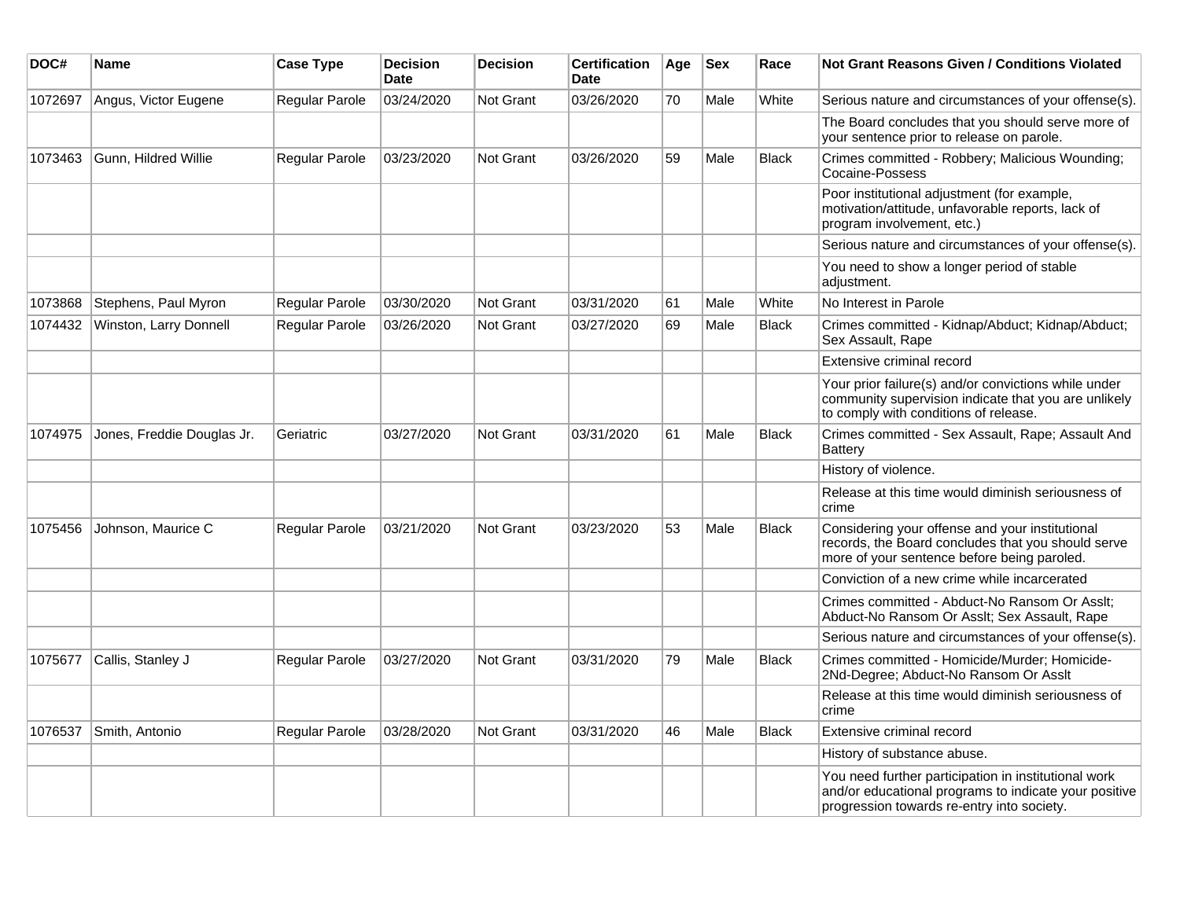| DOC# | Name | Case Type | Decision Date | Decision | Certification Date | Age | Sex | Race | Not Grant Reasons Given / Conditions Violated |
|---|---|---|---|---|---|---|---|---|---|
| 1072697 | Angus, Victor Eugene | Regular Parole | 03/24/2020 | Not Grant | 03/26/2020 | 70 | Male | White | Serious nature and circumstances of your offense(s). |
| | | | | | | | | | The Board concludes that you should serve more of your sentence prior to release on parole. |
| 1073463 | Gunn, Hildred Willie | Regular Parole | 03/23/2020 | Not Grant | 03/26/2020 | 59 | Male | Black | Crimes committed - Robbery; Malicious Wounding; Cocaine-Possess |
| | | | | | | | | | Poor institutional adjustment (for example, motivation/attitude, unfavorable reports, lack of program involvement, etc.) |
| | | | | | | | | | Serious nature and circumstances of your offense(s). |
| | | | | | | | | | You need to show a longer period of stable adjustment. |
| 1073868 | Stephens, Paul Myron | Regular Parole | 03/30/2020 | Not Grant | 03/31/2020 | 61 | Male | White | No Interest in Parole |
| 1074432 | Winston, Larry Donnell | Regular Parole | 03/26/2020 | Not Grant | 03/27/2020 | 69 | Male | Black | Crimes committed - Kidnap/Abduct; Kidnap/Abduct; Sex Assault, Rape |
| | | | | | | | | | Extensive criminal record |
| | | | | | | | | | Your prior failure(s) and/or convictions while under community supervision indicate that you are unlikely to comply with conditions of release. |
| 1074975 | Jones, Freddie Douglas Jr. | Geriatric | 03/27/2020 | Not Grant | 03/31/2020 | 61 | Male | Black | Crimes committed - Sex Assault, Rape; Assault And Battery |
| | | | | | | | | | History of violence. |
| | | | | | | | | | Release at this time would diminish seriousness of crime |
| 1075456 | Johnson, Maurice C | Regular Parole | 03/21/2020 | Not Grant | 03/23/2020 | 53 | Male | Black | Considering your offense and your institutional records, the Board concludes that you should serve more of your sentence before being paroled. |
| | | | | | | | | | Conviction of a new crime while incarcerated |
| | | | | | | | | | Crimes committed - Abduct-No Ransom Or Asslt; Abduct-No Ransom Or Asslt; Sex Assault, Rape |
| | | | | | | | | | Serious nature and circumstances of your offense(s). |
| 1075677 | Callis, Stanley J | Regular Parole | 03/27/2020 | Not Grant | 03/31/2020 | 79 | Male | Black | Crimes committed - Homicide/Murder; Homicide-2Nd-Degree; Abduct-No Ransom Or Asslt |
| | | | | | | | | | Release at this time would diminish seriousness of crime |
| 1076537 | Smith, Antonio | Regular Parole | 03/28/2020 | Not Grant | 03/31/2020 | 46 | Male | Black | Extensive criminal record |
| | | | | | | | | | History of substance abuse. |
| | | | | | | | | | You need further participation in institutional work and/or educational programs to indicate your positive progression towards re-entry into society. |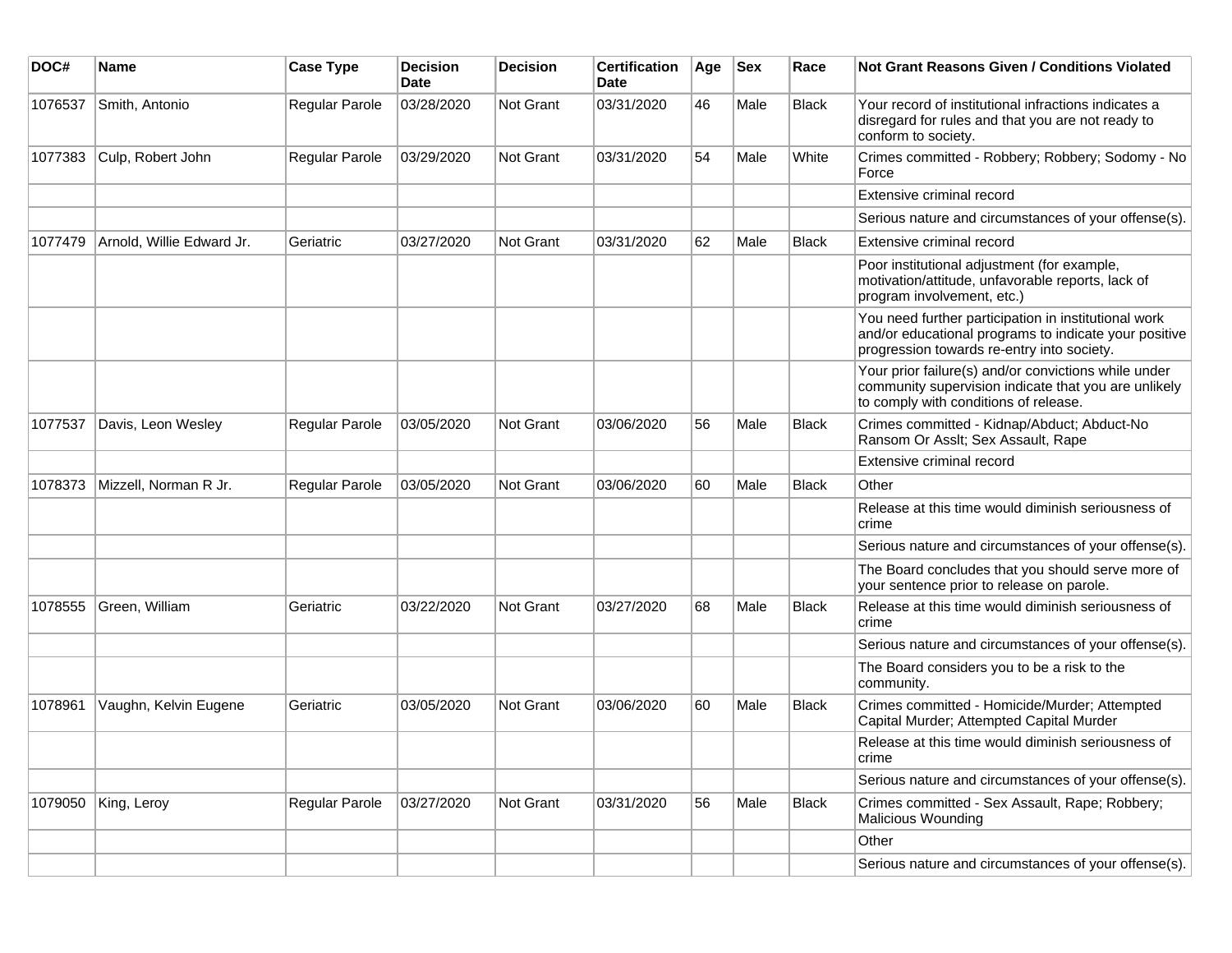| DOC# | Name | Case Type | Decision Date | Decision | Certification Date | Age | Sex | Race | Not Grant Reasons Given / Conditions Violated |
|---|---|---|---|---|---|---|---|---|---|
| 1076537 | Smith, Antonio | Regular Parole | 03/28/2020 | Not Grant | 03/31/2020 | 46 | Male | Black | Your record of institutional infractions indicates a disregard for rules and that you are not ready to conform to society. |
| 1077383 | Culp, Robert John | Regular Parole | 03/29/2020 | Not Grant | 03/31/2020 | 54 | Male | White | Crimes committed - Robbery; Robbery; Sodomy - No Force |
| | | | | | | | | | Extensive criminal record |
| | | | | | | | | | Serious nature and circumstances of your offense(s). |
| 1077479 | Arnold, Willie Edward Jr. | Geriatric | 03/27/2020 | Not Grant | 03/31/2020 | 62 | Male | Black | Extensive criminal record |
| | | | | | | | | | Poor institutional adjustment (for example, motivation/attitude, unfavorable reports, lack of program involvement, etc.) |
| | | | | | | | | | You need further participation in institutional work and/or educational programs to indicate your positive progression towards re-entry into society. |
| | | | | | | | | | Your prior failure(s) and/or convictions while under community supervision indicate that you are unlikely to comply with conditions of release. |
| 1077537 | Davis, Leon Wesley | Regular Parole | 03/05/2020 | Not Grant | 03/06/2020 | 56 | Male | Black | Crimes committed - Kidnap/Abduct; Abduct-No Ransom Or Asslt; Sex Assault, Rape |
| | | | | | | | | | Extensive criminal record |
| 1078373 | Mizzell, Norman R Jr. | Regular Parole | 03/05/2020 | Not Grant | 03/06/2020 | 60 | Male | Black | Other |
| | | | | | | | | | Release at this time would diminish seriousness of crime |
| | | | | | | | | | Serious nature and circumstances of your offense(s). |
| | | | | | | | | | The Board concludes that you should serve more of your sentence prior to release on parole. |
| 1078555 | Green, William | Geriatric | 03/22/2020 | Not Grant | 03/27/2020 | 68 | Male | Black | Release at this time would diminish seriousness of crime |
| | | | | | | | | | Serious nature and circumstances of your offense(s). |
| | | | | | | | | | The Board considers you to be a risk to the community. |
| 1078961 | Vaughn, Kelvin Eugene | Geriatric | 03/05/2020 | Not Grant | 03/06/2020 | 60 | Male | Black | Crimes committed - Homicide/Murder; Attempted Capital Murder; Attempted Capital Murder |
| | | | | | | | | | Release at this time would diminish seriousness of crime |
| | | | | | | | | | Serious nature and circumstances of your offense(s). |
| 1079050 | King, Leroy | Regular Parole | 03/27/2020 | Not Grant | 03/31/2020 | 56 | Male | Black | Crimes committed - Sex Assault, Rape; Robbery; Malicious Wounding |
| | | | | | | | | | Other |
| | | | | | | | | | Serious nature and circumstances of your offense(s). |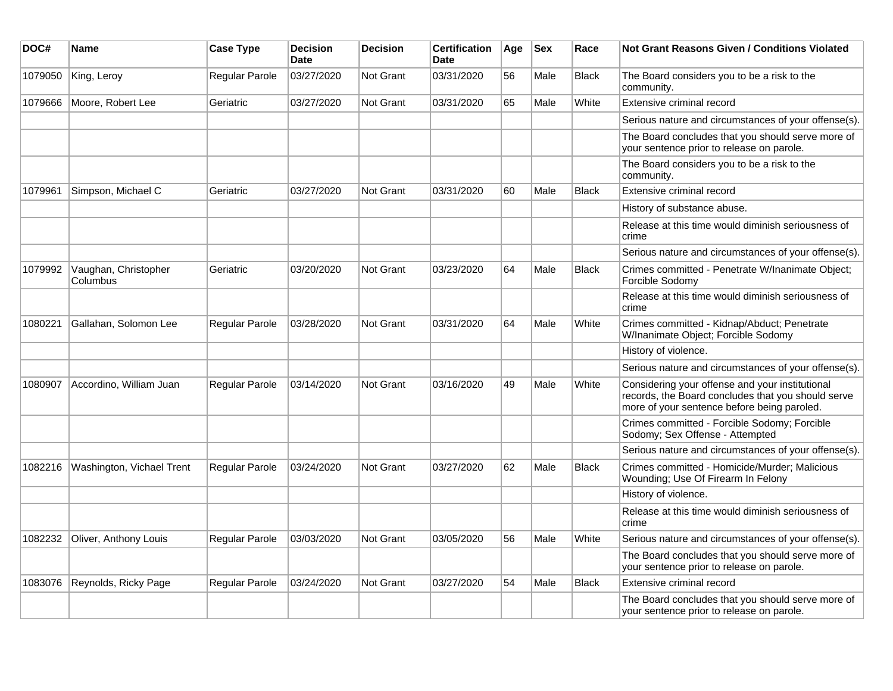| DOC# | Name | Case Type | Decision Date | Decision | Certification Date | Age | Sex | Race | Not Grant Reasons Given / Conditions Violated |
|---|---|---|---|---|---|---|---|---|---|
| 1079050 | King, Leroy | Regular Parole | 03/27/2020 | Not Grant | 03/31/2020 | 56 | Male | Black | The Board considers you to be a risk to the community. |
| 1079666 | Moore, Robert Lee | Geriatric | 03/27/2020 | Not Grant | 03/31/2020 | 65 | Male | White | Extensive criminal record |
| | | | | | | | | | Serious nature and circumstances of your offense(s). |
| | | | | | | | | | The Board concludes that you should serve more of your sentence prior to release on parole. |
| | | | | | | | | | The Board considers you to be a risk to the community. |
| 1079961 | Simpson, Michael C | Geriatric | 03/27/2020 | Not Grant | 03/31/2020 | 60 | Male | Black | Extensive criminal record |
| | | | | | | | | | History of substance abuse. |
| | | | | | | | | | Release at this time would diminish seriousness of crime |
| | | | | | | | | | Serious nature and circumstances of your offense(s). |
| 1079992 | Vaughan, Christopher Columbus | Geriatric | 03/20/2020 | Not Grant | 03/23/2020 | 64 | Male | Black | Crimes committed - Penetrate W/Inanimate Object; Forcible Sodomy |
| | | | | | | | | | Release at this time would diminish seriousness of crime |
| 1080221 | Gallahan, Solomon Lee | Regular Parole | 03/28/2020 | Not Grant | 03/31/2020 | 64 | Male | White | Crimes committed - Kidnap/Abduct; Penetrate W/Inanimate Object; Forcible Sodomy |
| | | | | | | | | | History of violence. |
| | | | | | | | | | Serious nature and circumstances of your offense(s). |
| 1080907 | Accordino, William Juan | Regular Parole | 03/14/2020 | Not Grant | 03/16/2020 | 49 | Male | White | Considering your offense and your institutional records, the Board concludes that you should serve more of your sentence before being paroled. |
| | | | | | | | | | Crimes committed - Forcible Sodomy; Forcible Sodomy; Sex Offense - Attempted |
| | | | | | | | | | Serious nature and circumstances of your offense(s). |
| 1082216 | Washington, Vichael Trent | Regular Parole | 03/24/2020 | Not Grant | 03/27/2020 | 62 | Male | Black | Crimes committed - Homicide/Murder; Malicious Wounding; Use Of Firearm In Felony |
| | | | | | | | | | History of violence. |
| | | | | | | | | | Release at this time would diminish seriousness of crime |
| 1082232 | Oliver, Anthony Louis | Regular Parole | 03/03/2020 | Not Grant | 03/05/2020 | 56 | Male | White | Serious nature and circumstances of your offense(s). |
| | | | | | | | | | The Board concludes that you should serve more of your sentence prior to release on parole. |
| 1083076 | Reynolds, Ricky Page | Regular Parole | 03/24/2020 | Not Grant | 03/27/2020 | 54 | Male | Black | Extensive criminal record |
| | | | | | | | | | The Board concludes that you should serve more of your sentence prior to release on parole. |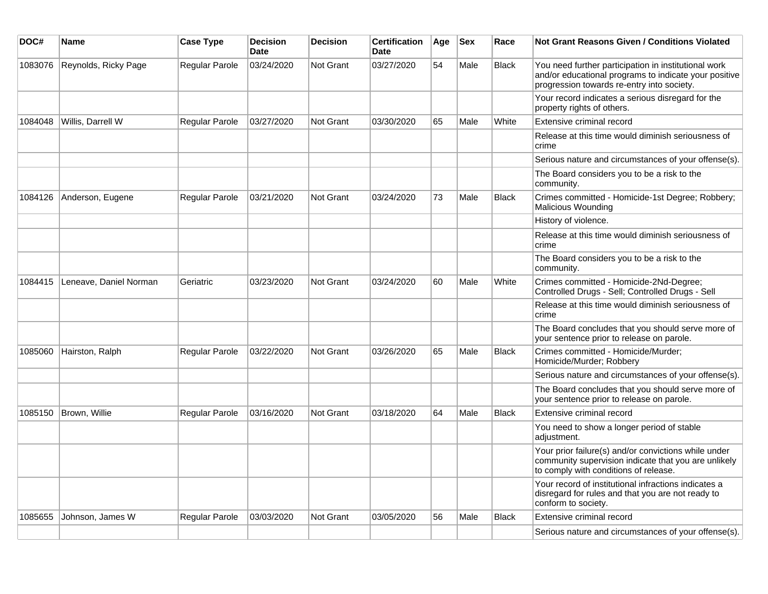| DOC# | Name | Case Type | Decision Date | Decision | Certification Date | Age | Sex | Race | Not Grant Reasons Given / Conditions Violated |
|---|---|---|---|---|---|---|---|---|---|
| 1083076 | Reynolds, Ricky Page | Regular Parole | 03/24/2020 | Not Grant | 03/27/2020 | 54 | Male | Black | You need further participation in institutional work and/or educational programs to indicate your positive progression towards re-entry into society. |
| | | | | | | | | | Your record indicates a serious disregard for the property rights of others. |
| 1084048 | Willis, Darrell W | Regular Parole | 03/27/2020 | Not Grant | 03/30/2020 | 65 | Male | White | Extensive criminal record |
| | | | | | | | | | Release at this time would diminish seriousness of crime |
| | | | | | | | | | Serious nature and circumstances of your offense(s). |
| | | | | | | | | | The Board considers you to be a risk to the community. |
| 1084126 | Anderson, Eugene | Regular Parole | 03/21/2020 | Not Grant | 03/24/2020 | 73 | Male | Black | Crimes committed - Homicide-1st Degree; Robbery; Malicious Wounding |
| | | | | | | | | | History of violence. |
| | | | | | | | | | Release at this time would diminish seriousness of crime |
| | | | | | | | | | The Board considers you to be a risk to the community. |
| 1084415 | Leneave, Daniel Norman | Geriatric | 03/23/2020 | Not Grant | 03/24/2020 | 60 | Male | White | Crimes committed - Homicide-2Nd-Degree; Controlled Drugs - Sell; Controlled Drugs - Sell |
| | | | | | | | | | Release at this time would diminish seriousness of crime |
| | | | | | | | | | The Board concludes that you should serve more of your sentence prior to release on parole. |
| 1085060 | Hairston, Ralph | Regular Parole | 03/22/2020 | Not Grant | 03/26/2020 | 65 | Male | Black | Crimes committed - Homicide/Murder; Homicide/Murder; Robbery |
| | | | | | | | | | Serious nature and circumstances of your offense(s). |
| | | | | | | | | | The Board concludes that you should serve more of your sentence prior to release on parole. |
| 1085150 | Brown, Willie | Regular Parole | 03/16/2020 | Not Grant | 03/18/2020 | 64 | Male | Black | Extensive criminal record |
| | | | | | | | | | You need to show a longer period of stable adjustment. |
| | | | | | | | | | Your prior failure(s) and/or convictions while under community supervision indicate that you are unlikely to comply with conditions of release. |
| | | | | | | | | | Your record of institutional infractions indicates a disregard for rules and that you are not ready to conform to society. |
| 1085655 | Johnson, James W | Regular Parole | 03/03/2020 | Not Grant | 03/05/2020 | 56 | Male | Black | Extensive criminal record |
| | | | | | | | | | Serious nature and circumstances of your offense(s). |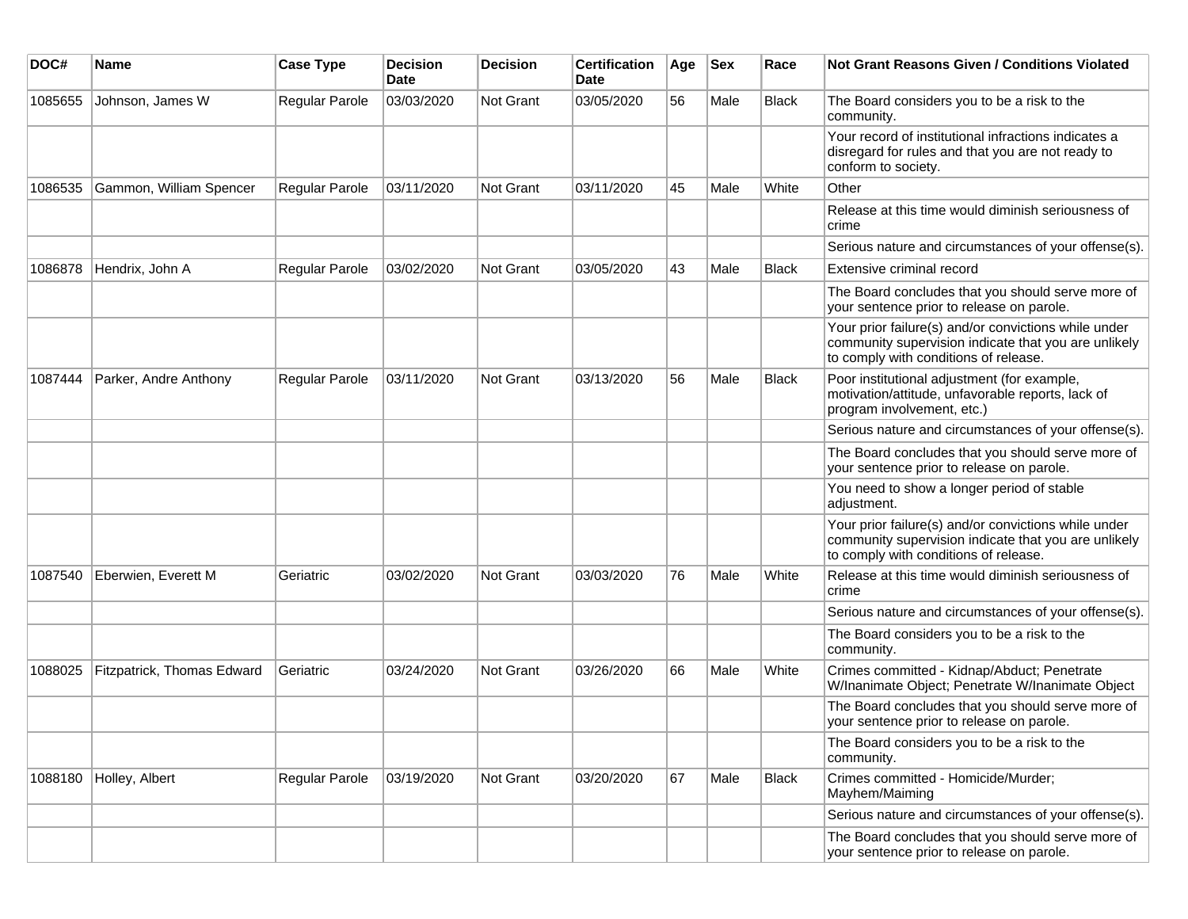| DOC# | Name | Case Type | Decision Date | Decision | Certification Date | Age | Sex | Race | Not Grant Reasons Given / Conditions Violated |
|---|---|---|---|---|---|---|---|---|---|
| 1085655 | Johnson, James W | Regular Parole | 03/03/2020 | Not Grant | 03/05/2020 | 56 | Male | Black | The Board considers you to be a risk to the community. |
| | | | | | | | | | Your record of institutional infractions indicates a disregard for rules and that you are not ready to conform to society. |
| 1086535 | Gammon, William Spencer | Regular Parole | 03/11/2020 | Not Grant | 03/11/2020 | 45 | Male | White | Other |
| | | | | | | | | | Release at this time would diminish seriousness of crime |
| | | | | | | | | | Serious nature and circumstances of your offense(s). |
| 1086878 | Hendrix, John A | Regular Parole | 03/02/2020 | Not Grant | 03/05/2020 | 43 | Male | Black | Extensive criminal record |
| | | | | | | | | | The Board concludes that you should serve more of your sentence prior to release on parole. |
| | | | | | | | | | Your prior failure(s) and/or convictions while under community supervision indicate that you are unlikely to comply with conditions of release. |
| 1087444 | Parker, Andre Anthony | Regular Parole | 03/11/2020 | Not Grant | 03/13/2020 | 56 | Male | Black | Poor institutional adjustment (for example, motivation/attitude, unfavorable reports, lack of program involvement, etc.) |
| | | | | | | | | | Serious nature and circumstances of your offense(s). |
| | | | | | | | | | The Board concludes that you should serve more of your sentence prior to release on parole. |
| | | | | | | | | | You need to show a longer period of stable adjustment. |
| | | | | | | | | | Your prior failure(s) and/or convictions while under community supervision indicate that you are unlikely to comply with conditions of release. |
| 1087540 | Eberwien, Everett M | Geriatric | 03/02/2020 | Not Grant | 03/03/2020 | 76 | Male | White | Release at this time would diminish seriousness of crime |
| | | | | | | | | | Serious nature and circumstances of your offense(s). |
| | | | | | | | | | The Board considers you to be a risk to the community. |
| 1088025 | Fitzpatrick, Thomas Edward | Geriatric | 03/24/2020 | Not Grant | 03/26/2020 | 66 | Male | White | Crimes committed - Kidnap/Abduct; Penetrate W/Inanimate Object; Penetrate W/Inanimate Object |
| | | | | | | | | | The Board concludes that you should serve more of your sentence prior to release on parole. |
| | | | | | | | | | The Board considers you to be a risk to the community. |
| 1088180 | Holley, Albert | Regular Parole | 03/19/2020 | Not Grant | 03/20/2020 | 67 | Male | Black | Crimes committed - Homicide/Murder; Mayhem/Maiming |
| | | | | | | | | | Serious nature and circumstances of your offense(s). |
| | | | | | | | | | The Board concludes that you should serve more of your sentence prior to release on parole. |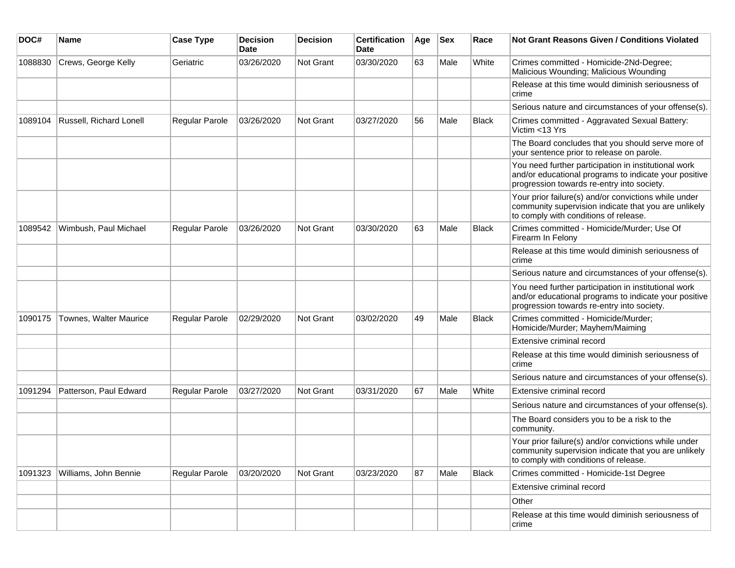| DOC# | Name | Case Type | Decision Date | Decision | Certification Date | Age | Sex | Race | Not Grant Reasons Given / Conditions Violated |
|---|---|---|---|---|---|---|---|---|---|
| 1088830 | Crews, George Kelly | Geriatric | 03/26/2020 | Not Grant | 03/30/2020 | 63 | Male | White | Crimes committed - Homicide-2Nd-Degree; Malicious Wounding; Malicious Wounding |
| | | | | | | | | | Release at this time would diminish seriousness of crime |
| | | | | | | | | | Serious nature and circumstances of your offense(s). |
| 1089104 | Russell, Richard Lonell | Regular Parole | 03/26/2020 | Not Grant | 03/27/2020 | 56 | Male | Black | Crimes committed - Aggravated Sexual Battery: Victim <13 Yrs |
| | | | | | | | | | The Board concludes that you should serve more of your sentence prior to release on parole. |
| | | | | | | | | | You need further participation in institutional work and/or educational programs to indicate your positive progression towards re-entry into society. |
| | | | | | | | | | Your prior failure(s) and/or convictions while under community supervision indicate that you are unlikely to comply with conditions of release. |
| 1089542 | Wimbush, Paul Michael | Regular Parole | 03/26/2020 | Not Grant | 03/30/2020 | 63 | Male | Black | Crimes committed - Homicide/Murder; Use Of Firearm In Felony |
| | | | | | | | | | Release at this time would diminish seriousness of crime |
| | | | | | | | | | Serious nature and circumstances of your offense(s). |
| | | | | | | | | | You need further participation in institutional work and/or educational programs to indicate your positive progression towards re-entry into society. |
| 1090175 | Townes, Walter Maurice | Regular Parole | 02/29/2020 | Not Grant | 03/02/2020 | 49 | Male | Black | Crimes committed - Homicide/Murder; Homicide/Murder; Mayhem/Maiming |
| | | | | | | | | | Extensive criminal record |
| | | | | | | | | | Release at this time would diminish seriousness of crime |
| | | | | | | | | | Serious nature and circumstances of your offense(s). |
| 1091294 | Patterson, Paul Edward | Regular Parole | 03/27/2020 | Not Grant | 03/31/2020 | 67 | Male | White | Extensive criminal record |
| | | | | | | | | | Serious nature and circumstances of your offense(s). |
| | | | | | | | | | The Board considers you to be a risk to the community. |
| | | | | | | | | | Your prior failure(s) and/or convictions while under community supervision indicate that you are unlikely to comply with conditions of release. |
| 1091323 | Williams, John Bennie | Regular Parole | 03/20/2020 | Not Grant | 03/23/2020 | 87 | Male | Black | Crimes committed - Homicide-1st Degree |
| | | | | | | | | | Extensive criminal record |
| | | | | | | | | | Other |
| | | | | | | | | | Release at this time would diminish seriousness of crime |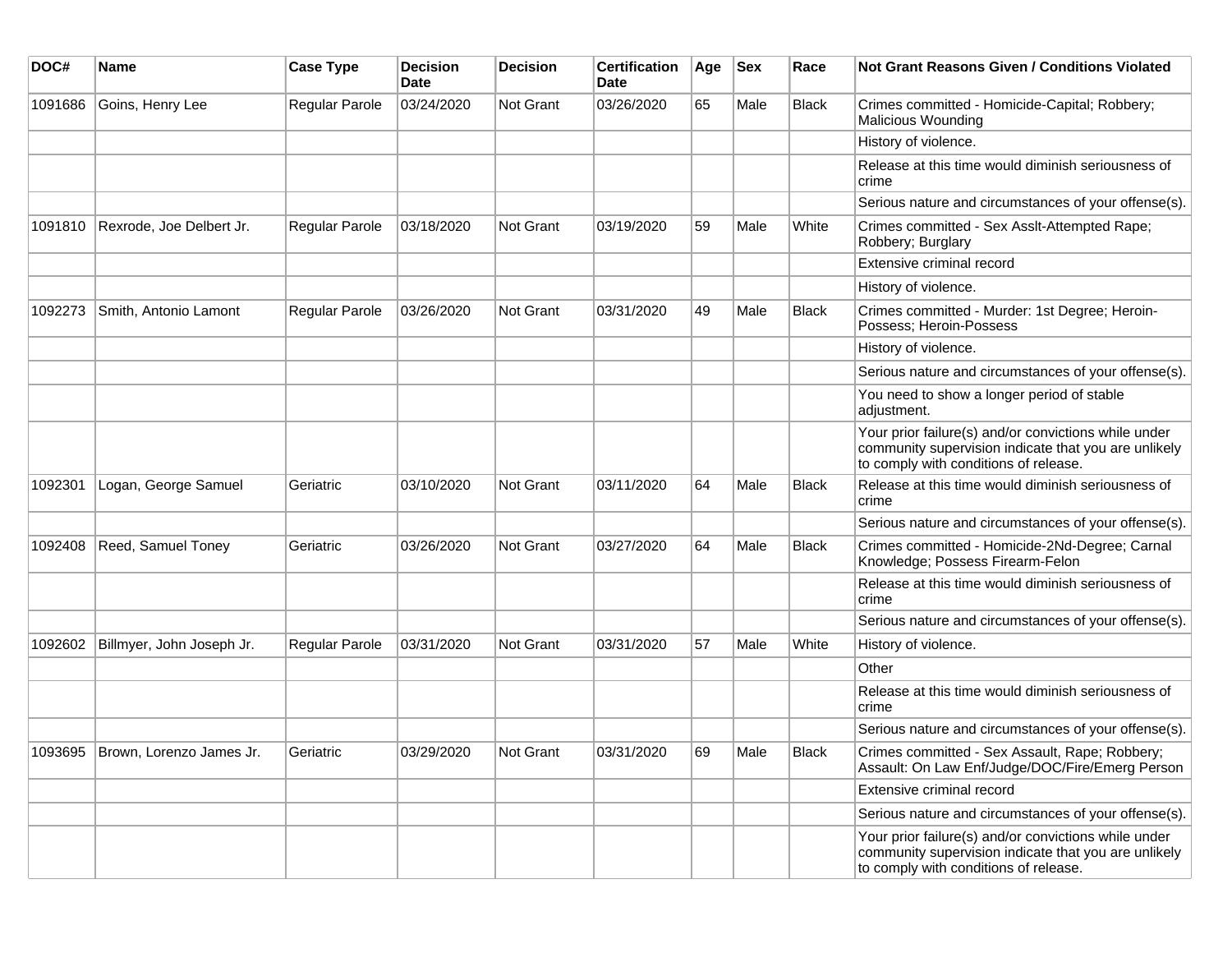| DOC# | Name | Case Type | Decision Date | Decision | Certification Date | Age | Sex | Race | Not Grant Reasons Given / Conditions Violated |
|---|---|---|---|---|---|---|---|---|---|
| 1091686 | Goins, Henry Lee | Regular Parole | 03/24/2020 | Not Grant | 03/26/2020 | 65 | Male | Black | Crimes committed - Homicide-Capital; Robbery; Malicious Wounding |
| | | | | | | | | | History of violence. |
| | | | | | | | | | Release at this time would diminish seriousness of crime |
| | | | | | | | | | Serious nature and circumstances of your offense(s). |
| 1091810 | Rexrode, Joe Delbert Jr. | Regular Parole | 03/18/2020 | Not Grant | 03/19/2020 | 59 | Male | White | Crimes committed - Sex Asslt-Attempted Rape; Robbery; Burglary |
| | | | | | | | | | Extensive criminal record |
| | | | | | | | | | History of violence. |
| 1092273 | Smith, Antonio Lamont | Regular Parole | 03/26/2020 | Not Grant | 03/31/2020 | 49 | Male | Black | Crimes committed - Murder: 1st Degree; Heroin-Possess; Heroin-Possess |
| | | | | | | | | | History of violence. |
| | | | | | | | | | Serious nature and circumstances of your offense(s). |
| | | | | | | | | | You need to show a longer period of stable adjustment. |
| | | | | | | | | | Your prior failure(s) and/or convictions while under community supervision indicate that you are unlikely to comply with conditions of release. |
| 1092301 | Logan, George Samuel | Geriatric | 03/10/2020 | Not Grant | 03/11/2020 | 64 | Male | Black | Release at this time would diminish seriousness of crime |
| | | | | | | | | | Serious nature and circumstances of your offense(s). |
| 1092408 | Reed, Samuel Toney | Geriatric | 03/26/2020 | Not Grant | 03/27/2020 | 64 | Male | Black | Crimes committed - Homicide-2Nd-Degree; Carnal Knowledge; Possess Firearm-Felon |
| | | | | | | | | | Release at this time would diminish seriousness of crime |
| | | | | | | | | | Serious nature and circumstances of your offense(s). |
| 1092602 | Billmyer, John Joseph Jr. | Regular Parole | 03/31/2020 | Not Grant | 03/31/2020 | 57 | Male | White | History of violence. |
| | | | | | | | | | Other |
| | | | | | | | | | Release at this time would diminish seriousness of crime |
| | | | | | | | | | Serious nature and circumstances of your offense(s). |
| 1093695 | Brown, Lorenzo James Jr. | Geriatric | 03/29/2020 | Not Grant | 03/31/2020 | 69 | Male | Black | Crimes committed - Sex Assault, Rape; Robbery; Assault: On Law Enf/Judge/DOC/Fire/Emerg Person |
| | | | | | | | | | Extensive criminal record |
| | | | | | | | | | Serious nature and circumstances of your offense(s). |
| | | | | | | | | | Your prior failure(s) and/or convictions while under community supervision indicate that you are unlikely to comply with conditions of release. |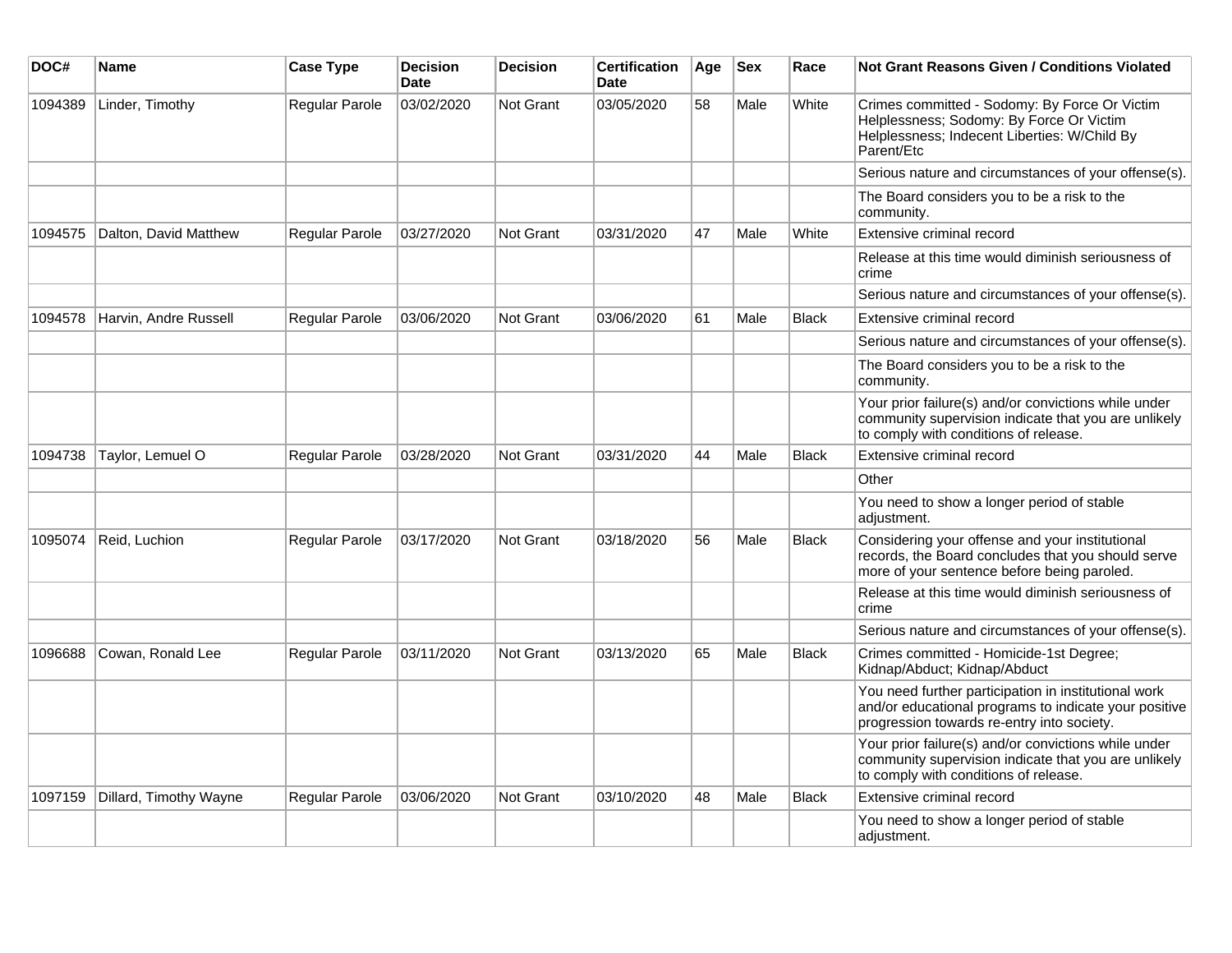| DOC# | Name | Case Type | Decision Date | Decision | Certification Date | Age | Sex | Race | Not Grant Reasons Given / Conditions Violated |
|---|---|---|---|---|---|---|---|---|---|
| 1094389 | Linder, Timothy | Regular Parole | 03/02/2020 | Not Grant | 03/05/2020 | 58 | Male | White | Crimes committed - Sodomy: By Force Or Victim Helplessness; Sodomy: By Force Or Victim Helplessness; Indecent Liberties: W/Child By Parent/Etc |
| | | | | | | | | | Serious nature and circumstances of your offense(s). |
| | | | | | | | | | The Board considers you to be a risk to the community. |
| 1094575 | Dalton, David Matthew | Regular Parole | 03/27/2020 | Not Grant | 03/31/2020 | 47 | Male | White | Extensive criminal record |
| | | | | | | | | | Release at this time would diminish seriousness of crime |
| | | | | | | | | | Serious nature and circumstances of your offense(s). |
| 1094578 | Harvin, Andre Russell | Regular Parole | 03/06/2020 | Not Grant | 03/06/2020 | 61 | Male | Black | Extensive criminal record |
| | | | | | | | | | Serious nature and circumstances of your offense(s). |
| | | | | | | | | | The Board considers you to be a risk to the community. |
| | | | | | | | | | Your prior failure(s) and/or convictions while under community supervision indicate that you are unlikely to comply with conditions of release. |
| 1094738 | Taylor, Lemuel O | Regular Parole | 03/28/2020 | Not Grant | 03/31/2020 | 44 | Male | Black | Extensive criminal record |
| | | | | | | | | | Other |
| | | | | | | | | | You need to show a longer period of stable adjustment. |
| 1095074 | Reid, Luchion | Regular Parole | 03/17/2020 | Not Grant | 03/18/2020 | 56 | Male | Black | Considering your offense and your institutional records, the Board concludes that you should serve more of your sentence before being paroled. |
| | | | | | | | | | Release at this time would diminish seriousness of crime |
| | | | | | | | | | Serious nature and circumstances of your offense(s). |
| 1096688 | Cowan, Ronald Lee | Regular Parole | 03/11/2020 | Not Grant | 03/13/2020 | 65 | Male | Black | Crimes committed - Homicide-1st Degree; Kidnap/Abduct; Kidnap/Abduct |
| | | | | | | | | | You need further participation in institutional work and/or educational programs to indicate your positive progression towards re-entry into society. |
| | | | | | | | | | Your prior failure(s) and/or convictions while under community supervision indicate that you are unlikely to comply with conditions of release. |
| 1097159 | Dillard, Timothy Wayne | Regular Parole | 03/06/2020 | Not Grant | 03/10/2020 | 48 | Male | Black | Extensive criminal record |
| | | | | | | | | | You need to show a longer period of stable adjustment. |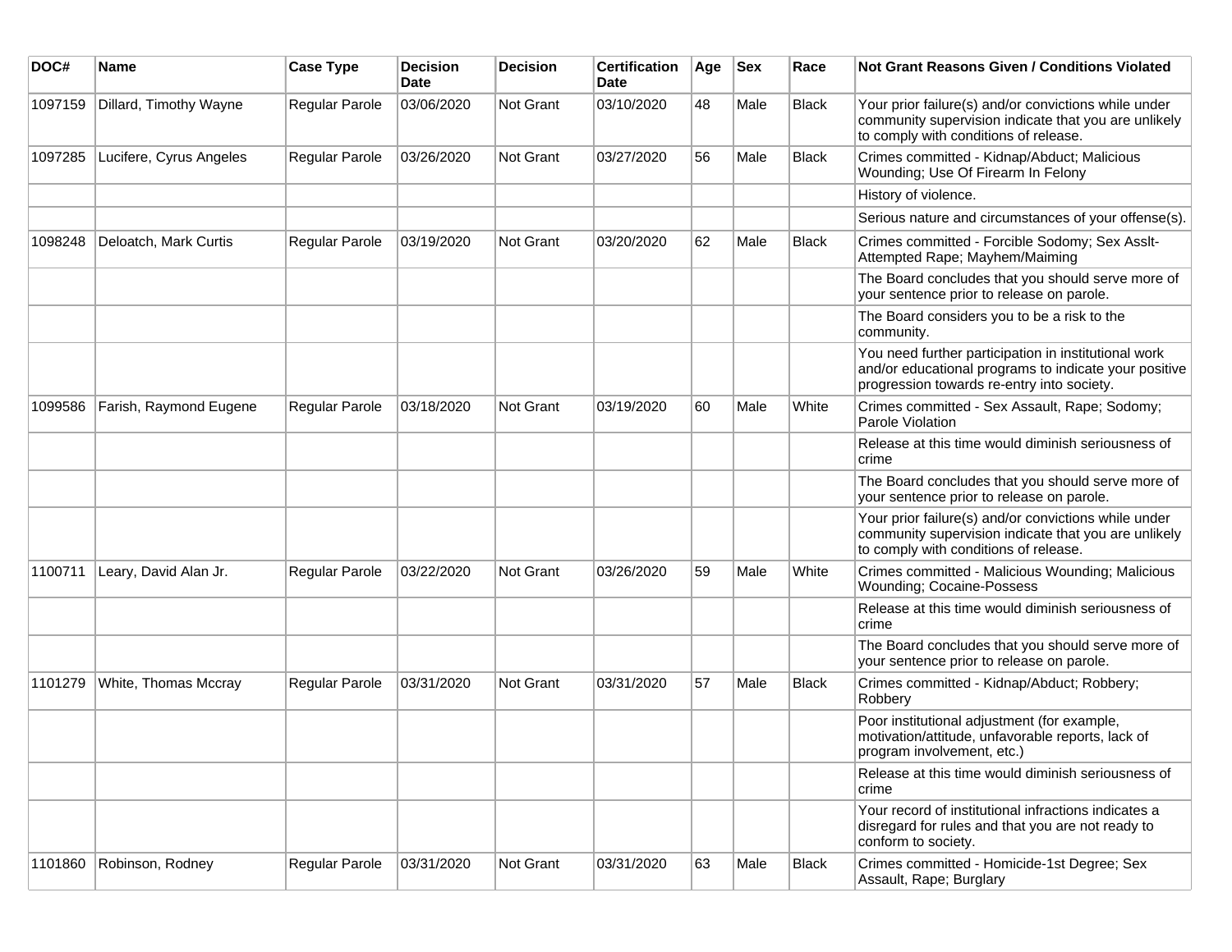| DOC# | Name | Case Type | Decision Date | Decision | Certification Date | Age | Sex | Race | Not Grant Reasons Given / Conditions Violated |
|---|---|---|---|---|---|---|---|---|---|
| 1097159 | Dillard, Timothy Wayne | Regular Parole | 03/06/2020 | Not Grant | 03/10/2020 | 48 | Male | Black | Your prior failure(s) and/or convictions while under community supervision indicate that you are unlikely to comply with conditions of release. |
| 1097285 | Lucifere, Cyrus Angeles | Regular Parole | 03/26/2020 | Not Grant | 03/27/2020 | 56 | Male | Black | Crimes committed - Kidnap/Abduct; Malicious Wounding; Use Of Firearm In Felony |
| | | | | | | | | | History of violence. |
| | | | | | | | | | Serious nature and circumstances of your offense(s). |
| 1098248 | Deloatch, Mark Curtis | Regular Parole | 03/19/2020 | Not Grant | 03/20/2020 | 62 | Male | Black | Crimes committed - Forcible Sodomy; Sex Asslt-Attempted Rape; Mayhem/Maiming |
| | | | | | | | | | The Board concludes that you should serve more of your sentence prior to release on parole. |
| | | | | | | | | | The Board considers you to be a risk to the community. |
| | | | | | | | | | You need further participation in institutional work and/or educational programs to indicate your positive progression towards re-entry into society. |
| 1099586 | Farish, Raymond Eugene | Regular Parole | 03/18/2020 | Not Grant | 03/19/2020 | 60 | Male | White | Crimes committed - Sex Assault, Rape; Sodomy; Parole Violation |
| | | | | | | | | | Release at this time would diminish seriousness of crime |
| | | | | | | | | | The Board concludes that you should serve more of your sentence prior to release on parole. |
| | | | | | | | | | Your prior failure(s) and/or convictions while under community supervision indicate that you are unlikely to comply with conditions of release. |
| 1100711 | Leary, David Alan Jr. | Regular Parole | 03/22/2020 | Not Grant | 03/26/2020 | 59 | Male | White | Crimes committed - Malicious Wounding; Malicious Wounding; Cocaine-Possess |
| | | | | | | | | | Release at this time would diminish seriousness of crime |
| | | | | | | | | | The Board concludes that you should serve more of your sentence prior to release on parole. |
| 1101279 | White, Thomas Mccray | Regular Parole | 03/31/2020 | Not Grant | 03/31/2020 | 57 | Male | Black | Crimes committed - Kidnap/Abduct; Robbery; Robbery |
| | | | | | | | | | Poor institutional adjustment (for example, motivation/attitude, unfavorable reports, lack of program involvement, etc.) |
| | | | | | | | | | Release at this time would diminish seriousness of crime |
| | | | | | | | | | Your record of institutional infractions indicates a disregard for rules and that you are not ready to conform to society. |
| 1101860 | Robinson, Rodney | Regular Parole | 03/31/2020 | Not Grant | 03/31/2020 | 63 | Male | Black | Crimes committed - Homicide-1st Degree; Sex Assault, Rape; Burglary |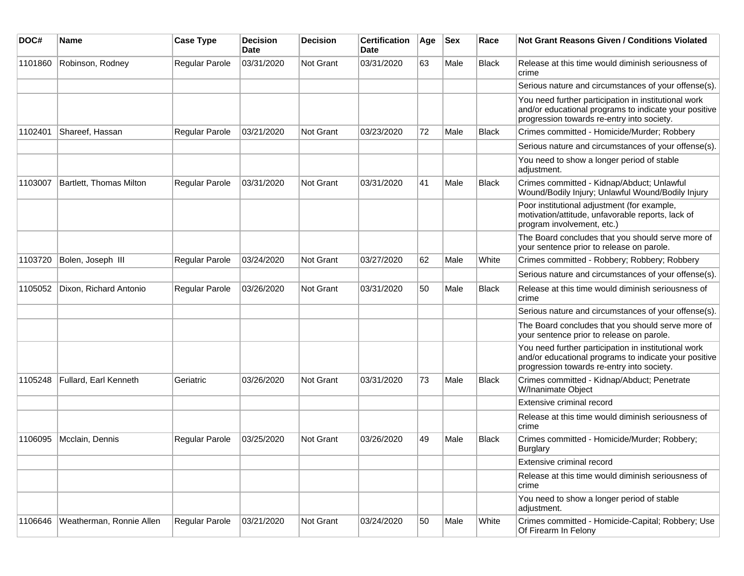| DOC# | Name | Case Type | Decision Date | Decision | Certification Date | Age | Sex | Race | Not Grant Reasons Given / Conditions Violated |
|---|---|---|---|---|---|---|---|---|---|
| 1101860 | Robinson, Rodney | Regular Parole | 03/31/2020 | Not Grant | 03/31/2020 | 63 | Male | Black | Release at this time would diminish seriousness of crime |
| | | | | | | | | | Serious nature and circumstances of your offense(s). |
| | | | | | | | | | You need further participation in institutional work and/or educational programs to indicate your positive progression towards re-entry into society. |
| 1102401 | Shareef, Hassan | Regular Parole | 03/21/2020 | Not Grant | 03/23/2020 | 72 | Male | Black | Crimes committed - Homicide/Murder; Robbery |
| | | | | | | | | | Serious nature and circumstances of your offense(s). |
| | | | | | | | | | You need to show a longer period of stable adjustment. |
| 1103007 | Bartlett, Thomas Milton | Regular Parole | 03/31/2020 | Not Grant | 03/31/2020 | 41 | Male | Black | Crimes committed - Kidnap/Abduct; Unlawful Wound/Bodily Injury; Unlawful Wound/Bodily Injury |
| | | | | | | | | | Poor institutional adjustment (for example, motivation/attitude, unfavorable reports, lack of program involvement, etc.) |
| | | | | | | | | | The Board concludes that you should serve more of your sentence prior to release on parole. |
| 1103720 | Bolen, Joseph III | Regular Parole | 03/24/2020 | Not Grant | 03/27/2020 | 62 | Male | White | Crimes committed - Robbery; Robbery; Robbery |
| | | | | | | | | | Serious nature and circumstances of your offense(s). |
| 1105052 | Dixon, Richard Antonio | Regular Parole | 03/26/2020 | Not Grant | 03/31/2020 | 50 | Male | Black | Release at this time would diminish seriousness of crime |
| | | | | | | | | | Serious nature and circumstances of your offense(s). |
| | | | | | | | | | The Board concludes that you should serve more of your sentence prior to release on parole. |
| | | | | | | | | | You need further participation in institutional work and/or educational programs to indicate your positive progression towards re-entry into society. |
| 1105248 | Fullard, Earl Kenneth | Geriatric | 03/26/2020 | Not Grant | 03/31/2020 | 73 | Male | Black | Crimes committed - Kidnap/Abduct; Penetrate W/Inanimate Object |
| | | | | | | | | | Extensive criminal record |
| | | | | | | | | | Release at this time would diminish seriousness of crime |
| 1106095 | Mcclain, Dennis | Regular Parole | 03/25/2020 | Not Grant | 03/26/2020 | 49 | Male | Black | Crimes committed - Homicide/Murder; Robbery; Burglary |
| | | | | | | | | | Extensive criminal record |
| | | | | | | | | | Release at this time would diminish seriousness of crime |
| | | | | | | | | | You need to show a longer period of stable adjustment. |
| 1106646 | Weatherman, Ronnie Allen | Regular Parole | 03/21/2020 | Not Grant | 03/24/2020 | 50 | Male | White | Crimes committed - Homicide-Capital; Robbery; Use Of Firearm In Felony |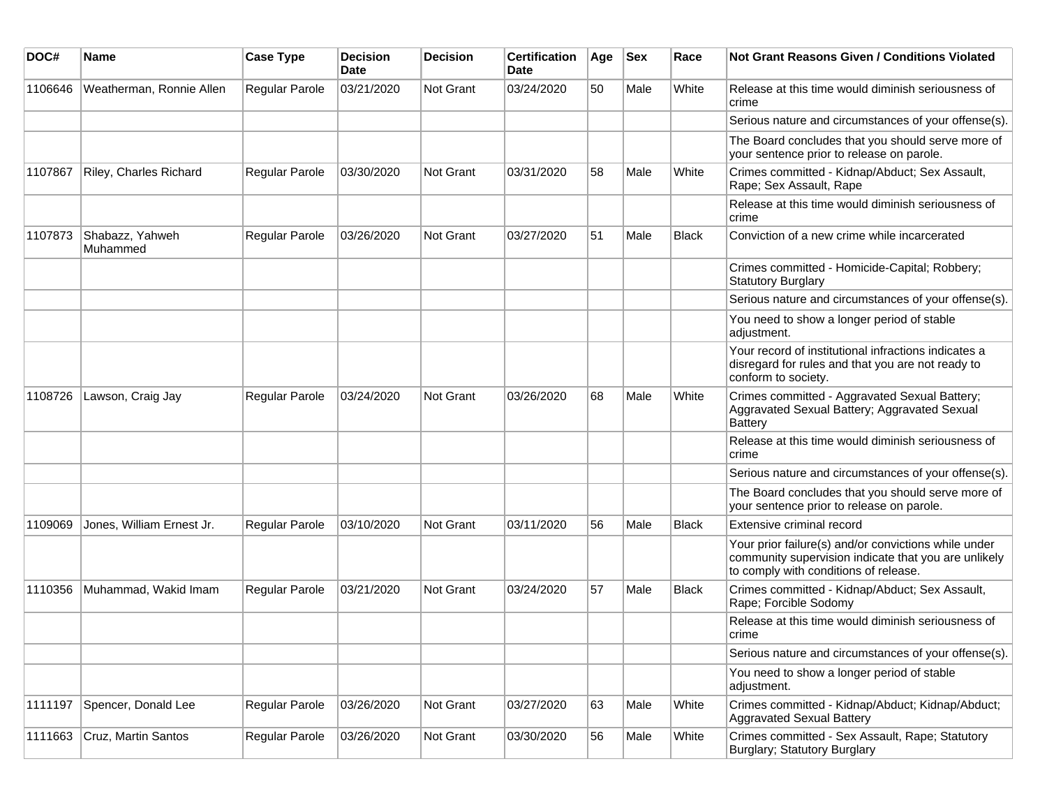| DOC# | Name | Case Type | Decision Date | Decision | Certification Date | Age | Sex | Race | Not Grant Reasons Given / Conditions Violated |
|---|---|---|---|---|---|---|---|---|---|
| 1106646 | Weatherman, Ronnie Allen | Regular Parole | 03/21/2020 | Not Grant | 03/24/2020 | 50 | Male | White | Release at this time would diminish seriousness of crime |
| | | | | | | | | | Serious nature and circumstances of your offense(s). |
| | | | | | | | | | The Board concludes that you should serve more of your sentence prior to release on parole. |
| 1107867 | Riley, Charles Richard | Regular Parole | 03/30/2020 | Not Grant | 03/31/2020 | 58 | Male | White | Crimes committed - Kidnap/Abduct; Sex Assault, Rape; Sex Assault, Rape |
| | | | | | | | | | Release at this time would diminish seriousness of crime |
| 1107873 | Shabazz, Yahweh Muhammed | Regular Parole | 03/26/2020 | Not Grant | 03/27/2020 | 51 | Male | Black | Conviction of a new crime while incarcerated |
| | | | | | | | | | Crimes committed - Homicide-Capital; Robbery; Statutory Burglary |
| | | | | | | | | | Serious nature and circumstances of your offense(s). |
| | | | | | | | | | You need to show a longer period of stable adjustment. |
| | | | | | | | | | Your record of institutional infractions indicates a disregard for rules and that you are not ready to conform to society. |
| 1108726 | Lawson, Craig Jay | Regular Parole | 03/24/2020 | Not Grant | 03/26/2020 | 68 | Male | White | Crimes committed - Aggravated Sexual Battery; Aggravated Sexual Battery; Aggravated Sexual Battery |
| | | | | | | | | | Release at this time would diminish seriousness of crime |
| | | | | | | | | | Serious nature and circumstances of your offense(s). |
| | | | | | | | | | The Board concludes that you should serve more of your sentence prior to release on parole. |
| 1109069 | Jones, William Ernest Jr. | Regular Parole | 03/10/2020 | Not Grant | 03/11/2020 | 56 | Male | Black | Extensive criminal record |
| | | | | | | | | | Your prior failure(s) and/or convictions while under community supervision indicate that you are unlikely to comply with conditions of release. |
| 1110356 | Muhammad, Wakid Imam | Regular Parole | 03/21/2020 | Not Grant | 03/24/2020 | 57 | Male | Black | Crimes committed - Kidnap/Abduct; Sex Assault, Rape; Forcible Sodomy |
| | | | | | | | | | Release at this time would diminish seriousness of crime |
| | | | | | | | | | Serious nature and circumstances of your offense(s). |
| | | | | | | | | | You need to show a longer period of stable adjustment. |
| 1111197 | Spencer, Donald Lee | Regular Parole | 03/26/2020 | Not Grant | 03/27/2020 | 63 | Male | White | Crimes committed - Kidnap/Abduct; Kidnap/Abduct; Aggravated Sexual Battery |
| 1111663 | Cruz, Martin Santos | Regular Parole | 03/26/2020 | Not Grant | 03/30/2020 | 56 | Male | White | Crimes committed - Sex Assault, Rape; Statutory Burglary; Statutory Burglary |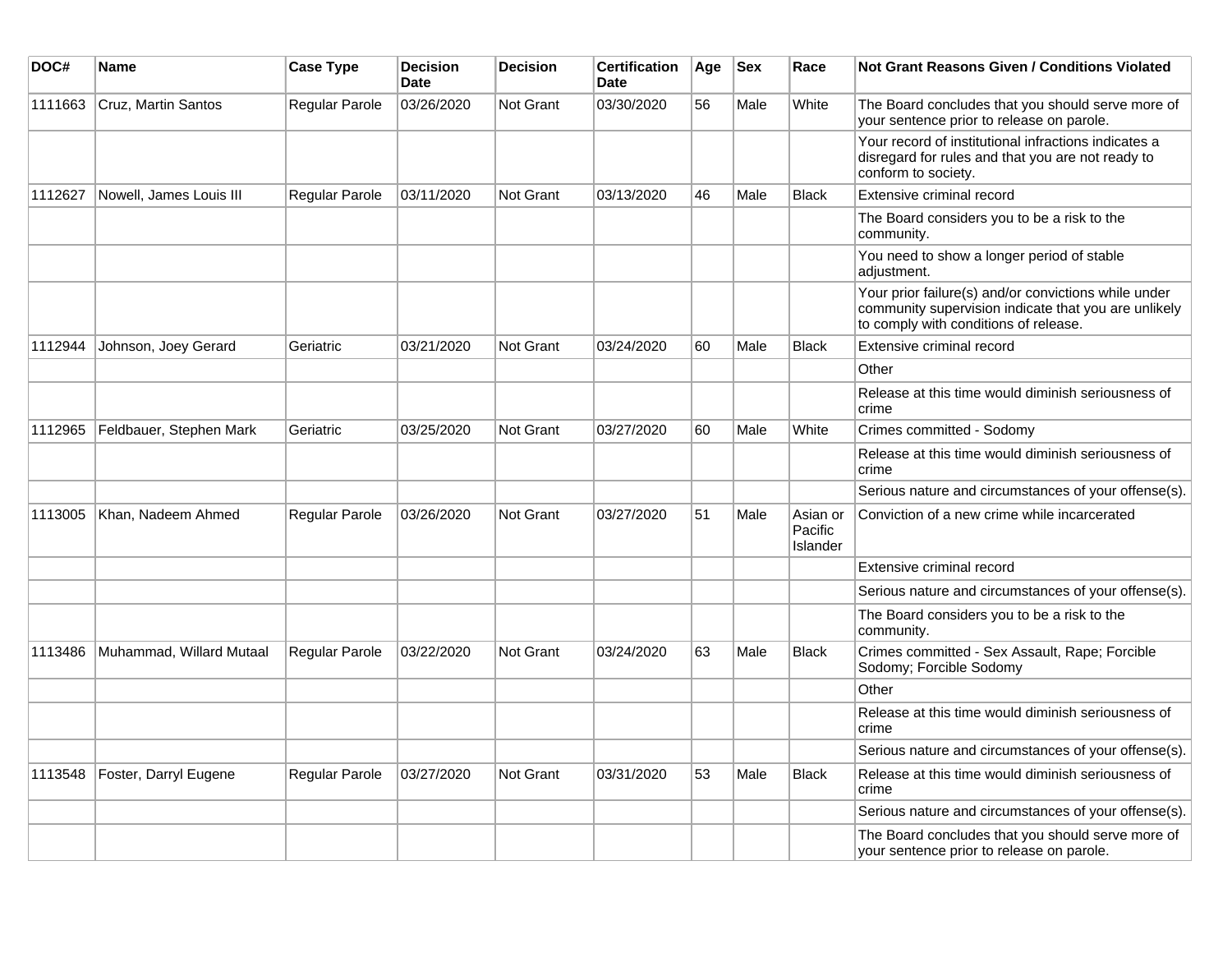| DOC# | Name | Case Type | Decision Date | Decision | Certification Date | Age | Sex | Race | Not Grant Reasons Given / Conditions Violated |
|---|---|---|---|---|---|---|---|---|---|
| 1111663 | Cruz, Martin Santos | Regular Parole | 03/26/2020 | Not Grant | 03/30/2020 | 56 | Male | White | The Board concludes that you should serve more of your sentence prior to release on parole. |
| | | | | | | | | | Your record of institutional infractions indicates a disregard for rules and that you are not ready to conform to society. |
| 1112627 | Nowell, James Louis III | Regular Parole | 03/11/2020 | Not Grant | 03/13/2020 | 46 | Male | Black | Extensive criminal record |
| | | | | | | | | | The Board considers you to be a risk to the community. |
| | | | | | | | | | You need to show a longer period of stable adjustment. |
| | | | | | | | | | Your prior failure(s) and/or convictions while under community supervision indicate that you are unlikely to comply with conditions of release. |
| 1112944 | Johnson, Joey Gerard | Geriatric | 03/21/2020 | Not Grant | 03/24/2020 | 60 | Male | Black | Extensive criminal record |
| | | | | | | | | | Other |
| | | | | | | | | | Release at this time would diminish seriousness of crime |
| 1112965 | Feldbauer, Stephen Mark | Geriatric | 03/25/2020 | Not Grant | 03/27/2020 | 60 | Male | White | Crimes committed - Sodomy |
| | | | | | | | | | Release at this time would diminish seriousness of crime |
| | | | | | | | | | Serious nature and circumstances of your offense(s). |
| 1113005 | Khan, Nadeem Ahmed | Regular Parole | 03/26/2020 | Not Grant | 03/27/2020 | 51 | Male | Asian or Pacific Islander | Conviction of a new crime while incarcerated |
| | | | | | | | | | Extensive criminal record |
| | | | | | | | | | Serious nature and circumstances of your offense(s). |
| | | | | | | | | | The Board considers you to be a risk to the community. |
| 1113486 | Muhammad, Willard Mutaal | Regular Parole | 03/22/2020 | Not Grant | 03/24/2020 | 63 | Male | Black | Crimes committed - Sex Assault, Rape; Forcible Sodomy; Forcible Sodomy |
| | | | | | | | | | Other |
| | | | | | | | | | Release at this time would diminish seriousness of crime |
| | | | | | | | | | Serious nature and circumstances of your offense(s). |
| 1113548 | Foster, Darryl Eugene | Regular Parole | 03/27/2020 | Not Grant | 03/31/2020 | 53 | Male | Black | Release at this time would diminish seriousness of crime |
| | | | | | | | | | Serious nature and circumstances of your offense(s). |
| | | | | | | | | | The Board concludes that you should serve more of your sentence prior to release on parole. |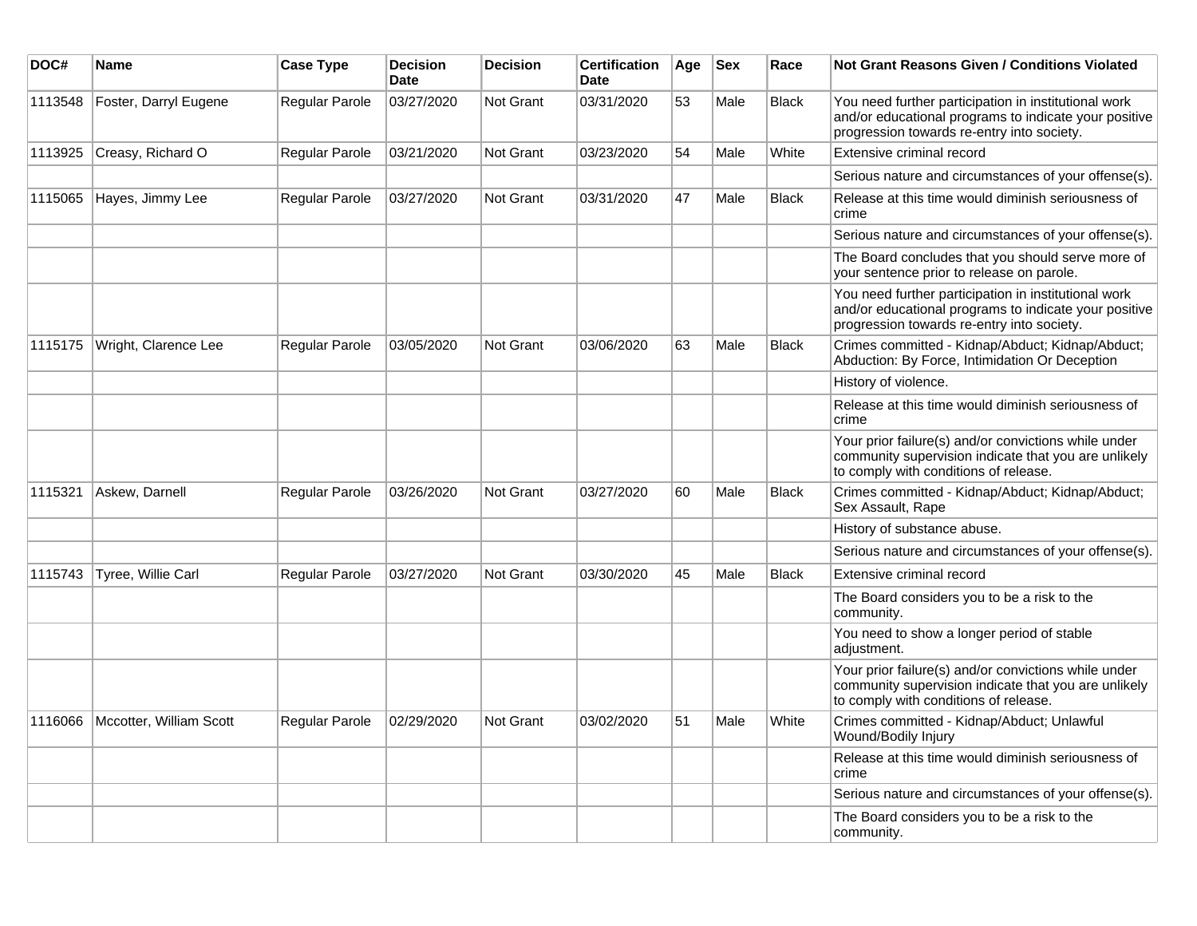| DOC# | Name | Case Type | Decision Date | Decision | Certification Date | Age | Sex | Race | Not Grant Reasons Given / Conditions Violated |
|---|---|---|---|---|---|---|---|---|---|
| 1113548 | Foster, Darryl Eugene | Regular Parole | 03/27/2020 | Not Grant | 03/31/2020 | 53 | Male | Black | You need further participation in institutional work and/or educational programs to indicate your positive progression towards re-entry into society. |
| 1113925 | Creasy, Richard O | Regular Parole | 03/21/2020 | Not Grant | 03/23/2020 | 54 | Male | White | Extensive criminal record |
| | | | | | | | | | Serious nature and circumstances of your offense(s). |
| 1115065 | Hayes, Jimmy Lee | Regular Parole | 03/27/2020 | Not Grant | 03/31/2020 | 47 | Male | Black | Release at this time would diminish seriousness of crime |
| | | | | | | | | | Serious nature and circumstances of your offense(s). |
| | | | | | | | | | The Board concludes that you should serve more of your sentence prior to release on parole. |
| | | | | | | | | | You need further participation in institutional work and/or educational programs to indicate your positive progression towards re-entry into society. |
| 1115175 | Wright, Clarence Lee | Regular Parole | 03/05/2020 | Not Grant | 03/06/2020 | 63 | Male | Black | Crimes committed - Kidnap/Abduct; Kidnap/Abduct; Abduction: By Force, Intimidation Or Deception |
| | | | | | | | | | History of violence. |
| | | | | | | | | | Release at this time would diminish seriousness of crime |
| | | | | | | | | | Your prior failure(s) and/or convictions while under community supervision indicate that you are unlikely to comply with conditions of release. |
| 1115321 | Askew, Darnell | Regular Parole | 03/26/2020 | Not Grant | 03/27/2020 | 60 | Male | Black | Crimes committed - Kidnap/Abduct; Kidnap/Abduct; Sex Assault, Rape |
| | | | | | | | | | History of substance abuse. |
| | | | | | | | | | Serious nature and circumstances of your offense(s). |
| 1115743 | Tyree, Willie Carl | Regular Parole | 03/27/2020 | Not Grant | 03/30/2020 | 45 | Male | Black | Extensive criminal record |
| | | | | | | | | | The Board considers you to be a risk to the community. |
| | | | | | | | | | You need to show a longer period of stable adjustment. |
| | | | | | | | | | Your prior failure(s) and/or convictions while under community supervision indicate that you are unlikely to comply with conditions of release. |
| 1116066 | Mccotter, William Scott | Regular Parole | 02/29/2020 | Not Grant | 03/02/2020 | 51 | Male | White | Crimes committed - Kidnap/Abduct; Unlawful Wound/Bodily Injury |
| | | | | | | | | | Release at this time would diminish seriousness of crime |
| | | | | | | | | | Serious nature and circumstances of your offense(s). |
| | | | | | | | | | The Board considers you to be a risk to the community. |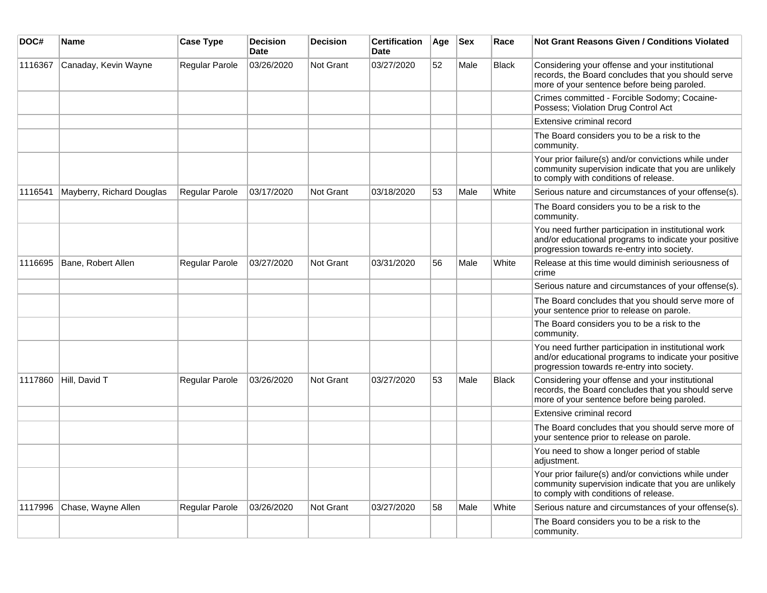| DOC# | Name | Case Type | Decision Date | Decision | Certification Date | Age | Sex | Race | Not Grant Reasons Given / Conditions Violated |
|---|---|---|---|---|---|---|---|---|---|
| 1116367 | Canaday, Kevin Wayne | Regular Parole | 03/26/2020 | Not Grant | 03/27/2020 | 52 | Male | Black | Considering your offense and your institutional records, the Board concludes that you should serve more of your sentence before being paroled. |
| | | | | | | | | | Crimes committed - Forcible Sodomy; Cocaine-Possess; Violation Drug Control Act |
| | | | | | | | | | Extensive criminal record |
| | | | | | | | | | The Board considers you to be a risk to the community. |
| | | | | | | | | | Your prior failure(s) and/or convictions while under community supervision indicate that you are unlikely to comply with conditions of release. |
| 1116541 | Mayberry, Richard Douglas | Regular Parole | 03/17/2020 | Not Grant | 03/18/2020 | 53 | Male | White | Serious nature and circumstances of your offense(s). |
| | | | | | | | | | The Board considers you to be a risk to the community. |
| | | | | | | | | | You need further participation in institutional work and/or educational programs to indicate your positive progression towards re-entry into society. |
| 1116695 | Bane, Robert Allen | Regular Parole | 03/27/2020 | Not Grant | 03/31/2020 | 56 | Male | White | Release at this time would diminish seriousness of crime |
| | | | | | | | | | Serious nature and circumstances of your offense(s). |
| | | | | | | | | | The Board concludes that you should serve more of your sentence prior to release on parole. |
| | | | | | | | | | The Board considers you to be a risk to the community. |
| | | | | | | | | | You need further participation in institutional work and/or educational programs to indicate your positive progression towards re-entry into society. |
| 1117860 | Hill, David T | Regular Parole | 03/26/2020 | Not Grant | 03/27/2020 | 53 | Male | Black | Considering your offense and your institutional records, the Board concludes that you should serve more of your sentence before being paroled. |
| | | | | | | | | | Extensive criminal record |
| | | | | | | | | | The Board concludes that you should serve more of your sentence prior to release on parole. |
| | | | | | | | | | You need to show a longer period of stable adjustment. |
| | | | | | | | | | Your prior failure(s) and/or convictions while under community supervision indicate that you are unlikely to comply with conditions of release. |
| 1117996 | Chase, Wayne Allen | Regular Parole | 03/26/2020 | Not Grant | 03/27/2020 | 58 | Male | White | Serious nature and circumstances of your offense(s). |
| | | | | | | | | | The Board considers you to be a risk to the community. |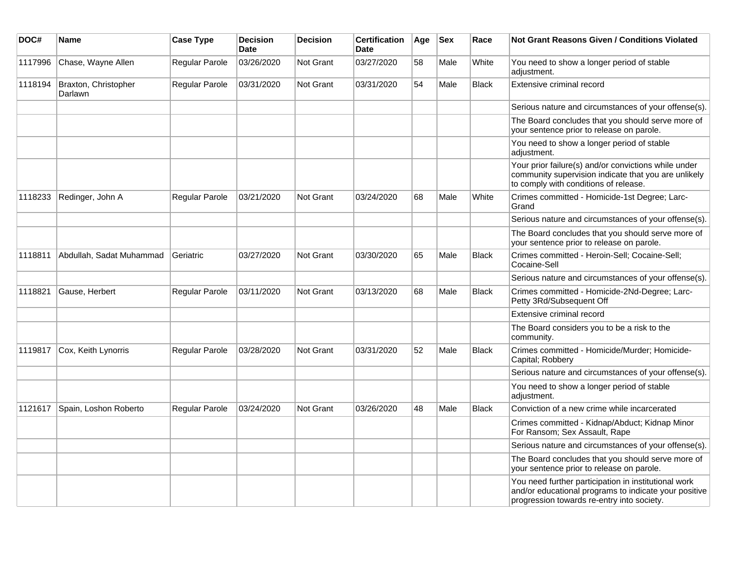| DOC# | Name | Case Type | Decision Date | Decision | Certification Date | Age | Sex | Race | Not Grant Reasons Given / Conditions Violated |
| --- | --- | --- | --- | --- | --- | --- | --- | --- | --- |
| 1117996 | Chase, Wayne Allen | Regular Parole | 03/26/2020 | Not Grant | 03/27/2020 | 58 | Male | White | You need to show a longer period of stable adjustment. |
| 1118194 | Braxton, Christopher Darlawn | Regular Parole | 03/31/2020 | Not Grant | 03/31/2020 | 54 | Male | Black | Extensive criminal record |
| | | | | | | | | | Serious nature and circumstances of your offense(s). |
| | | | | | | | | | The Board concludes that you should serve more of your sentence prior to release on parole. |
| | | | | | | | | | You need to show a longer period of stable adjustment. |
| | | | | | | | | | Your prior failure(s) and/or convictions while under community supervision indicate that you are unlikely to comply with conditions of release. |
| 1118233 | Redinger, John A | Regular Parole | 03/21/2020 | Not Grant | 03/24/2020 | 68 | Male | White | Crimes committed - Homicide-1st Degree; Larc-Grand |
| | | | | | | | | | Serious nature and circumstances of your offense(s). |
| | | | | | | | | | The Board concludes that you should serve more of your sentence prior to release on parole. |
| 1118811 | Abdullah, Sadat Muhammad | Geriatric | 03/27/2020 | Not Grant | 03/30/2020 | 65 | Male | Black | Crimes committed - Heroin-Sell; Cocaine-Sell; Cocaine-Sell |
| | | | | | | | | | Serious nature and circumstances of your offense(s). |
| 1118821 | Gause, Herbert | Regular Parole | 03/11/2020 | Not Grant | 03/13/2020 | 68 | Male | Black | Crimes committed - Homicide-2Nd-Degree; Larc-Petty 3Rd/Subsequent Off |
| | | | | | | | | | Extensive criminal record |
| | | | | | | | | | The Board considers you to be a risk to the community. |
| 1119817 | Cox, Keith Lynorris | Regular Parole | 03/28/2020 | Not Grant | 03/31/2020 | 52 | Male | Black | Crimes committed - Homicide/Murder; Homicide-Capital; Robbery |
| | | | | | | | | | Serious nature and circumstances of your offense(s). |
| | | | | | | | | | You need to show a longer period of stable adjustment. |
| 1121617 | Spain, Loshon Roberto | Regular Parole | 03/24/2020 | Not Grant | 03/26/2020 | 48 | Male | Black | Conviction of a new crime while incarcerated |
| | | | | | | | | | Crimes committed - Kidnap/Abduct; Kidnap Minor For Ransom; Sex Assault, Rape |
| | | | | | | | | | Serious nature and circumstances of your offense(s). |
| | | | | | | | | | The Board concludes that you should serve more of your sentence prior to release on parole. |
| | | | | | | | | | You need further participation in institutional work and/or educational programs to indicate your positive progression towards re-entry into society. |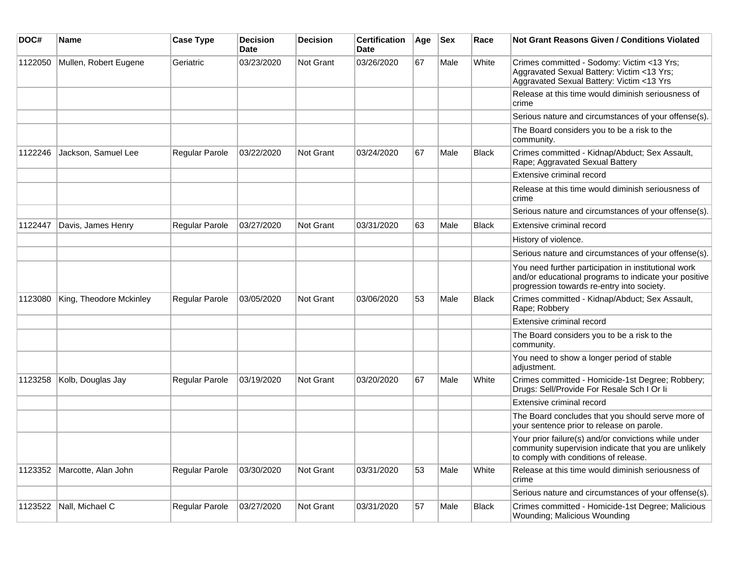| DOC# | Name | Case Type | Decision Date | Decision | Certification Date | Age | Sex | Race | Not Grant Reasons Given / Conditions Violated |
|---|---|---|---|---|---|---|---|---|---|
| 1122050 | Mullen, Robert Eugene | Geriatric | 03/23/2020 | Not Grant | 03/26/2020 | 67 | Male | White | Crimes committed - Sodomy: Victim <13 Yrs; Aggravated Sexual Battery: Victim <13 Yrs; Aggravated Sexual Battery: Victim <13 Yrs |
| | | | | | | | | | Release at this time would diminish seriousness of crime |
| | | | | | | | | | Serious nature and circumstances of your offense(s). |
| | | | | | | | | | The Board considers you to be a risk to the community. |
| 1122246 | Jackson, Samuel Lee | Regular Parole | 03/22/2020 | Not Grant | 03/24/2020 | 67 | Male | Black | Crimes committed - Kidnap/Abduct; Sex Assault, Rape; Aggravated Sexual Battery |
| | | | | | | | | | Extensive criminal record |
| | | | | | | | | | Release at this time would diminish seriousness of crime |
| | | | | | | | | | Serious nature and circumstances of your offense(s). |
| 1122447 | Davis, James Henry | Regular Parole | 03/27/2020 | Not Grant | 03/31/2020 | 63 | Male | Black | Extensive criminal record |
| | | | | | | | | | History of violence. |
| | | | | | | | | | Serious nature and circumstances of your offense(s). |
| | | | | | | | | | You need further participation in institutional work and/or educational programs to indicate your positive progression towards re-entry into society. |
| 1123080 | King, Theodore Mckinley | Regular Parole | 03/05/2020 | Not Grant | 03/06/2020 | 53 | Male | Black | Crimes committed - Kidnap/Abduct; Sex Assault, Rape; Robbery |
| | | | | | | | | | Extensive criminal record |
| | | | | | | | | | The Board considers you to be a risk to the community. |
| | | | | | | | | | You need to show a longer period of stable adjustment. |
| 1123258 | Kolb, Douglas Jay | Regular Parole | 03/19/2020 | Not Grant | 03/20/2020 | 67 | Male | White | Crimes committed - Homicide-1st Degree; Robbery; Drugs: Sell/Provide For Resale Sch I Or Ii |
| | | | | | | | | | Extensive criminal record |
| | | | | | | | | | The Board concludes that you should serve more of your sentence prior to release on parole. |
| | | | | | | | | | Your prior failure(s) and/or convictions while under community supervision indicate that you are unlikely to comply with conditions of release. |
| 1123352 | Marcotte, Alan John | Regular Parole | 03/30/2020 | Not Grant | 03/31/2020 | 53 | Male | White | Release at this time would diminish seriousness of crime |
| | | | | | | | | | Serious nature and circumstances of your offense(s). |
| 1123522 | Nall, Michael C | Regular Parole | 03/27/2020 | Not Grant | 03/31/2020 | 57 | Male | Black | Crimes committed - Homicide-1st Degree; Malicious Wounding; Malicious Wounding |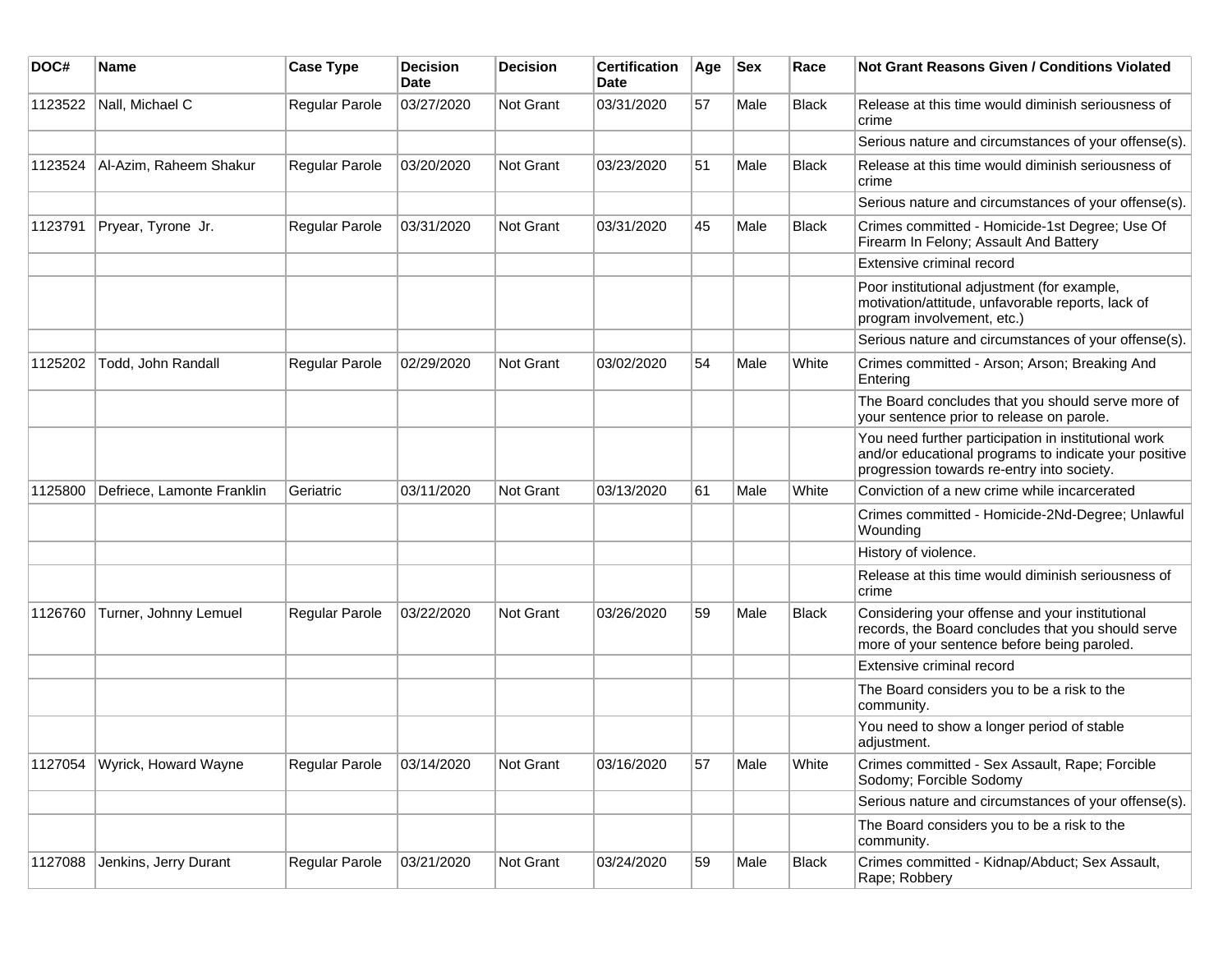| DOC# | Name | Case Type | Decision Date | Decision | Certification Date | Age | Sex | Race | Not Grant Reasons Given / Conditions Violated |
|---|---|---|---|---|---|---|---|---|---|
| 1123522 | Nall, Michael C | Regular Parole | 03/27/2020 | Not Grant | 03/31/2020 | 57 | Male | Black | Release at this time would diminish seriousness of crime |
| | | | | | | | | | Serious nature and circumstances of your offense(s). |
| 1123524 | Al-Azim, Raheem Shakur | Regular Parole | 03/20/2020 | Not Grant | 03/23/2020 | 51 | Male | Black | Release at this time would diminish seriousness of crime |
| | | | | | | | | | Serious nature and circumstances of your offense(s). |
| 1123791 | Pryear, Tyrone Jr. | Regular Parole | 03/31/2020 | Not Grant | 03/31/2020 | 45 | Male | Black | Crimes committed - Homicide-1st Degree; Use Of Firearm In Felony; Assault And Battery |
| | | | | | | | | | Extensive criminal record |
| | | | | | | | | | Poor institutional adjustment (for example, motivation/attitude, unfavorable reports, lack of program involvement, etc.) |
| | | | | | | | | | Serious nature and circumstances of your offense(s). |
| 1125202 | Todd, John Randall | Regular Parole | 02/29/2020 | Not Grant | 03/02/2020 | 54 | Male | White | Crimes committed - Arson; Arson; Breaking And Entering |
| | | | | | | | | | The Board concludes that you should serve more of your sentence prior to release on parole. |
| | | | | | | | | | You need further participation in institutional work and/or educational programs to indicate your positive progression towards re-entry into society. |
| 1125800 | Defriece, Lamonte Franklin | Geriatric | 03/11/2020 | Not Grant | 03/13/2020 | 61 | Male | White | Conviction of a new crime while incarcerated |
| | | | | | | | | | Crimes committed - Homicide-2Nd-Degree; Unlawful Wounding |
| | | | | | | | | | History of violence. |
| | | | | | | | | | Release at this time would diminish seriousness of crime |
| 1126760 | Turner, Johnny Lemuel | Regular Parole | 03/22/2020 | Not Grant | 03/26/2020 | 59 | Male | Black | Considering your offense and your institutional records, the Board concludes that you should serve more of your sentence before being paroled. |
| | | | | | | | | | Extensive criminal record |
| | | | | | | | | | The Board considers you to be a risk to the community. |
| | | | | | | | | | You need to show a longer period of stable adjustment. |
| 1127054 | Wyrick, Howard Wayne | Regular Parole | 03/14/2020 | Not Grant | 03/16/2020 | 57 | Male | White | Crimes committed - Sex Assault, Rape; Forcible Sodomy; Forcible Sodomy |
| | | | | | | | | | Serious nature and circumstances of your offense(s). |
| | | | | | | | | | The Board considers you to be a risk to the community. |
| 1127088 | Jenkins, Jerry Durant | Regular Parole | 03/21/2020 | Not Grant | 03/24/2020 | 59 | Male | Black | Crimes committed - Kidnap/Abduct; Sex Assault, Rape; Robbery |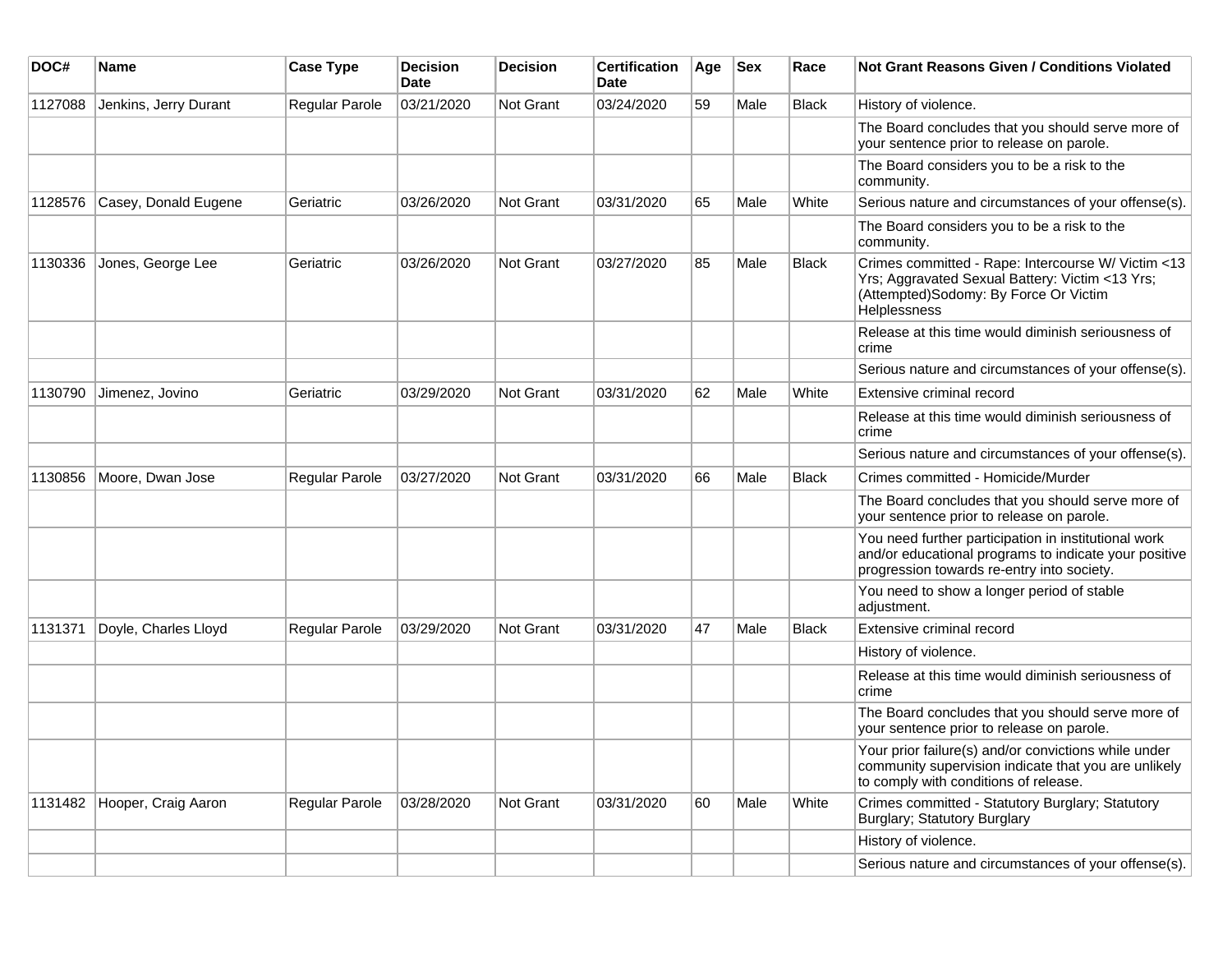| DOC# | Name | Case Type | Decision Date | Decision | Certification Date | Age | Sex | Race | Not Grant Reasons Given / Conditions Violated |
|---|---|---|---|---|---|---|---|---|---|
| 1127088 | Jenkins, Jerry Durant | Regular Parole | 03/21/2020 | Not Grant | 03/24/2020 | 59 | Male | Black | History of violence. |
| | | | | | | | | | The Board concludes that you should serve more of your sentence prior to release on parole. |
| | | | | | | | | | The Board considers you to be a risk to the community. |
| 1128576 | Casey, Donald Eugene | Geriatric | 03/26/2020 | Not Grant | 03/31/2020 | 65 | Male | White | Serious nature and circumstances of your offense(s). |
| | | | | | | | | | The Board considers you to be a risk to the community. |
| 1130336 | Jones, George Lee | Geriatric | 03/26/2020 | Not Grant | 03/27/2020 | 85 | Male | Black | Crimes committed - Rape: Intercourse W/ Victim <13 Yrs; Aggravated Sexual Battery: Victim <13 Yrs; (Attempted)Sodomy: By Force Or Victim Helplessness |
| | | | | | | | | | Release at this time would diminish seriousness of crime |
| | | | | | | | | | Serious nature and circumstances of your offense(s). |
| 1130790 | Jimenez, Jovino | Geriatric | 03/29/2020 | Not Grant | 03/31/2020 | 62 | Male | White | Extensive criminal record |
| | | | | | | | | | Release at this time would diminish seriousness of crime |
| | | | | | | | | | Serious nature and circumstances of your offense(s). |
| 1130856 | Moore, Dwan Jose | Regular Parole | 03/27/2020 | Not Grant | 03/31/2020 | 66 | Male | Black | Crimes committed - Homicide/Murder |
| | | | | | | | | | The Board concludes that you should serve more of your sentence prior to release on parole. |
| | | | | | | | | | You need further participation in institutional work and/or educational programs to indicate your positive progression towards re-entry into society. |
| | | | | | | | | | You need to show a longer period of stable adjustment. |
| 1131371 | Doyle, Charles Lloyd | Regular Parole | 03/29/2020 | Not Grant | 03/31/2020 | 47 | Male | Black | Extensive criminal record |
| | | | | | | | | | History of violence. |
| | | | | | | | | | Release at this time would diminish seriousness of crime |
| | | | | | | | | | The Board concludes that you should serve more of your sentence prior to release on parole. |
| | | | | | | | | | Your prior failure(s) and/or convictions while under community supervision indicate that you are unlikely to comply with conditions of release. |
| 1131482 | Hooper, Craig Aaron | Regular Parole | 03/28/2020 | Not Grant | 03/31/2020 | 60 | Male | White | Crimes committed - Statutory Burglary; Statutory Burglary; Statutory Burglary |
| | | | | | | | | | History of violence. |
| | | | | | | | | | Serious nature and circumstances of your offense(s). |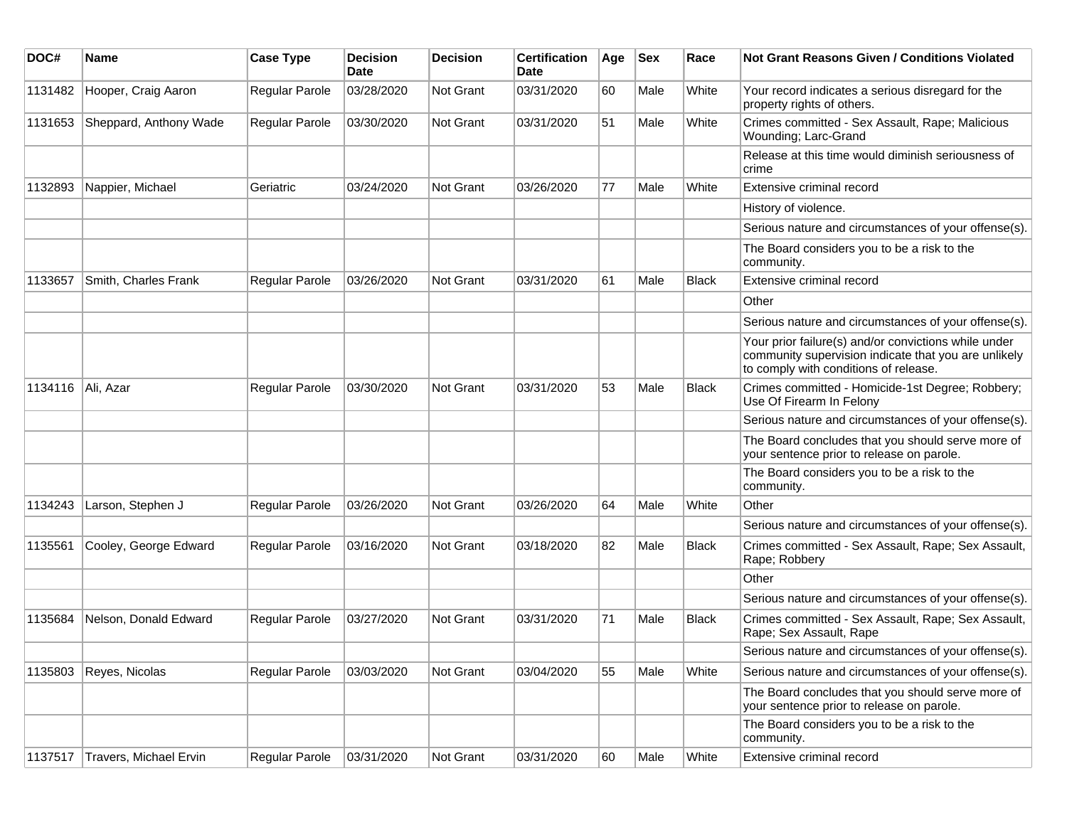| DOC# | Name | Case Type | Decision Date | Decision | Certification Date | Age | Sex | Race | Not Grant Reasons Given / Conditions Violated |
|---|---|---|---|---|---|---|---|---|---|
| 1131482 | Hooper, Craig Aaron | Regular Parole | 03/28/2020 | Not Grant | 03/31/2020 | 60 | Male | White | Your record indicates a serious disregard for the property rights of others. |
| 1131653 | Sheppard, Anthony Wade | Regular Parole | 03/30/2020 | Not Grant | 03/31/2020 | 51 | Male | White | Crimes committed - Sex Assault, Rape; Malicious Wounding; Larc-Grand |
| | | | | | | | | | Release at this time would diminish seriousness of crime |
| 1132893 | Nappier, Michael | Geriatric | 03/24/2020 | Not Grant | 03/26/2020 | 77 | Male | White | Extensive criminal record |
| | | | | | | | | | History of violence. |
| | | | | | | | | | Serious nature and circumstances of your offense(s). |
| | | | | | | | | | The Board considers you to be a risk to the community. |
| 1133657 | Smith, Charles Frank | Regular Parole | 03/26/2020 | Not Grant | 03/31/2020 | 61 | Male | Black | Extensive criminal record |
| | | | | | | | | | Other |
| | | | | | | | | | Serious nature and circumstances of your offense(s). |
| | | | | | | | | | Your prior failure(s) and/or convictions while under community supervision indicate that you are unlikely to comply with conditions of release. |
| 1134116 | Ali, Azar | Regular Parole | 03/30/2020 | Not Grant | 03/31/2020 | 53 | Male | Black | Crimes committed - Homicide-1st Degree; Robbery; Use Of Firearm In Felony |
| | | | | | | | | | Serious nature and circumstances of your offense(s). |
| | | | | | | | | | The Board concludes that you should serve more of your sentence prior to release on parole. |
| | | | | | | | | | The Board considers you to be a risk to the community. |
| 1134243 | Larson, Stephen J | Regular Parole | 03/26/2020 | Not Grant | 03/26/2020 | 64 | Male | White | Other |
| | | | | | | | | | Serious nature and circumstances of your offense(s). |
| 1135561 | Cooley, George Edward | Regular Parole | 03/16/2020 | Not Grant | 03/18/2020 | 82 | Male | Black | Crimes committed - Sex Assault, Rape; Sex Assault, Rape; Robbery |
| | | | | | | | | | Other |
| | | | | | | | | | Serious nature and circumstances of your offense(s). |
| 1135684 | Nelson, Donald Edward | Regular Parole | 03/27/2020 | Not Grant | 03/31/2020 | 71 | Male | Black | Crimes committed - Sex Assault, Rape; Sex Assault, Rape; Sex Assault, Rape |
| | | | | | | | | | Serious nature and circumstances of your offense(s). |
| 1135803 | Reyes, Nicolas | Regular Parole | 03/03/2020 | Not Grant | 03/04/2020 | 55 | Male | White | Serious nature and circumstances of your offense(s). |
| | | | | | | | | | The Board concludes that you should serve more of your sentence prior to release on parole. |
| | | | | | | | | | The Board considers you to be a risk to the community. |
| 1137517 | Travers, Michael Ervin | Regular Parole | 03/31/2020 | Not Grant | 03/31/2020 | 60 | Male | White | Extensive criminal record |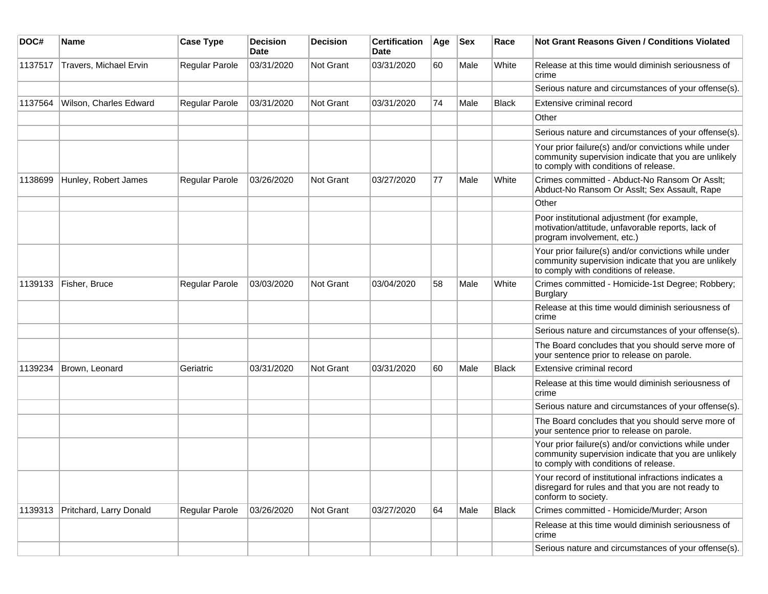| DOC# | Name | Case Type | Decision Date | Decision | Certification Date | Age | Sex | Race | Not Grant Reasons Given / Conditions Violated |
|---|---|---|---|---|---|---|---|---|---|
| 1137517 | Travers, Michael Ervin | Regular Parole | 03/31/2020 | Not Grant | 03/31/2020 | 60 | Male | White | Release at this time would diminish seriousness of crime |
| | | | | | | | | | Serious nature and circumstances of your offense(s). |
| 1137564 | Wilson, Charles Edward | Regular Parole | 03/31/2020 | Not Grant | 03/31/2020 | 74 | Male | Black | Extensive criminal record |
| | | | | | | | | | Other |
| | | | | | | | | | Serious nature and circumstances of your offense(s). |
| | | | | | | | | | Your prior failure(s) and/or convictions while under community supervision indicate that you are unlikely to comply with conditions of release. |
| 1138699 | Hunley, Robert James | Regular Parole | 03/26/2020 | Not Grant | 03/27/2020 | 77 | Male | White | Crimes committed - Abduct-No Ransom Or Asslt; Abduct-No Ransom Or Asslt; Sex Assault, Rape |
| | | | | | | | | | Other |
| | | | | | | | | | Poor institutional adjustment (for example, motivation/attitude, unfavorable reports, lack of program involvement, etc.) |
| | | | | | | | | | Your prior failure(s) and/or convictions while under community supervision indicate that you are unlikely to comply with conditions of release. |
| 1139133 | Fisher, Bruce | Regular Parole | 03/03/2020 | Not Grant | 03/04/2020 | 58 | Male | White | Crimes committed - Homicide-1st Degree; Robbery; Burglary |
| | | | | | | | | | Release at this time would diminish seriousness of crime |
| | | | | | | | | | Serious nature and circumstances of your offense(s). |
| | | | | | | | | | The Board concludes that you should serve more of your sentence prior to release on parole. |
| 1139234 | Brown, Leonard | Geriatric | 03/31/2020 | Not Grant | 03/31/2020 | 60 | Male | Black | Extensive criminal record |
| | | | | | | | | | Release at this time would diminish seriousness of crime |
| | | | | | | | | | Serious nature and circumstances of your offense(s). |
| | | | | | | | | | The Board concludes that you should serve more of your sentence prior to release on parole. |
| | | | | | | | | | Your prior failure(s) and/or convictions while under community supervision indicate that you are unlikely to comply with conditions of release. |
| | | | | | | | | | Your record of institutional infractions indicates a disregard for rules and that you are not ready to conform to society. |
| 1139313 | Pritchard, Larry Donald | Regular Parole | 03/26/2020 | Not Grant | 03/27/2020 | 64 | Male | Black | Crimes committed - Homicide/Murder; Arson |
| | | | | | | | | | Release at this time would diminish seriousness of crime |
| | | | | | | | | | Serious nature and circumstances of your offense(s). |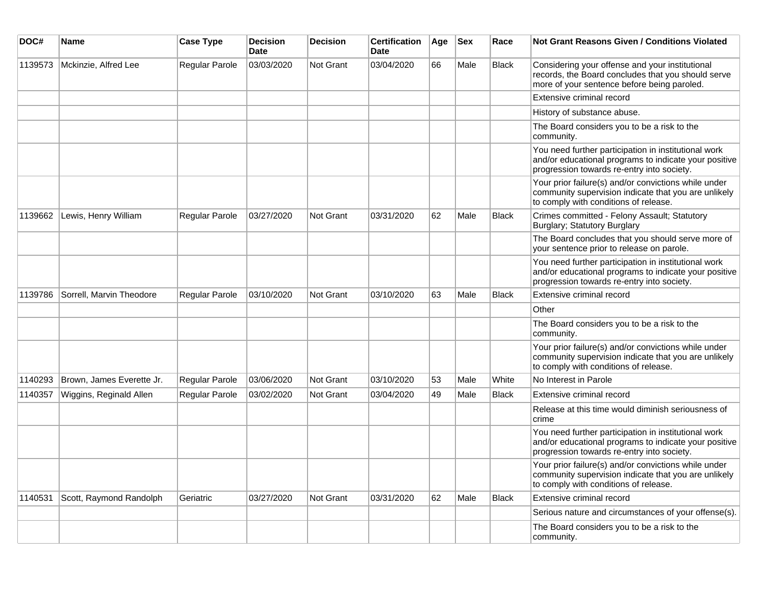| DOC# | Name | Case Type | Decision Date | Decision | Certification Date | Age | Sex | Race | Not Grant Reasons Given / Conditions Violated |
|---|---|---|---|---|---|---|---|---|---|
| 1139573 | Mckinzie, Alfred Lee | Regular Parole | 03/03/2020 | Not Grant | 03/04/2020 | 66 | Male | Black | Considering your offense and your institutional records, the Board concludes that you should serve more of your sentence before being paroled. |
| | | | | | | | | | Extensive criminal record |
| | | | | | | | | | History of substance abuse. |
| | | | | | | | | | The Board considers you to be a risk to the community. |
| | | | | | | | | | You need further participation in institutional work and/or educational programs to indicate your positive progression towards re-entry into society. |
| | | | | | | | | | Your prior failure(s) and/or convictions while under community supervision indicate that you are unlikely to comply with conditions of release. |
| 1139662 | Lewis, Henry William | Regular Parole | 03/27/2020 | Not Grant | 03/31/2020 | 62 | Male | Black | Crimes committed - Felony Assault; Statutory Burglary; Statutory Burglary |
| | | | | | | | | | The Board concludes that you should serve more of your sentence prior to release on parole. |
| | | | | | | | | | You need further participation in institutional work and/or educational programs to indicate your positive progression towards re-entry into society. |
| 1139786 | Sorrell, Marvin Theodore | Regular Parole | 03/10/2020 | Not Grant | 03/10/2020 | 63 | Male | Black | Extensive criminal record |
| | | | | | | | | | Other |
| | | | | | | | | | The Board considers you to be a risk to the community. |
| | | | | | | | | | Your prior failure(s) and/or convictions while under community supervision indicate that you are unlikely to comply with conditions of release. |
| 1140293 | Brown, James Everette Jr. | Regular Parole | 03/06/2020 | Not Grant | 03/10/2020 | 53 | Male | White | No Interest in Parole |
| 1140357 | Wiggins, Reginald Allen | Regular Parole | 03/02/2020 | Not Grant | 03/04/2020 | 49 | Male | Black | Extensive criminal record |
| | | | | | | | | | Release at this time would diminish seriousness of crime |
| | | | | | | | | | You need further participation in institutional work and/or educational programs to indicate your positive progression towards re-entry into society. |
| | | | | | | | | | Your prior failure(s) and/or convictions while under community supervision indicate that you are unlikely to comply with conditions of release. |
| 1140531 | Scott, Raymond Randolph | Geriatric | 03/27/2020 | Not Grant | 03/31/2020 | 62 | Male | Black | Extensive criminal record |
| | | | | | | | | | Serious nature and circumstances of your offense(s). |
| | | | | | | | | | The Board considers you to be a risk to the community. |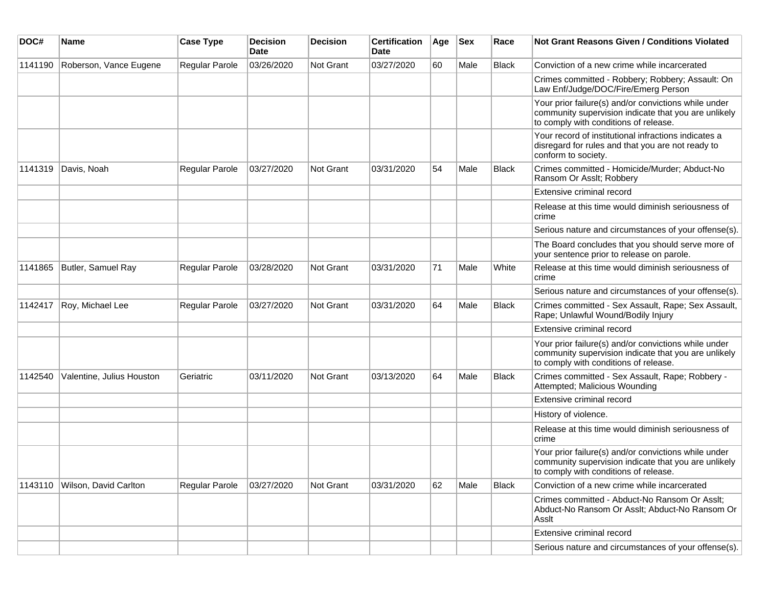| DOC# | Name | Case Type | Decision Date | Decision | Certification Date | Age | Sex | Race | Not Grant Reasons Given / Conditions Violated |
|---|---|---|---|---|---|---|---|---|---|
| 1141190 | Roberson, Vance Eugene | Regular Parole | 03/26/2020 | Not Grant | 03/27/2020 | 60 | Male | Black | Conviction of a new crime while incarcerated |
| | | | | | | | | | Crimes committed - Robbery; Robbery; Assault: On Law Enf/Judge/DOC/Fire/Emerg Person |
| | | | | | | | | | Your prior failure(s) and/or convictions while under community supervision indicate that you are unlikely to comply with conditions of release. |
| | | | | | | | | | Your record of institutional infractions indicates a disregard for rules and that you are not ready to conform to society. |
| 1141319 | Davis, Noah | Regular Parole | 03/27/2020 | Not Grant | 03/31/2020 | 54 | Male | Black | Crimes committed - Homicide/Murder; Abduct-No Ransom Or Asslt; Robbery |
| | | | | | | | | | Extensive criminal record |
| | | | | | | | | | Release at this time would diminish seriousness of crime |
| | | | | | | | | | Serious nature and circumstances of your offense(s). |
| | | | | | | | | | The Board concludes that you should serve more of your sentence prior to release on parole. |
| 1141865 | Butler, Samuel Ray | Regular Parole | 03/28/2020 | Not Grant | 03/31/2020 | 71 | Male | White | Release at this time would diminish seriousness of crime |
| | | | | | | | | | Serious nature and circumstances of your offense(s). |
| 1142417 | Roy, Michael Lee | Regular Parole | 03/27/2020 | Not Grant | 03/31/2020 | 64 | Male | Black | Crimes committed - Sex Assault, Rape; Sex Assault, Rape; Unlawful Wound/Bodily Injury |
| | | | | | | | | | Extensive criminal record |
| | | | | | | | | | Your prior failure(s) and/or convictions while under community supervision indicate that you are unlikely to comply with conditions of release. |
| 1142540 | Valentine, Julius Houston | Geriatric | 03/11/2020 | Not Grant | 03/13/2020 | 64 | Male | Black | Crimes committed - Sex Assault, Rape; Robbery - Attempted; Malicious Wounding |
| | | | | | | | | | Extensive criminal record |
| | | | | | | | | | History of violence. |
| | | | | | | | | | Release at this time would diminish seriousness of crime |
| | | | | | | | | | Your prior failure(s) and/or convictions while under community supervision indicate that you are unlikely to comply with conditions of release. |
| 1143110 | Wilson, David Carlton | Regular Parole | 03/27/2020 | Not Grant | 03/31/2020 | 62 | Male | Black | Conviction of a new crime while incarcerated |
| | | | | | | | | | Crimes committed - Abduct-No Ransom Or Asslt; Abduct-No Ransom Or Asslt; Abduct-No Ransom Or Asslt |
| | | | | | | | | | Extensive criminal record |
| | | | | | | | | | Serious nature and circumstances of your offense(s). |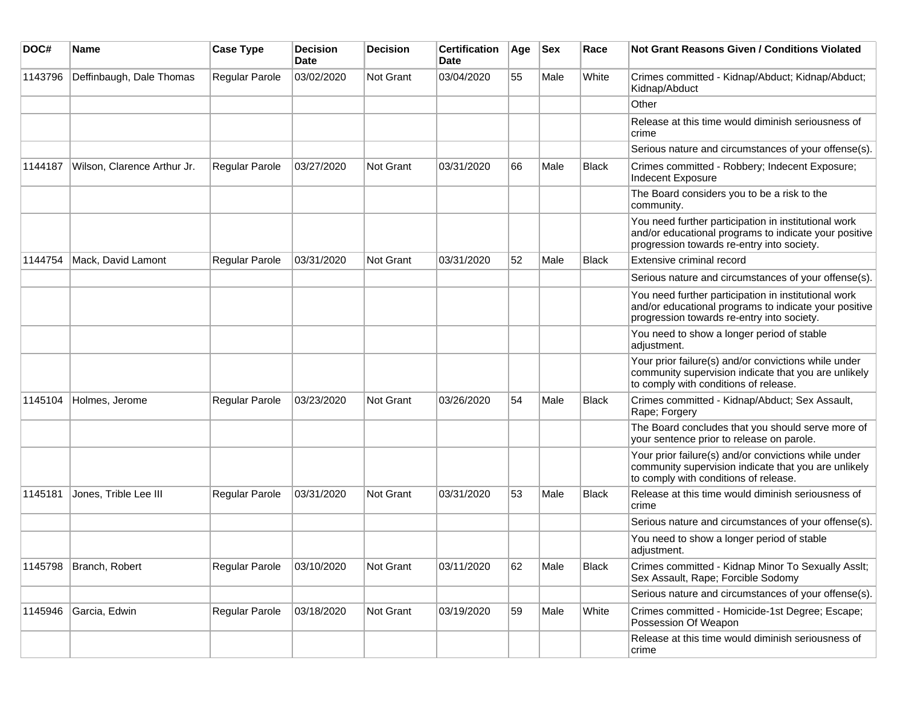| DOC# | Name | Case Type | Decision Date | Decision | Certification Date | Age | Sex | Race | Not Grant Reasons Given / Conditions Violated |
|---|---|---|---|---|---|---|---|---|---|
| 1143796 | Deffinbaugh, Dale Thomas | Regular Parole | 03/02/2020 | Not Grant | 03/04/2020 | 55 | Male | White | Crimes committed - Kidnap/Abduct; Kidnap/Abduct; Kidnap/Abduct |
| | | | | | | | | | Other |
| | | | | | | | | | Release at this time would diminish seriousness of crime |
| | | | | | | | | | Serious nature and circumstances of your offense(s). |
| 1144187 | Wilson, Clarence Arthur Jr. | Regular Parole | 03/27/2020 | Not Grant | 03/31/2020 | 66 | Male | Black | Crimes committed - Robbery; Indecent Exposure; Indecent Exposure |
| | | | | | | | | | The Board considers you to be a risk to the community. |
| | | | | | | | | | You need further participation in institutional work and/or educational programs to indicate your positive progression towards re-entry into society. |
| 1144754 | Mack, David Lamont | Regular Parole | 03/31/2020 | Not Grant | 03/31/2020 | 52 | Male | Black | Extensive criminal record |
| | | | | | | | | | Serious nature and circumstances of your offense(s). |
| | | | | | | | | | You need further participation in institutional work and/or educational programs to indicate your positive progression towards re-entry into society. |
| | | | | | | | | | You need to show a longer period of stable adjustment. |
| | | | | | | | | | Your prior failure(s) and/or convictions while under community supervision indicate that you are unlikely to comply with conditions of release. |
| 1145104 | Holmes, Jerome | Regular Parole | 03/23/2020 | Not Grant | 03/26/2020 | 54 | Male | Black | Crimes committed - Kidnap/Abduct; Sex Assault, Rape; Forgery |
| | | | | | | | | | The Board concludes that you should serve more of your sentence prior to release on parole. |
| | | | | | | | | | Your prior failure(s) and/or convictions while under community supervision indicate that you are unlikely to comply with conditions of release. |
| 1145181 | Jones, Trible Lee III | Regular Parole | 03/31/2020 | Not Grant | 03/31/2020 | 53 | Male | Black | Release at this time would diminish seriousness of crime |
| | | | | | | | | | Serious nature and circumstances of your offense(s). |
| | | | | | | | | | You need to show a longer period of stable adjustment. |
| 1145798 | Branch, Robert | Regular Parole | 03/10/2020 | Not Grant | 03/11/2020 | 62 | Male | Black | Crimes committed - Kidnap Minor To Sexually Asslt; Sex Assault, Rape; Forcible Sodomy |
| | | | | | | | | | Serious nature and circumstances of your offense(s). |
| 1145946 | Garcia, Edwin | Regular Parole | 03/18/2020 | Not Grant | 03/19/2020 | 59 | Male | White | Crimes committed - Homicide-1st Degree; Escape; Possession Of Weapon |
| | | | | | | | | | Release at this time would diminish seriousness of crime |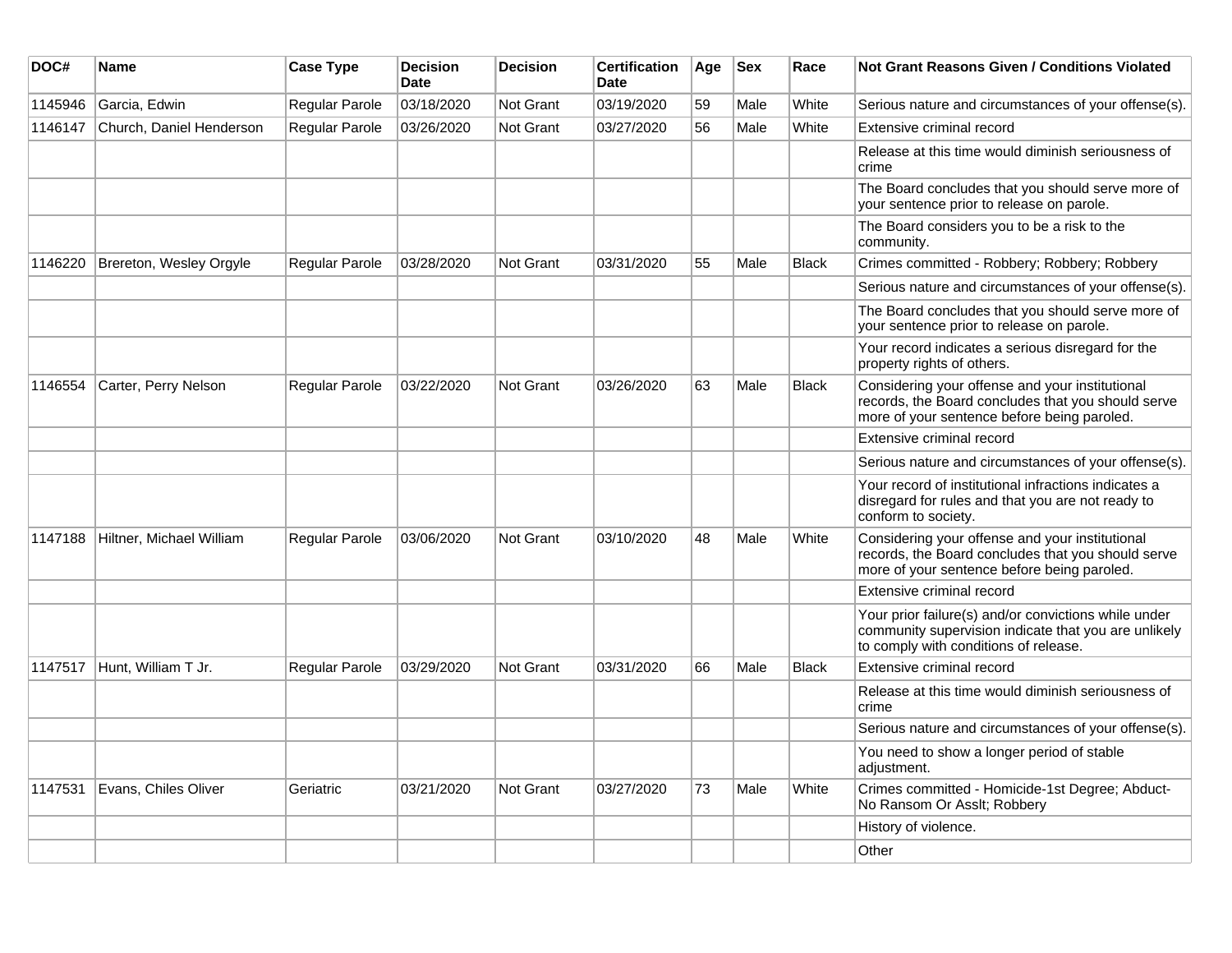| DOC# | Name | Case Type | Decision Date | Decision | Certification Date | Age | Sex | Race | Not Grant Reasons Given / Conditions Violated |
|---|---|---|---|---|---|---|---|---|---|
| 1145946 | Garcia, Edwin | Regular Parole | 03/18/2020 | Not Grant | 03/19/2020 | 59 | Male | White | Serious nature and circumstances of your offense(s). |
| 1146147 | Church, Daniel Henderson | Regular Parole | 03/26/2020 | Not Grant | 03/27/2020 | 56 | Male | White | Extensive criminal record |
| | | | | | | | | | Release at this time would diminish seriousness of crime |
| | | | | | | | | | The Board concludes that you should serve more of your sentence prior to release on parole. |
| | | | | | | | | | The Board considers you to be a risk to the community. |
| 1146220 | Brereton, Wesley Orgyle | Regular Parole | 03/28/2020 | Not Grant | 03/31/2020 | 55 | Male | Black | Crimes committed - Robbery; Robbery; Robbery |
| | | | | | | | | | Serious nature and circumstances of your offense(s). |
| | | | | | | | | | The Board concludes that you should serve more of your sentence prior to release on parole. |
| | | | | | | | | | Your record indicates a serious disregard for the property rights of others. |
| 1146554 | Carter, Perry Nelson | Regular Parole | 03/22/2020 | Not Grant | 03/26/2020 | 63 | Male | Black | Considering your offense and your institutional records, the Board concludes that you should serve more of your sentence before being paroled. |
| | | | | | | | | | Extensive criminal record |
| | | | | | | | | | Serious nature and circumstances of your offense(s). |
| | | | | | | | | | Your record of institutional infractions indicates a disregard for rules and that you are not ready to conform to society. |
| 1147188 | Hiltner, Michael William | Regular Parole | 03/06/2020 | Not Grant | 03/10/2020 | 48 | Male | White | Considering your offense and your institutional records, the Board concludes that you should serve more of your sentence before being paroled. |
| | | | | | | | | | Extensive criminal record |
| | | | | | | | | | Your prior failure(s) and/or convictions while under community supervision indicate that you are unlikely to comply with conditions of release. |
| 1147517 | Hunt, William T Jr. | Regular Parole | 03/29/2020 | Not Grant | 03/31/2020 | 66 | Male | Black | Extensive criminal record |
| | | | | | | | | | Release at this time would diminish seriousness of crime |
| | | | | | | | | | Serious nature and circumstances of your offense(s). |
| | | | | | | | | | You need to show a longer period of stable adjustment. |
| 1147531 | Evans, Chiles Oliver | Geriatric | 03/21/2020 | Not Grant | 03/27/2020 | 73 | Male | White | Crimes committed - Homicide-1st Degree; Abduct-No Ransom Or Asslt; Robbery |
| | | | | | | | | | History of violence. |
| | | | | | | | | | Other |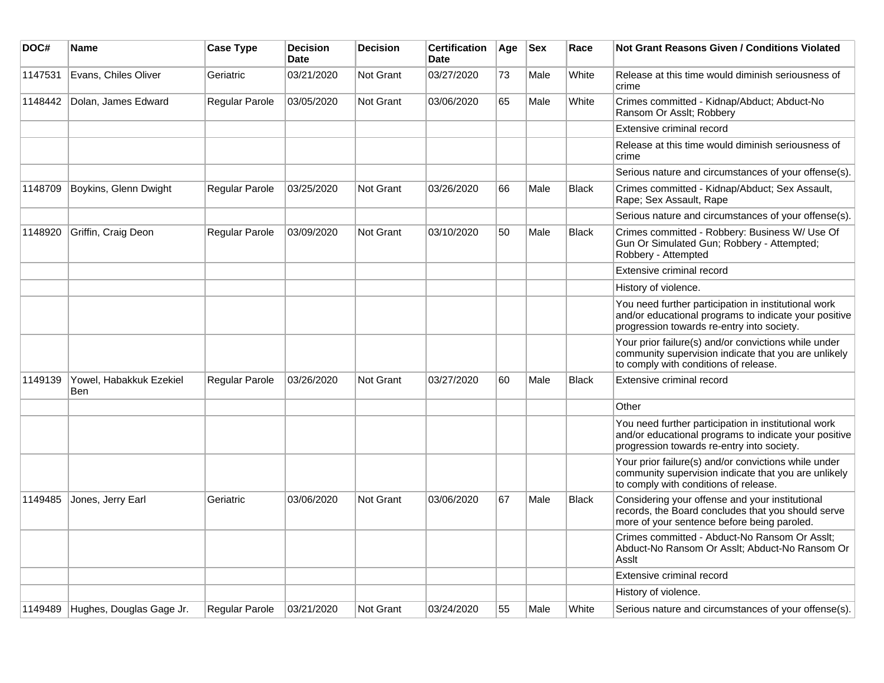| DOC# | Name | Case Type | Decision Date | Decision | Certification Date | Age | Sex | Race | Not Grant Reasons Given / Conditions Violated |
| --- | --- | --- | --- | --- | --- | --- | --- | --- | --- |
| 1147531 | Evans, Chiles Oliver | Geriatric | 03/21/2020 | Not Grant | 03/27/2020 | 73 | Male | White | Release at this time would diminish seriousness of crime |
| 1148442 | Dolan, James Edward | Regular Parole | 03/05/2020 | Not Grant | 03/06/2020 | 65 | Male | White | Crimes committed - Kidnap/Abduct; Abduct-No Ransom Or Asslt; Robbery |
| | | | | | | | | | Extensive criminal record |
| | | | | | | | | | Release at this time would diminish seriousness of crime |
| | | | | | | | | | Serious nature and circumstances of your offense(s). |
| 1148709 | Boykins, Glenn Dwight | Regular Parole | 03/25/2020 | Not Grant | 03/26/2020 | 66 | Male | Black | Crimes committed - Kidnap/Abduct; Sex Assault, Rape; Sex Assault, Rape |
| | | | | | | | | | Serious nature and circumstances of your offense(s). |
| 1148920 | Griffin, Craig Deon | Regular Parole | 03/09/2020 | Not Grant | 03/10/2020 | 50 | Male | Black | Crimes committed - Robbery: Business W/ Use Of Gun Or Simulated Gun; Robbery - Attempted; Robbery - Attempted |
| | | | | | | | | | Extensive criminal record |
| | | | | | | | | | History of violence. |
| | | | | | | | | | You need further participation in institutional work and/or educational programs to indicate your positive progression towards re-entry into society. |
| | | | | | | | | | Your prior failure(s) and/or convictions while under community supervision indicate that you are unlikely to comply with conditions of release. |
| 1149139 | Yowel, Habakkuk Ezekiel Ben | Regular Parole | 03/26/2020 | Not Grant | 03/27/2020 | 60 | Male | Black | Extensive criminal record |
| | | | | | | | | | Other |
| | | | | | | | | | You need further participation in institutional work and/or educational programs to indicate your positive progression towards re-entry into society. |
| | | | | | | | | | Your prior failure(s) and/or convictions while under community supervision indicate that you are unlikely to comply with conditions of release. |
| 1149485 | Jones, Jerry Earl | Geriatric | 03/06/2020 | Not Grant | 03/06/2020 | 67 | Male | Black | Considering your offense and your institutional records, the Board concludes that you should serve more of your sentence before being paroled. |
| | | | | | | | | | Crimes committed - Abduct-No Ransom Or Asslt; Abduct-No Ransom Or Asslt; Abduct-No Ransom Or Asslt |
| | | | | | | | | | Extensive criminal record |
| | | | | | | | | | History of violence. |
| 1149489 | Hughes, Douglas Gage Jr. | Regular Parole | 03/21/2020 | Not Grant | 03/24/2020 | 55 | Male | White | Serious nature and circumstances of your offense(s). |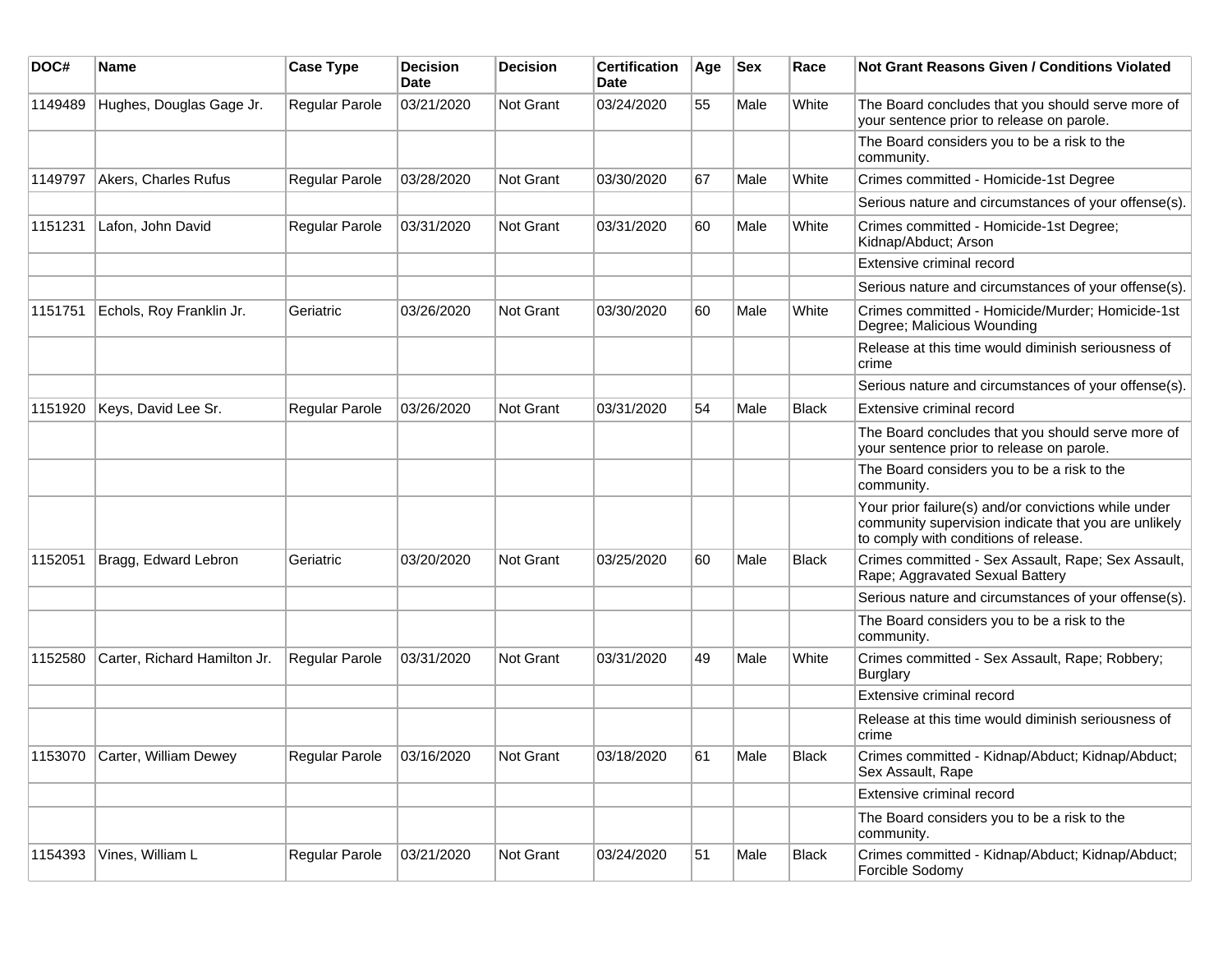| DOC# | Name | Case Type | Decision Date | Decision | Certification Date | Age | Sex | Race | Not Grant Reasons Given / Conditions Violated |
|---|---|---|---|---|---|---|---|---|---|
| 1149489 | Hughes, Douglas Gage Jr. | Regular Parole | 03/21/2020 | Not Grant | 03/24/2020 | 55 | Male | White | The Board concludes that you should serve more of your sentence prior to release on parole. |
| | | | | | | | | | The Board considers you to be a risk to the community. |
| 1149797 | Akers, Charles Rufus | Regular Parole | 03/28/2020 | Not Grant | 03/30/2020 | 67 | Male | White | Crimes committed - Homicide-1st Degree |
| | | | | | | | | | Serious nature and circumstances of your offense(s). |
| 1151231 | Lafon, John David | Regular Parole | 03/31/2020 | Not Grant | 03/31/2020 | 60 | Male | White | Crimes committed - Homicide-1st Degree; Kidnap/Abduct; Arson |
| | | | | | | | | | Extensive criminal record |
| | | | | | | | | | Serious nature and circumstances of your offense(s). |
| 1151751 | Echols, Roy Franklin Jr. | Geriatric | 03/26/2020 | Not Grant | 03/30/2020 | 60 | Male | White | Crimes committed - Homicide/Murder; Homicide-1st Degree; Malicious Wounding |
| | | | | | | | | | Release at this time would diminish seriousness of crime |
| | | | | | | | | | Serious nature and circumstances of your offense(s). |
| 1151920 | Keys, David Lee Sr. | Regular Parole | 03/26/2020 | Not Grant | 03/31/2020 | 54 | Male | Black | Extensive criminal record |
| | | | | | | | | | The Board concludes that you should serve more of your sentence prior to release on parole. |
| | | | | | | | | | The Board considers you to be a risk to the community. |
| | | | | | | | | | Your prior failure(s) and/or convictions while under community supervision indicate that you are unlikely to comply with conditions of release. |
| 1152051 | Bragg, Edward Lebron | Geriatric | 03/20/2020 | Not Grant | 03/25/2020 | 60 | Male | Black | Crimes committed - Sex Assault, Rape; Sex Assault, Rape; Aggravated Sexual Battery |
| | | | | | | | | | Serious nature and circumstances of your offense(s). |
| | | | | | | | | | The Board considers you to be a risk to the community. |
| 1152580 | Carter, Richard Hamilton Jr. | Regular Parole | 03/31/2020 | Not Grant | 03/31/2020 | 49 | Male | White | Crimes committed - Sex Assault, Rape; Robbery; Burglary |
| | | | | | | | | | Extensive criminal record |
| | | | | | | | | | Release at this time would diminish seriousness of crime |
| 1153070 | Carter, William Dewey | Regular Parole | 03/16/2020 | Not Grant | 03/18/2020 | 61 | Male | Black | Crimes committed - Kidnap/Abduct; Kidnap/Abduct; Sex Assault, Rape |
| | | | | | | | | | Extensive criminal record |
| | | | | | | | | | The Board considers you to be a risk to the community. |
| 1154393 | Vines, William L | Regular Parole | 03/21/2020 | Not Grant | 03/24/2020 | 51 | Male | Black | Crimes committed - Kidnap/Abduct; Kidnap/Abduct; Forcible Sodomy |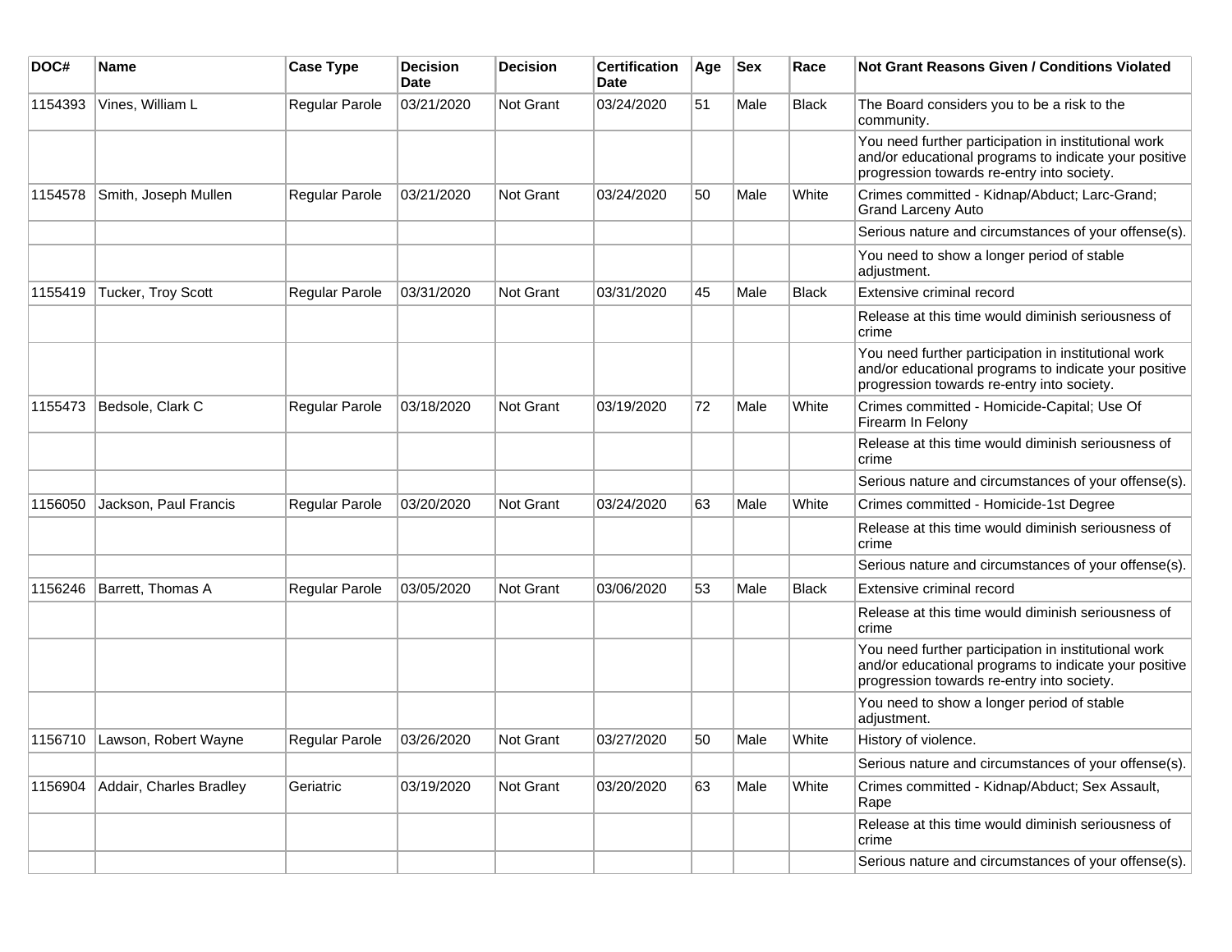| DOC# | Name | Case Type | Decision Date | Decision | Certification Date | Age | Sex | Race | Not Grant Reasons Given / Conditions Violated |
|---|---|---|---|---|---|---|---|---|---|
| 1154393 | Vines, William L | Regular Parole | 03/21/2020 | Not Grant | 03/24/2020 | 51 | Male | Black | The Board considers you to be a risk to the community. |
| | | | | | | | | | You need further participation in institutional work and/or educational programs to indicate your positive progression towards re-entry into society. |
| 1154578 | Smith, Joseph Mullen | Regular Parole | 03/21/2020 | Not Grant | 03/24/2020 | 50 | Male | White | Crimes committed - Kidnap/Abduct; Larc-Grand; Grand Larceny Auto |
| | | | | | | | | | Serious nature and circumstances of your offense(s). |
| | | | | | | | | | You need to show a longer period of stable adjustment. |
| 1155419 | Tucker, Troy Scott | Regular Parole | 03/31/2020 | Not Grant | 03/31/2020 | 45 | Male | Black | Extensive criminal record |
| | | | | | | | | | Release at this time would diminish seriousness of crime |
| | | | | | | | | | You need further participation in institutional work and/or educational programs to indicate your positive progression towards re-entry into society. |
| 1155473 | Bedsole, Clark C | Regular Parole | 03/18/2020 | Not Grant | 03/19/2020 | 72 | Male | White | Crimes committed - Homicide-Capital; Use Of Firearm In Felony |
| | | | | | | | | | Release at this time would diminish seriousness of crime |
| | | | | | | | | | Serious nature and circumstances of your offense(s). |
| 1156050 | Jackson, Paul Francis | Regular Parole | 03/20/2020 | Not Grant | 03/24/2020 | 63 | Male | White | Crimes committed - Homicide-1st Degree |
| | | | | | | | | | Release at this time would diminish seriousness of crime |
| | | | | | | | | | Serious nature and circumstances of your offense(s). |
| 1156246 | Barrett, Thomas A | Regular Parole | 03/05/2020 | Not Grant | 03/06/2020 | 53 | Male | Black | Extensive criminal record |
| | | | | | | | | | Release at this time would diminish seriousness of crime |
| | | | | | | | | | You need further participation in institutional work and/or educational programs to indicate your positive progression towards re-entry into society. |
| | | | | | | | | | You need to show a longer period of stable adjustment. |
| 1156710 | Lawson, Robert Wayne | Regular Parole | 03/26/2020 | Not Grant | 03/27/2020 | 50 | Male | White | History of violence. |
| | | | | | | | | | Serious nature and circumstances of your offense(s). |
| 1156904 | Addair, Charles Bradley | Geriatric | 03/19/2020 | Not Grant | 03/20/2020 | 63 | Male | White | Crimes committed - Kidnap/Abduct; Sex Assault, Rape |
| | | | | | | | | | Release at this time would diminish seriousness of crime |
| | | | | | | | | | Serious nature and circumstances of your offense(s). |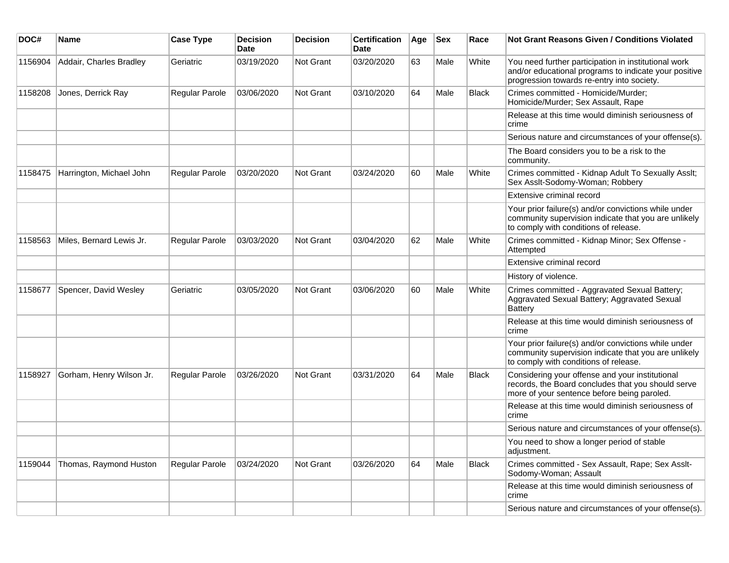| DOC# | Name | Case Type | Decision Date | Decision | Certification Date | Age | Sex | Race | Not Grant Reasons Given / Conditions Violated |
|---|---|---|---|---|---|---|---|---|---|
| 1156904 | Addair, Charles Bradley | Geriatric | 03/19/2020 | Not Grant | 03/20/2020 | 63 | Male | White | You need further participation in institutional work and/or educational programs to indicate your positive progression towards re-entry into society. |
| 1158208 | Jones, Derrick Ray | Regular Parole | 03/06/2020 | Not Grant | 03/10/2020 | 64 | Male | Black | Crimes committed - Homicide/Murder; Homicide/Murder; Sex Assault, Rape |
| | | | | | | | | | Release at this time would diminish seriousness of crime |
| | | | | | | | | | Serious nature and circumstances of your offense(s). |
| | | | | | | | | | The Board considers you to be a risk to the community. |
| 1158475 | Harrington, Michael John | Regular Parole | 03/20/2020 | Not Grant | 03/24/2020 | 60 | Male | White | Crimes committed - Kidnap Adult To Sexually Asslt; Sex Asslt-Sodomy-Woman; Robbery |
| | | | | | | | | | Extensive criminal record |
| | | | | | | | | | Your prior failure(s) and/or convictions while under community supervision indicate that you are unlikely to comply with conditions of release. |
| 1158563 | Miles, Bernard Lewis Jr. | Regular Parole | 03/03/2020 | Not Grant | 03/04/2020 | 62 | Male | White | Crimes committed - Kidnap Minor; Sex Offense - Attempted |
| | | | | | | | | | Extensive criminal record |
| | | | | | | | | | History of violence. |
| 1158677 | Spencer, David Wesley | Geriatric | 03/05/2020 | Not Grant | 03/06/2020 | 60 | Male | White | Crimes committed - Aggravated Sexual Battery; Aggravated Sexual Battery; Aggravated Sexual Battery |
| | | | | | | | | | Release at this time would diminish seriousness of crime |
| | | | | | | | | | Your prior failure(s) and/or convictions while under community supervision indicate that you are unlikely to comply with conditions of release. |
| 1158927 | Gorham, Henry Wilson Jr. | Regular Parole | 03/26/2020 | Not Grant | 03/31/2020 | 64 | Male | Black | Considering your offense and your institutional records, the Board concludes that you should serve more of your sentence before being paroled. |
| | | | | | | | | | Release at this time would diminish seriousness of crime |
| | | | | | | | | | Serious nature and circumstances of your offense(s). |
| | | | | | | | | | You need to show a longer period of stable adjustment. |
| 1159044 | Thomas, Raymond Huston | Regular Parole | 03/24/2020 | Not Grant | 03/26/2020 | 64 | Male | Black | Crimes committed - Sex Assault, Rape; Sex Asslt-Sodomy-Woman; Assault |
| | | | | | | | | | Release at this time would diminish seriousness of crime |
| | | | | | | | | | Serious nature and circumstances of your offense(s). |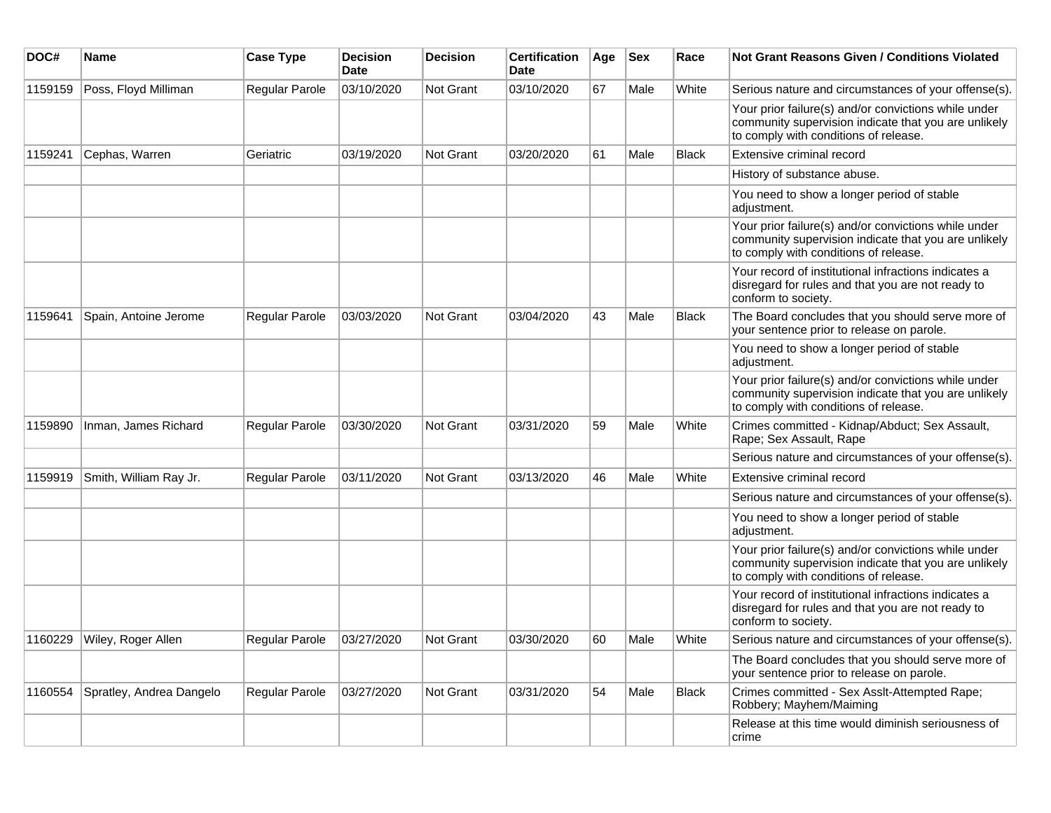| DOC# | Name | Case Type | Decision Date | Decision | Certification Date | Age | Sex | Race | Not Grant Reasons Given / Conditions Violated |
|---|---|---|---|---|---|---|---|---|---|
| 1159159 | Poss, Floyd Milliman | Regular Parole | 03/10/2020 | Not Grant | 03/10/2020 | 67 | Male | White | Serious nature and circumstances of your offense(s). |
| | | | | | | | | | Your prior failure(s) and/or convictions while under community supervision indicate that you are unlikely to comply with conditions of release. |
| 1159241 | Cephas, Warren | Geriatric | 03/19/2020 | Not Grant | 03/20/2020 | 61 | Male | Black | Extensive criminal record |
| | | | | | | | | | History of substance abuse. |
| | | | | | | | | | You need to show a longer period of stable adjustment. |
| | | | | | | | | | Your prior failure(s) and/or convictions while under community supervision indicate that you are unlikely to comply with conditions of release. |
| | | | | | | | | | Your record of institutional infractions indicates a disregard for rules and that you are not ready to conform to society. |
| 1159641 | Spain, Antoine Jerome | Regular Parole | 03/03/2020 | Not Grant | 03/04/2020 | 43 | Male | Black | The Board concludes that you should serve more of your sentence prior to release on parole. |
| | | | | | | | | | You need to show a longer period of stable adjustment. |
| | | | | | | | | | Your prior failure(s) and/or convictions while under community supervision indicate that you are unlikely to comply with conditions of release. |
| 1159890 | Inman, James Richard | Regular Parole | 03/30/2020 | Not Grant | 03/31/2020 | 59 | Male | White | Crimes committed - Kidnap/Abduct; Sex Assault, Rape; Sex Assault, Rape |
| | | | | | | | | | Serious nature and circumstances of your offense(s). |
| 1159919 | Smith, William Ray Jr. | Regular Parole | 03/11/2020 | Not Grant | 03/13/2020 | 46 | Male | White | Extensive criminal record |
| | | | | | | | | | Serious nature and circumstances of your offense(s). |
| | | | | | | | | | You need to show a longer period of stable adjustment. |
| | | | | | | | | | Your prior failure(s) and/or convictions while under community supervision indicate that you are unlikely to comply with conditions of release. |
| | | | | | | | | | Your record of institutional infractions indicates a disregard for rules and that you are not ready to conform to society. |
| 1160229 | Wiley, Roger Allen | Regular Parole | 03/27/2020 | Not Grant | 03/30/2020 | 60 | Male | White | Serious nature and circumstances of your offense(s). |
| | | | | | | | | | The Board concludes that you should serve more of your sentence prior to release on parole. |
| 1160554 | Spratley, Andrea Dangelo | Regular Parole | 03/27/2020 | Not Grant | 03/31/2020 | 54 | Male | Black | Crimes committed - Sex Asslt-Attempted Rape; Robbery; Mayhem/Maiming |
| | | | | | | | | | Release at this time would diminish seriousness of crime |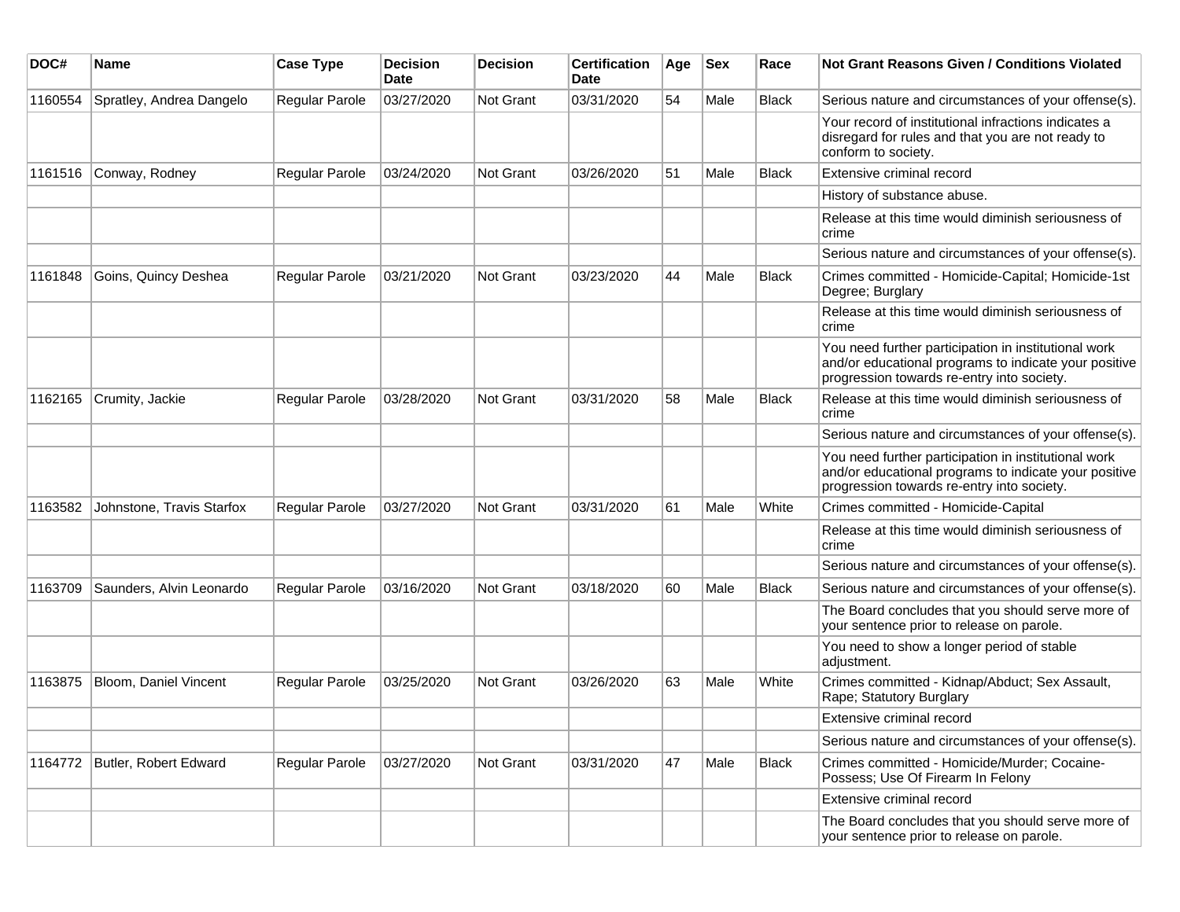| DOC# | Name | Case Type | Decision Date | Decision | Certification Date | Age | Sex | Race | Not Grant Reasons Given / Conditions Violated |
|---|---|---|---|---|---|---|---|---|---|
| 1160554 | Spratley, Andrea Dangelo | Regular Parole | 03/27/2020 | Not Grant | 03/31/2020 | 54 | Male | Black | Serious nature and circumstances of your offense(s). |
| | | | | | | | | | Your record of institutional infractions indicates a disregard for rules and that you are not ready to conform to society. |
| 1161516 | Conway, Rodney | Regular Parole | 03/24/2020 | Not Grant | 03/26/2020 | 51 | Male | Black | Extensive criminal record |
| | | | | | | | | | History of substance abuse. |
| | | | | | | | | | Release at this time would diminish seriousness of crime |
| | | | | | | | | | Serious nature and circumstances of your offense(s). |
| 1161848 | Goins, Quincy Deshea | Regular Parole | 03/21/2020 | Not Grant | 03/23/2020 | 44 | Male | Black | Crimes committed - Homicide-Capital; Homicide-1st Degree; Burglary |
| | | | | | | | | | Release at this time would diminish seriousness of crime |
| | | | | | | | | | You need further participation in institutional work and/or educational programs to indicate your positive progression towards re-entry into society. |
| 1162165 | Crumity, Jackie | Regular Parole | 03/28/2020 | Not Grant | 03/31/2020 | 58 | Male | Black | Release at this time would diminish seriousness of crime |
| | | | | | | | | | Serious nature and circumstances of your offense(s). |
| | | | | | | | | | You need further participation in institutional work and/or educational programs to indicate your positive progression towards re-entry into society. |
| 1163582 | Johnstone, Travis Starfox | Regular Parole | 03/27/2020 | Not Grant | 03/31/2020 | 61 | Male | White | Crimes committed - Homicide-Capital |
| | | | | | | | | | Release at this time would diminish seriousness of crime |
| | | | | | | | | | Serious nature and circumstances of your offense(s). |
| 1163709 | Saunders, Alvin Leonardo | Regular Parole | 03/16/2020 | Not Grant | 03/18/2020 | 60 | Male | Black | Serious nature and circumstances of your offense(s). |
| | | | | | | | | | The Board concludes that you should serve more of your sentence prior to release on parole. |
| | | | | | | | | | You need to show a longer period of stable adjustment. |
| 1163875 | Bloom, Daniel Vincent | Regular Parole | 03/25/2020 | Not Grant | 03/26/2020 | 63 | Male | White | Crimes committed - Kidnap/Abduct; Sex Assault, Rape; Statutory Burglary |
| | | | | | | | | | Extensive criminal record |
| | | | | | | | | | Serious nature and circumstances of your offense(s). |
| 1164772 | Butler, Robert Edward | Regular Parole | 03/27/2020 | Not Grant | 03/31/2020 | 47 | Male | Black | Crimes committed - Homicide/Murder; Cocaine-Possess; Use Of Firearm In Felony |
| | | | | | | | | | Extensive criminal record |
| | | | | | | | | | The Board concludes that you should serve more of your sentence prior to release on parole. |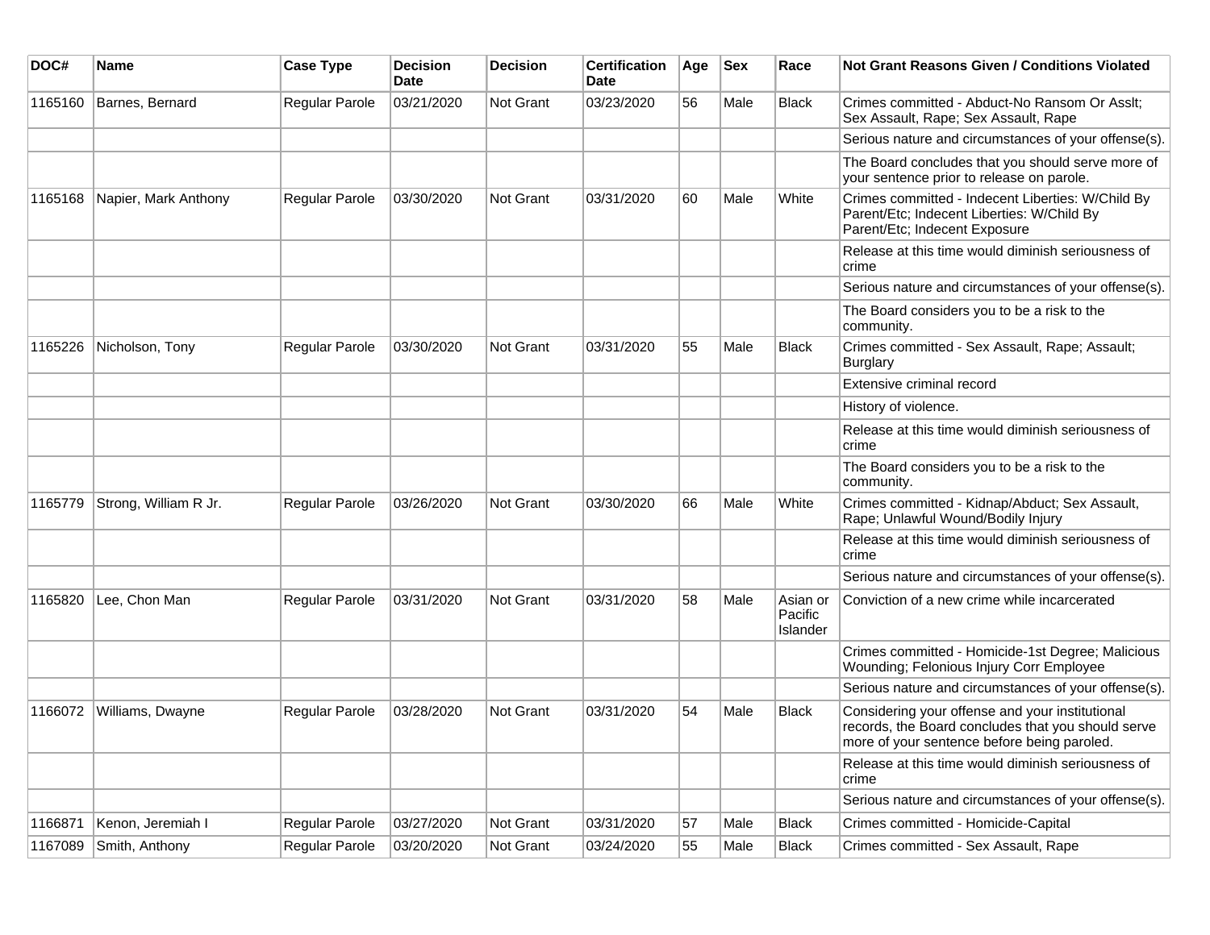| DOC# | Name | Case Type | Decision Date | Decision | Certification Date | Age | Sex | Race | Not Grant Reasons Given / Conditions Violated |
|---|---|---|---|---|---|---|---|---|---|
| 1165160 | Barnes, Bernard | Regular Parole | 03/21/2020 | Not Grant | 03/23/2020 | 56 | Male | Black | Crimes committed - Abduct-No Ransom Or Asslt; Sex Assault, Rape; Sex Assault, Rape |
| | | | | | | | | | Serious nature and circumstances of your offense(s). |
| | | | | | | | | | The Board concludes that you should serve more of your sentence prior to release on parole. |
| 1165168 | Napier, Mark Anthony | Regular Parole | 03/30/2020 | Not Grant | 03/31/2020 | 60 | Male | White | Crimes committed - Indecent Liberties: W/Child By Parent/Etc; Indecent Liberties: W/Child By Parent/Etc; Indecent Exposure |
| | | | | | | | | | Release at this time would diminish seriousness of crime |
| | | | | | | | | | Serious nature and circumstances of your offense(s). |
| | | | | | | | | | The Board considers you to be a risk to the community. |
| 1165226 | Nicholson, Tony | Regular Parole | 03/30/2020 | Not Grant | 03/31/2020 | 55 | Male | Black | Crimes committed - Sex Assault, Rape; Assault; Burglary |
| | | | | | | | | | Extensive criminal record |
| | | | | | | | | | History of violence. |
| | | | | | | | | | Release at this time would diminish seriousness of crime |
| | | | | | | | | | The Board considers you to be a risk to the community. |
| 1165779 | Strong, William R Jr. | Regular Parole | 03/26/2020 | Not Grant | 03/30/2020 | 66 | Male | White | Crimes committed - Kidnap/Abduct; Sex Assault, Rape; Unlawful Wound/Bodily Injury |
| | | | | | | | | | Release at this time would diminish seriousness of crime |
| | | | | | | | | | Serious nature and circumstances of your offense(s). |
| 1165820 | Lee, Chon Man | Regular Parole | 03/31/2020 | Not Grant | 03/31/2020 | 58 | Male | Asian or Pacific Islander | Conviction of a new crime while incarcerated |
| | | | | | | | | | Crimes committed - Homicide-1st Degree; Malicious Wounding; Felonious Injury Corr Employee |
| | | | | | | | | | Serious nature and circumstances of your offense(s). |
| 1166072 | Williams, Dwayne | Regular Parole | 03/28/2020 | Not Grant | 03/31/2020 | 54 | Male | Black | Considering your offense and your institutional records, the Board concludes that you should serve more of your sentence before being paroled. |
| | | | | | | | | | Release at this time would diminish seriousness of crime |
| | | | | | | | | | Serious nature and circumstances of your offense(s). |
| 1166871 | Kenon, Jeremiah I | Regular Parole | 03/27/2020 | Not Grant | 03/31/2020 | 57 | Male | Black | Crimes committed - Homicide-Capital |
| 1167089 | Smith, Anthony | Regular Parole | 03/20/2020 | Not Grant | 03/24/2020 | 55 | Male | Black | Crimes committed - Sex Assault, Rape |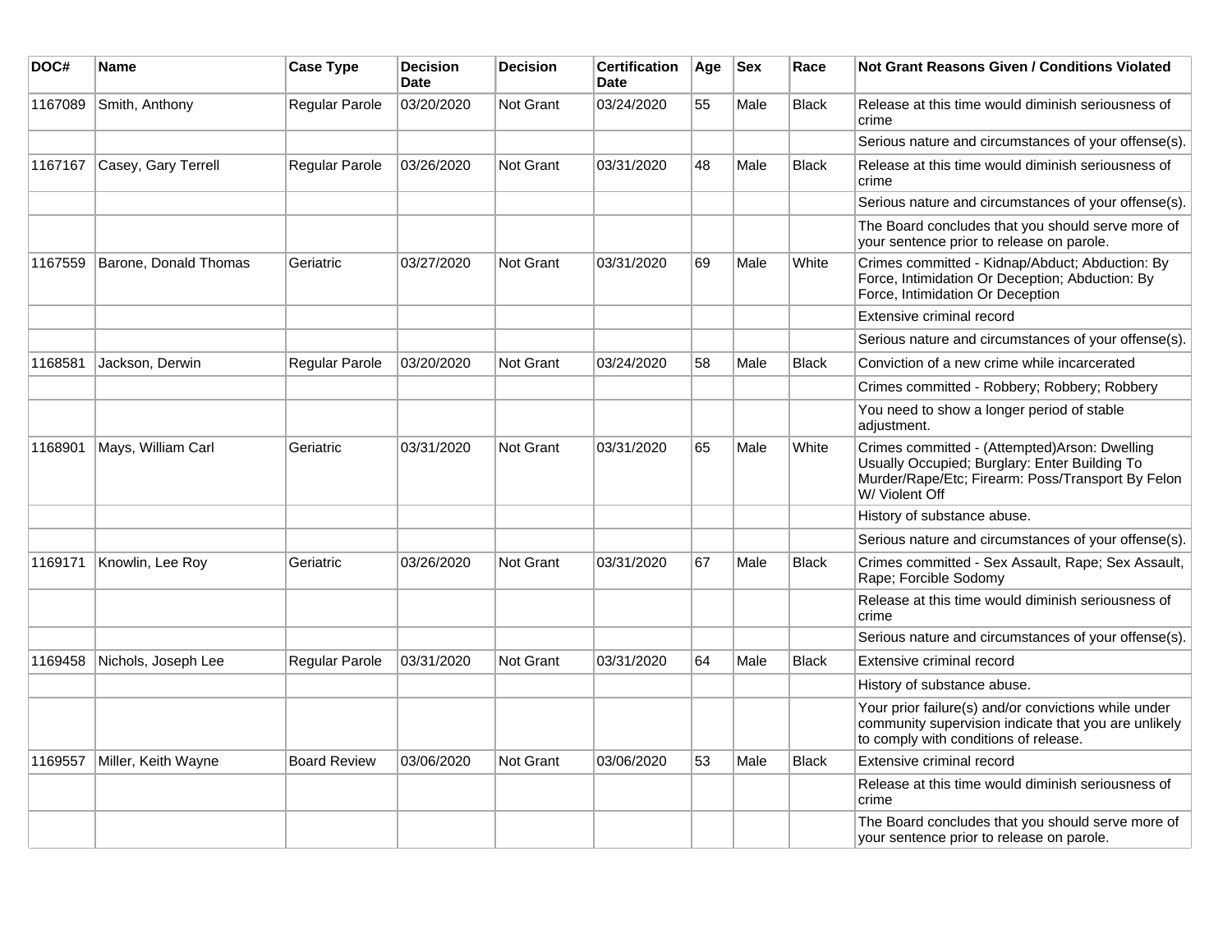| DOC# | Name | Case Type | Decision Date | Decision | Certification Date | Age | Sex | Race | Not Grant Reasons Given / Conditions Violated |
|---|---|---|---|---|---|---|---|---|---|
| 1167089 | Smith, Anthony | Regular Parole | 03/20/2020 | Not Grant | 03/24/2020 | 55 | Male | Black | Release at this time would diminish seriousness of crime |
| | | | | | | | | | Serious nature and circumstances of your offense(s). |
| 1167167 | Casey, Gary Terrell | Regular Parole | 03/26/2020 | Not Grant | 03/31/2020 | 48 | Male | Black | Release at this time would diminish seriousness of crime |
| | | | | | | | | | Serious nature and circumstances of your offense(s). |
| | | | | | | | | | The Board concludes that you should serve more of your sentence prior to release on parole. |
| 1167559 | Barone, Donald Thomas | Geriatric | 03/27/2020 | Not Grant | 03/31/2020 | 69 | Male | White | Crimes committed - Kidnap/Abduct; Abduction: By Force, Intimidation Or Deception; Abduction: By Force, Intimidation Or Deception |
| | | | | | | | | | Extensive criminal record |
| | | | | | | | | | Serious nature and circumstances of your offense(s). |
| 1168581 | Jackson, Derwin | Regular Parole | 03/20/2020 | Not Grant | 03/24/2020 | 58 | Male | Black | Conviction of a new crime while incarcerated |
| | | | | | | | | | Crimes committed - Robbery; Robbery; Robbery |
| | | | | | | | | | You need to show a longer period of stable adjustment. |
| 1168901 | Mays, William Carl | Geriatric | 03/31/2020 | Not Grant | 03/31/2020 | 65 | Male | White | Crimes committed - (Attempted)Arson: Dwelling Usually Occupied; Burglary: Enter Building To Murder/Rape/Etc; Firearm: Poss/Transport By Felon W/ Violent Off |
| | | | | | | | | | History of substance abuse. |
| | | | | | | | | | Serious nature and circumstances of your offense(s). |
| 1169171 | Knowlin, Lee Roy | Geriatric | 03/26/2020 | Not Grant | 03/31/2020 | 67 | Male | Black | Crimes committed - Sex Assault, Rape; Sex Assault, Rape; Forcible Sodomy |
| | | | | | | | | | Release at this time would diminish seriousness of crime |
| | | | | | | | | | Serious nature and circumstances of your offense(s). |
| 1169458 | Nichols, Joseph Lee | Regular Parole | 03/31/2020 | Not Grant | 03/31/2020 | 64 | Male | Black | Extensive criminal record |
| | | | | | | | | | History of substance abuse. |
| | | | | | | | | | Your prior failure(s) and/or convictions while under community supervision indicate that you are unlikely to comply with conditions of release. |
| 1169557 | Miller, Keith Wayne | Board Review | 03/06/2020 | Not Grant | 03/06/2020 | 53 | Male | Black | Extensive criminal record |
| | | | | | | | | | Release at this time would diminish seriousness of crime |
| | | | | | | | | | The Board concludes that you should serve more of your sentence prior to release on parole. |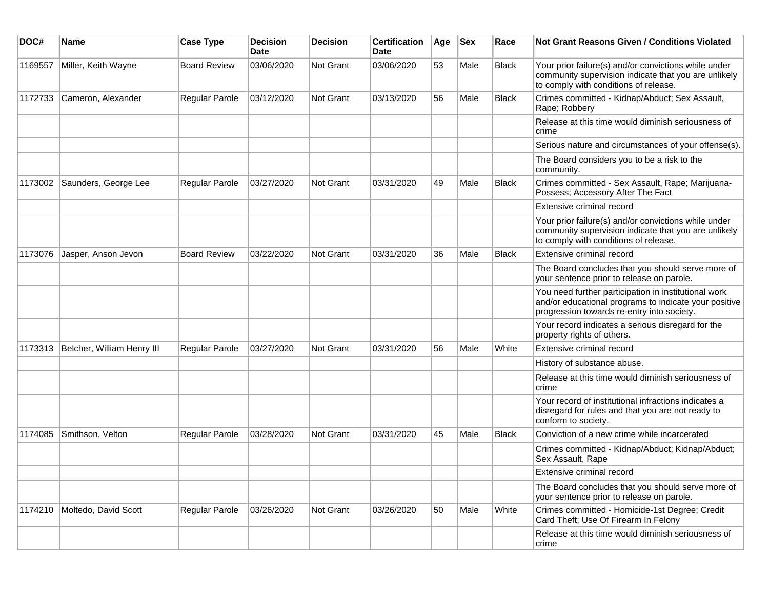| DOC# | Name | Case Type | Decision Date | Decision | Certification Date | Age | Sex | Race | Not Grant Reasons Given / Conditions Violated |
|---|---|---|---|---|---|---|---|---|---|
| 1169557 | Miller, Keith Wayne | Board Review | 03/06/2020 | Not Grant | 03/06/2020 | 53 | Male | Black | Your prior failure(s) and/or convictions while under community supervision indicate that you are unlikely to comply with conditions of release. |
| 1172733 | Cameron, Alexander | Regular Parole | 03/12/2020 | Not Grant | 03/13/2020 | 56 | Male | Black | Crimes committed - Kidnap/Abduct; Sex Assault, Rape; Robbery |
| | | | | | | | | | Release at this time would diminish seriousness of crime |
| | | | | | | | | | Serious nature and circumstances of your offense(s). |
| | | | | | | | | | The Board considers you to be a risk to the community. |
| 1173002 | Saunders, George Lee | Regular Parole | 03/27/2020 | Not Grant | 03/31/2020 | 49 | Male | Black | Crimes committed - Sex Assault, Rape; Marijuana-Possess; Accessory After The Fact |
| | | | | | | | | | Extensive criminal record |
| | | | | | | | | | Your prior failure(s) and/or convictions while under community supervision indicate that you are unlikely to comply with conditions of release. |
| 1173076 | Jasper, Anson Jevon | Board Review | 03/22/2020 | Not Grant | 03/31/2020 | 36 | Male | Black | Extensive criminal record |
| | | | | | | | | | The Board concludes that you should serve more of your sentence prior to release on parole. |
| | | | | | | | | | You need further participation in institutional work and/or educational programs to indicate your positive progression towards re-entry into society. |
| | | | | | | | | | Your record indicates a serious disregard for the property rights of others. |
| 1173313 | Belcher, William Henry III | Regular Parole | 03/27/2020 | Not Grant | 03/31/2020 | 56 | Male | White | Extensive criminal record |
| | | | | | | | | | History of substance abuse. |
| | | | | | | | | | Release at this time would diminish seriousness of crime |
| | | | | | | | | | Your record of institutional infractions indicates a disregard for rules and that you are not ready to conform to society. |
| 1174085 | Smithson, Velton | Regular Parole | 03/28/2020 | Not Grant | 03/31/2020 | 45 | Male | Black | Conviction of a new crime while incarcerated |
| | | | | | | | | | Crimes committed - Kidnap/Abduct; Kidnap/Abduct; Sex Assault, Rape |
| | | | | | | | | | Extensive criminal record |
| | | | | | | | | | The Board concludes that you should serve more of your sentence prior to release on parole. |
| 1174210 | Moltedo, David Scott | Regular Parole | 03/26/2020 | Not Grant | 03/26/2020 | 50 | Male | White | Crimes committed - Homicide-1st Degree; Credit Card Theft; Use Of Firearm In Felony |
| | | | | | | | | | Release at this time would diminish seriousness of crime |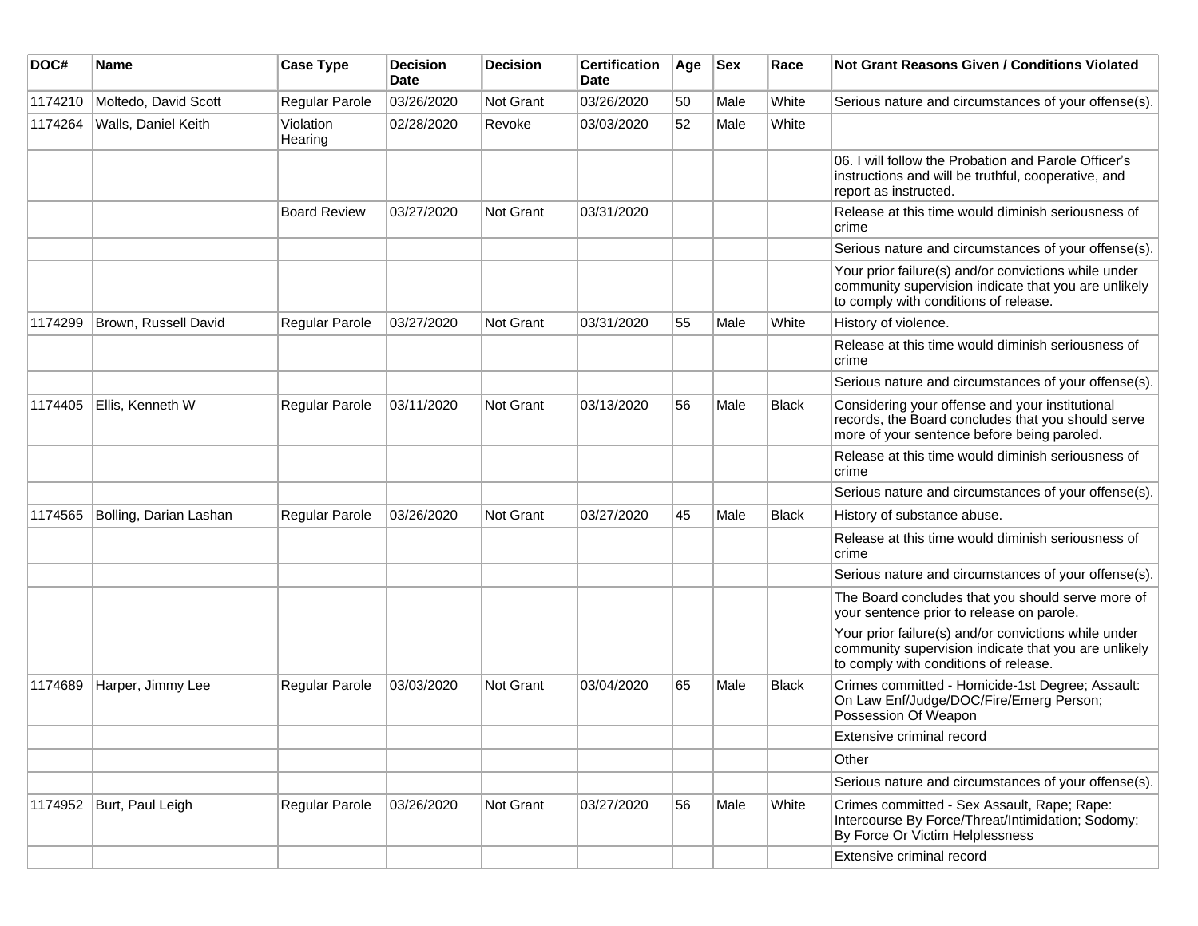| DOC# | Name | Case Type | Decision Date | Decision | Certification Date | Age | Sex | Race | Not Grant Reasons Given / Conditions Violated |
|---|---|---|---|---|---|---|---|---|---|
| 1174210 | Moltedo, David Scott | Regular Parole | 03/26/2020 | Not Grant | 03/26/2020 | 50 | Male | White | Serious nature and circumstances of your offense(s). |
| 1174264 | Walls, Daniel Keith | Violation Hearing | 02/28/2020 | Revoke | 03/03/2020 | 52 | Male | White | |
| | | | | | | | | | 06. I will follow the Probation and Parole Officer's instructions and will be truthful, cooperative, and report as instructed. |
| | | Board Review | 03/27/2020 | Not Grant | 03/31/2020 | | | | Release at this time would diminish seriousness of crime |
| | | | | | | | | | Serious nature and circumstances of your offense(s). |
| | | | | | | | | | Your prior failure(s) and/or convictions while under community supervision indicate that you are unlikely to comply with conditions of release. |
| 1174299 | Brown, Russell David | Regular Parole | 03/27/2020 | Not Grant | 03/31/2020 | 55 | Male | White | History of violence. |
| | | | | | | | | | Release at this time would diminish seriousness of crime |
| | | | | | | | | | Serious nature and circumstances of your offense(s). |
| 1174405 | Ellis, Kenneth W | Regular Parole | 03/11/2020 | Not Grant | 03/13/2020 | 56 | Male | Black | Considering your offense and your institutional records, the Board concludes that you should serve more of your sentence before being paroled. |
| | | | | | | | | | Release at this time would diminish seriousness of crime |
| | | | | | | | | | Serious nature and circumstances of your offense(s). |
| 1174565 | Bolling, Darian Lashan | Regular Parole | 03/26/2020 | Not Grant | 03/27/2020 | 45 | Male | Black | History of substance abuse. |
| | | | | | | | | | Release at this time would diminish seriousness of crime |
| | | | | | | | | | Serious nature and circumstances of your offense(s). |
| | | | | | | | | | The Board concludes that you should serve more of your sentence prior to release on parole. |
| | | | | | | | | | Your prior failure(s) and/or convictions while under community supervision indicate that you are unlikely to comply with conditions of release. |
| 1174689 | Harper, Jimmy Lee | Regular Parole | 03/03/2020 | Not Grant | 03/04/2020 | 65 | Male | Black | Crimes committed - Homicide-1st Degree; Assault: On Law Enf/Judge/DOC/Fire/Emerg Person; Possession Of Weapon |
| | | | | | | | | | Extensive criminal record |
| | | | | | | | | | Other |
| | | | | | | | | | Serious nature and circumstances of your offense(s). |
| 1174952 | Burt, Paul Leigh | Regular Parole | 03/26/2020 | Not Grant | 03/27/2020 | 56 | Male | White | Crimes committed - Sex Assault, Rape; Rape: Intercourse By Force/Threat/Intimidation; Sodomy: By Force Or Victim Helplessness |
| | | | | | | | | | Extensive criminal record |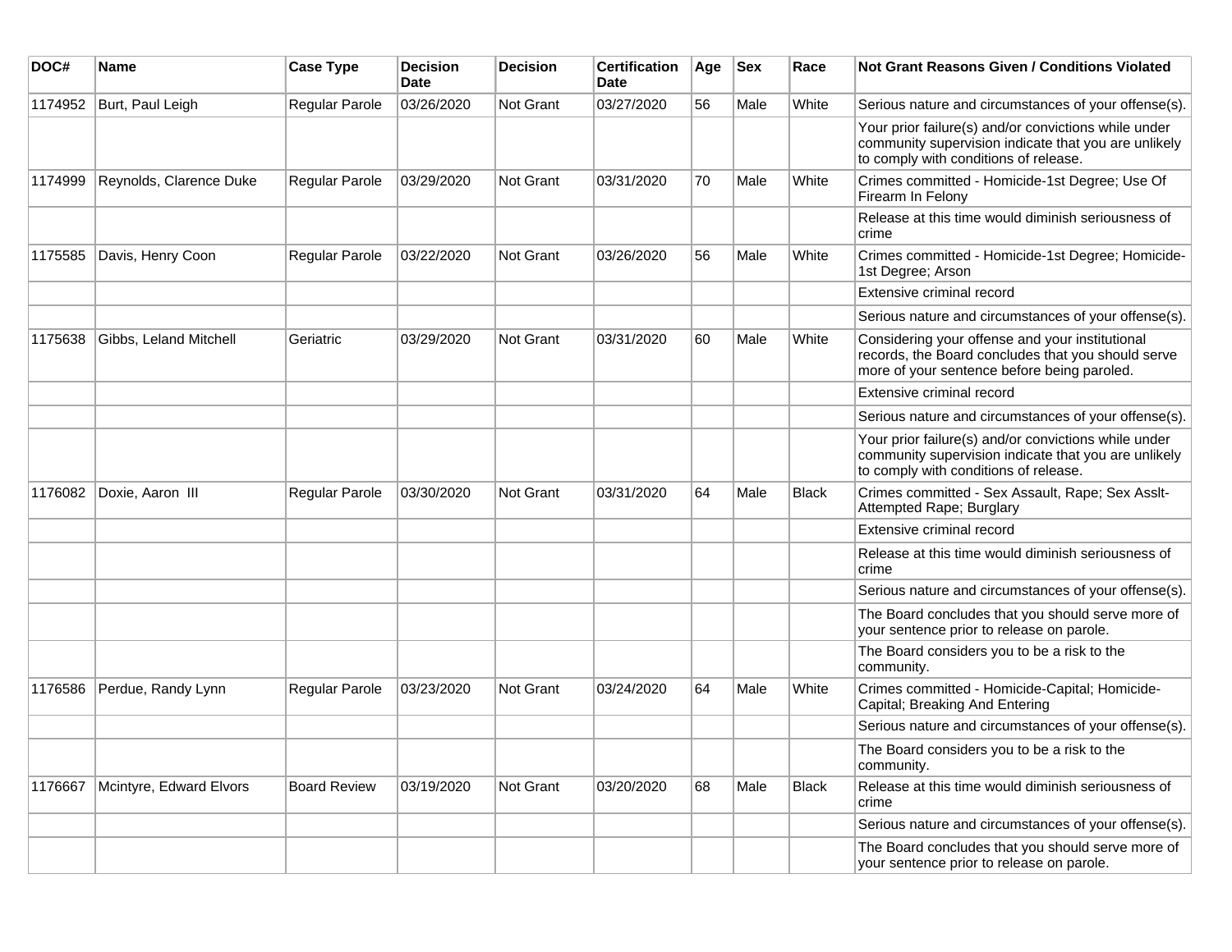| DOC# | Name | Case Type | Decision Date | Decision | Certification Date | Age | Sex | Race | Not Grant Reasons Given / Conditions Violated |
|---|---|---|---|---|---|---|---|---|---|
| 1174952 | Burt, Paul Leigh | Regular Parole | 03/26/2020 | Not Grant | 03/27/2020 | 56 | Male | White | Serious nature and circumstances of your offense(s). |
| | | | | | | | | | Your prior failure(s) and/or convictions while under community supervision indicate that you are unlikely to comply with conditions of release. |
| 1174999 | Reynolds, Clarence Duke | Regular Parole | 03/29/2020 | Not Grant | 03/31/2020 | 70 | Male | White | Crimes committed - Homicide-1st Degree; Use Of Firearm In Felony |
| | | | | | | | | | Release at this time would diminish seriousness of crime |
| 1175585 | Davis, Henry Coon | Regular Parole | 03/22/2020 | Not Grant | 03/26/2020 | 56 | Male | White | Crimes committed - Homicide-1st Degree; Homicide-1st Degree; Arson |
| | | | | | | | | | Extensive criminal record |
| | | | | | | | | | Serious nature and circumstances of your offense(s). |
| 1175638 | Gibbs, Leland Mitchell | Geriatric | 03/29/2020 | Not Grant | 03/31/2020 | 60 | Male | White | Considering your offense and your institutional records, the Board concludes that you should serve more of your sentence before being paroled. |
| | | | | | | | | | Extensive criminal record |
| | | | | | | | | | Serious nature and circumstances of your offense(s). |
| | | | | | | | | | Your prior failure(s) and/or convictions while under community supervision indicate that you are unlikely to comply with conditions of release. |
| 1176082 | Doxie, Aaron III | Regular Parole | 03/30/2020 | Not Grant | 03/31/2020 | 64 | Male | Black | Crimes committed - Sex Assault, Rape; Sex Asslt-Attempted Rape; Burglary |
| | | | | | | | | | Extensive criminal record |
| | | | | | | | | | Release at this time would diminish seriousness of crime |
| | | | | | | | | | Serious nature and circumstances of your offense(s). |
| | | | | | | | | | The Board concludes that you should serve more of your sentence prior to release on parole. |
| | | | | | | | | | The Board considers you to be a risk to the community. |
| 1176586 | Perdue, Randy Lynn | Regular Parole | 03/23/2020 | Not Grant | 03/24/2020 | 64 | Male | White | Crimes committed - Homicide-Capital; Homicide-Capital; Breaking And Entering |
| | | | | | | | | | Serious nature and circumstances of your offense(s). |
| | | | | | | | | | The Board considers you to be a risk to the community. |
| 1176667 | Mcintyre, Edward Elvors | Board Review | 03/19/2020 | Not Grant | 03/20/2020 | 68 | Male | Black | Release at this time would diminish seriousness of crime |
| | | | | | | | | | Serious nature and circumstances of your offense(s). |
| | | | | | | | | | The Board concludes that you should serve more of your sentence prior to release on parole. |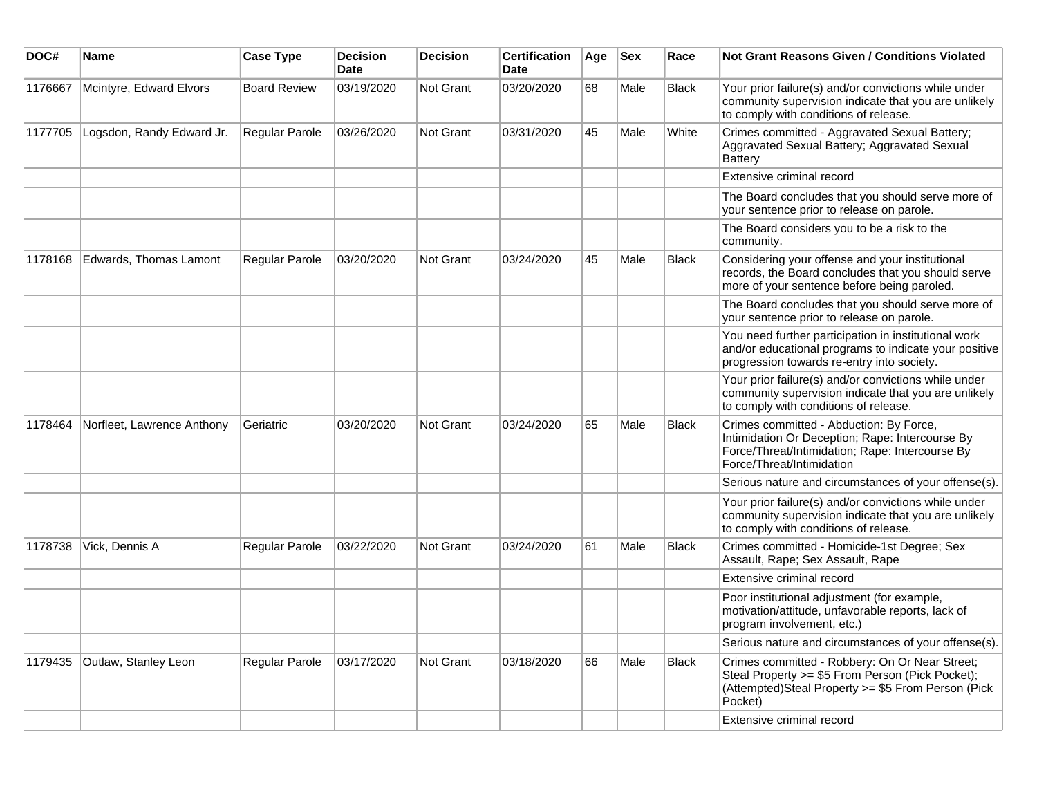| DOC# | Name | Case Type | Decision Date | Decision | Certification Date | Age | Sex | Race | Not Grant Reasons Given / Conditions Violated |
|---|---|---|---|---|---|---|---|---|---|
| 1176667 | Mcintyre, Edward Elvors | Board Review | 03/19/2020 | Not Grant | 03/20/2020 | 68 | Male | Black | Your prior failure(s) and/or convictions while under community supervision indicate that you are unlikely to comply with conditions of release. |
| 1177705 | Logsdon, Randy Edward Jr. | Regular Parole | 03/26/2020 | Not Grant | 03/31/2020 | 45 | Male | White | Crimes committed - Aggravated Sexual Battery; Aggravated Sexual Battery; Aggravated Sexual Battery |
| | | | | | | | | | Extensive criminal record |
| | | | | | | | | | The Board concludes that you should serve more of your sentence prior to release on parole. |
| | | | | | | | | | The Board considers you to be a risk to the community. |
| 1178168 | Edwards, Thomas Lamont | Regular Parole | 03/20/2020 | Not Grant | 03/24/2020 | 45 | Male | Black | Considering your offense and your institutional records, the Board concludes that you should serve more of your sentence before being paroled. |
| | | | | | | | | | The Board concludes that you should serve more of your sentence prior to release on parole. |
| | | | | | | | | | You need further participation in institutional work and/or educational programs to indicate your positive progression towards re-entry into society. |
| | | | | | | | | | Your prior failure(s) and/or convictions while under community supervision indicate that you are unlikely to comply with conditions of release. |
| 1178464 | Norfleet, Lawrence Anthony | Geriatric | 03/20/2020 | Not Grant | 03/24/2020 | 65 | Male | Black | Crimes committed - Abduction: By Force, Intimidation Or Deception; Rape: Intercourse By Force/Threat/Intimidation; Rape: Intercourse By Force/Threat/Intimidation |
| | | | | | | | | | Serious nature and circumstances of your offense(s). |
| | | | | | | | | | Your prior failure(s) and/or convictions while under community supervision indicate that you are unlikely to comply with conditions of release. |
| 1178738 | Vick, Dennis A | Regular Parole | 03/22/2020 | Not Grant | 03/24/2020 | 61 | Male | Black | Crimes committed - Homicide-1st Degree; Sex Assault, Rape; Sex Assault, Rape |
| | | | | | | | | | Extensive criminal record |
| | | | | | | | | | Poor institutional adjustment (for example, motivation/attitude, unfavorable reports, lack of program involvement, etc.) |
| | | | | | | | | | Serious nature and circumstances of your offense(s). |
| 1179435 | Outlaw, Stanley Leon | Regular Parole | 03/17/2020 | Not Grant | 03/18/2020 | 66 | Male | Black | Crimes committed - Robbery: On Or Near Street; Steal Property >= $5 From Person (Pick Pocket); (Attempted)Steal Property >= $5 From Person (Pick Pocket) |
| | | | | | | | | | Extensive criminal record |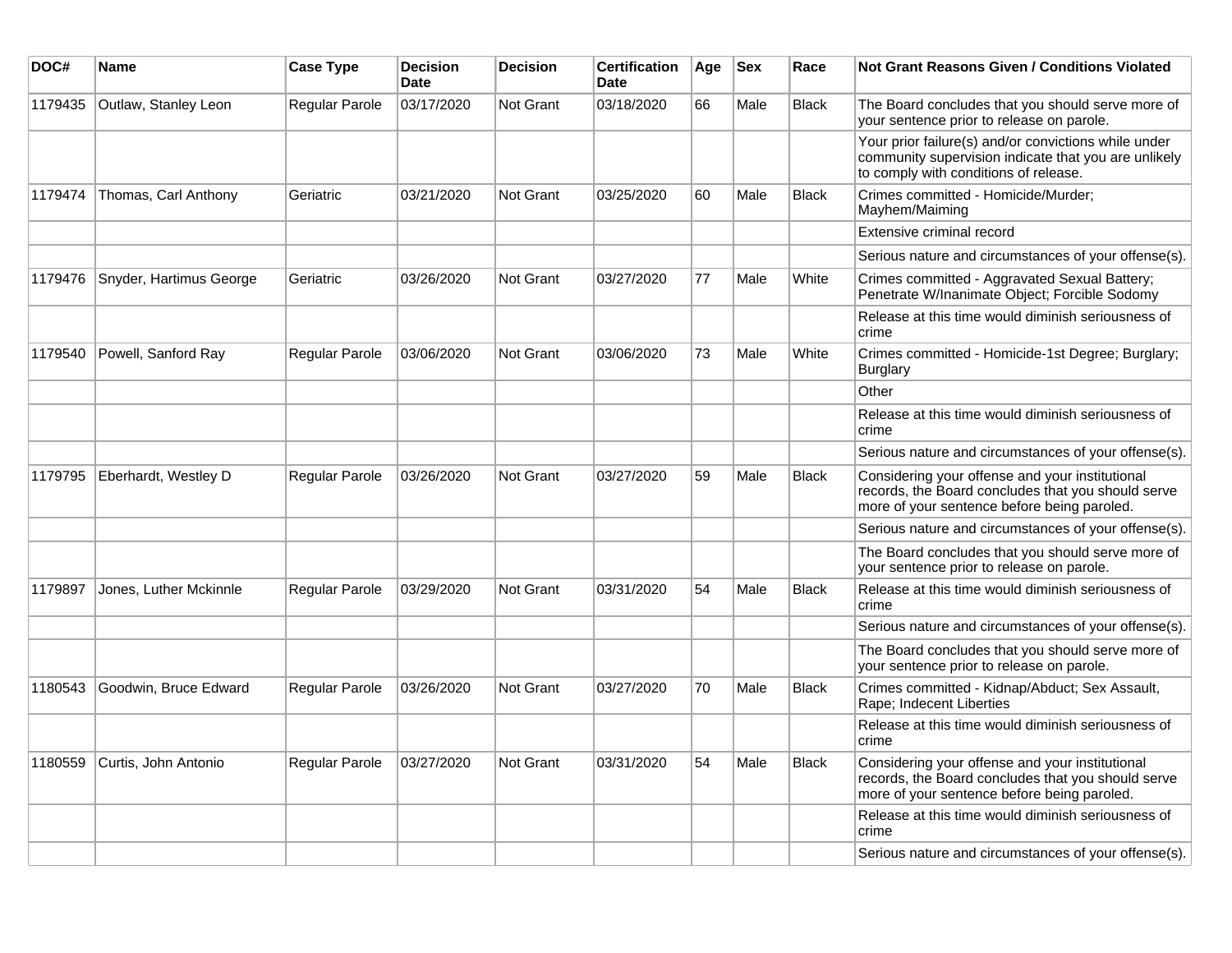| DOC# | Name | Case Type | Decision Date | Decision | Certification Date | Age | Sex | Race | Not Grant Reasons Given / Conditions Violated |
|---|---|---|---|---|---|---|---|---|---|
| 1179435 | Outlaw, Stanley Leon | Regular Parole | 03/17/2020 | Not Grant | 03/18/2020 | 66 | Male | Black | The Board concludes that you should serve more of your sentence prior to release on parole. |
| | | | | | | | | | Your prior failure(s) and/or convictions while under community supervision indicate that you are unlikely to comply with conditions of release. |
| 1179474 | Thomas, Carl Anthony | Geriatric | 03/21/2020 | Not Grant | 03/25/2020 | 60 | Male | Black | Crimes committed - Homicide/Murder; Mayhem/Maiming |
| | | | | | | | | | Extensive criminal record |
| | | | | | | | | | Serious nature and circumstances of your offense(s). |
| 1179476 | Snyder, Hartimus George | Geriatric | 03/26/2020 | Not Grant | 03/27/2020 | 77 | Male | White | Crimes committed - Aggravated Sexual Battery; Penetrate W/Inanimate Object; Forcible Sodomy |
| | | | | | | | | | Release at this time would diminish seriousness of crime |
| 1179540 | Powell, Sanford Ray | Regular Parole | 03/06/2020 | Not Grant | 03/06/2020 | 73 | Male | White | Crimes committed - Homicide-1st Degree; Burglary; Burglary |
| | | | | | | | | | Other |
| | | | | | | | | | Release at this time would diminish seriousness of crime |
| | | | | | | | | | Serious nature and circumstances of your offense(s). |
| 1179795 | Eberhardt, Westley D | Regular Parole | 03/26/2020 | Not Grant | 03/27/2020 | 59 | Male | Black | Considering your offense and your institutional records, the Board concludes that you should serve more of your sentence before being paroled. |
| | | | | | | | | | Serious nature and circumstances of your offense(s). |
| | | | | | | | | | The Board concludes that you should serve more of your sentence prior to release on parole. |
| 1179897 | Jones, Luther Mckinnle | Regular Parole | 03/29/2020 | Not Grant | 03/31/2020 | 54 | Male | Black | Release at this time would diminish seriousness of crime |
| | | | | | | | | | Serious nature and circumstances of your offense(s). |
| | | | | | | | | | The Board concludes that you should serve more of your sentence prior to release on parole. |
| 1180543 | Goodwin, Bruce Edward | Regular Parole | 03/26/2020 | Not Grant | 03/27/2020 | 70 | Male | Black | Crimes committed - Kidnap/Abduct; Sex Assault, Rape; Indecent Liberties |
| | | | | | | | | | Release at this time would diminish seriousness of crime |
| 1180559 | Curtis, John Antonio | Regular Parole | 03/27/2020 | Not Grant | 03/31/2020 | 54 | Male | Black | Considering your offense and your institutional records, the Board concludes that you should serve more of your sentence before being paroled. |
| | | | | | | | | | Release at this time would diminish seriousness of crime |
| | | | | | | | | | Serious nature and circumstances of your offense(s). |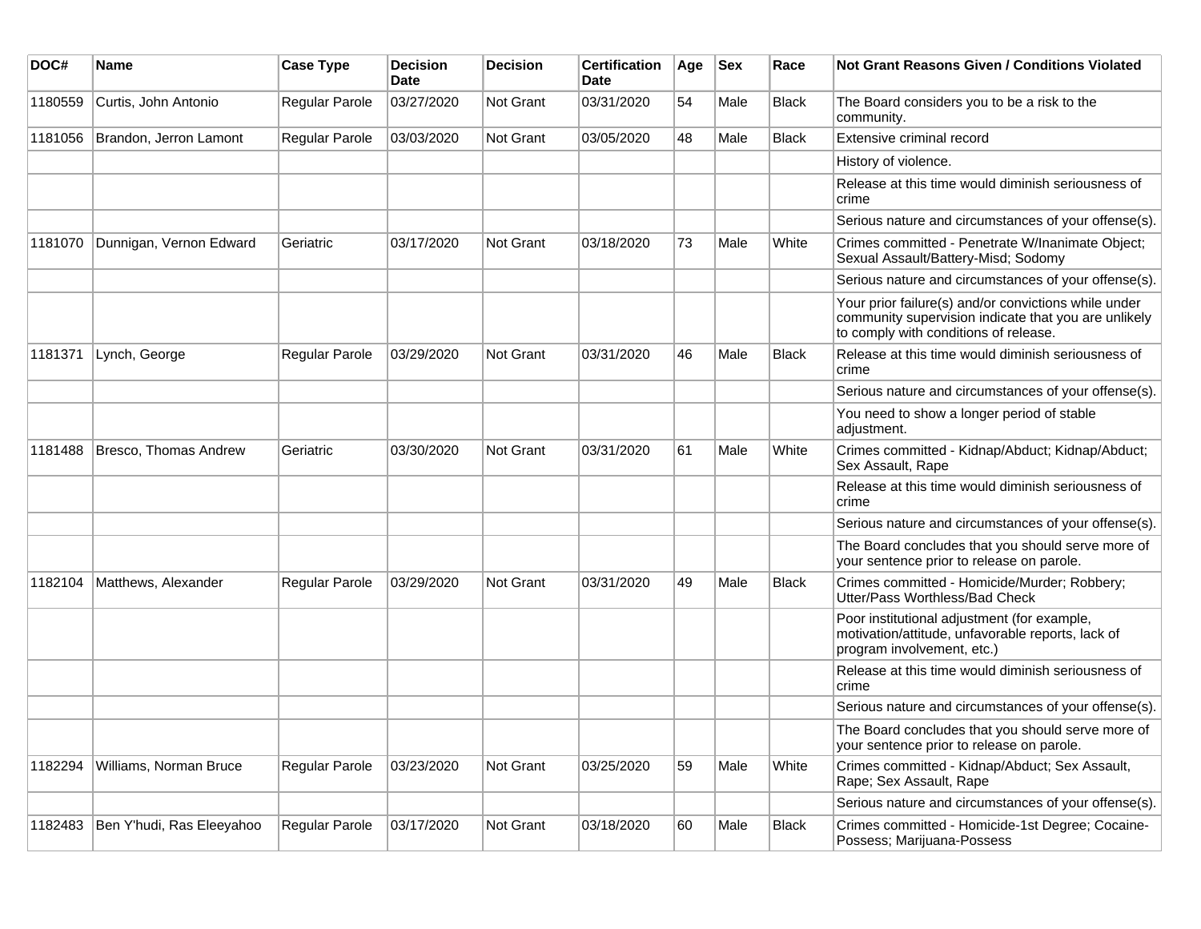| DOC# | Name | Case Type | Decision Date | Decision | Certification Date | Age | Sex | Race | Not Grant Reasons Given / Conditions Violated |
|---|---|---|---|---|---|---|---|---|---|
| 1180559 | Curtis, John Antonio | Regular Parole | 03/27/2020 | Not Grant | 03/31/2020 | 54 | Male | Black | The Board considers you to be a risk to the community. |
| 1181056 | Brandon, Jerron Lamont | Regular Parole | 03/03/2020 | Not Grant | 03/05/2020 | 48 | Male | Black | Extensive criminal record |
| | | | | | | | | | History of violence. |
| | | | | | | | | | Release at this time would diminish seriousness of crime |
| | | | | | | | | | Serious nature and circumstances of your offense(s). |
| 1181070 | Dunnigan, Vernon Edward | Geriatric | 03/17/2020 | Not Grant | 03/18/2020 | 73 | Male | White | Crimes committed - Penetrate W/Inanimate Object; Sexual Assault/Battery-Misd; Sodomy |
| | | | | | | | | | Serious nature and circumstances of your offense(s). |
| | | | | | | | | | Your prior failure(s) and/or convictions while under community supervision indicate that you are unlikely to comply with conditions of release. |
| 1181371 | Lynch, George | Regular Parole | 03/29/2020 | Not Grant | 03/31/2020 | 46 | Male | Black | Release at this time would diminish seriousness of crime |
| | | | | | | | | | Serious nature and circumstances of your offense(s). |
| | | | | | | | | | You need to show a longer period of stable adjustment. |
| 1181488 | Bresco, Thomas Andrew | Geriatric | 03/30/2020 | Not Grant | 03/31/2020 | 61 | Male | White | Crimes committed - Kidnap/Abduct; Kidnap/Abduct; Sex Assault, Rape |
| | | | | | | | | | Release at this time would diminish seriousness of crime |
| | | | | | | | | | Serious nature and circumstances of your offense(s). |
| | | | | | | | | | The Board concludes that you should serve more of your sentence prior to release on parole. |
| 1182104 | Matthews, Alexander | Regular Parole | 03/29/2020 | Not Grant | 03/31/2020 | 49 | Male | Black | Crimes committed - Homicide/Murder; Robbery; Utter/Pass Worthless/Bad Check |
| | | | | | | | | | Poor institutional adjustment (for example, motivation/attitude, unfavorable reports, lack of program involvement, etc.) |
| | | | | | | | | | Release at this time would diminish seriousness of crime |
| | | | | | | | | | Serious nature and circumstances of your offense(s). |
| | | | | | | | | | The Board concludes that you should serve more of your sentence prior to release on parole. |
| 1182294 | Williams, Norman Bruce | Regular Parole | 03/23/2020 | Not Grant | 03/25/2020 | 59 | Male | White | Crimes committed - Kidnap/Abduct; Sex Assault, Rape; Sex Assault, Rape |
| | | | | | | | | | Serious nature and circumstances of your offense(s). |
| 1182483 | Ben Y'hudi, Ras Eleeyahoo | Regular Parole | 03/17/2020 | Not Grant | 03/18/2020 | 60 | Male | Black | Crimes committed - Homicide-1st Degree; Cocaine-Possess; Marijuana-Possess |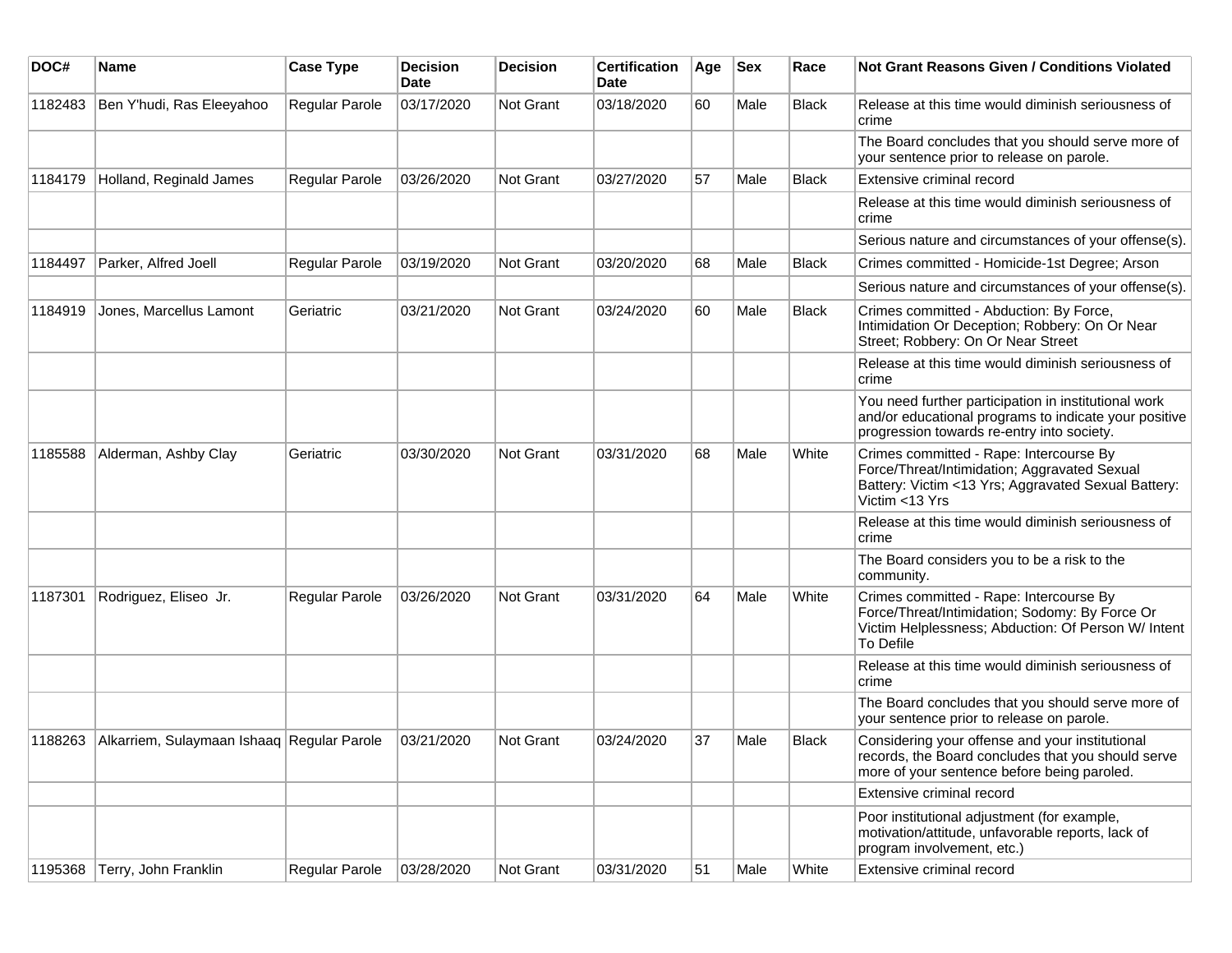| DOC# | Name | Case Type | Decision Date | Decision | Certification Date | Age | Sex | Race | Not Grant Reasons Given / Conditions Violated |
|---|---|---|---|---|---|---|---|---|---|
| 1182483 | Ben Y'hudi, Ras Eleeyahoo | Regular Parole | 03/17/2020 | Not Grant | 03/18/2020 | 60 | Male | Black | Release at this time would diminish seriousness of crime |
| | | | | | | | | | The Board concludes that you should serve more of your sentence prior to release on parole. |
| 1184179 | Holland, Reginald James | Regular Parole | 03/26/2020 | Not Grant | 03/27/2020 | 57 | Male | Black | Extensive criminal record |
| | | | | | | | | | Release at this time would diminish seriousness of crime |
| | | | | | | | | | Serious nature and circumstances of your offense(s). |
| 1184497 | Parker, Alfred Joell | Regular Parole | 03/19/2020 | Not Grant | 03/20/2020 | 68 | Male | Black | Crimes committed - Homicide-1st Degree; Arson |
| | | | | | | | | | Serious nature and circumstances of your offense(s). |
| 1184919 | Jones, Marcellus Lamont | Geriatric | 03/21/2020 | Not Grant | 03/24/2020 | 60 | Male | Black | Crimes committed - Abduction: By Force, Intimidation Or Deception; Robbery: On Or Near Street; Robbery: On Or Near Street |
| | | | | | | | | | Release at this time would diminish seriousness of crime |
| | | | | | | | | | You need further participation in institutional work and/or educational programs to indicate your positive progression towards re-entry into society. |
| 1185588 | Alderman, Ashby Clay | Geriatric | 03/30/2020 | Not Grant | 03/31/2020 | 68 | Male | White | Crimes committed - Rape: Intercourse By Force/Threat/Intimidation; Aggravated Sexual Battery: Victim <13 Yrs; Aggravated Sexual Battery: Victim <13 Yrs |
| | | | | | | | | | Release at this time would diminish seriousness of crime |
| | | | | | | | | | The Board considers you to be a risk to the community. |
| 1187301 | Rodriguez, Eliseo Jr. | Regular Parole | 03/26/2020 | Not Grant | 03/31/2020 | 64 | Male | White | Crimes committed - Rape: Intercourse By Force/Threat/Intimidation; Sodomy: By Force Or Victim Helplessness; Abduction: Of Person W/ Intent To Defile |
| | | | | | | | | | Release at this time would diminish seriousness of crime |
| | | | | | | | | | The Board concludes that you should serve more of your sentence prior to release on parole. |
| 1188263 | Alkarriem, Sulaymaan Ishaaq | Regular Parole | 03/21/2020 | Not Grant | 03/24/2020 | 37 | Male | Black | Considering your offense and your institutional records, the Board concludes that you should serve more of your sentence before being paroled. |
| | | | | | | | | | Extensive criminal record |
| | | | | | | | | | Poor institutional adjustment (for example, motivation/attitude, unfavorable reports, lack of program involvement, etc.) |
| 1195368 | Terry, John Franklin | Regular Parole | 03/28/2020 | Not Grant | 03/31/2020 | 51 | Male | White | Extensive criminal record |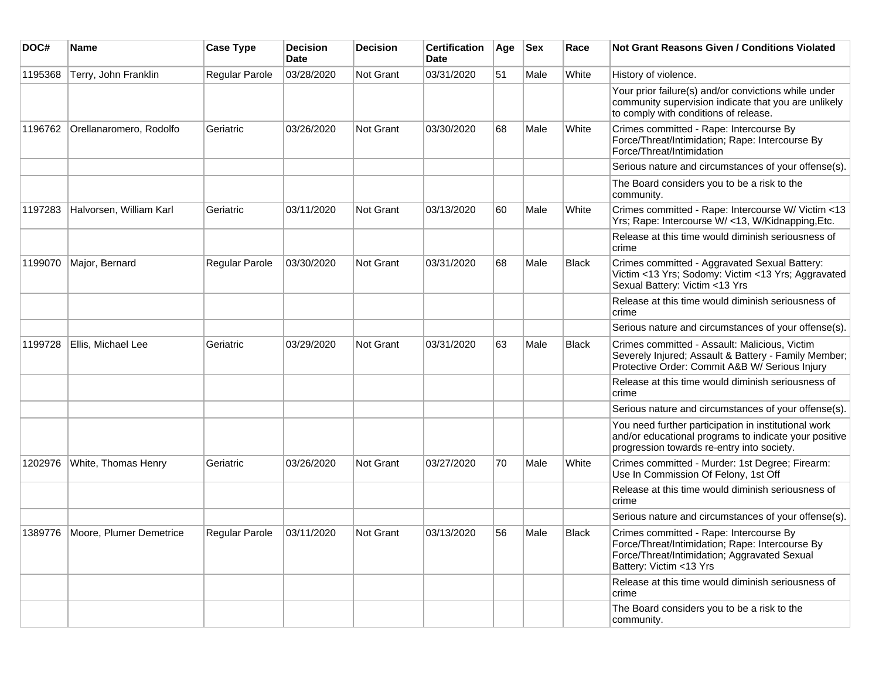| DOC# | Name | Case Type | Decision Date | Decision | Certification Date | Age | Sex | Race | Not Grant Reasons Given / Conditions Violated |
|---|---|---|---|---|---|---|---|---|---|
| 1195368 | Terry, John Franklin | Regular Parole | 03/28/2020 | Not Grant | 03/31/2020 | 51 | Male | White | History of violence. |
| | | | | | | | | | Your prior failure(s) and/or convictions while under community supervision indicate that you are unlikely to comply with conditions of release. |
| 1196762 | Orellanaromero, Rodolfo | Geriatric | 03/26/2020 | Not Grant | 03/30/2020 | 68 | Male | White | Crimes committed - Rape: Intercourse By Force/Threat/Intimidation; Rape: Intercourse By Force/Threat/Intimidation |
| | | | | | | | | | Serious nature and circumstances of your offense(s). |
| | | | | | | | | | The Board considers you to be a risk to the community. |
| 1197283 | Halvorsen, William Karl | Geriatric | 03/11/2020 | Not Grant | 03/13/2020 | 60 | Male | White | Crimes committed - Rape: Intercourse W/ Victim <13 Yrs; Rape: Intercourse W/ <13, W/Kidnapping,Etc. |
| | | | | | | | | | Release at this time would diminish seriousness of crime |
| 1199070 | Major, Bernard | Regular Parole | 03/30/2020 | Not Grant | 03/31/2020 | 68 | Male | Black | Crimes committed - Aggravated Sexual Battery: Victim <13 Yrs; Sodomy: Victim <13 Yrs; Aggravated Sexual Battery: Victim <13 Yrs |
| | | | | | | | | | Release at this time would diminish seriousness of crime |
| | | | | | | | | | Serious nature and circumstances of your offense(s). |
| 1199728 | Ellis, Michael Lee | Geriatric | 03/29/2020 | Not Grant | 03/31/2020 | 63 | Male | Black | Crimes committed - Assault: Malicious, Victim Severely Injured; Assault & Battery - Family Member; Protective Order: Commit A&B W/ Serious Injury |
| | | | | | | | | | Release at this time would diminish seriousness of crime |
| | | | | | | | | | Serious nature and circumstances of your offense(s). |
| | | | | | | | | | You need further participation in institutional work and/or educational programs to indicate your positive progression towards re-entry into society. |
| 1202976 | White, Thomas Henry | Geriatric | 03/26/2020 | Not Grant | 03/27/2020 | 70 | Male | White | Crimes committed - Murder: 1st Degree; Firearm: Use In Commission Of Felony, 1st Off |
| | | | | | | | | | Release at this time would diminish seriousness of crime |
| | | | | | | | | | Serious nature and circumstances of your offense(s). |
| 1389776 | Moore, Plumer Demetrice | Regular Parole | 03/11/2020 | Not Grant | 03/13/2020 | 56 | Male | Black | Crimes committed - Rape: Intercourse By Force/Threat/Intimidation; Rape: Intercourse By Force/Threat/Intimidation; Aggravated Sexual Battery: Victim <13 Yrs |
| | | | | | | | | | Release at this time would diminish seriousness of crime |
| | | | | | | | | | The Board considers you to be a risk to the community. |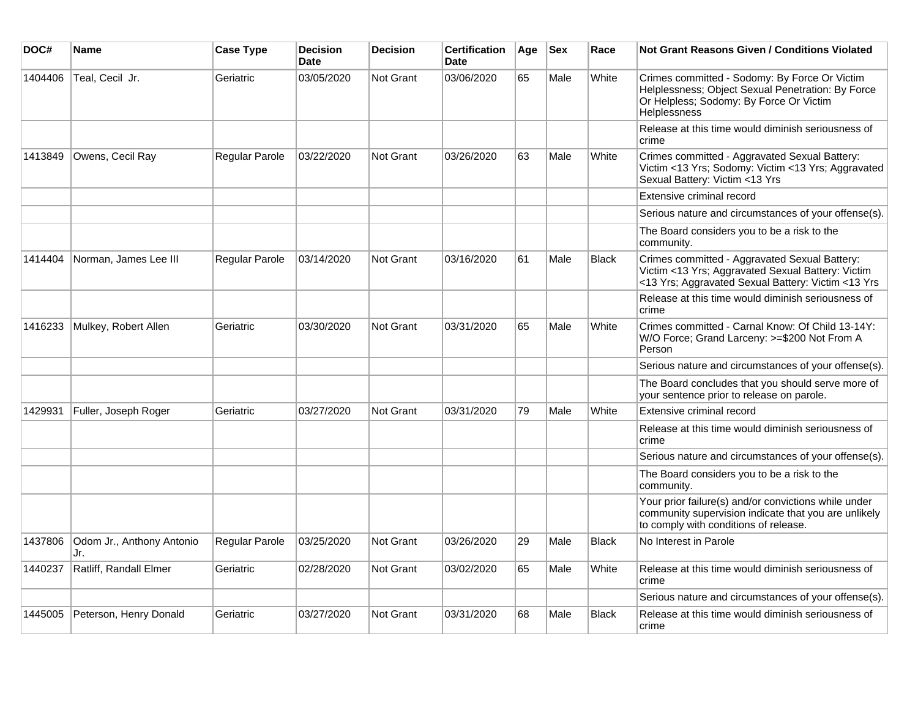| DOC# | Name | Case Type | Decision Date | Decision | Certification Date | Age | Sex | Race | Not Grant Reasons Given / Conditions Violated |
|---|---|---|---|---|---|---|---|---|---|
| 1404406 | Teal, Cecil Jr. | Geriatric | 03/05/2020 | Not Grant | 03/06/2020 | 65 | Male | White | Crimes committed - Sodomy: By Force Or Victim Helplessness; Object Sexual Penetration: By Force Or Helpless; Sodomy: By Force Or Victim Helplessness |
| | | | | | | | | | Release at this time would diminish seriousness of crime |
| 1413849 | Owens, Cecil Ray | Regular Parole | 03/22/2020 | Not Grant | 03/26/2020 | 63 | Male | White | Crimes committed - Aggravated Sexual Battery: Victim <13 Yrs; Sodomy: Victim <13 Yrs; Aggravated Sexual Battery: Victim <13 Yrs |
| | | | | | | | | | Extensive criminal record |
| | | | | | | | | | Serious nature and circumstances of your offense(s). |
| | | | | | | | | | The Board considers you to be a risk to the community. |
| 1414404 | Norman, James Lee III | Regular Parole | 03/14/2020 | Not Grant | 03/16/2020 | 61 | Male | Black | Crimes committed - Aggravated Sexual Battery: Victim <13 Yrs; Aggravated Sexual Battery: Victim <13 Yrs; Aggravated Sexual Battery: Victim <13 Yrs |
| | | | | | | | | | Release at this time would diminish seriousness of crime |
| 1416233 | Mulkey, Robert Allen | Geriatric | 03/30/2020 | Not Grant | 03/31/2020 | 65 | Male | White | Crimes committed - Carnal Know: Of Child 13-14Y: W/O Force; Grand Larceny: >=$200 Not From A Person |
| | | | | | | | | | Serious nature and circumstances of your offense(s). |
| | | | | | | | | | The Board concludes that you should serve more of your sentence prior to release on parole. |
| 1429931 | Fuller, Joseph Roger | Geriatric | 03/27/2020 | Not Grant | 03/31/2020 | 79 | Male | White | Extensive criminal record |
| | | | | | | | | | Release at this time would diminish seriousness of crime |
| | | | | | | | | | Serious nature and circumstances of your offense(s). |
| | | | | | | | | | The Board considers you to be a risk to the community. |
| | | | | | | | | | Your prior failure(s) and/or convictions while under community supervision indicate that you are unlikely to comply with conditions of release. |
| 1437806 | Odom Jr., Anthony Antonio Jr. | Regular Parole | 03/25/2020 | Not Grant | 03/26/2020 | 29 | Male | Black | No Interest in Parole |
| 1440237 | Ratliff, Randall Elmer | Geriatric | 02/28/2020 | Not Grant | 03/02/2020 | 65 | Male | White | Release at this time would diminish seriousness of crime |
| | | | | | | | | | Serious nature and circumstances of your offense(s). |
| 1445005 | Peterson, Henry Donald | Geriatric | 03/27/2020 | Not Grant | 03/31/2020 | 68 | Male | Black | Release at this time would diminish seriousness of crime |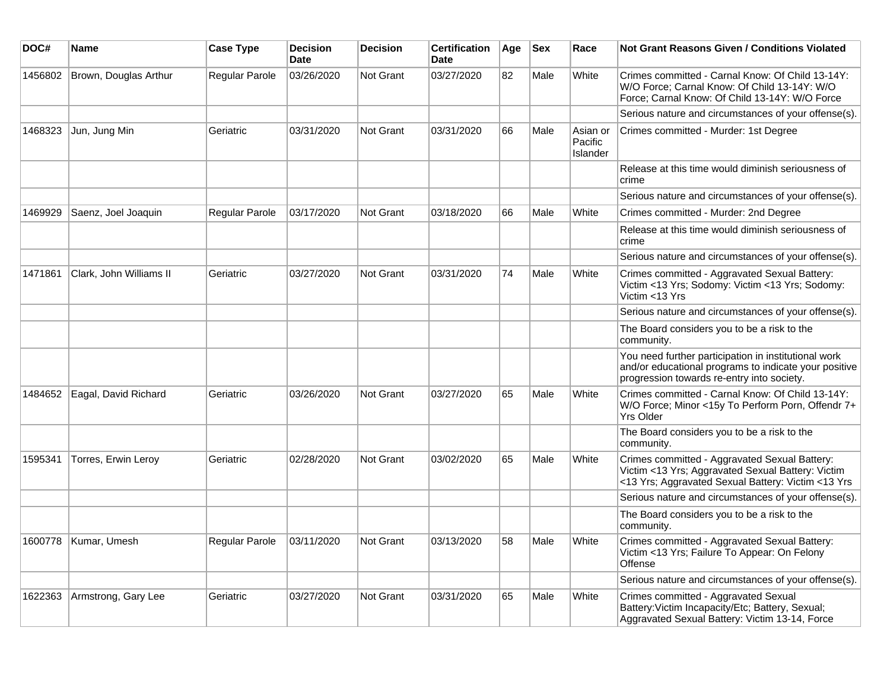| DOC# | Name | Case Type | Decision Date | Decision | Certification Date | Age | Sex | Race | Not Grant Reasons Given / Conditions Violated |
|---|---|---|---|---|---|---|---|---|---|
| 1456802 | Brown, Douglas Arthur | Regular Parole | 03/26/2020 | Not Grant | 03/27/2020 | 82 | Male | White | Crimes committed - Carnal Know: Of Child 13-14Y: W/O Force; Carnal Know: Of Child 13-14Y: W/O Force; Carnal Know: Of Child 13-14Y: W/O Force |
| | | | | | | | | | Serious nature and circumstances of your offense(s). |
| 1468323 | Jun, Jung Min | Geriatric | 03/31/2020 | Not Grant | 03/31/2020 | 66 | Male | Asian or Pacific Islander | Crimes committed - Murder: 1st Degree |
| | | | | | | | | | Release at this time would diminish seriousness of crime |
| | | | | | | | | | Serious nature and circumstances of your offense(s). |
| 1469929 | Saenz, Joel Joaquin | Regular Parole | 03/17/2020 | Not Grant | 03/18/2020 | 66 | Male | White | Crimes committed - Murder: 2nd Degree |
| | | | | | | | | | Release at this time would diminish seriousness of crime |
| | | | | | | | | | Serious nature and circumstances of your offense(s). |
| 1471861 | Clark, John Williams II | Geriatric | 03/27/2020 | Not Grant | 03/31/2020 | 74 | Male | White | Crimes committed - Aggravated Sexual Battery: Victim <13 Yrs; Sodomy: Victim <13 Yrs; Sodomy: Victim <13 Yrs |
| | | | | | | | | | Serious nature and circumstances of your offense(s). |
| | | | | | | | | | The Board considers you to be a risk to the community. |
| | | | | | | | | | You need further participation in institutional work and/or educational programs to indicate your positive progression towards re-entry into society. |
| 1484652 | Eagal, David Richard | Geriatric | 03/26/2020 | Not Grant | 03/27/2020 | 65 | Male | White | Crimes committed - Carnal Know: Of Child 13-14Y: W/O Force; Minor <15y To Perform Porn, Offendr 7+ Yrs Older |
| | | | | | | | | | The Board considers you to be a risk to the community. |
| 1595341 | Torres, Erwin Leroy | Geriatric | 02/28/2020 | Not Grant | 03/02/2020 | 65 | Male | White | Crimes committed - Aggravated Sexual Battery: Victim <13 Yrs; Aggravated Sexual Battery: Victim <13 Yrs; Aggravated Sexual Battery: Victim <13 Yrs |
| | | | | | | | | | Serious nature and circumstances of your offense(s). |
| | | | | | | | | | The Board considers you to be a risk to the community. |
| 1600778 | Kumar, Umesh | Regular Parole | 03/11/2020 | Not Grant | 03/13/2020 | 58 | Male | White | Crimes committed - Aggravated Sexual Battery: Victim <13 Yrs; Failure To Appear: On Felony Offense |
| | | | | | | | | | Serious nature and circumstances of your offense(s). |
| 1622363 | Armstrong, Gary Lee | Geriatric | 03/27/2020 | Not Grant | 03/31/2020 | 65 | Male | White | Crimes committed - Aggravated Sexual Battery:Victim Incapacity/Etc; Battery, Sexual; Aggravated Sexual Battery: Victim 13-14, Force |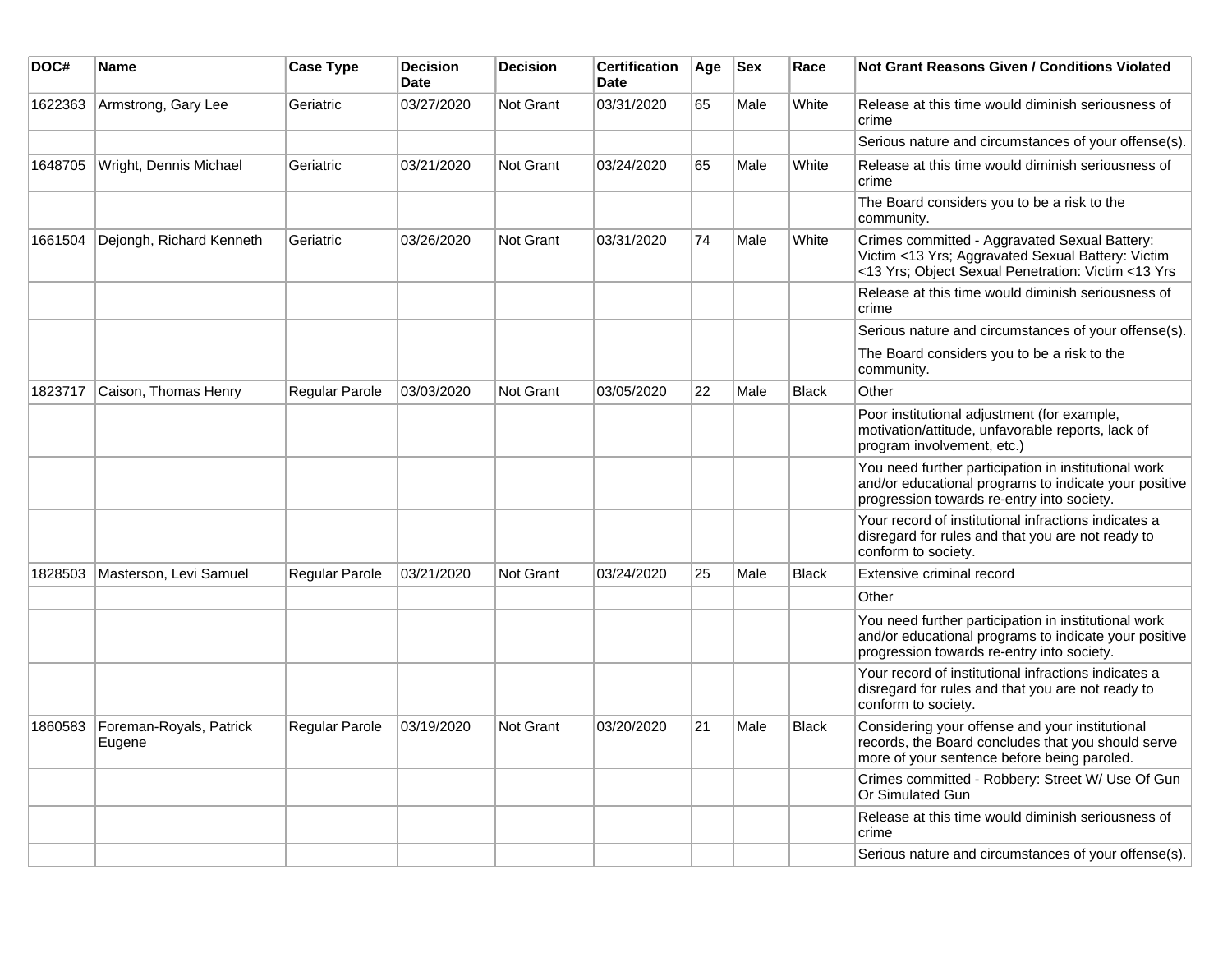| DOC# | Name | Case Type | Decision Date | Decision | Certification Date | Age | Sex | Race | Not Grant Reasons Given / Conditions Violated |
|---|---|---|---|---|---|---|---|---|---|
| 1622363 | Armstrong, Gary Lee | Geriatric | 03/27/2020 | Not Grant | 03/31/2020 | 65 | Male | White | Release at this time would diminish seriousness of crime |
| | | | | | | | | | Serious nature and circumstances of your offense(s). |
| 1648705 | Wright, Dennis Michael | Geriatric | 03/21/2020 | Not Grant | 03/24/2020 | 65 | Male | White | Release at this time would diminish seriousness of crime |
| | | | | | | | | | The Board considers you to be a risk to the community. |
| 1661504 | Dejongh, Richard Kenneth | Geriatric | 03/26/2020 | Not Grant | 03/31/2020 | 74 | Male | White | Crimes committed - Aggravated Sexual Battery: Victim <13 Yrs; Aggravated Sexual Battery: Victim <13 Yrs; Object Sexual Penetration: Victim <13 Yrs |
| | | | | | | | | | Release at this time would diminish seriousness of crime |
| | | | | | | | | | Serious nature and circumstances of your offense(s). |
| | | | | | | | | | The Board considers you to be a risk to the community. |
| 1823717 | Caison, Thomas Henry | Regular Parole | 03/03/2020 | Not Grant | 03/05/2020 | 22 | Male | Black | Other |
| | | | | | | | | | Poor institutional adjustment (for example, motivation/attitude, unfavorable reports, lack of program involvement, etc.) |
| | | | | | | | | | You need further participation in institutional work and/or educational programs to indicate your positive progression towards re-entry into society. |
| | | | | | | | | | Your record of institutional infractions indicates a disregard for rules and that you are not ready to conform to society. |
| 1828503 | Masterson, Levi Samuel | Regular Parole | 03/21/2020 | Not Grant | 03/24/2020 | 25 | Male | Black | Extensive criminal record |
| | | | | | | | | | Other |
| | | | | | | | | | You need further participation in institutional work and/or educational programs to indicate your positive progression towards re-entry into society. |
| | | | | | | | | | Your record of institutional infractions indicates a disregard for rules and that you are not ready to conform to society. |
| 1860583 | Foreman-Royals, Patrick Eugene | Regular Parole | 03/19/2020 | Not Grant | 03/20/2020 | 21 | Male | Black | Considering your offense and your institutional records, the Board concludes that you should serve more of your sentence before being paroled. |
| | | | | | | | | | Crimes committed - Robbery: Street W/ Use Of Gun Or Simulated Gun |
| | | | | | | | | | Release at this time would diminish seriousness of crime |
| | | | | | | | | | Serious nature and circumstances of your offense(s). |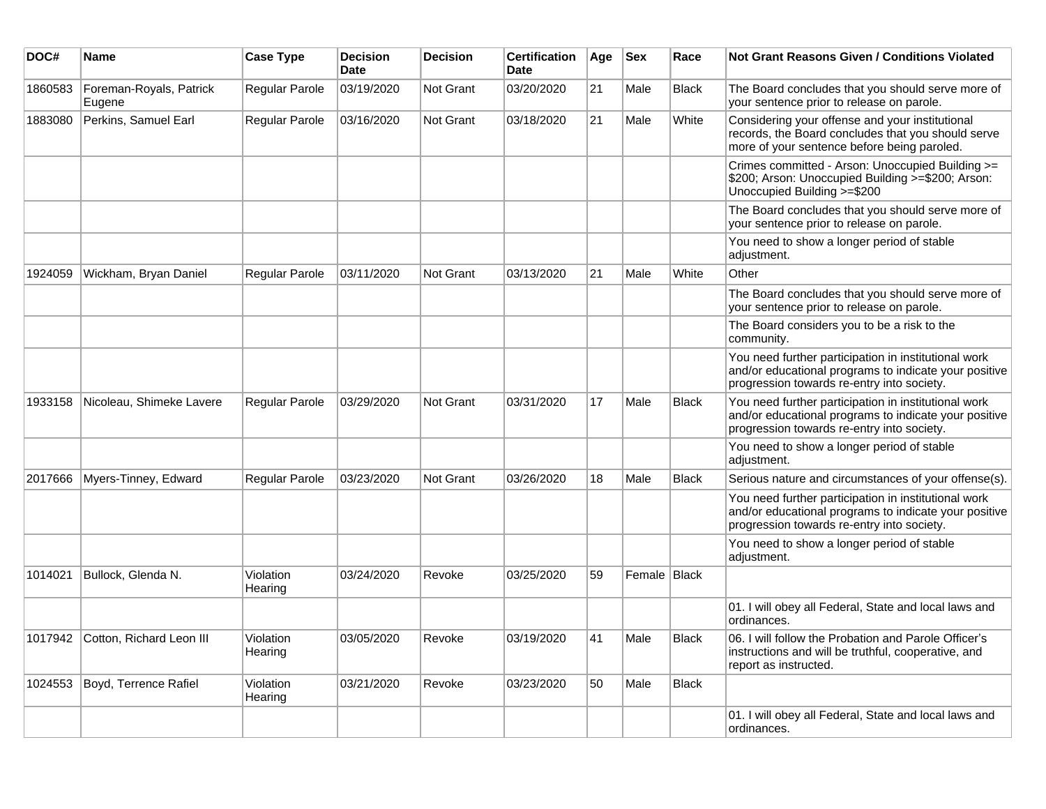| DOC# | Name | Case Type | Decision Date | Decision | Certification Date | Age | Sex | Race | Not Grant Reasons Given / Conditions Violated |
|---|---|---|---|---|---|---|---|---|---|
| 1860583 | Foreman-Royals, Patrick Eugene | Regular Parole | 03/19/2020 | Not Grant | 03/20/2020 | 21 | Male | Black | The Board concludes that you should serve more of your sentence prior to release on parole. |
| 1883080 | Perkins, Samuel Earl | Regular Parole | 03/16/2020 | Not Grant | 03/18/2020 | 21 | Male | White | Considering your offense and your institutional records, the Board concludes that you should serve more of your sentence before being paroled. |
| | | | | | | | | | Crimes committed - Arson: Unoccupied Building >= $200; Arson: Unoccupied Building >=$200; Arson: Unoccupied Building >=$200 |
| | | | | | | | | | The Board concludes that you should serve more of your sentence prior to release on parole. |
| | | | | | | | | | You need to show a longer period of stable adjustment. |
| 1924059 | Wickham, Bryan Daniel | Regular Parole | 03/11/2020 | Not Grant | 03/13/2020 | 21 | Male | White | Other |
| | | | | | | | | | The Board concludes that you should serve more of your sentence prior to release on parole. |
| | | | | | | | | | The Board considers you to be a risk to the community. |
| | | | | | | | | | You need further participation in institutional work and/or educational programs to indicate your positive progression towards re-entry into society. |
| 1933158 | Nicoleau, Shimeke Lavere | Regular Parole | 03/29/2020 | Not Grant | 03/31/2020 | 17 | Male | Black | You need further participation in institutional work and/or educational programs to indicate your positive progression towards re-entry into society. |
| | | | | | | | | | You need to show a longer period of stable adjustment. |
| 2017666 | Myers-Tinney, Edward | Regular Parole | 03/23/2020 | Not Grant | 03/26/2020 | 18 | Male | Black | Serious nature and circumstances of your offense(s). |
| | | | | | | | | | You need further participation in institutional work and/or educational programs to indicate your positive progression towards re-entry into society. |
| | | | | | | | | | You need to show a longer period of stable adjustment. |
| 1014021 | Bullock, Glenda N. | Violation Hearing | 03/24/2020 | Revoke | 03/25/2020 | 59 | Female | Black | |
| | | | | | | | | | 01. I will obey all Federal, State and local laws and ordinances. |
| 1017942 | Cotton, Richard Leon III | Violation Hearing | 03/05/2020 | Revoke | 03/19/2020 | 41 | Male | Black | 06. I will follow the Probation and Parole Officer's instructions and will be truthful, cooperative, and report as instructed. |
| 1024553 | Boyd, Terrence Rafiel | Violation Hearing | 03/21/2020 | Revoke | 03/23/2020 | 50 | Male | Black | |
| | | | | | | | | | 01. I will obey all Federal, State and local laws and ordinances. |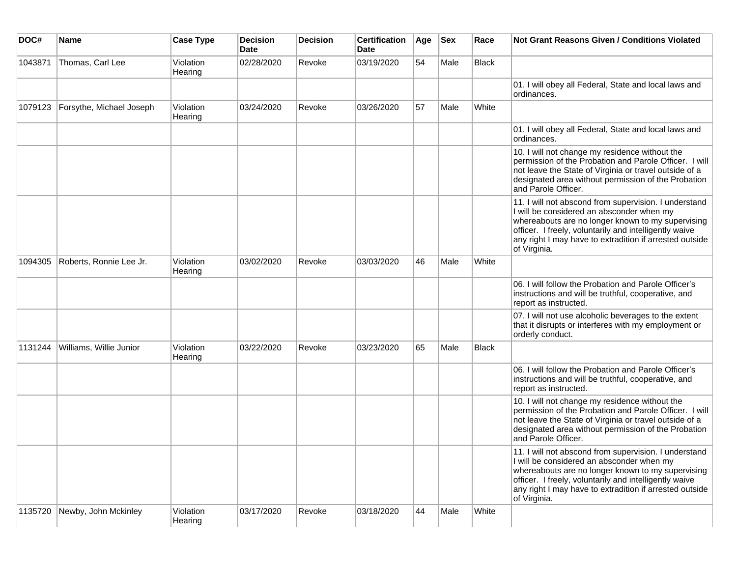| DOC# | Name | Case Type | Decision Date | Decision | Certification Date | Age | Sex | Race | Not Grant Reasons Given / Conditions Violated |
|---|---|---|---|---|---|---|---|---|---|
| 1043871 | Thomas, Carl Lee | Violation Hearing | 02/28/2020 | Revoke | 03/19/2020 | 54 | Male | Black | |
| | | | | | | | | | 01. I will obey all Federal, State and local laws and ordinances. |
| 1079123 | Forsythe, Michael Joseph | Violation Hearing | 03/24/2020 | Revoke | 03/26/2020 | 57 | Male | White | |
| | | | | | | | | | 01. I will obey all Federal, State and local laws and ordinances. |
| | | | | | | | | | 10. I will not change my residence without the permission of the Probation and Parole Officer. I will not leave the State of Virginia or travel outside of a designated area without permission of the Probation and Parole Officer. |
| | | | | | | | | | 11. I will not abscond from supervision. I understand I will be considered an absconder when my whereabouts are no longer known to my supervising officer. I freely, voluntarily and intelligently waive any right I may have to extradition if arrested outside of Virginia. |
| 1094305 | Roberts, Ronnie Lee Jr. | Violation Hearing | 03/02/2020 | Revoke | 03/03/2020 | 46 | Male | White | |
| | | | | | | | | | 06. I will follow the Probation and Parole Officer's instructions and will be truthful, cooperative, and report as instructed. |
| | | | | | | | | | 07. I will not use alcoholic beverages to the extent that it disrupts or interferes with my employment or orderly conduct. |
| 1131244 | Williams, Willie Junior | Violation Hearing | 03/22/2020 | Revoke | 03/23/2020 | 65 | Male | Black | |
| | | | | | | | | | 06. I will follow the Probation and Parole Officer's instructions and will be truthful, cooperative, and report as instructed. |
| | | | | | | | | | 10. I will not change my residence without the permission of the Probation and Parole Officer. I will not leave the State of Virginia or travel outside of a designated area without permission of the Probation and Parole Officer. |
| | | | | | | | | | 11. I will not abscond from supervision. I understand I will be considered an absconder when my whereabouts are no longer known to my supervising officer. I freely, voluntarily and intelligently waive any right I may have to extradition if arrested outside of Virginia. |
| 1135720 | Newby, John Mckinley | Violation Hearing | 03/17/2020 | Revoke | 03/18/2020 | 44 | Male | White | |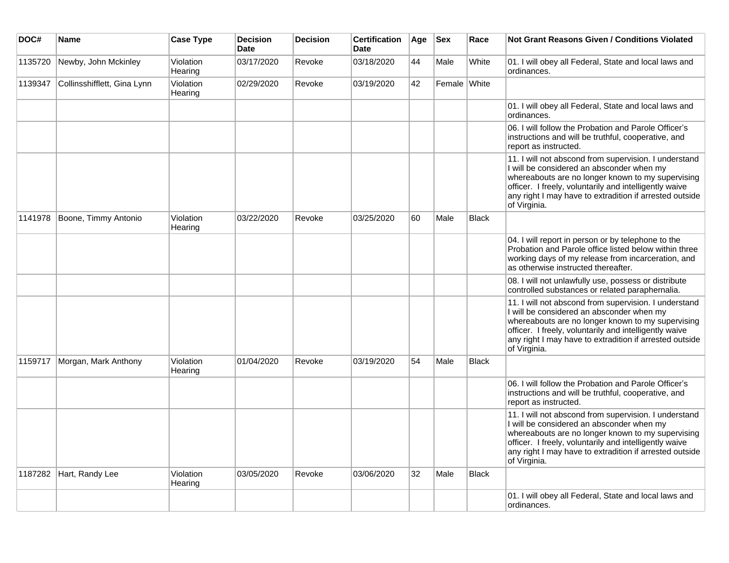| DOC# | Name | Case Type | Decision Date | Decision | Certification Date | Age | Sex | Race | Not Grant Reasons Given / Conditions Violated |
|---|---|---|---|---|---|---|---|---|---|
| 1135720 | Newby, John Mckinley | Violation Hearing | 03/17/2020 | Revoke | 03/18/2020 | 44 | Male | White | 01. I will obey all Federal, State and local laws and ordinances. |
| 1139347 | Collinsshifflett, Gina Lynn | Violation Hearing | 02/29/2020 | Revoke | 03/19/2020 | 42 | Female | White | |
| | | | | | | | | | 01. I will obey all Federal, State and local laws and ordinances. |
| | | | | | | | | | 06. I will follow the Probation and Parole Officer's instructions and will be truthful, cooperative, and report as instructed. |
| | | | | | | | | | 11. I will not abscond from supervision. I understand I will be considered an absconder when my whereabouts are no longer known to my supervising officer. I freely, voluntarily and intelligently waive any right I may have to extradition if arrested outside of Virginia. |
| 1141978 | Boone, Timmy Antonio | Violation Hearing | 03/22/2020 | Revoke | 03/25/2020 | 60 | Male | Black | |
| | | | | | | | | | 04. I will report in person or by telephone to the Probation and Parole office listed below within three working days of my release from incarceration, and as otherwise instructed thereafter. |
| | | | | | | | | | 08. I will not unlawfully use, possess or distribute controlled substances or related paraphernalia. |
| | | | | | | | | | 11. I will not abscond from supervision. I understand I will be considered an absconder when my whereabouts are no longer known to my supervising officer. I freely, voluntarily and intelligently waive any right I may have to extradition if arrested outside of Virginia. |
| 1159717 | Morgan, Mark Anthony | Violation Hearing | 01/04/2020 | Revoke | 03/19/2020 | 54 | Male | Black | |
| | | | | | | | | | 06. I will follow the Probation and Parole Officer's instructions and will be truthful, cooperative, and report as instructed. |
| | | | | | | | | | 11. I will not abscond from supervision. I understand I will be considered an absconder when my whereabouts are no longer known to my supervising officer. I freely, voluntarily and intelligently waive any right I may have to extradition if arrested outside of Virginia. |
| 1187282 | Hart, Randy Lee | Violation Hearing | 03/05/2020 | Revoke | 03/06/2020 | 32 | Male | Black | |
| | | | | | | | | | 01. I will obey all Federal, State and local laws and ordinances. |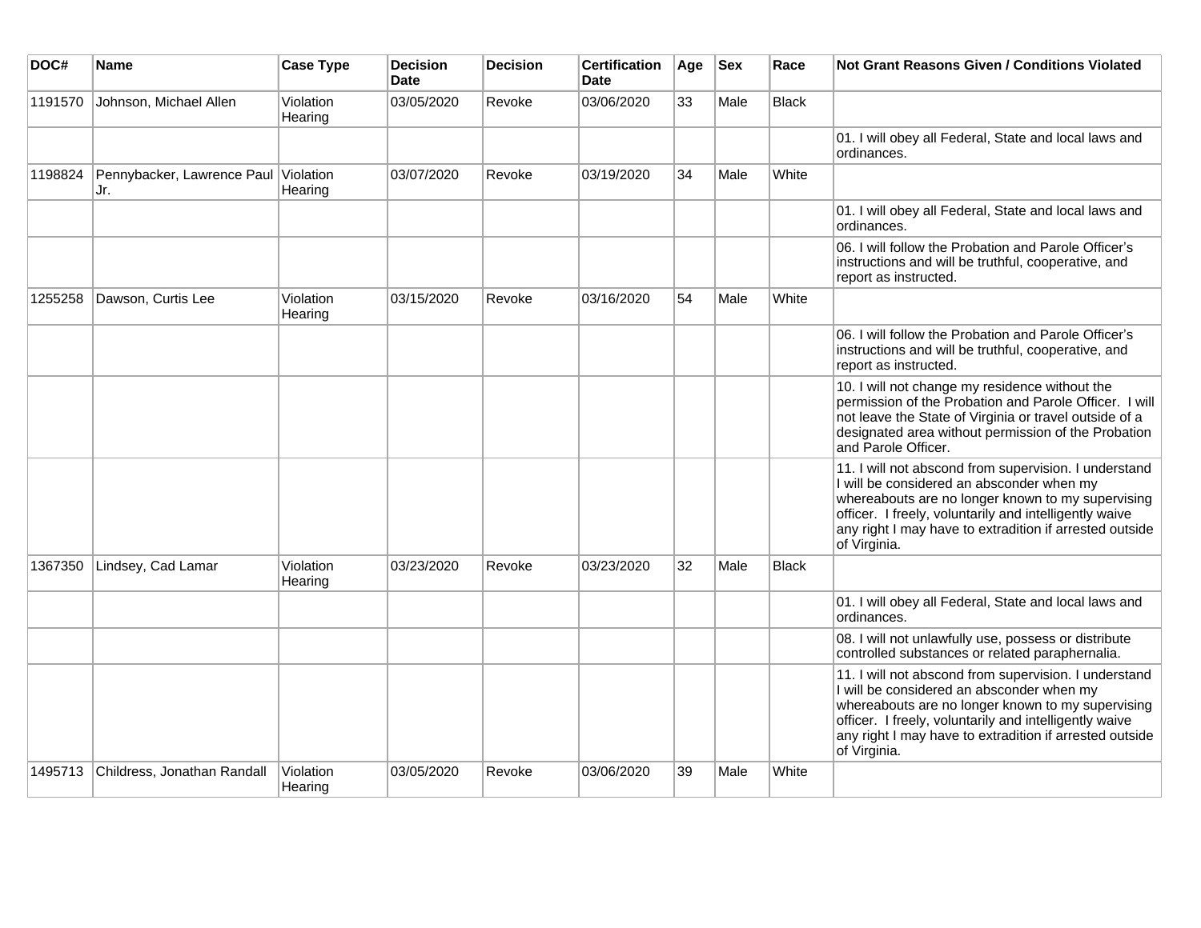| DOC# | Name | Case Type | Decision Date | Decision | Certification Date | Age | Sex | Race | Not Grant Reasons Given / Conditions Violated |
|---|---|---|---|---|---|---|---|---|---|
| 1191570 | Johnson, Michael Allen | Violation Hearing | 03/05/2020 | Revoke | 03/06/2020 | 33 | Male | Black | |
| | | | | | | | | | 01. I will obey all Federal, State and local laws and ordinances. |
| 1198824 | Pennybacker, Lawrence Paul Jr. | Violation Hearing | 03/07/2020 | Revoke | 03/19/2020 | 34 | Male | White | |
| | | | | | | | | | 01. I will obey all Federal, State and local laws and ordinances. |
| | | | | | | | | | 06. I will follow the Probation and Parole Officer's instructions and will be truthful, cooperative, and report as instructed. |
| 1255258 | Dawson, Curtis Lee | Violation Hearing | 03/15/2020 | Revoke | 03/16/2020 | 54 | Male | White | |
| | | | | | | | | | 06. I will follow the Probation and Parole Officer's instructions and will be truthful, cooperative, and report as instructed. |
| | | | | | | | | | 10. I will not change my residence without the permission of the Probation and Parole Officer. I will not leave the State of Virginia or travel outside of a designated area without permission of the Probation and Parole Officer. |
| | | | | | | | | | 11. I will not abscond from supervision. I understand I will be considered an absconder when my whereabouts are no longer known to my supervising officer. I freely, voluntarily and intelligently waive any right I may have to extradition if arrested outside of Virginia. |
| 1367350 | Lindsey, Cad Lamar | Violation Hearing | 03/23/2020 | Revoke | 03/23/2020 | 32 | Male | Black | |
| | | | | | | | | | 01. I will obey all Federal, State and local laws and ordinances. |
| | | | | | | | | | 08. I will not unlawfully use, possess or distribute controlled substances or related paraphernalia. |
| | | | | | | | | | 11. I will not abscond from supervision. I understand I will be considered an absconder when my whereabouts are no longer known to my supervising officer. I freely, voluntarily and intelligently waive any right I may have to extradition if arrested outside of Virginia. |
| 1495713 | Childress, Jonathan Randall | Violation Hearing | 03/05/2020 | Revoke | 03/06/2020 | 39 | Male | White | |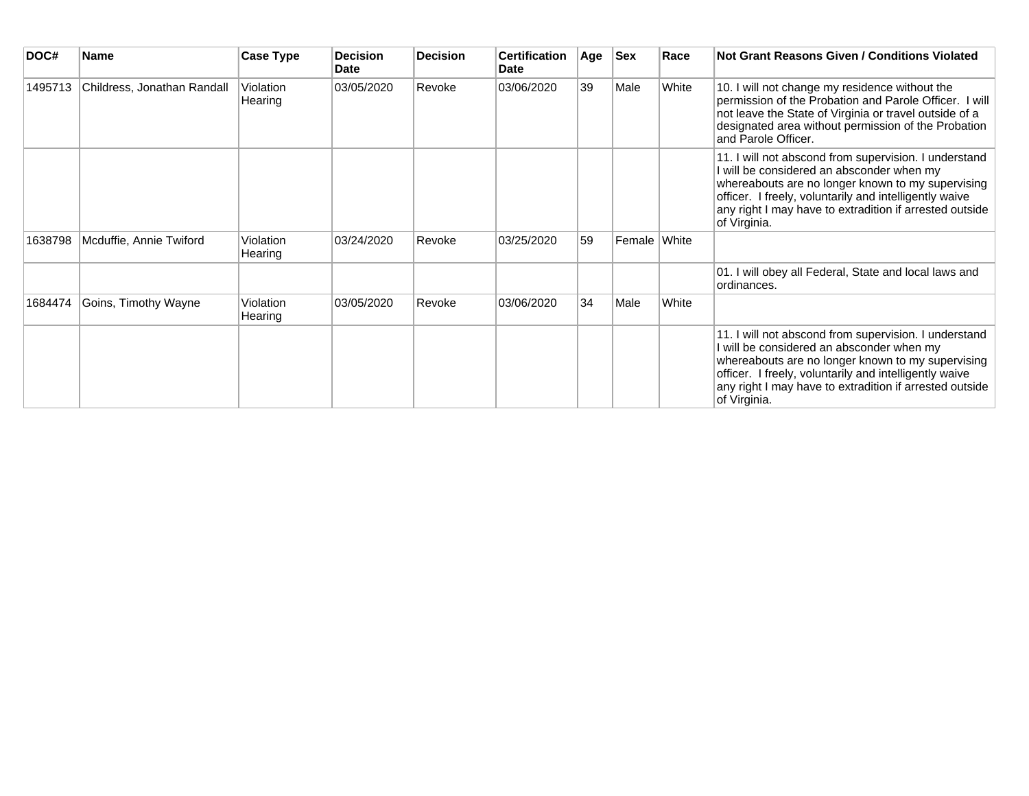| DOC# | Name | Case Type | Decision Date | Decision | Certification Date | Age | Sex | Race | Not Grant Reasons Given / Conditions Violated |
|---|---|---|---|---|---|---|---|---|---|
| 1495713 | Childress, Jonathan Randall | Violation Hearing | 03/05/2020 | Revoke | 03/06/2020 | 39 | Male | White | 10. I will not change my residence without the permission of the Probation and Parole Officer.  I will not leave the State of Virginia or travel outside of a designated area without permission of the Probation and Parole Officer. |
| | | | | | | | | | 11. I will not abscond from supervision. I understand I will be considered an absconder when my whereabouts are no longer known to my supervising officer.  I freely, voluntarily and intelligently waive any right I may have to extradition if arrested outside of Virginia. |
| 1638798 | Mcduffie, Annie Twiford | Violation Hearing | 03/24/2020 | Revoke | 03/25/2020 | 59 | Female | White | |
| | | | | | | | | | 01. I will obey all Federal, State and local laws and ordinances. |
| 1684474 | Goins, Timothy Wayne | Violation Hearing | 03/05/2020 | Revoke | 03/06/2020 | 34 | Male | White | |
| | | | | | | | | | 11. I will not abscond from supervision. I understand I will be considered an absconder when my whereabouts are no longer known to my supervising officer.  I freely, voluntarily and intelligently waive any right I may have to extradition if arrested outside of Virginia. |